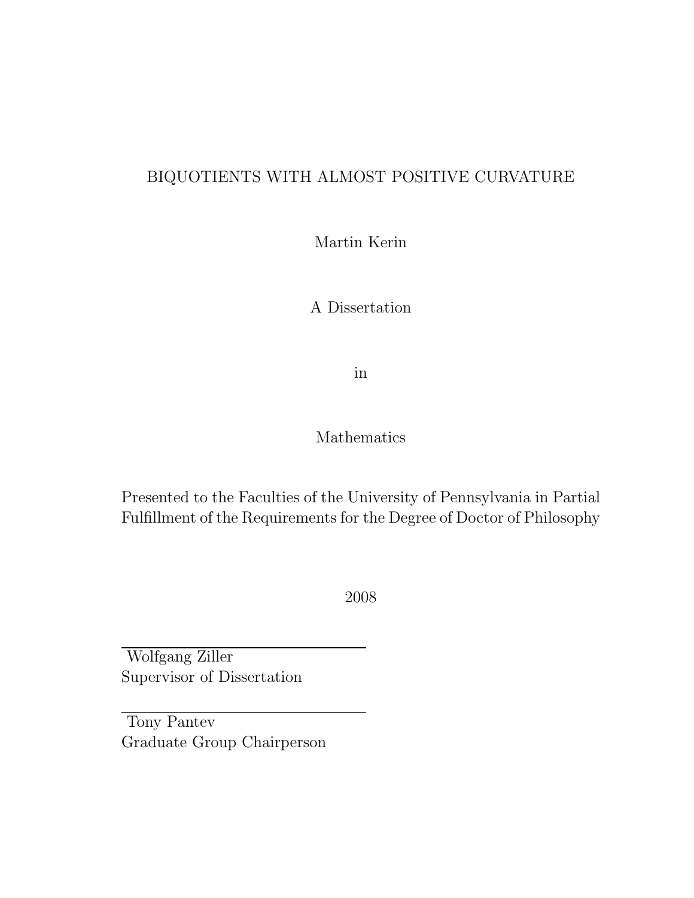# BIQUOTIENTS WITH ALMOST POSITIVE CURVATURE

Martin Kerin

A Dissertation

in

Mathematics

Presented to the Faculties of the University of Pennsylvania in Partial Fulfillment of the Requirements for the Degree of Doctor of Philosophy

2008

Wolfgang Ziller
Supervisor of Dissertation

Tony Pantev
Graduate Group Chairperson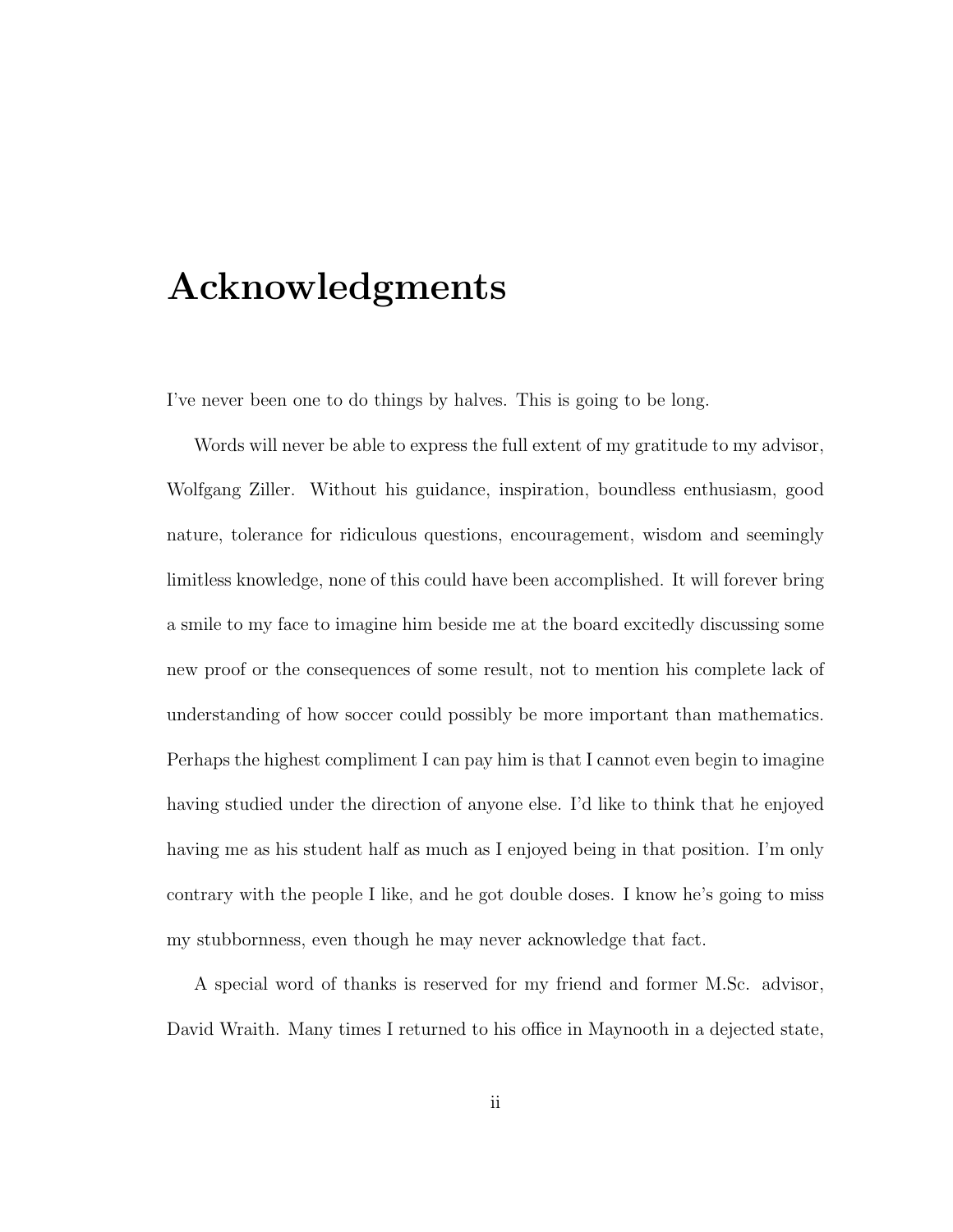# Acknowledgments

I've never been one to do things by halves. This is going to be long.

Words will never be able to express the full extent of my gratitude to my advisor, Wolfgang Ziller. Without his guidance, inspiration, boundless enthusiasm, good nature, tolerance for ridiculous questions, encouragement, wisdom and seemingly limitless knowledge, none of this could have been accomplished. It will forever bring a smile to my face to imagine him beside me at the board excitedly discussing some new proof or the consequences of some result, not to mention his complete lack of understanding of how soccer could possibly be more important than mathematics. Perhaps the highest compliment I can pay him is that I cannot even begin to imagine having studied under the direction of anyone else. I'd like to think that he enjoyed having me as his student half as much as I enjoyed being in that position. I'm only contrary with the people I like, and he got double doses. I know he's going to miss my stubbornness, even though he may never acknowledge that fact.

A special word of thanks is reserved for my friend and former M.Sc. advisor, David Wraith. Many times I returned to his office in Maynooth in a dejected state,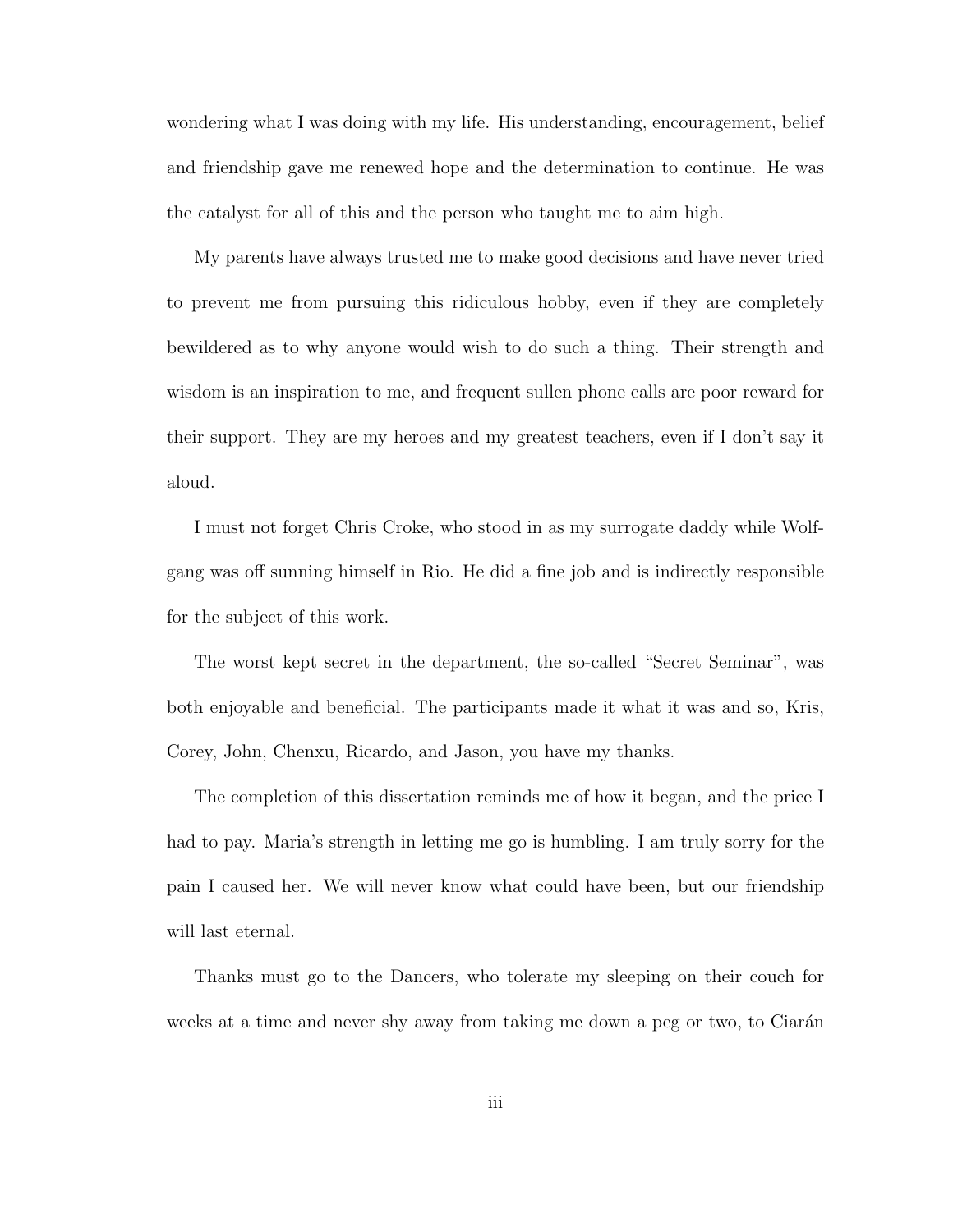wondering what I was doing with my life. His understanding, encouragement, belief and friendship gave me renewed hope and the determination to continue. He was the catalyst for all of this and the person who taught me to aim high.

My parents have always trusted me to make good decisions and have never tried to prevent me from pursuing this ridiculous hobby, even if they are completely bewildered as to why anyone would wish to do such a thing. Their strength and wisdom is an inspiration to me, and frequent sullen phone calls are poor reward for their support. They are my heroes and my greatest teachers, even if I don't say it aloud.

I must not forget Chris Croke, who stood in as my surrogate daddy while Wolfgang was off sunning himself in Rio. He did a fine job and is indirectly responsible for the subject of this work.

The worst kept secret in the department, the so-called "Secret Seminar", was both enjoyable and beneficial. The participants made it what it was and so, Kris, Corey, John, Chenxu, Ricardo, and Jason, you have my thanks.

The completion of this dissertation reminds me of how it began, and the price I had to pay. Maria's strength in letting me go is humbling. I am truly sorry for the pain I caused her. We will never know what could have been, but our friendship will last eternal.

Thanks must go to the Dancers, who tolerate my sleeping on their couch for weeks at a time and never shy away from taking me down a peg or two, to Ciarán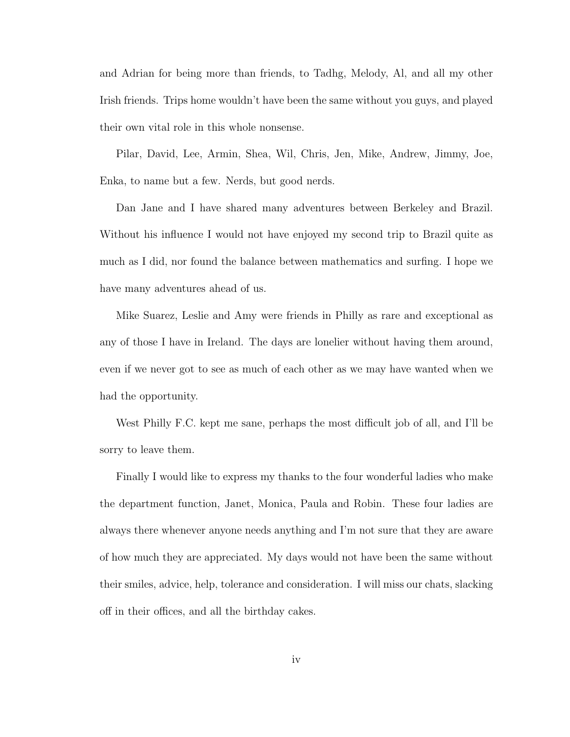and Adrian for being more than friends, to Tadhg, Melody, Al, and all my other Irish friends. Trips home wouldn't have been the same without you guys, and played their own vital role in this whole nonsense.

Pilar, David, Lee, Armin, Shea, Wil, Chris, Jen, Mike, Andrew, Jimmy, Joe, Enka, to name but a few. Nerds, but good nerds.

Dan Jane and I have shared many adventures between Berkeley and Brazil. Without his influence I would not have enjoyed my second trip to Brazil quite as much as I did, nor found the balance between mathematics and surfing. I hope we have many adventures ahead of us.

Mike Suarez, Leslie and Amy were friends in Philly as rare and exceptional as any of those I have in Ireland. The days are lonelier without having them around, even if we never got to see as much of each other as we may have wanted when we had the opportunity.

West Philly F.C. kept me sane, perhaps the most difficult job of all, and I'll be sorry to leave them.

Finally I would like to express my thanks to the four wonderful ladies who make the department function, Janet, Monica, Paula and Robin. These four ladies are always there whenever anyone needs anything and I'm not sure that they are aware of how much they are appreciated. My days would not have been the same without their smiles, advice, help, tolerance and consideration. I will miss our chats, slacking off in their offices, and all the birthday cakes.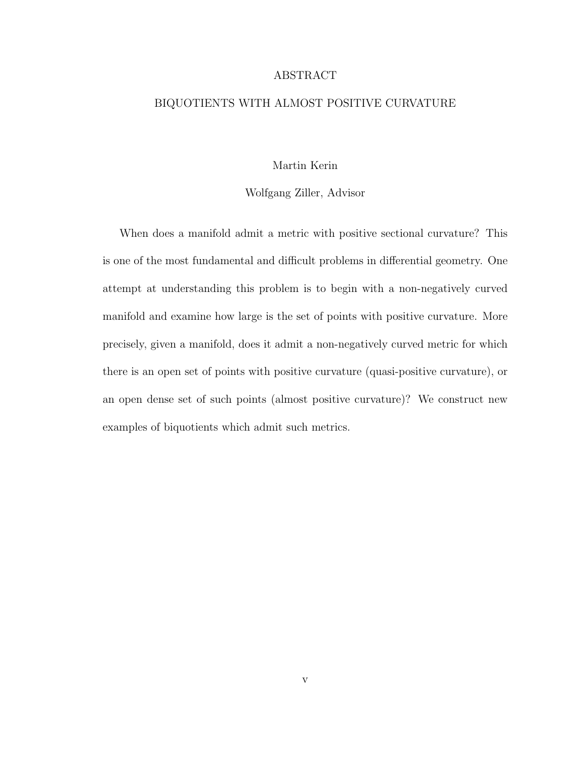# ABSTRACT

## BIQUOTIENTS WITH ALMOST POSITIVE CURVATURE

Martin Kerin

Wolfgang Ziller, Advisor

When does a manifold admit a metric with positive sectional curvature? This is one of the most fundamental and difficult problems in differential geometry. One attempt at understanding this problem is to begin with a non-negatively curved manifold and examine how large is the set of points with positive curvature. More precisely, given a manifold, does it admit a non-negatively curved metric for which there is an open set of points with positive curvature (quasi-positive curvature), or an open dense set of such points (almost positive curvature)? We construct new examples of biquotients which admit such metrics.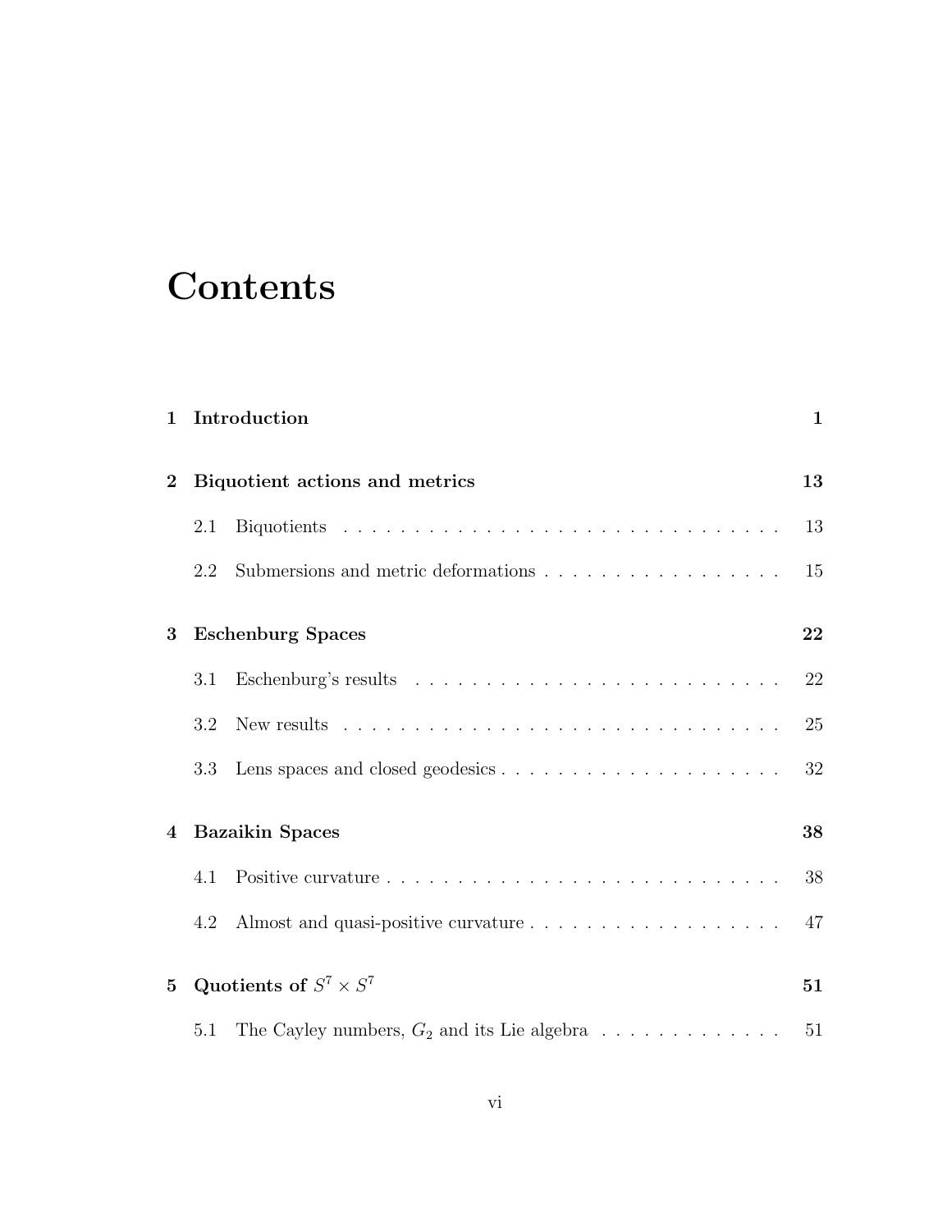# Contents

**1 Introduction** **1**

**2 Biquotient actions and metrics** **13**

2.1 Biquotients . . . . . . . . . . . . . . . . . . . . . . . . . . . . . . . . 13

2.2 Submersions and metric deformations . . . . . . . . . . . . . . . . . . 15

**3 Eschenburg Spaces** **22**

3.1 Eschenburg's results . . . . . . . . . . . . . . . . . . . . . . . . . . . 22

3.2 New results . . . . . . . . . . . . . . . . . . . . . . . . . . . . . . . . 25

3.3 Lens spaces and closed geodesics . . . . . . . . . . . . . . . . . . . . . 32

**4 Bazaikin Spaces** **38**

4.1 Positive curvature . . . . . . . . . . . . . . . . . . . . . . . . . . . . . 38

4.2 Almost and quasi-positive curvature . . . . . . . . . . . . . . . . . . . 47

**5 Quotients of $S^7 \times S^7$** **51**

5.1 The Cayley numbers, $G_2$ and its Lie algebra . . . . . . . . . . . . . . 51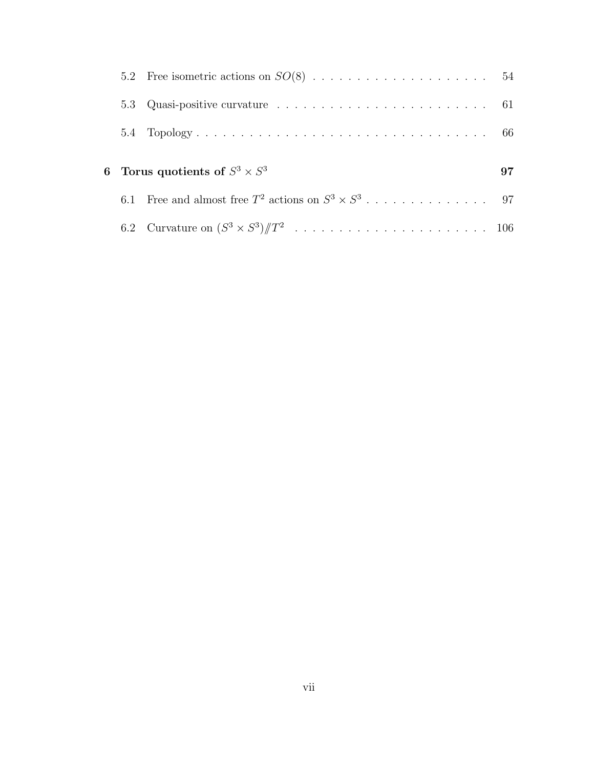5.2 Free isometric actions on $SO(8)$ . . . . . . . . . . . . . . . . . . . . 54

5.3 Quasi-positive curvature . . . . . . . . . . . . . . . . . . . . . . . . . 61

5.4 Topology . . . . . . . . . . . . . . . . . . . . . . . . . . . . . . . . . . 66

**6 Torus quotients of $S^3 \times S^3$** **97**

6.1 Free and almost free $T^2$ actions on $S^3 \times S^3$ . . . . . . . . . . . . . . . 97

6.2 Curvature on $(S^3 \times S^3) /\!\!/ T^2$ . . . . . . . . . . . . . . . . . . . . . . . 106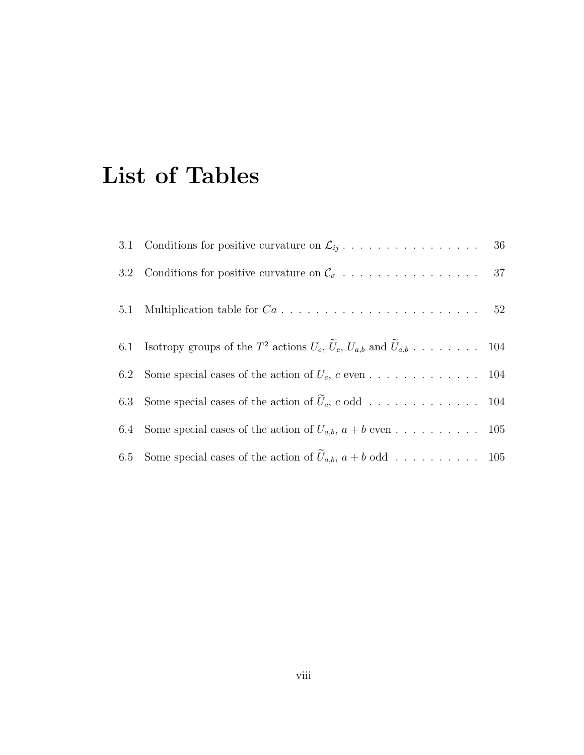# List of Tables

3.1 Conditions for positive curvature on $\mathcal{L}_{ij}$ . . . . . . . . . . . . . . . . 36

3.2 Conditions for positive curvature on $\mathcal{C}_\sigma$ . . . . . . . . . . . . . . . . 37

5.1 Multiplication table for $Ca$ . . . . . . . . . . . . . . . . . . . . . . . . 52

6.1 Isotropy groups of the $T^2$ actions $U_c$, $\widetilde{U}_c$, $U_{a,b}$ and $\widetilde{U}_{a,b}$ . . . . . . . . 104

6.2 Some special cases of the action of $U_c$, $c$ even . . . . . . . . . . . . . 104

6.3 Some special cases of the action of $\widetilde{U}_c$, $c$ odd . . . . . . . . . . . . . 104

6.4 Some special cases of the action of $U_{a,b}$, $a+b$ even . . . . . . . . . . 105

6.5 Some special cases of the action of $\widetilde{U}_{a,b}$, $a+b$ odd . . . . . . . . . . 105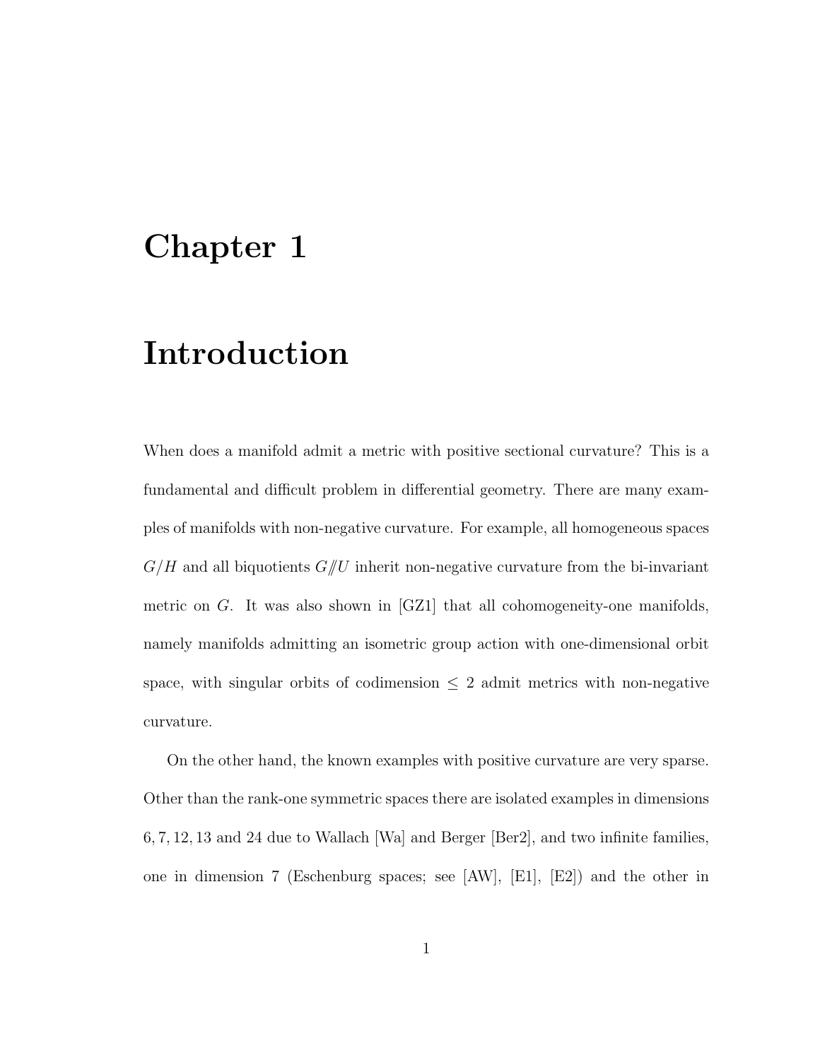# Chapter 1

# Introduction

When does a manifold admit a metric with positive sectional curvature? This is a fundamental and difficult problem in differential geometry. There are many examples of manifolds with non-negative curvature. For example, all homogeneous spaces $G/H$ and all biquotients $G/\!\!/U$ inherit non-negative curvature from the bi-invariant metric on $G$. It was also shown in [GZ1] that all cohomogeneity-one manifolds, namely manifolds admitting an isometric group action with one-dimensional orbit space, with singular orbits of codimension $\leq 2$ admit metrics with non-negative curvature.

On the other hand, the known examples with positive curvature are very sparse. Other than the rank-one symmetric spaces there are isolated examples in dimensions $6, 7, 12, 13$ and $24$ due to Wallach [Wa] and Berger [Ber2], and two infinite families, one in dimension 7 (Eschenburg spaces; see [AW], [E1], [E2]) and the other in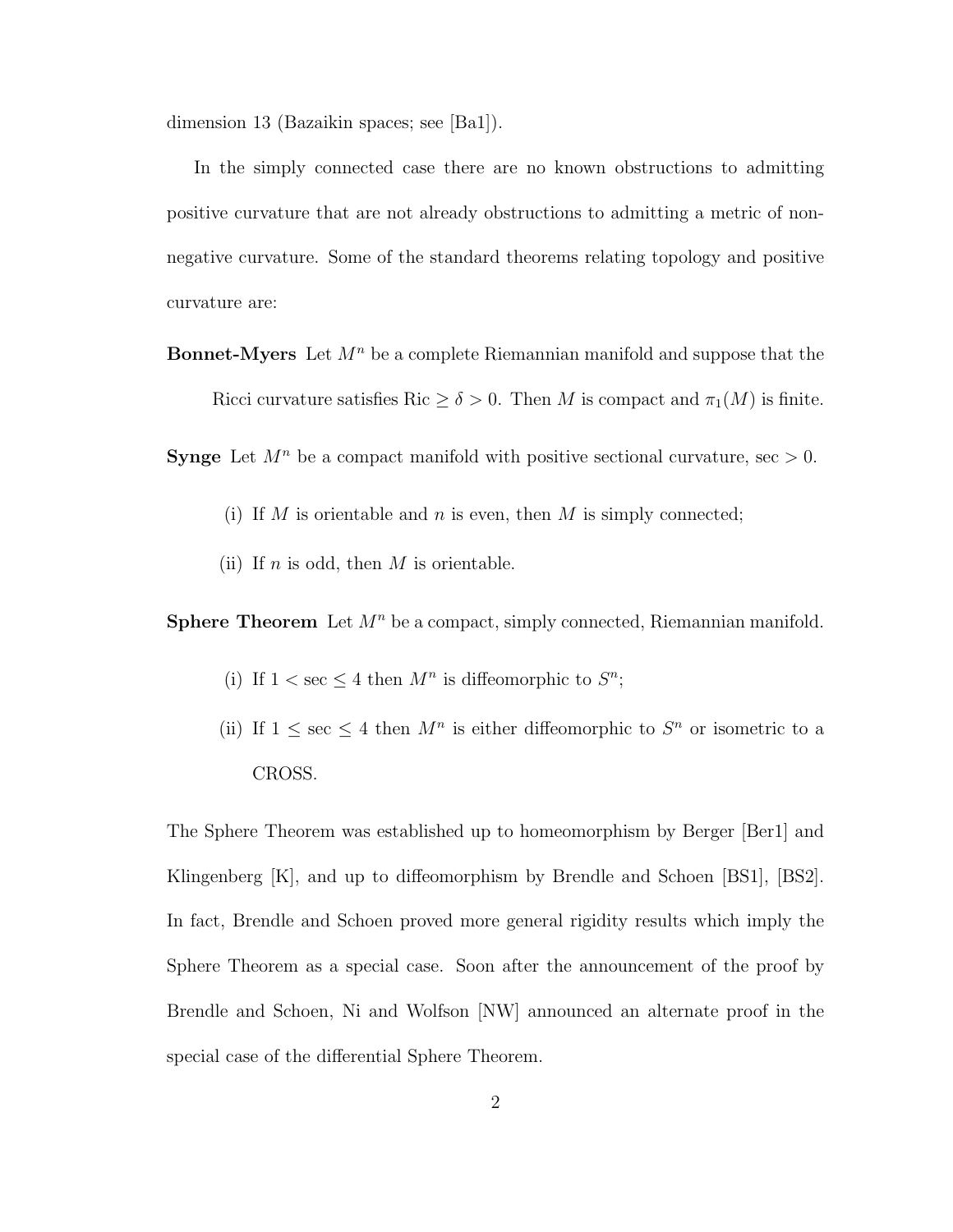dimension 13 (Bazaikin spaces; see [Ba1]).

In the simply connected case there are no known obstructions to admitting positive curvature that are not already obstructions to admitting a metric of non-negative curvature. Some of the standard theorems relating topology and positive curvature are:

**Bonnet-Myers** Let $M^n$ be a complete Riemannian manifold and suppose that the Ricci curvature satisfies $\mathrm{Ric} \geq \delta > 0$. Then $M$ is compact and $\pi_1(M)$ is finite.

**Synge** Let $M^n$ be a compact manifold with positive sectional curvature, $\sec > 0$.

(i) If $M$ is orientable and $n$ is even, then $M$ is simply connected;

(ii) If $n$ is odd, then $M$ is orientable.

**Sphere Theorem** Let $M^n$ be a compact, simply connected, Riemannian manifold.

(i) If $1 < \sec \leq 4$ then $M^n$ is diffeomorphic to $S^n$;

(ii) If $1 \leq \sec \leq 4$ then $M^n$ is either diffeomorphic to $S^n$ or isometric to a CROSS.

The Sphere Theorem was established up to homeomorphism by Berger [Ber1] and Klingenberg [K], and up to diffeomorphism by Brendle and Schoen [BS1], [BS2]. In fact, Brendle and Schoen proved more general rigidity results which imply the Sphere Theorem as a special case. Soon after the announcement of the proof by Brendle and Schoen, Ni and Wolfson [NW] announced an alternate proof in the special case of the differential Sphere Theorem.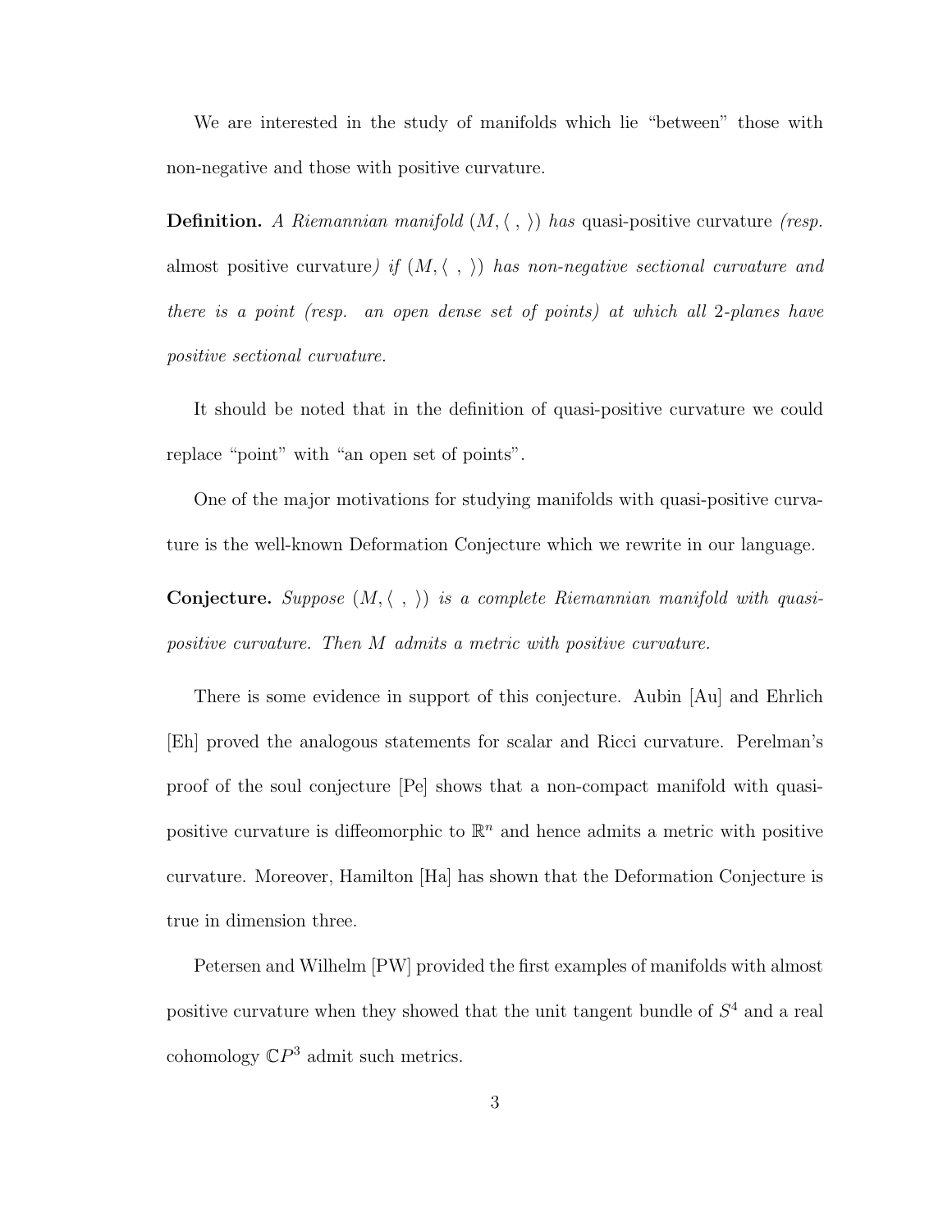We are interested in the study of manifolds which lie "between" those with non-negative and those with positive curvature.

**Definition.** *A Riemannian manifold* $(M, \langle\ ,\ \rangle)$ *has* quasi-positive curvature *(resp.* almost positive curvature*) if* $(M, \langle\ ,\ \rangle)$ *has non-negative sectional curvature and there is a point (resp. an open dense set of points) at which all* 2*-planes have positive sectional curvature.*

It should be noted that in the definition of quasi-positive curvature we could replace "point" with "an open set of points".

One of the major motivations for studying manifolds with quasi-positive curvature is the well-known Deformation Conjecture which we rewrite in our language.

**Conjecture.** *Suppose* $(M, \langle\ ,\ \rangle)$ *is a complete Riemannian manifold with quasi-positive curvature. Then* $M$ *admits a metric with positive curvature.*

There is some evidence in support of this conjecture. Aubin [Au] and Ehrlich [Eh] proved the analogous statements for scalar and Ricci curvature. Perelman's proof of the soul conjecture [Pe] shows that a non-compact manifold with quasi-positive curvature is diffeomorphic to $\mathbb{R}^n$ and hence admits a metric with positive curvature. Moreover, Hamilton [Ha] has shown that the Deformation Conjecture is true in dimension three.

Petersen and Wilhelm [PW] provided the first examples of manifolds with almost positive curvature when they showed that the unit tangent bundle of $S^4$ and a real cohomology $\mathbb{C}P^3$ admit such metrics.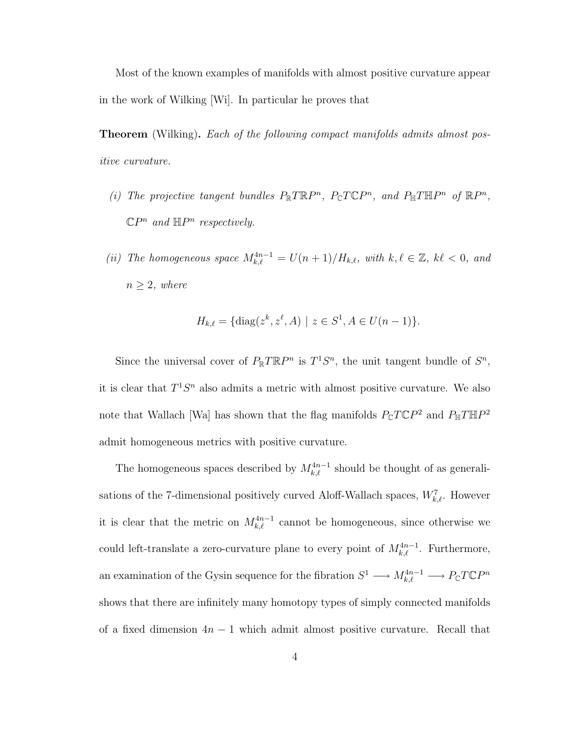Most of the known examples of manifolds with almost positive curvature appear in the work of Wilking [Wi]. In particular he proves that

**Theorem** (Wilking)**.** *Each of the following compact manifolds admits almost positive curvature.*

*(i) The projective tangent bundles $P_{\mathbb{R}}T\mathbb{R}P^n$, $P_{\mathbb{C}}T\mathbb{C}P^n$, and $P_{\mathbb{H}}T\mathbb{H}P^n$ of $\mathbb{R}P^n$, $\mathbb{C}P^n$ and $\mathbb{H}P^n$ respectively.*

*(ii) The homogeneous space $M^{4n-1}_{k,\ell} = U(n+1)/H_{k,\ell}$, with $k, \ell \in \mathbb{Z}$, $k\ell < 0$, and $n \geq 2$, where*

$$H_{k,\ell} = \{\mathrm{diag}(z^k, z^\ell, A) \mid z \in S^1, A \in U(n-1)\}.$$

Since the universal cover of $P_{\mathbb{R}}T\mathbb{R}P^n$ is $T^1S^n$, the unit tangent bundle of $S^n$, it is clear that $T^1S^n$ also admits a metric with almost positive curvature. We also note that Wallach [Wa] has shown that the flag manifolds $P_{\mathbb{C}}T\mathbb{C}P^2$ and $P_{\mathbb{H}}T\mathbb{H}P^2$ admit homogeneous metrics with positive curvature.

The homogeneous spaces described by $M^{4n-1}_{k,\ell}$ should be thought of as generalisations of the 7-dimensional positively curved Aloff-Wallach spaces, $W^7_{k,\ell}$. However it is clear that the metric on $M^{4n-1}_{k,\ell}$ cannot be homogeneous, since otherwise we could left-translate a zero-curvature plane to every point of $M^{4n-1}_{k,\ell}$. Furthermore, an examination of the Gysin sequence for the fibration $S^1 \longrightarrow M^{4n-1}_{k,\ell} \longrightarrow P_{\mathbb{C}}T\mathbb{C}P^n$ shows that there are infinitely many homotopy types of simply connected manifolds of a fixed dimension $4n-1$ which admit almost positive curvature. Recall that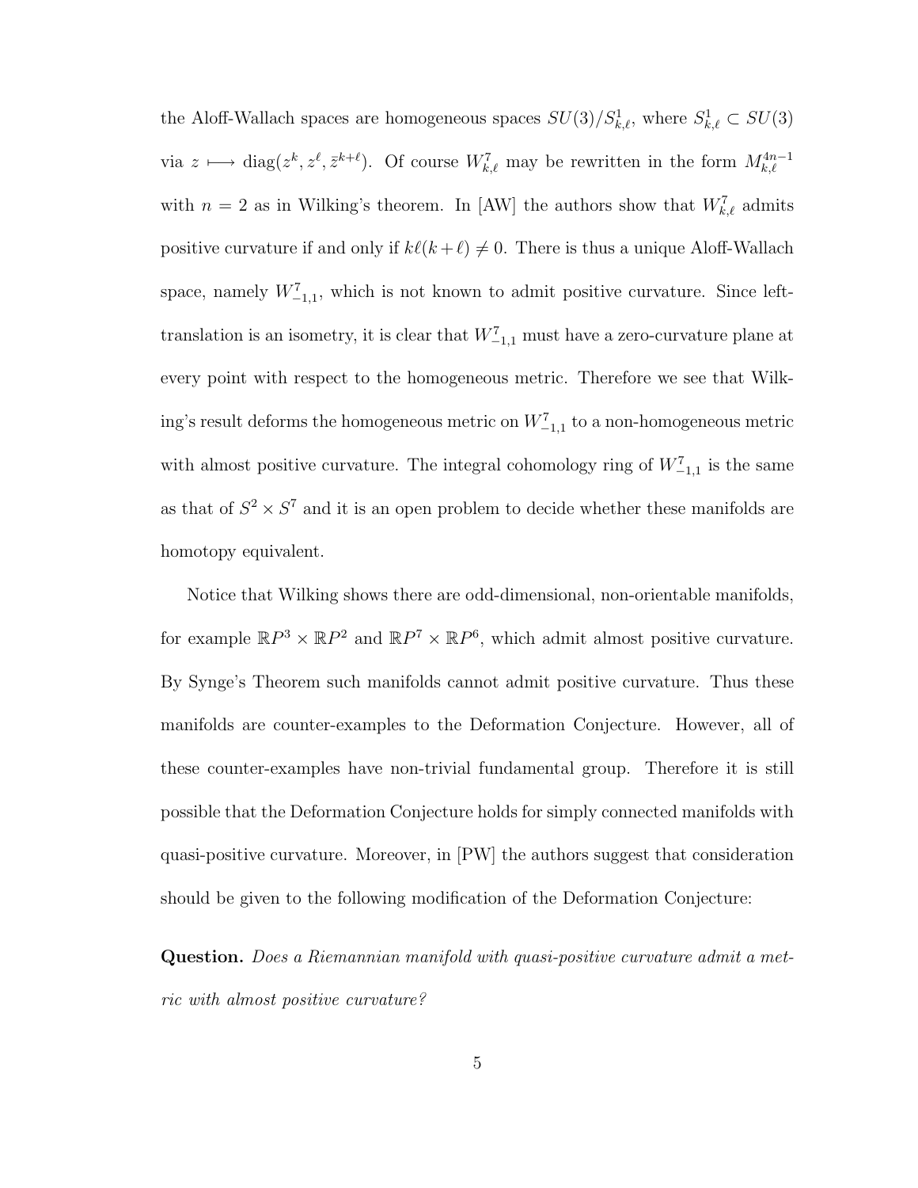the Aloff-Wallach spaces are homogeneous spaces $SU(3)/S^1_{k,\ell}$, where $S^1_{k,\ell} \subset SU(3)$ via $z \longmapsto \mathrm{diag}(z^k, z^\ell, \bar{z}^{k+\ell})$. Of course $W^7_{k,\ell}$ may be rewritten in the form $M^{4n-1}_{k,\ell}$ with $n = 2$ as in Wilking's theorem. In [AW] the authors show that $W^7_{k,\ell}$ admits positive curvature if and only if $k\ell(k+\ell) \neq 0$. There is thus a unique Aloff-Wallach space, namely $W^7_{-1,1}$, which is not known to admit positive curvature. Since left-translation is an isometry, it is clear that $W^7_{-1,1}$ must have a zero-curvature plane at every point with respect to the homogeneous metric. Therefore we see that Wilking's result deforms the homogeneous metric on $W^7_{-1,1}$ to a non-homogeneous metric with almost positive curvature. The integral cohomology ring of $W^7_{-1,1}$ is the same as that of $S^2 \times S^7$ and it is an open problem to decide whether these manifolds are homotopy equivalent.

Notice that Wilking shows there are odd-dimensional, non-orientable manifolds, for example $\mathbb{R}P^3 \times \mathbb{R}P^2$ and $\mathbb{R}P^7 \times \mathbb{R}P^6$, which admit almost positive curvature. By Synge's Theorem such manifolds cannot admit positive curvature. Thus these manifolds are counter-examples to the Deformation Conjecture. However, all of these counter-examples have non-trivial fundamental group. Therefore it is still possible that the Deformation Conjecture holds for simply connected manifolds with quasi-positive curvature. Moreover, in [PW] the authors suggest that consideration should be given to the following modification of the Deformation Conjecture:

**Question.** *Does a Riemannian manifold with quasi-positive curvature admit a metric with almost positive curvature?*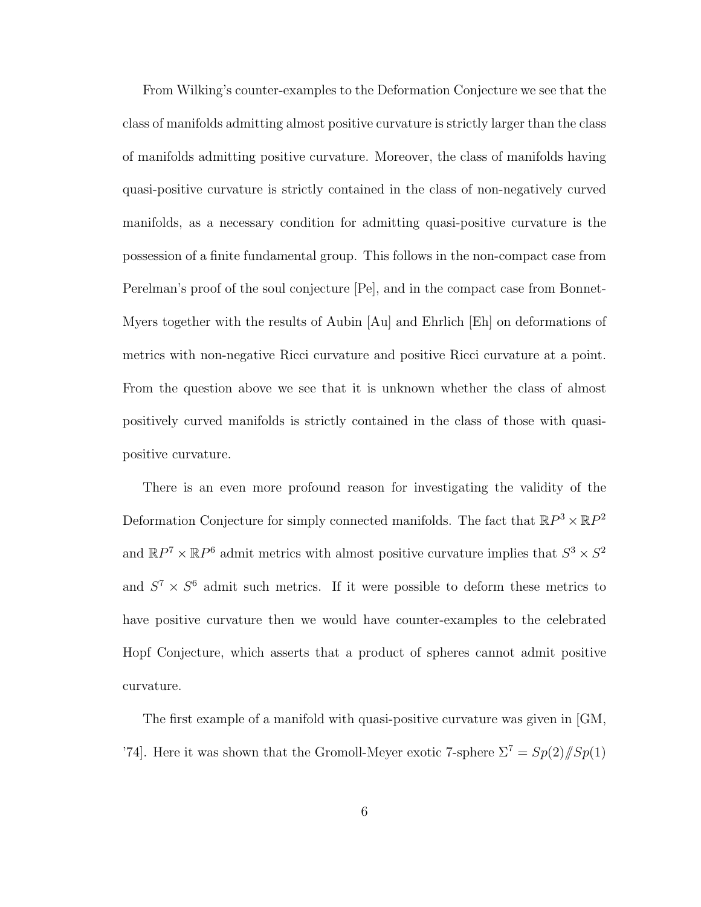From Wilking's counter-examples to the Deformation Conjecture we see that the class of manifolds admitting almost positive curvature is strictly larger than the class of manifolds admitting positive curvature. Moreover, the class of manifolds having quasi-positive curvature is strictly contained in the class of non-negatively curved manifolds, as a necessary condition for admitting quasi-positive curvature is the possession of a finite fundamental group. This follows in the non-compact case from Perelman's proof of the soul conjecture [Pe], and in the compact case from Bonnet-Myers together with the results of Aubin [Au] and Ehrlich [Eh] on deformations of metrics with non-negative Ricci curvature and positive Ricci curvature at a point. From the question above we see that it is unknown whether the class of almost positively curved manifolds is strictly contained in the class of those with quasi-positive curvature.

There is an even more profound reason for investigating the validity of the Deformation Conjecture for simply connected manifolds. The fact that $\mathbb{R}P^3 \times \mathbb{R}P^2$ and $\mathbb{R}P^7 \times \mathbb{R}P^6$ admit metrics with almost positive curvature implies that $S^3 \times S^2$ and $S^7 \times S^6$ admit such metrics. If it were possible to deform these metrics to have positive curvature then we would have counter-examples to the celebrated Hopf Conjecture, which asserts that a product of spheres cannot admit positive curvature.

The first example of a manifold with quasi-positive curvature was given in [GM, '74]. Here it was shown that the Gromoll-Meyer exotic 7-sphere $\Sigma^7 = Sp(2)/\!\!/Sp(1)$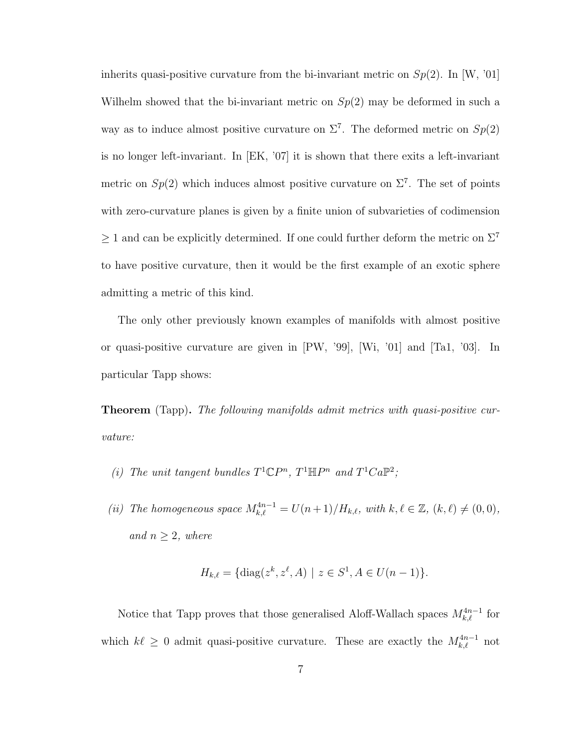inherits quasi-positive curvature from the bi-invariant metric on $Sp(2)$. In [W, '01] Wilhelm showed that the bi-invariant metric on $Sp(2)$ may be deformed in such a way as to induce almost positive curvature on $\Sigma^7$. The deformed metric on $Sp(2)$ is no longer left-invariant. In [EK, '07] it is shown that there exits a left-invariant metric on $Sp(2)$ which induces almost positive curvature on $\Sigma^7$. The set of points with zero-curvature planes is given by a finite union of subvarieties of codimension $\geq 1$ and can be explicitly determined. If one could further deform the metric on $\Sigma^7$ to have positive curvature, then it would be the first example of an exotic sphere admitting a metric of this kind.

The only other previously known examples of manifolds with almost positive or quasi-positive curvature are given in [PW, '99], [Wi, '01] and [Ta1, '03]. In particular Tapp shows:

**Theorem** (Tapp)**.** *The following manifolds admit metrics with quasi-positive curvature:*

*(i) The unit tangent bundles $T^1\mathbb{C}P^n$, $T^1\mathbb{H}P^n$ and $T^1Ca\mathbb{P}^2$;*

*(ii) The homogeneous space $M^{4n-1}_{k,\ell} = U(n+1)/H_{k,\ell}$, with $k, \ell \in \mathbb{Z}$, $(k, \ell) \neq (0, 0)$, and $n \geq 2$, where*

$$H_{k,\ell} = \{\text{diag}(z^k, z^\ell, A) \mid z \in S^1, A \in U(n-1)\}.$$

Notice that Tapp proves that those generalised Aloff-Wallach spaces $M^{4n-1}_{k,\ell}$ for which $k\ell \geq 0$ admit quasi-positive curvature. These are exactly the $M^{4n-1}_{k,\ell}$ not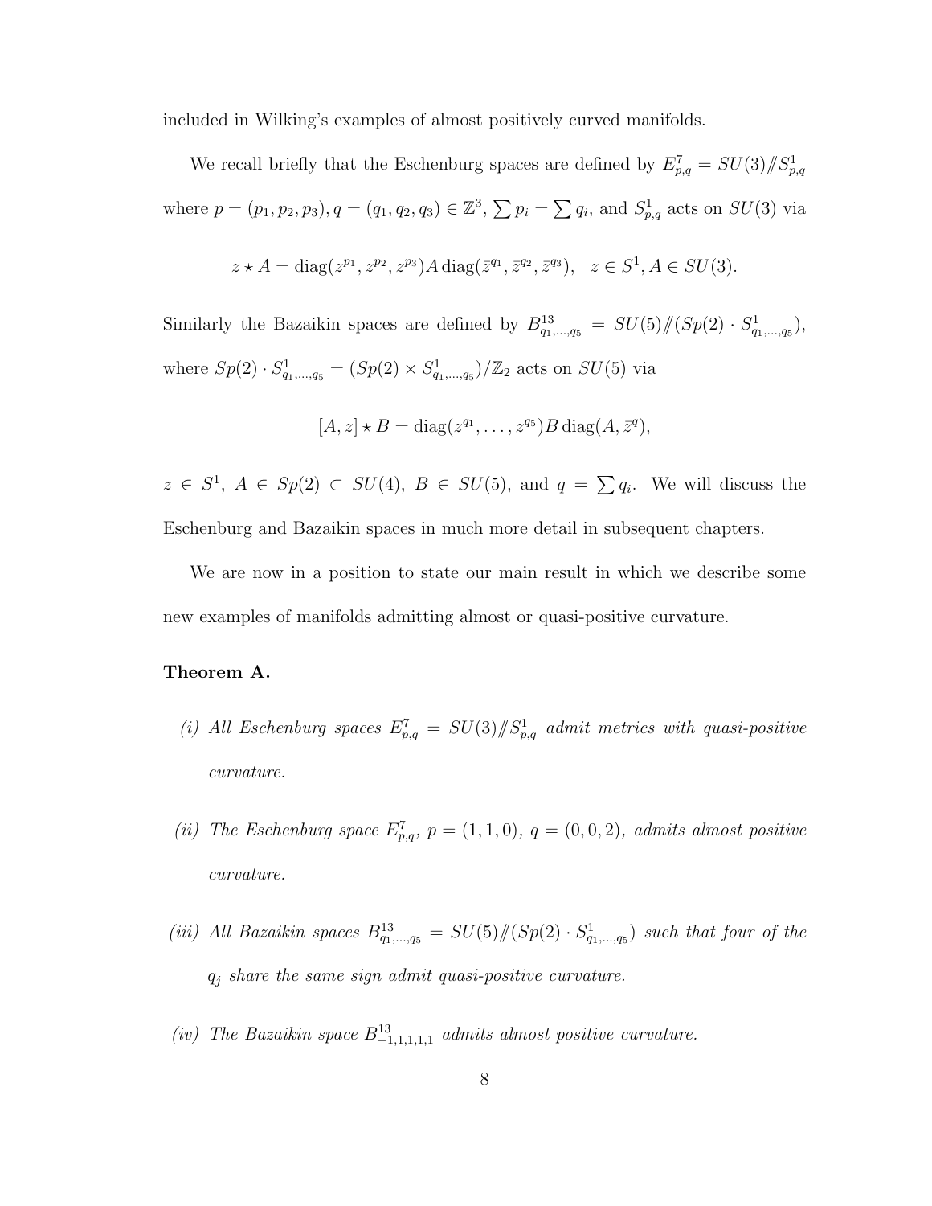included in Wilking's examples of almost positively curved manifolds.

We recall briefly that the Eschenburg spaces are defined by $E^7_{p,q} = SU(3)/\!\!/S^1_{p,q}$ where $p = (p_1, p_2, p_3), q = (q_1, q_2, q_3) \in \mathbb{Z}^3$, $\sum p_i = \sum q_i$, and $S^1_{p,q}$ acts on $SU(3)$ via

$$z \star A = \operatorname{diag}(z^{p_1}, z^{p_2}, z^{p_3}) A \operatorname{diag}(\bar{z}^{q_1}, \bar{z}^{q_2}, \bar{z}^{q_3}), \quad z \in S^1, A \in SU(3).$$

Similarly the Bazaikin spaces are defined by $B^{13}_{q_1,\ldots,q_5} = SU(5)/\!\!/(Sp(2) \cdot S^1_{q_1,\ldots,q_5})$, where $Sp(2) \cdot S^1_{q_1,\ldots,q_5} = (Sp(2) \times S^1_{q_1,\ldots,q_5})/\mathbb{Z}_2$ acts on $SU(5)$ via

$$[A, z] \star B = \operatorname{diag}(z^{q_1}, \ldots, z^{q_5}) B \operatorname{diag}(A, \bar{z}^q),$$

$z \in S^1$, $A \in Sp(2) \subset SU(4)$, $B \in SU(5)$, and $q = \sum q_i$. We will discuss the Eschenburg and Bazaikin spaces in much more detail in subsequent chapters.

We are now in a position to state our main result in which we describe some new examples of manifolds admitting almost or quasi-positive curvature.

**Theorem A.**

*(i) All Eschenburg spaces $E^7_{p,q} = SU(3)/\!\!/S^1_{p,q}$ admit metrics with quasi-positive curvature.*

*(ii) The Eschenburg space $E^7_{p,q}$, $p = (1, 1, 0)$, $q = (0, 0, 2)$, admits almost positive curvature.*

*(iii) All Bazaikin spaces $B^{13}_{q_1,\ldots,q_5} = SU(5)/\!\!/(Sp(2) \cdot S^1_{q_1,\ldots,q_5})$ such that four of the $q_j$ share the same sign admit quasi-positive curvature.*

*(iv) The Bazaikin space $B^{13}_{-1,1,1,1,1}$ admits almost positive curvature.*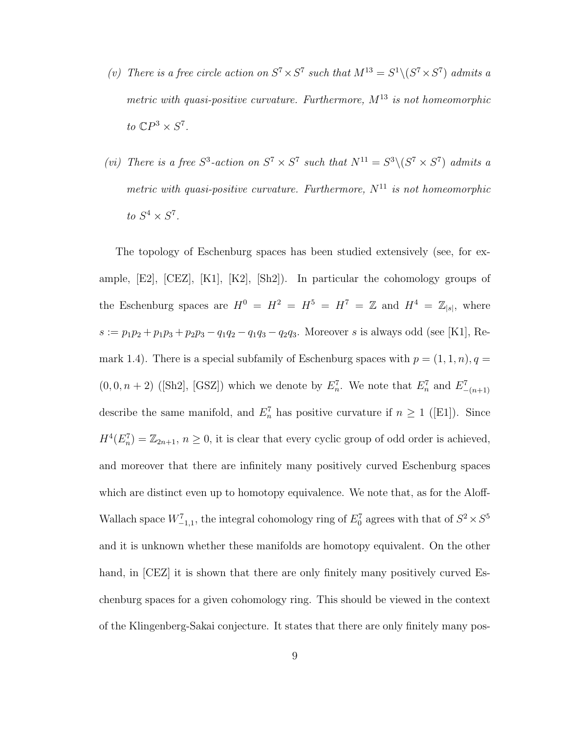*(v) There is a free circle action on $S^7 \times S^7$ such that $M^{13} = S^1 \backslash (S^7 \times S^7)$ admits a metric with quasi-positive curvature. Furthermore, $M^{13}$ is not homeomorphic to $\mathbb{C}P^3 \times S^7$.*

*(vi) There is a free $S^3$-action on $S^7 \times S^7$ such that $N^{11} = S^3 \backslash (S^7 \times S^7)$ admits a metric with quasi-positive curvature. Furthermore, $N^{11}$ is not homeomorphic to $S^4 \times S^7$.*

The topology of Eschenburg spaces has been studied extensively (see, for example, [E2], [CEZ], [K1], [K2], [Sh2]). In particular the cohomology groups of the Eschenburg spaces are $H^0 = H^2 = H^5 = H^7 = \mathbb{Z}$ and $H^4 = \mathbb{Z}_{|s|}$, where $s := p_1p_2 + p_1p_3 + p_2p_3 - q_1q_2 - q_1q_3 - q_2q_3$. Moreover $s$ is always odd (see [K1], Remark 1.4). There is a special subfamily of Eschenburg spaces with $p = (1, 1, n), q = (0, 0, n+2)$ ([Sh2], [GSZ]) which we denote by $E^7_n$. We note that $E^7_n$ and $E^7_{-(n+1)}$ describe the same manifold, and $E^7_n$ has positive curvature if $n \geq 1$ ([E1]). Since $H^4(E^7_n) = \mathbb{Z}_{2n+1}$, $n \geq 0$, it is clear that every cyclic group of odd order is achieved, and moreover that there are infinitely many positively curved Eschenburg spaces which are distinct even up to homotopy equivalence. We note that, as for the Aloff-Wallach space $W^7_{-1,1}$, the integral cohomology ring of $E^7_0$ agrees with that of $S^2 \times S^5$ and it is unknown whether these manifolds are homotopy equivalent. On the other hand, in [CEZ] it is shown that there are only finitely many positively curved Eschenburg spaces for a given cohomology ring. This should be viewed in the context of the Klingenberg-Sakai conjecture. It states that there are only finitely many pos-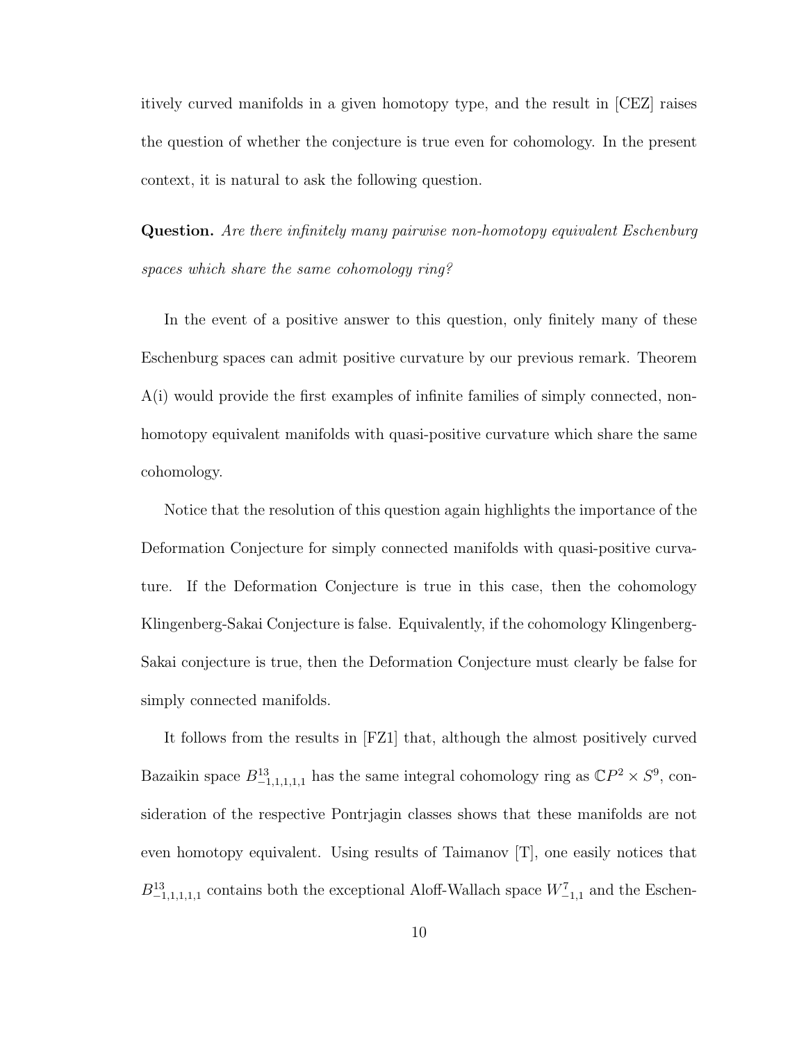itively curved manifolds in a given homotopy type, and the result in [CEZ] raises the question of whether the conjecture is true even for cohomology. In the present context, it is natural to ask the following question.

**Question.** *Are there infinitely many pairwise non-homotopy equivalent Eschenburg spaces which share the same cohomology ring?*

In the event of a positive answer to this question, only finitely many of these Eschenburg spaces can admit positive curvature by our previous remark. Theorem A(i) would provide the first examples of infinite families of simply connected, non-homotopy equivalent manifolds with quasi-positive curvature which share the same cohomology.

Notice that the resolution of this question again highlights the importance of the Deformation Conjecture for simply connected manifolds with quasi-positive curvature. If the Deformation Conjecture is true in this case, then the cohomology Klingenberg-Sakai Conjecture is false. Equivalently, if the cohomology Klingenberg-Sakai conjecture is true, then the Deformation Conjecture must clearly be false for simply connected manifolds.

It follows from the results in [FZ1] that, although the almost positively curved Bazaikin space $B^{13}_{-1,1,1,1,1}$ has the same integral cohomology ring as $\mathbb{C}P^2 \times S^9$, consideration of the respective Pontrjagin classes shows that these manifolds are not even homotopy equivalent. Using results of Taimanov [T], one easily notices that $B^{13}_{-1,1,1,1,1}$ contains both the exceptional Aloff-Wallach space $W^7_{-1,1}$ and the Eschen-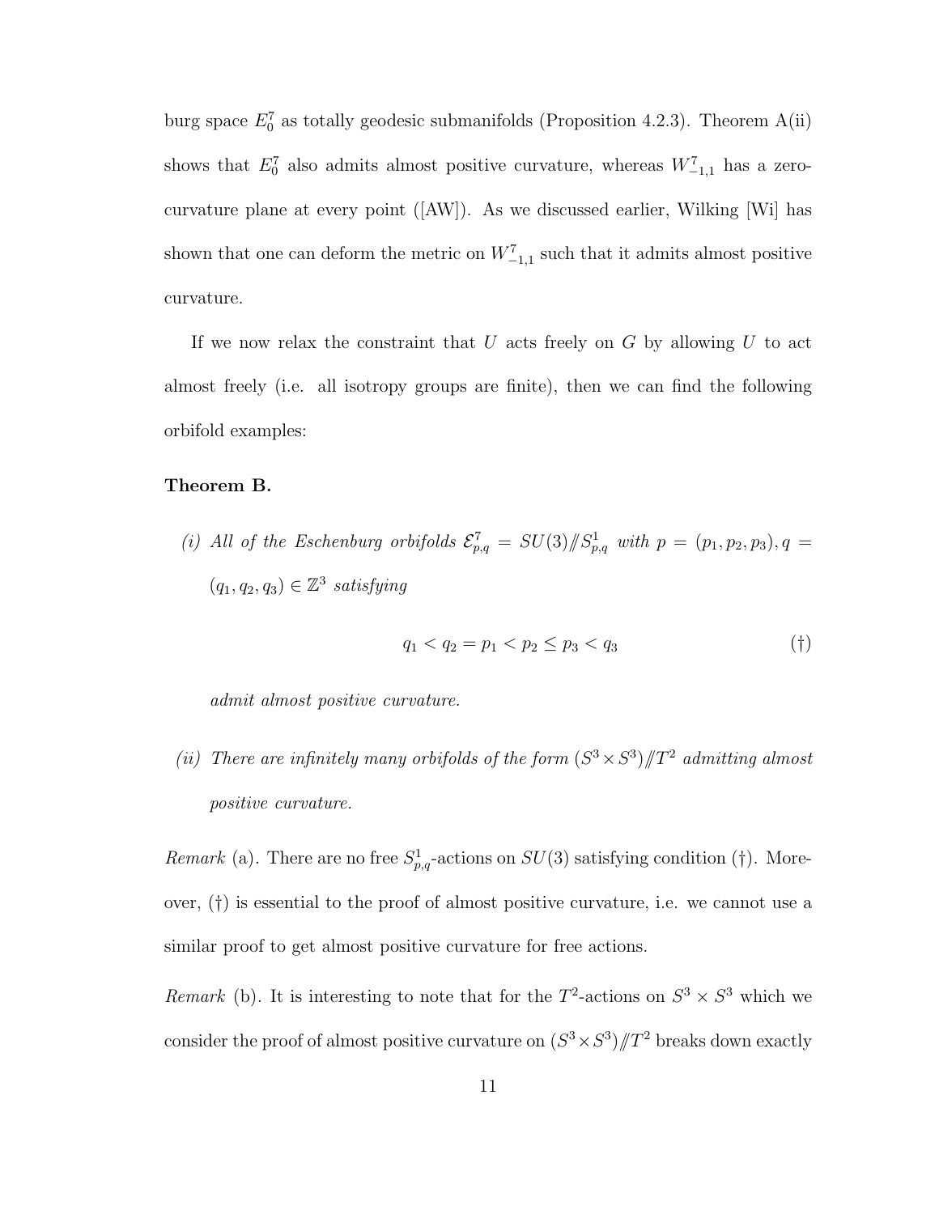burg space $E_0^7$ as totally geodesic submanifolds (Proposition 4.2.3). Theorem A(ii) shows that $E_0^7$ also admits almost positive curvature, whereas $W^7_{-1,1}$ has a zero-curvature plane at every point ([AW]). As we discussed earlier, Wilking [Wi] has shown that one can deform the metric on $W^7_{-1,1}$ such that it admits almost positive curvature.

If we now relax the constraint that $U$ acts freely on $G$ by allowing $U$ to act almost freely (i.e. all isotropy groups are finite), then we can find the following orbifold examples:

**Theorem B.**

*(i) All of the Eschenburg orbifolds $\mathcal{E}^7_{p,q} = SU(3)/\!\!/S^1_{p,q}$ with $p = (p_1, p_2, p_3), q = (q_1, q_2, q_3) \in \mathbb{Z}^3$ satisfying*

$$q_1 < q_2 = p_1 < p_2 \leq p_3 < q_3 \tag{†}$$

*admit almost positive curvature.*

*(ii) There are infinitely many orbifolds of the form $(S^3 \times S^3)/\!\!/T^2$ admitting almost positive curvature.*

*Remark* (a). There are no free $S^1_{p,q}$-actions on $SU(3)$ satisfying condition (†). Moreover, (†) is essential to the proof of almost positive curvature, i.e. we cannot use a similar proof to get almost positive curvature for free actions.

*Remark* (b). It is interesting to note that for the $T^2$-actions on $S^3 \times S^3$ which we consider the proof of almost positive curvature on $(S^3 \times S^3)/\!\!/T^2$ breaks down exactly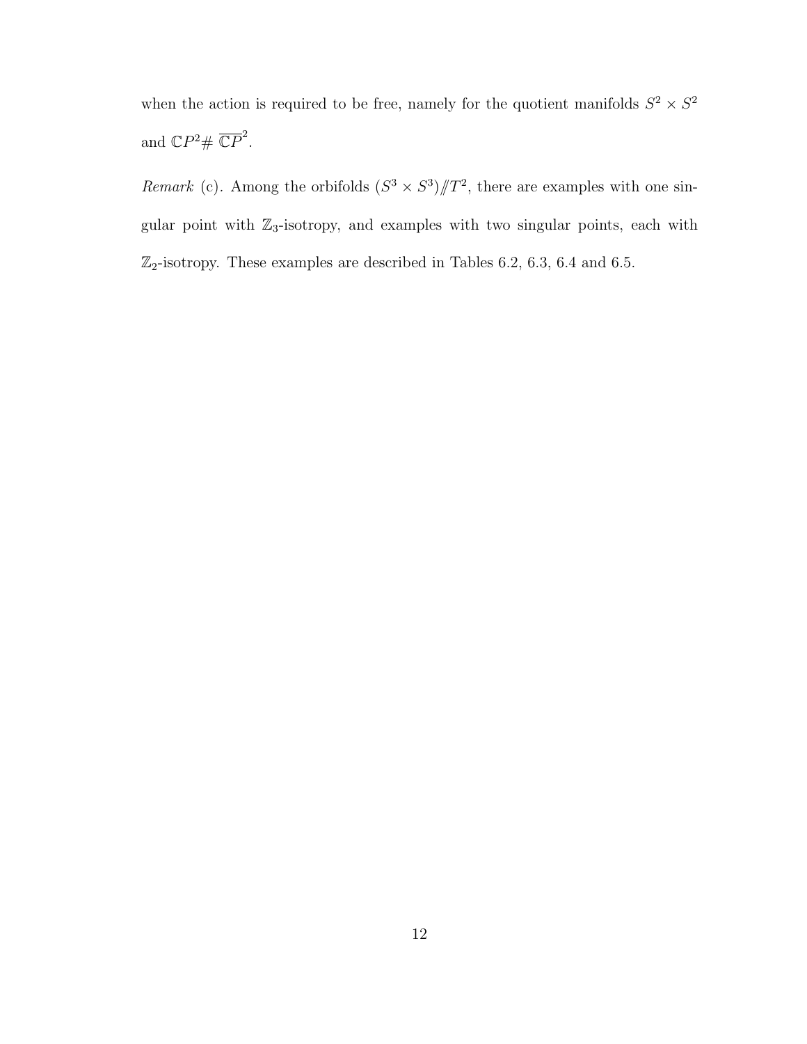when the action is required to be free, namely for the quotient manifolds $S^2 \times S^2$ and $\mathbb{C}P^2 \# \, \overline{\mathbb{C}P}^2$.

*Remark* (c). Among the orbifolds $(S^3 \times S^3) /\!\!/ T^2$, there are examples with one singular point with $\mathbb{Z}_3$-isotropy, and examples with two singular points, each with $\mathbb{Z}_2$-isotropy. These examples are described in Tables 6.2, 6.3, 6.4 and 6.5.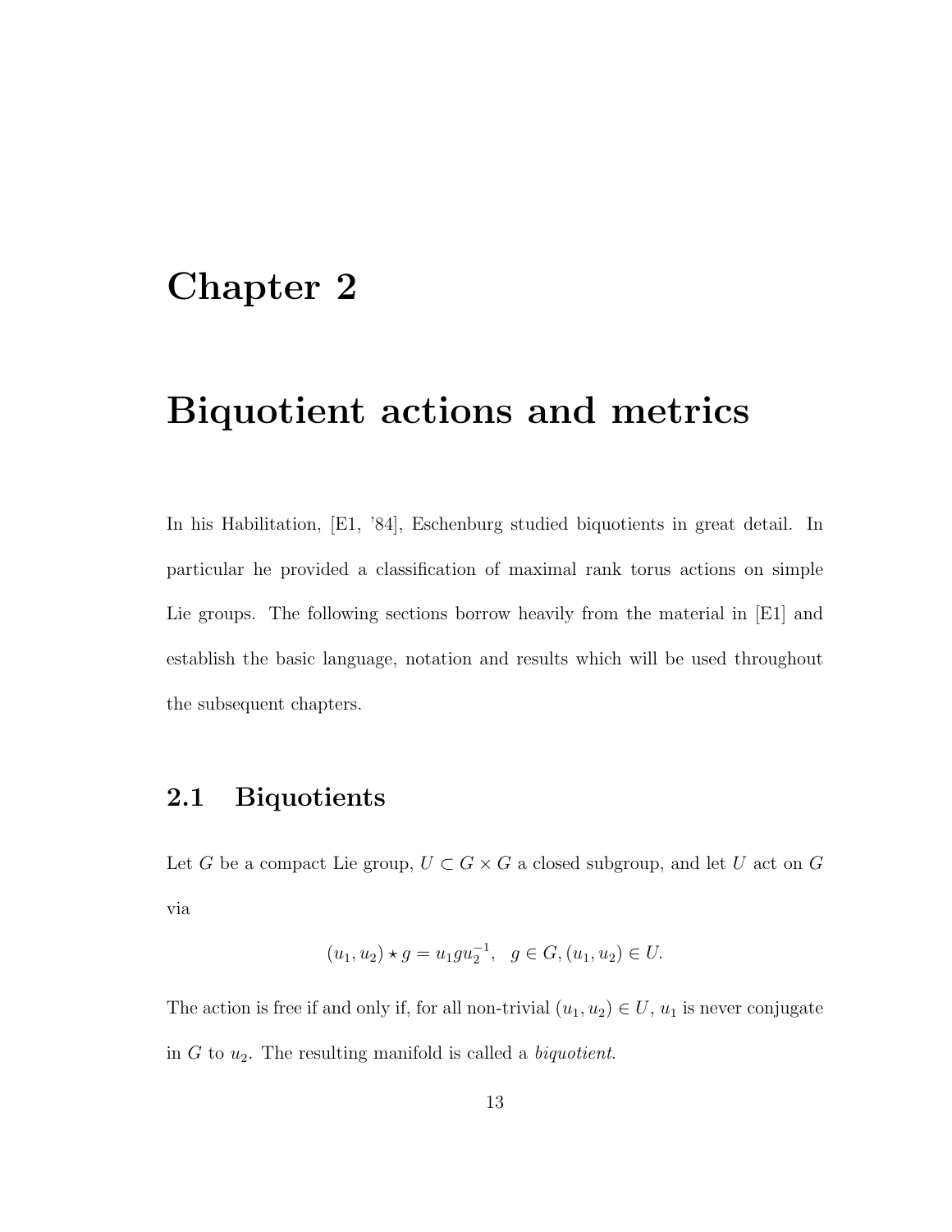# Chapter 2

# Biquotient actions and metrics

In his Habilitation, [E1, '84], Eschenburg studied biquotients in great detail. In particular he provided a classification of maximal rank torus actions on simple Lie groups. The following sections borrow heavily from the material in [E1] and establish the basic language, notation and results which will be used throughout the subsequent chapters.

## 2.1 Biquotients

Let $G$ be a compact Lie group, $U \subset G \times G$ a closed subgroup, and let $U$ act on $G$ via

$$(u_1, u_2) \star g = u_1 g u_2^{-1}, \quad g \in G, (u_1, u_2) \in U.$$

The action is free if and only if, for all non-trivial $(u_1, u_2) \in U$, $u_1$ is never conjugate in $G$ to $u_2$. The resulting manifold is called a *biquotient*.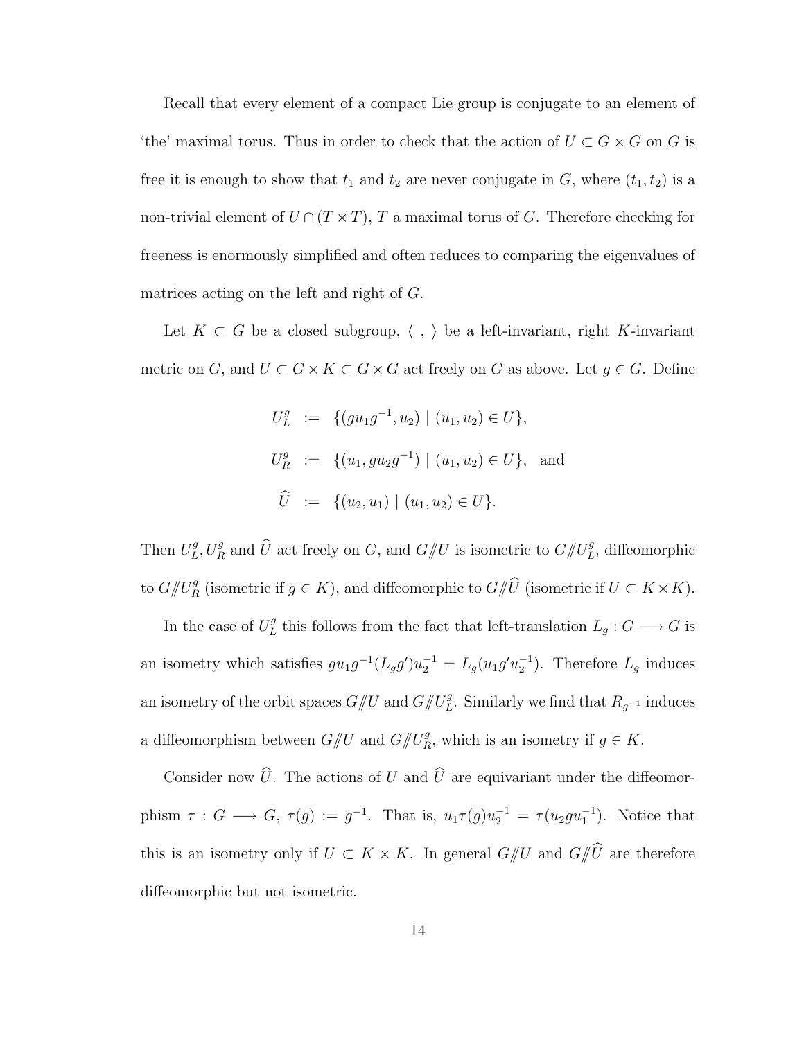Recall that every element of a compact Lie group is conjugate to an element of 'the' maximal torus. Thus in order to check that the action of $U \subset G \times G$ on $G$ is free it is enough to show that $t_1$ and $t_2$ are never conjugate in $G$, where $(t_1, t_2)$ is a non-trivial element of $U \cap (T \times T)$, $T$ a maximal torus of $G$. Therefore checking for freeness is enormously simplified and often reduces to comparing the eigenvalues of matrices acting on the left and right of $G$.

Let $K \subset G$ be a closed subgroup, $\langle\ ,\ \rangle$ be a left-invariant, right $K$-invariant metric on $G$, and $U \subset G \times K \subset G \times G$ act freely on $G$ as above. Let $g \in G$. Define

$$
\begin{aligned}
U_L^g &:= \{(gu_1g^{-1}, u_2) \mid (u_1, u_2) \in U\}, \\
U_R^g &:= \{(u_1, gu_2g^{-1}) \mid (u_1, u_2) \in U\}, \quad \text{and} \\
\widehat{U} &:= \{(u_2, u_1) \mid (u_1, u_2) \in U\}.
\end{aligned}
$$

Then $U_L^g, U_R^g$ and $\widehat{U}$ act freely on $G$, and $G/\!\!/U$ is isometric to $G/\!\!/U_L^g$, diffeomorphic to $G/\!\!/U_R^g$ (isometric if $g \in K$), and diffeomorphic to $G/\!\!/\widehat{U}$ (isometric if $U \subset K \times K$).

In the case of $U_L^g$ this follows from the fact that left-translation $L_g : G \longrightarrow G$ is an isometry which satisfies $gu_1g^{-1}(L_g g')u_2^{-1} = L_g(u_1 g' u_2^{-1})$. Therefore $L_g$ induces an isometry of the orbit spaces $G/\!\!/U$ and $G/\!\!/U_L^g$. Similarly we find that $R_{g^{-1}}$ induces a diffeomorphism between $G/\!\!/U$ and $G/\!\!/U_R^g$, which is an isometry if $g \in K$.

Consider now $\widehat{U}$. The actions of $U$ and $\widehat{U}$ are equivariant under the diffeomorphism $\tau : G \longrightarrow G$, $\tau(g) := g^{-1}$. That is, $u_1 \tau(g) u_2^{-1} = \tau(u_2 g u_1^{-1})$. Notice that this is an isometry only if $U \subset K \times K$. In general $G/\!\!/U$ and $G/\!\!/\widehat{U}$ are therefore diffeomorphic but not isometric.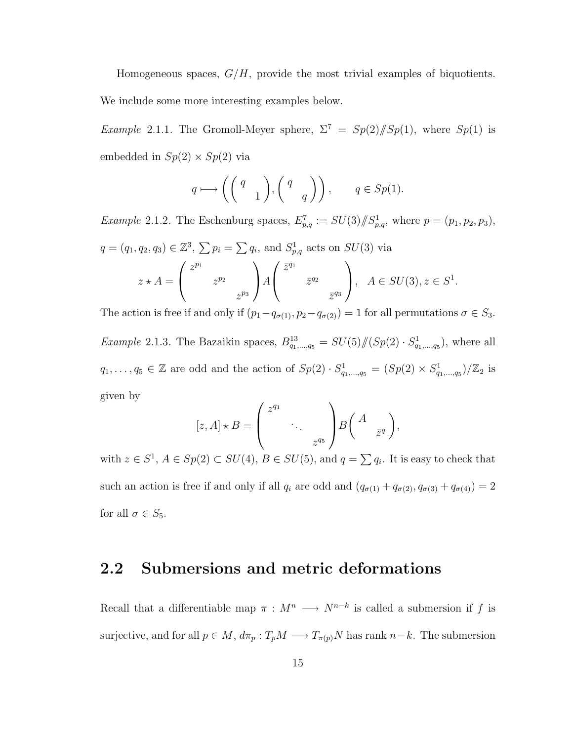Homogeneous spaces, $G/H$, provide the most trivial examples of biquotients. We include some more interesting examples below.

*Example* 2.1.1. The Gromoll-Meyer sphere, $\Sigma^7 = Sp(2)/\!\!/Sp(1)$, where $Sp(1)$ is embedded in $Sp(2) \times Sp(2)$ via

$$q \longmapsto \left( \begin{pmatrix} q & \\ & 1 \end{pmatrix}, \begin{pmatrix} q & \\ & q \end{pmatrix} \right), \qquad q \in Sp(1).$$

*Example* 2.1.2. The Eschenburg spaces, $E^7_{p,q} := SU(3)/\!\!/S^1_{p,q}$, where $p = (p_1, p_2, p_3)$, $q = (q_1, q_2, q_3) \in \mathbb{Z}^3$, $\sum p_i = \sum q_i$, and $S^1_{p,q}$ acts on $SU(3)$ via

$$z \star A = \begin{pmatrix} z^{p_1} & & \\ & z^{p_2} & \\ & & z^{p_3} \end{pmatrix} A \begin{pmatrix} \bar{z}^{q_1} & & \\ & \bar{z}^{q_2} & \\ & & \bar{z}^{q_3} \end{pmatrix}, \quad A \in SU(3), z \in S^1.$$

The action is free if and only if $(p_1 - q_{\sigma(1)}, p_2 - q_{\sigma(2)}) = 1$ for all permutations $\sigma \in S_3$.

*Example* 2.1.3. The Bazaikin spaces, $B^{13}_{q_1,\ldots,q_5} = SU(5)/\!\!/(Sp(2) \cdot S^1_{q_1,\ldots,q_5})$, where all $q_1, \ldots, q_5 \in \mathbb{Z}$ are odd and the action of $Sp(2) \cdot S^1_{q_1,\ldots,q_5} = (Sp(2) \times S^1_{q_1,\ldots,q_5})/\mathbb{Z}_2$ is given by

$$[z, A] \star B = \begin{pmatrix} z^{q_1} & & \\ & \ddots & \\ & & z^{q_5} \end{pmatrix} B \begin{pmatrix} A & \\ & \bar{z}^q \end{pmatrix},$$

with $z \in S^1$, $A \in Sp(2) \subset SU(4)$, $B \in SU(5)$, and $q = \sum q_i$. It is easy to check that such an action is free if and only if all $q_i$ are odd and $(q_{\sigma(1)} + q_{\sigma(2)}, q_{\sigma(3)} + q_{\sigma(4)}) = 2$ for all $\sigma \in S_5$.

## 2.2 Submersions and metric deformations

Recall that a differentiable map $\pi : M^n \longrightarrow N^{n-k}$ is called a submersion if $f$ is surjective, and for all $p \in M$, $d\pi_p : T_pM \longrightarrow T_{\pi(p)}N$ has rank $n-k$. The submersion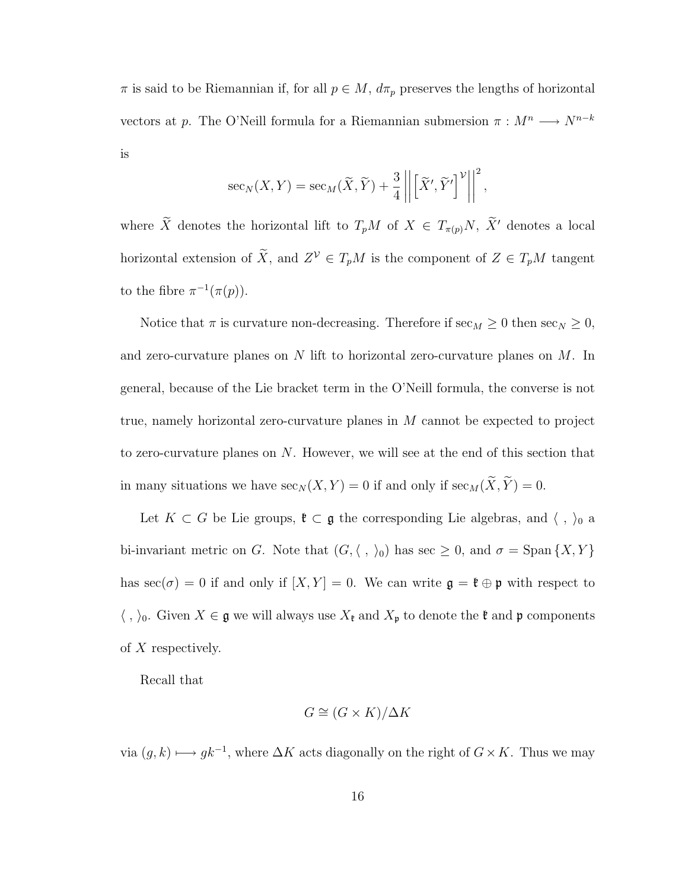$\pi$ is said to be Riemannian if, for all $p \in M$, $d\pi_p$ preserves the lengths of horizontal vectors at $p$. The O'Neill formula for a Riemannian submersion $\pi : M^n \longrightarrow N^{n-k}$ is

$$\sec_N(X, Y) = \sec_M(\widetilde{X}, \widetilde{Y}) + \frac{3}{4}\left|\left|\left[\widetilde{X}', \widetilde{Y}'\right]^{\mathcal{V}}\right|\right|^2,$$

where $\widetilde{X}$ denotes the horizontal lift to $T_pM$ of $X \in T_{\pi(p)}N$, $\widetilde{X}'$ denotes a local horizontal extension of $\widetilde{X}$, and $Z^{\mathcal{V}} \in T_pM$ is the component of $Z \in T_pM$ tangent to the fibre $\pi^{-1}(\pi(p))$.

Notice that $\pi$ is curvature non-decreasing. Therefore if $\sec_M \geq 0$ then $\sec_N \geq 0$, and zero-curvature planes on $N$ lift to horizontal zero-curvature planes on $M$. In general, because of the Lie bracket term in the O'Neill formula, the converse is not true, namely horizontal zero-curvature planes in $M$ cannot be expected to project to zero-curvature planes on $N$. However, we will see at the end of this section that in many situations we have $\sec_N(X, Y) = 0$ if and only if $\sec_M(\widetilde{X}, \widetilde{Y}) = 0$.

Let $K \subset G$ be Lie groups, $\mathfrak{k} \subset \mathfrak{g}$ the corresponding Lie algebras, and $\langle\ ,\ \rangle_0$ a bi-invariant metric on $G$. Note that $(G, \langle\ ,\ \rangle_0)$ has $\sec \geq 0$, and $\sigma = \text{Span}\,\{X, Y\}$ has $\sec(\sigma) = 0$ if and only if $[X, Y] = 0$. We can write $\mathfrak{g} = \mathfrak{k} \oplus \mathfrak{p}$ with respect to $\langle\ ,\ \rangle_0$. Given $X \in \mathfrak{g}$ we will always use $X_{\mathfrak{k}}$ and $X_{\mathfrak{p}}$ to denote the $\mathfrak{k}$ and $\mathfrak{p}$ components of $X$ respectively.

Recall that

$$G \cong (G \times K)/\Delta K$$

via $(g, k) \longmapsto gk^{-1}$, where $\Delta K$ acts diagonally on the right of $G \times K$. Thus we may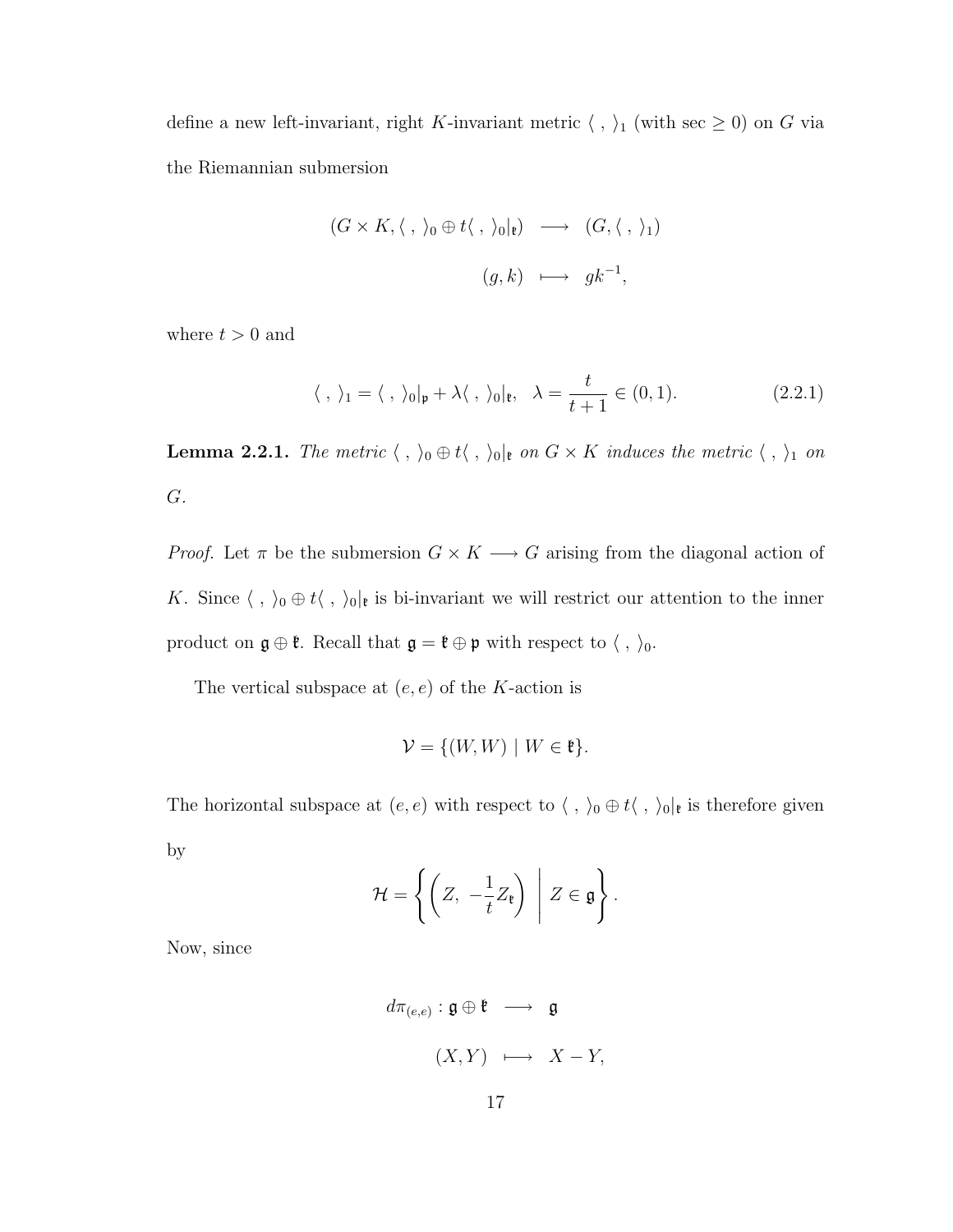define a new left-invariant, right $K$-invariant metric $\langle\ ,\ \rangle_1$ (with sec $\geq 0$) on $G$ via the Riemannian submersion

$$
\begin{aligned}
(G \times K, \langle\ ,\ \rangle_0 \oplus t\langle\ ,\ \rangle_0|_{\mathfrak{k}}) &\longrightarrow (G, \langle\ ,\ \rangle_1) \\
(g, k) &\longmapsto gk^{-1},
\end{aligned}
$$

where $t > 0$ and

$$
\langle\ ,\ \rangle_1 = \langle\ ,\ \rangle_0|_{\mathfrak{p}} + \lambda \langle\ ,\ \rangle_0|_{\mathfrak{k}}, \quad \lambda = \frac{t}{t+1} \in (0, 1). \tag{2.2.1}
$$

**Lemma 2.2.1.** *The metric $\langle\ ,\ \rangle_0 \oplus t\langle\ ,\ \rangle_0|_{\mathfrak{k}}$ on $G \times K$ induces the metric $\langle\ ,\ \rangle_1$ on $G$.*

*Proof.* Let $\pi$ be the submersion $G \times K \longrightarrow G$ arising from the diagonal action of $K$. Since $\langle\ ,\ \rangle_0 \oplus t\langle\ ,\ \rangle_0|_{\mathfrak{k}}$ is bi-invariant we will restrict our attention to the inner product on $\mathfrak{g} \oplus \mathfrak{k}$. Recall that $\mathfrak{g} = \mathfrak{k} \oplus \mathfrak{p}$ with respect to $\langle\ ,\ \rangle_0$.

The vertical subspace at $(e, e)$ of the $K$-action is

$$
\mathcal{V} = \{(W, W) \mid W \in \mathfrak{k}\}.
$$

The horizontal subspace at $(e, e)$ with respect to $\langle\ ,\ \rangle_0 \oplus t\langle\ ,\ \rangle_0|_{\mathfrak{k}}$ is therefore given by

$$
\mathcal{H} = \left\{ \left( Z,\ -\frac{1}{t} Z_{\mathfrak{k}} \right) \ \middle|\ Z \in \mathfrak{g} \right\}.
$$

Now, since

$$
\begin{aligned}
d\pi_{(e,e)} : \mathfrak{g} \oplus \mathfrak{k} &\longrightarrow \mathfrak{g} \\
(X, Y) &\longmapsto X - Y,
\end{aligned}
$$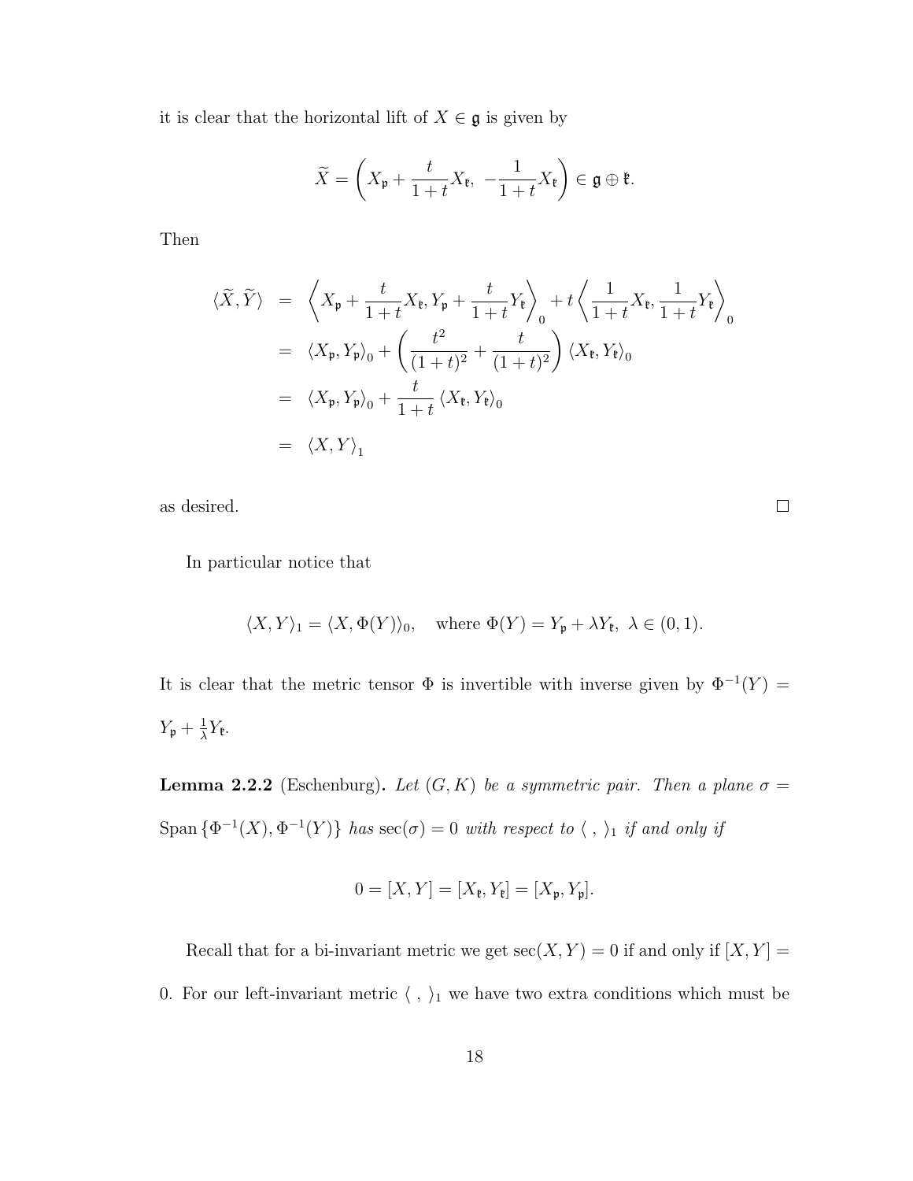it is clear that the horizontal lift of $X \in \mathfrak{g}$ is given by

$$\widetilde{X} = \left( X_{\mathfrak{p}} + \frac{t}{1+t} X_{\mathfrak{k}},\ -\frac{1}{1+t} X_{\mathfrak{k}} \right) \in \mathfrak{g} \oplus \mathfrak{k}.$$

Then

$$\begin{aligned}
\langle \widetilde{X}, \widetilde{Y} \rangle &= \left\langle X_{\mathfrak{p}} + \frac{t}{1+t} X_{\mathfrak{k}}, Y_{\mathfrak{p}} + \frac{t}{1+t} Y_{\mathfrak{k}} \right\rangle_0 + t \left\langle \frac{1}{1+t} X_{\mathfrak{k}}, \frac{1}{1+t} Y_{\mathfrak{k}} \right\rangle_0 \\
&= \langle X_{\mathfrak{p}}, Y_{\mathfrak{p}} \rangle_0 + \left( \frac{t^2}{(1+t)^2} + \frac{t}{(1+t)^2} \right) \langle X_{\mathfrak{k}}, Y_{\mathfrak{k}} \rangle_0 \\
&= \langle X_{\mathfrak{p}}, Y_{\mathfrak{p}} \rangle_0 + \frac{t}{1+t} \langle X_{\mathfrak{k}}, Y_{\mathfrak{k}} \rangle_0 \\
&= \langle X, Y \rangle_1
\end{aligned}$$

as desired. □

In particular notice that

$$\langle X, Y \rangle_1 = \langle X, \Phi(Y) \rangle_0, \quad \text{where } \Phi(Y) = Y_{\mathfrak{p}} + \lambda Y_{\mathfrak{k}},\ \lambda \in (0,1).$$

It is clear that the metric tensor $\Phi$ is invertible with inverse given by $\Phi^{-1}(Y) = Y_{\mathfrak{p}} + \frac{1}{\lambda} Y_{\mathfrak{k}}$.

**Lemma 2.2.2** (Eschenburg)**.** *Let $(G, K)$ be a symmetric pair. Then a plane $\sigma = \text{Span}\{\Phi^{-1}(X), \Phi^{-1}(Y)\}$ has $\sec(\sigma) = 0$ with respect to $\langle\ ,\ \rangle_1$ if and only if*

$$0 = [X, Y] = [X_{\mathfrak{k}}, Y_{\mathfrak{k}}] = [X_{\mathfrak{p}}, Y_{\mathfrak{p}}].$$

Recall that for a bi-invariant metric we get $\sec(X, Y) = 0$ if and only if $[X, Y] = 0$. For our left-invariant metric $\langle\ ,\ \rangle_1$ we have two extra conditions which must be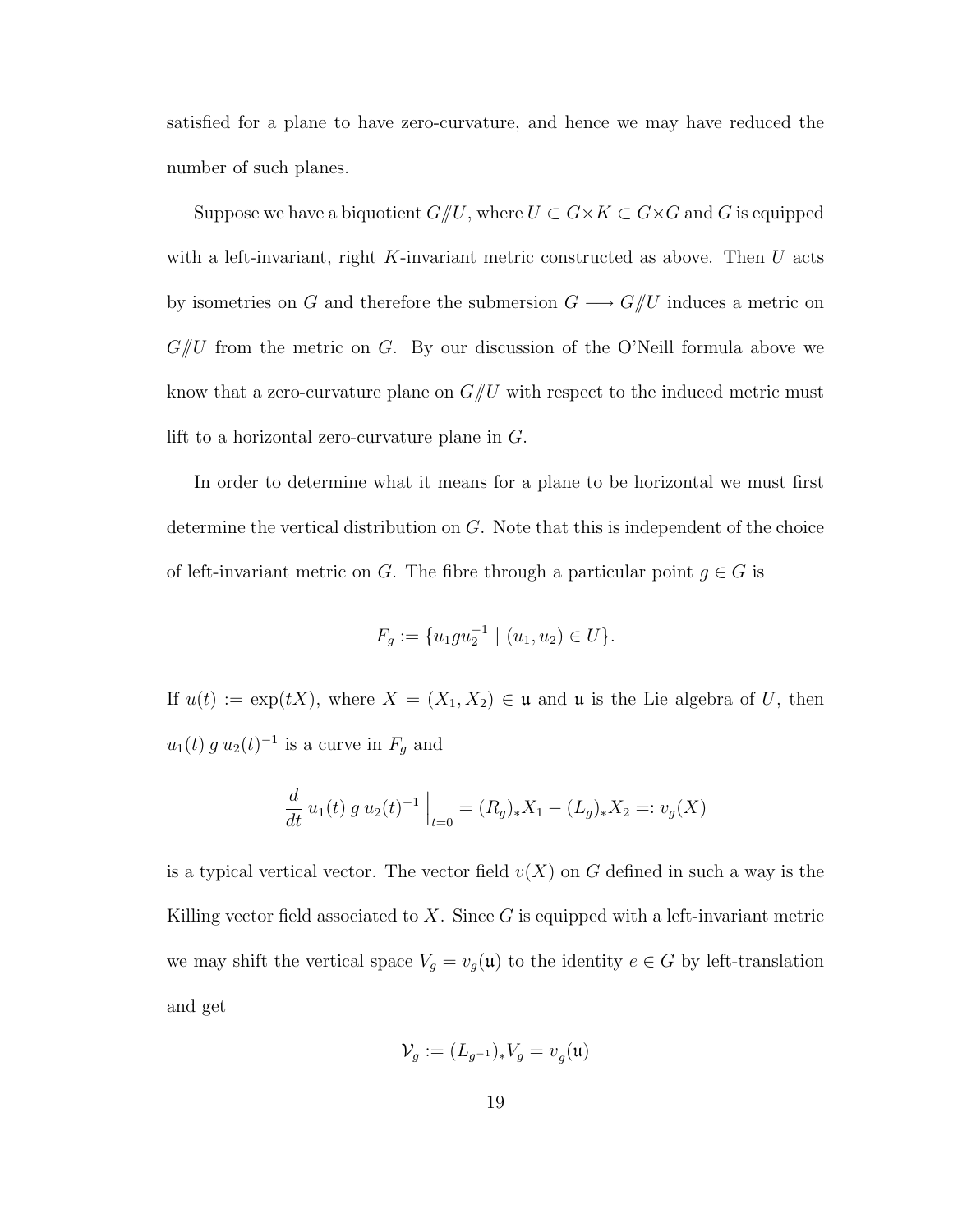satisfied for a plane to have zero-curvature, and hence we may have reduced the number of such planes.

Suppose we have a biquotient $G/\!\!/U$, where $U \subset G \times K \subset G \times G$ and $G$ is equipped with a left-invariant, right $K$-invariant metric constructed as above. Then $U$ acts by isometries on $G$ and therefore the submersion $G \longrightarrow G/\!\!/U$ induces a metric on $G/\!\!/U$ from the metric on $G$. By our discussion of the O'Neill formula above we know that a zero-curvature plane on $G/\!\!/U$ with respect to the induced metric must lift to a horizontal zero-curvature plane in $G$.

In order to determine what it means for a plane to be horizontal we must first determine the vertical distribution on $G$. Note that this is independent of the choice of left-invariant metric on $G$. The fibre through a particular point $g \in G$ is

$$F_g := \{u_1 g u_2^{-1} \mid (u_1, u_2) \in U\}.$$

If $u(t) := \exp(tX)$, where $X = (X_1, X_2) \in \mathfrak{u}$ and $\mathfrak{u}$ is the Lie algebra of $U$, then $u_1(t)\, g\, u_2(t)^{-1}$ is a curve in $F_g$ and

$$\frac{d}{dt}\, u_1(t)\, g\, u_2(t)^{-1}\,\Big|_{t=0} = (R_g)_* X_1 - (L_g)_* X_2 =: v_g(X)$$

is a typical vertical vector. The vector field $v(X)$ on $G$ defined in such a way is the Killing vector field associated to $X$. Since $G$ is equipped with a left-invariant metric we may shift the vertical space $V_g = v_g(\mathfrak{u})$ to the identity $e \in G$ by left-translation and get

$$\mathcal{V}_g := (L_{g^{-1}})_* V_g = \underline{v}_g(\mathfrak{u})$$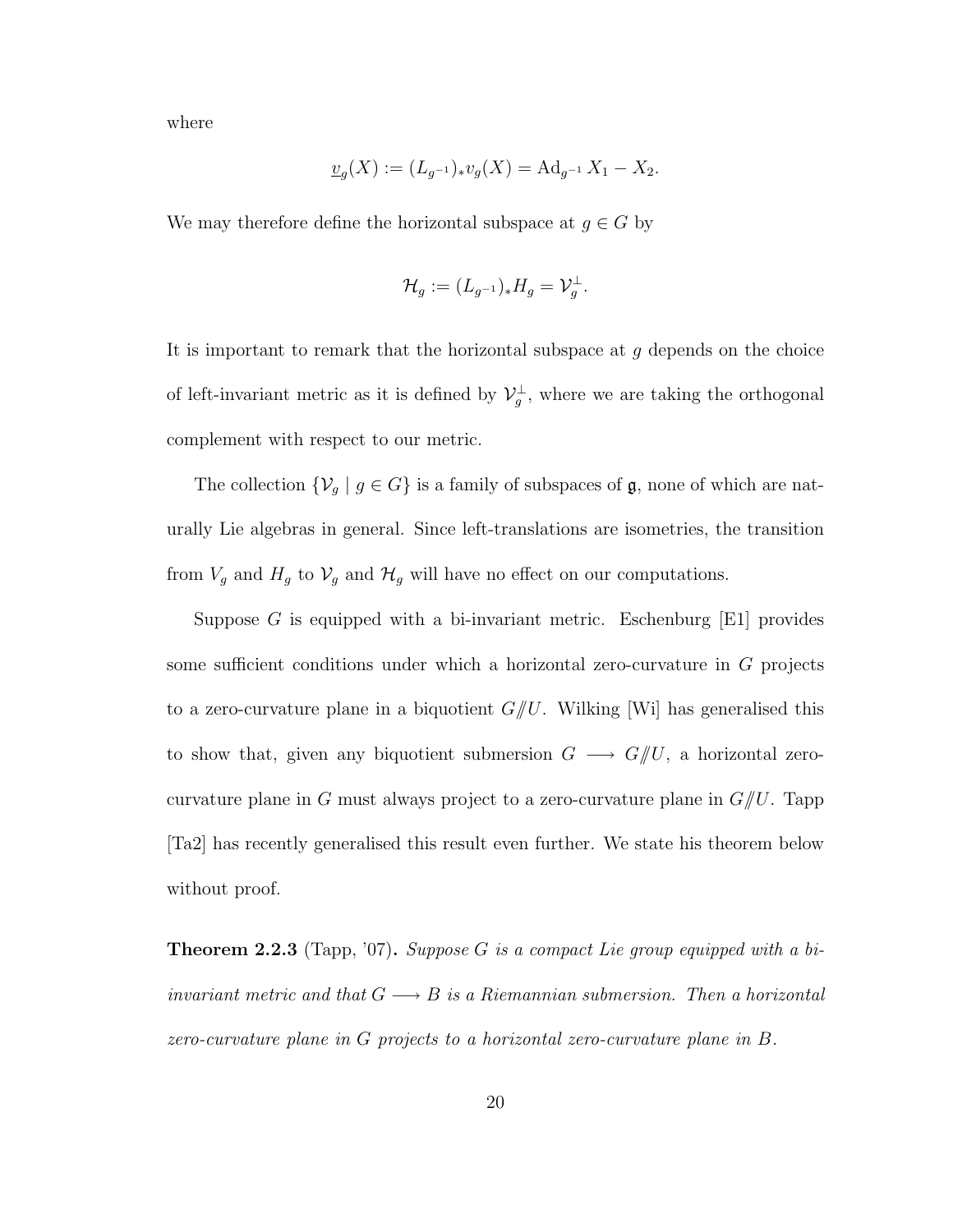where

$$\underline{v}_g(X) := (L_{g^{-1}})_* v_g(X) = \mathrm{Ad}_{g^{-1}} X_1 - X_2.$$

We may therefore define the horizontal subspace at $g \in G$ by

$$\mathcal{H}_g := (L_{g^{-1}})_* H_g = \mathcal{V}_g^{\perp}.$$

It is important to remark that the horizontal subspace at $g$ depends on the choice of left-invariant metric as it is defined by $\mathcal{V}_g^{\perp}$, where we are taking the orthogonal complement with respect to our metric.

The collection $\{\mathcal{V}_g \mid g \in G\}$ is a family of subspaces of $\mathfrak{g}$, none of which are naturally Lie algebras in general. Since left-translations are isometries, the transition from $V_g$ and $H_g$ to $\mathcal{V}_g$ and $\mathcal{H}_g$ will have no effect on our computations.

Suppose $G$ is equipped with a bi-invariant metric. Eschenburg [E1] provides some sufficient conditions under which a horizontal zero-curvature in $G$ projects to a zero-curvature plane in a biquotient $G/\!\!/U$. Wilking [Wi] has generalised this to show that, given any biquotient submersion $G \longrightarrow G/\!\!/U$, a horizontal zero-curvature plane in $G$ must always project to a zero-curvature plane in $G/\!\!/U$. Tapp [Ta2] has recently generalised this result even further. We state his theorem below without proof.

**Theorem 2.2.3** (Tapp, '07)**.** *Suppose $G$ is a compact Lie group equipped with a bi-invariant metric and that $G \longrightarrow B$ is a Riemannian submersion. Then a horizontal zero-curvature plane in $G$ projects to a horizontal zero-curvature plane in $B$.*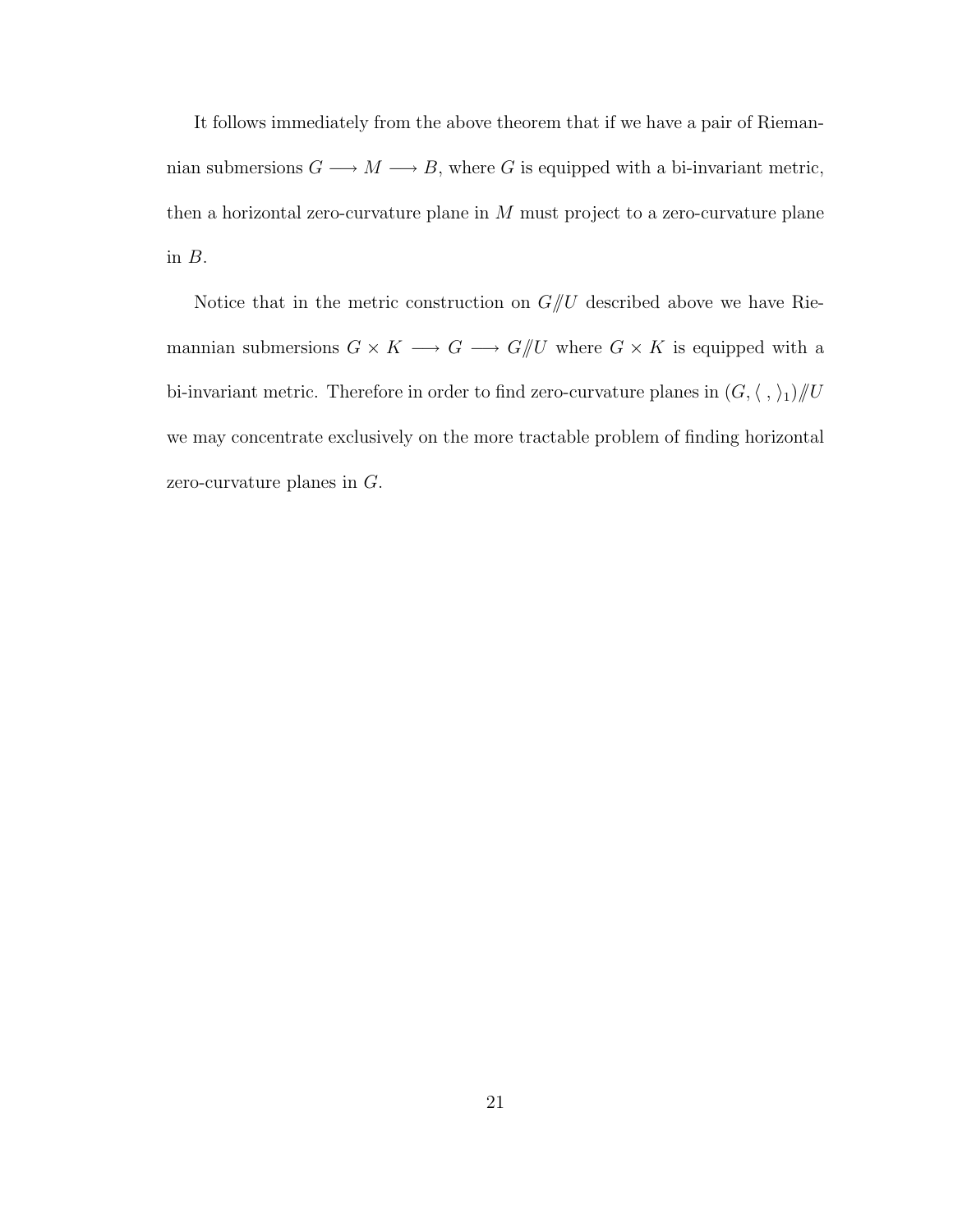It follows immediately from the above theorem that if we have a pair of Riemannian submersions $G \longrightarrow M \longrightarrow B$, where $G$ is equipped with a bi-invariant metric, then a horizontal zero-curvature plane in $M$ must project to a zero-curvature plane in $B$.

Notice that in the metric construction on $G/\!\!/U$ described above we have Riemannian submersions $G \times K \longrightarrow G \longrightarrow G/\!\!/U$ where $G \times K$ is equipped with a bi-invariant metric. Therefore in order to find zero-curvature planes in $(G, \langle\ ,\ \rangle_1)/\!\!/U$ we may concentrate exclusively on the more tractable problem of finding horizontal zero-curvature planes in $G$.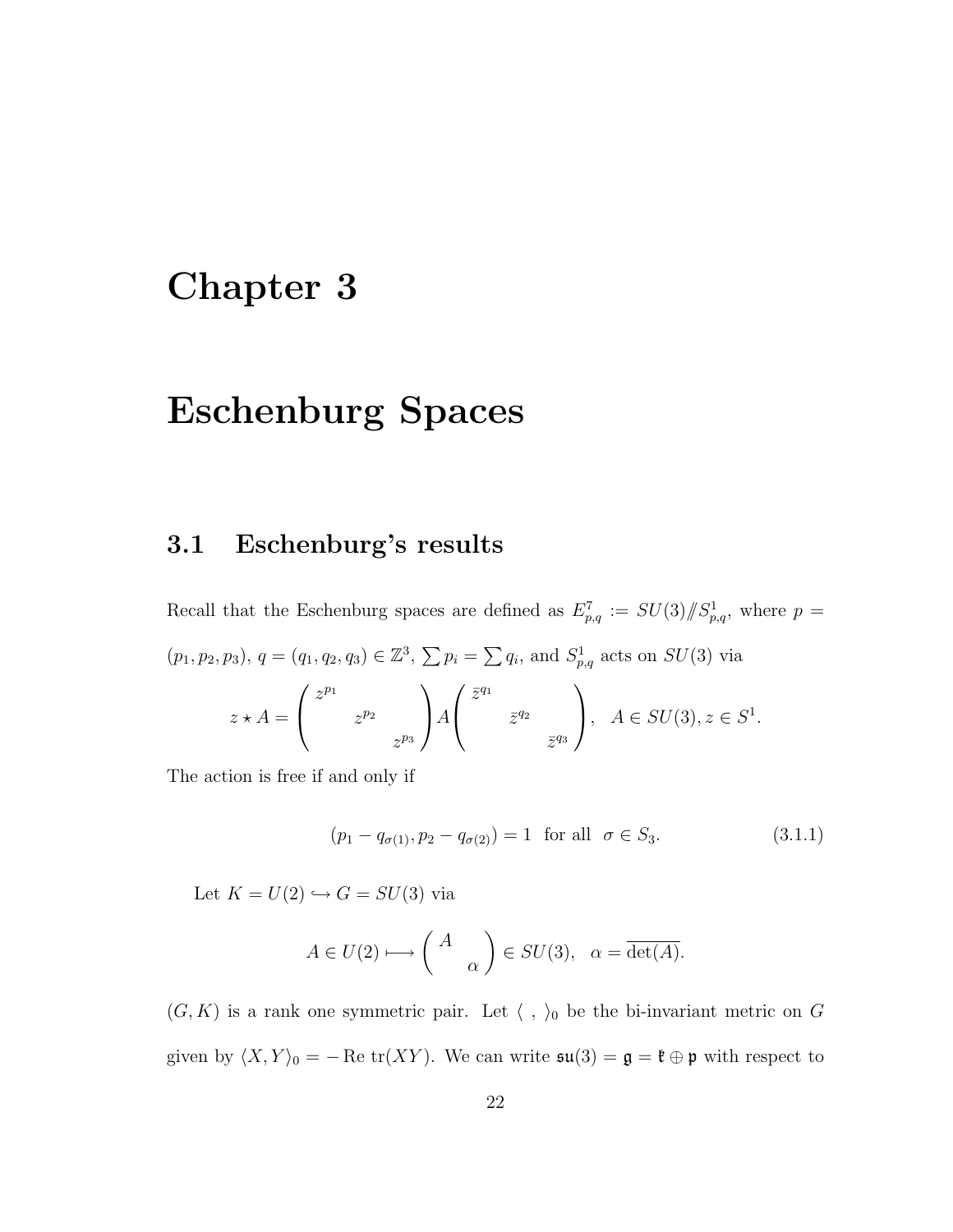# Chapter 3

# Eschenburg Spaces

## 3.1 Eschenburg's results

Recall that the Eschenburg spaces are defined as $E^7_{p,q} := SU(3)/\!\!/S^1_{p,q}$, where $p = (p_1, p_2, p_3)$, $q = (q_1, q_2, q_3) \in \mathbb{Z}^3$, $\sum p_i = \sum q_i$, and $S^1_{p,q}$ acts on $SU(3)$ via

$$z \star A = \begin{pmatrix} z^{p_1} & & \\ & z^{p_2} & \\ & & z^{p_3} \end{pmatrix} A \begin{pmatrix} \bar{z}^{q_1} & & \\ & \bar{z}^{q_2} & \\ & & \bar{z}^{q_3} \end{pmatrix}, \quad A \in SU(3), z \in S^1.$$

The action is free if and only if

$$(p_1 - q_{\sigma(1)}, p_2 - q_{\sigma(2)}) = 1 \quad \text{for all} \quad \sigma \in S_3. \tag{3.1.1}$$

Let $K = U(2) \hookrightarrow G = SU(3)$ via

$$A \in U(2) \longmapsto \begin{pmatrix} A & \\ & \alpha \end{pmatrix} \in SU(3), \quad \alpha = \overline{\det(A)}.$$

$(G, K)$ is a rank one symmetric pair. Let $\langle \ , \ \rangle_0$ be the bi-invariant metric on $G$ given by $\langle X, Y \rangle_0 = -\operatorname{Re}\operatorname{tr}(XY)$. We can write $\mathfrak{su}(3) = \mathfrak{g} = \mathfrak{k} \oplus \mathfrak{p}$ with respect to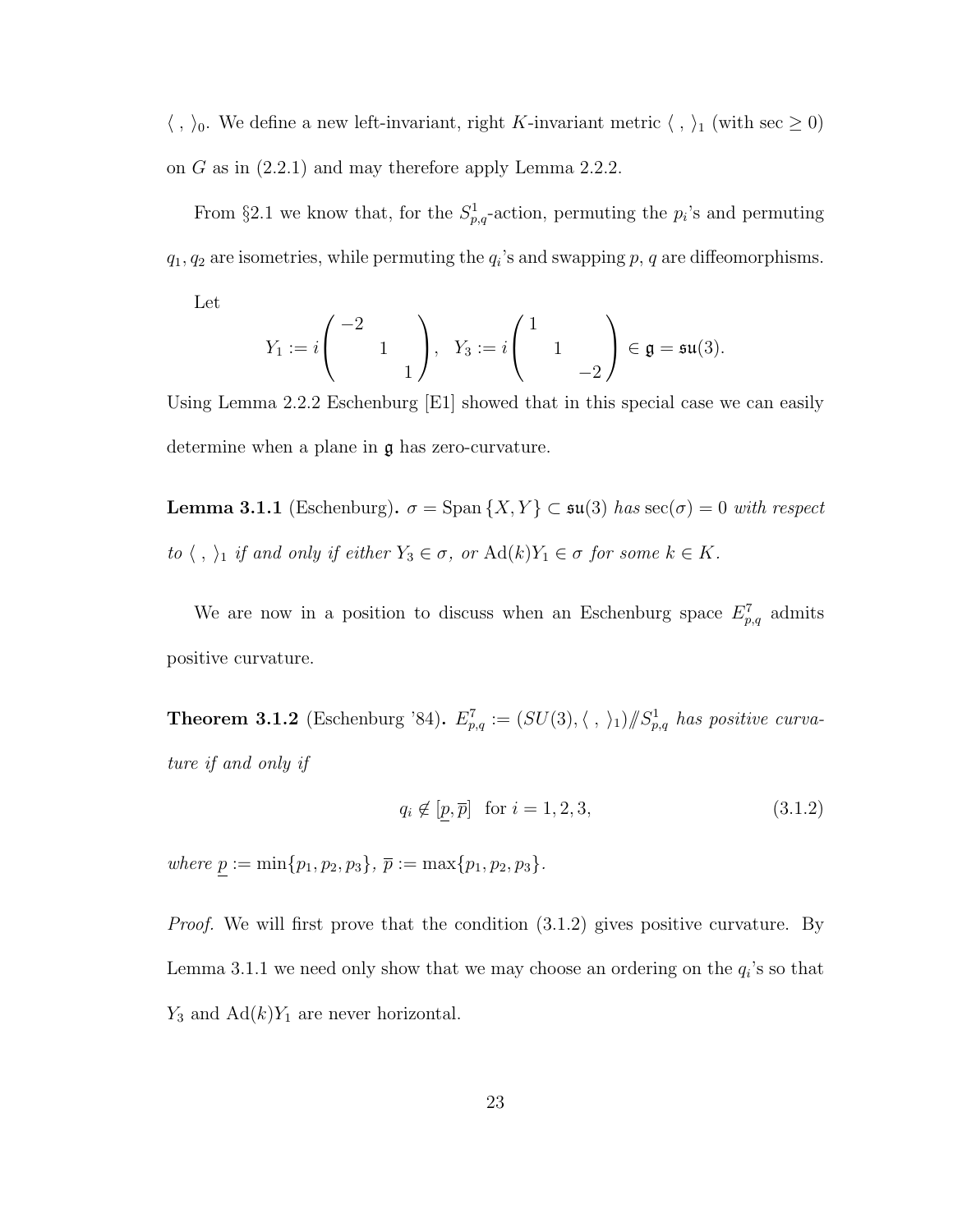$\langle\ ,\ \rangle_0$. We define a new left-invariant, right $K$-invariant metric $\langle\ ,\ \rangle_1$ (with sec $\geq 0$) on $G$ as in (2.2.1) and may therefore apply Lemma 2.2.2.

From §2.1 we know that, for the $S^1_{p,q}$-action, permuting the $p_i$'s and permuting $q_1, q_2$ are isometries, while permuting the $q_i$'s and swapping $p$, $q$ are diffeomorphisms.

Let

$$Y_1 := i\begin{pmatrix} -2 & & \\ & 1 & \\ & & 1 \end{pmatrix}, \quad Y_3 := i\begin{pmatrix} 1 & & \\ & 1 & \\ & & -2 \end{pmatrix} \in \mathfrak{g} = \mathfrak{su}(3).$$

Using Lemma 2.2.2 Eschenburg [E1] showed that in this special case we can easily determine when a plane in $\mathfrak{g}$ has zero-curvature.

**Lemma 3.1.1** (Eschenburg)**.** *$\sigma = \mathrm{Span}\{X, Y\} \subset \mathfrak{su}(3)$ has $\sec(\sigma) = 0$ with respect to $\langle\ ,\ \rangle_1$ if and only if either $Y_3 \in \sigma$, or $\mathrm{Ad}(k)Y_1 \in \sigma$ for some $k \in K$.*

We are now in a position to discuss when an Eschenburg space $E^7_{p,q}$ admits positive curvature.

**Theorem 3.1.2** (Eschenburg '84)**.** *$E^7_{p,q} := (SU(3), \langle\ ,\ \rangle_1)/\!\!/S^1_{p,q}$ has positive curvature if and only if*

$$q_i \notin [\underline{p}, \overline{p}] \quad \text{for } i = 1, 2, 3, \tag{3.1.2}$$

*where $\underline{p} := \min\{p_1, p_2, p_3\}$, $\overline{p} := \max\{p_1, p_2, p_3\}$.*

*Proof.* We will first prove that the condition (3.1.2) gives positive curvature. By Lemma 3.1.1 we need only show that we may choose an ordering on the $q_i$'s so that $Y_3$ and $\mathrm{Ad}(k)Y_1$ are never horizontal.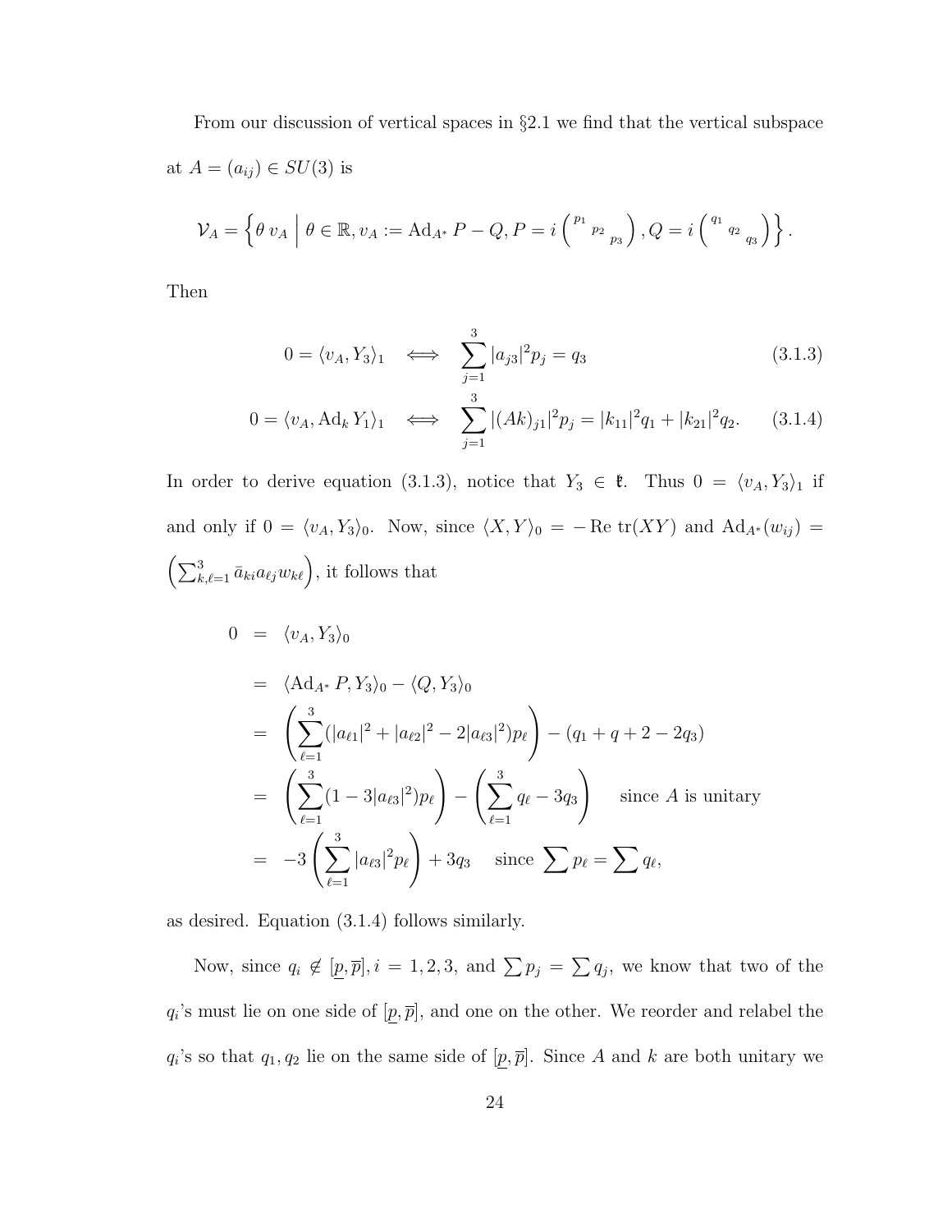From our discussion of vertical spaces in §2.1 we find that the vertical subspace at $A = (a_{ij}) \in SU(3)$ is

$$\mathcal{V}_A = \left\{ \theta\, v_A \;\middle|\; \theta \in \mathbb{R}, v_A := \mathrm{Ad}_{A^*} P - Q, P = i \begin{pmatrix} p_1 & & \\ & p_2 & \\ & & p_3 \end{pmatrix}, Q = i \begin{pmatrix} q_1 & & \\ & q_2 & \\ & & q_3 \end{pmatrix} \right\}.$$

Then

$$0 = \langle v_A, Y_3 \rangle_1 \iff \sum_{j=1}^{3} |a_{j3}|^2 p_j = q_3 \tag{3.1.3}$$

$$0 = \langle v_A, \mathrm{Ad}_k Y_1 \rangle_1 \iff \sum_{j=1}^{3} |(Ak)_{j1}|^2 p_j = |k_{11}|^2 q_1 + |k_{21}|^2 q_2. \tag{3.1.4}$$

In order to derive equation (3.1.3), notice that $Y_3 \in \mathfrak{k}$. Thus $0 = \langle v_A, Y_3 \rangle_1$ if and only if $0 = \langle v_A, Y_3 \rangle_0$. Now, since $\langle X, Y \rangle_0 = -\mathrm{Re}\,\mathrm{tr}(XY)$ and $\mathrm{Ad}_{A^*}(w_{ij}) = \left( \sum_{k,\ell=1}^{3} \bar{a}_{ki} a_{\ell j} w_{k\ell} \right)$, it follows that

$$\begin{aligned}
0 &= \langle v_A, Y_3 \rangle_0 \\
&= \langle \mathrm{Ad}_{A^*} P, Y_3 \rangle_0 - \langle Q, Y_3 \rangle_0 \\
&= \left( \sum_{\ell=1}^{3} (|a_{\ell 1}|^2 + |a_{\ell 2}|^2 - 2|a_{\ell 3}|^2) p_\ell \right) - (q_1 + q + 2 - 2q_3) \\
&= \left( \sum_{\ell=1}^{3} (1 - 3|a_{\ell 3}|^2) p_\ell \right) - \left( \sum_{\ell=1}^{3} q_\ell - 3q_3 \right) \qquad \text{since } A \text{ is unitary} \\
&= -3 \left( \sum_{\ell=1}^{3} |a_{\ell 3}|^2 p_\ell \right) + 3q_3 \quad \text{ since } \sum p_\ell = \sum q_\ell,
\end{aligned}$$

as desired. Equation (3.1.4) follows similarly.

Now, since $q_i \notin [\underline{p}, \overline{p}], i = 1, 2, 3$, and $\sum p_j = \sum q_j$, we know that two of the $q_i$'s must lie on one side of $[\underline{p}, \overline{p}]$, and one on the other. We reorder and relabel the $q_i$'s so that $q_1, q_2$ lie on the same side of $[\underline{p}, \overline{p}]$. Since $A$ and $k$ are both unitary we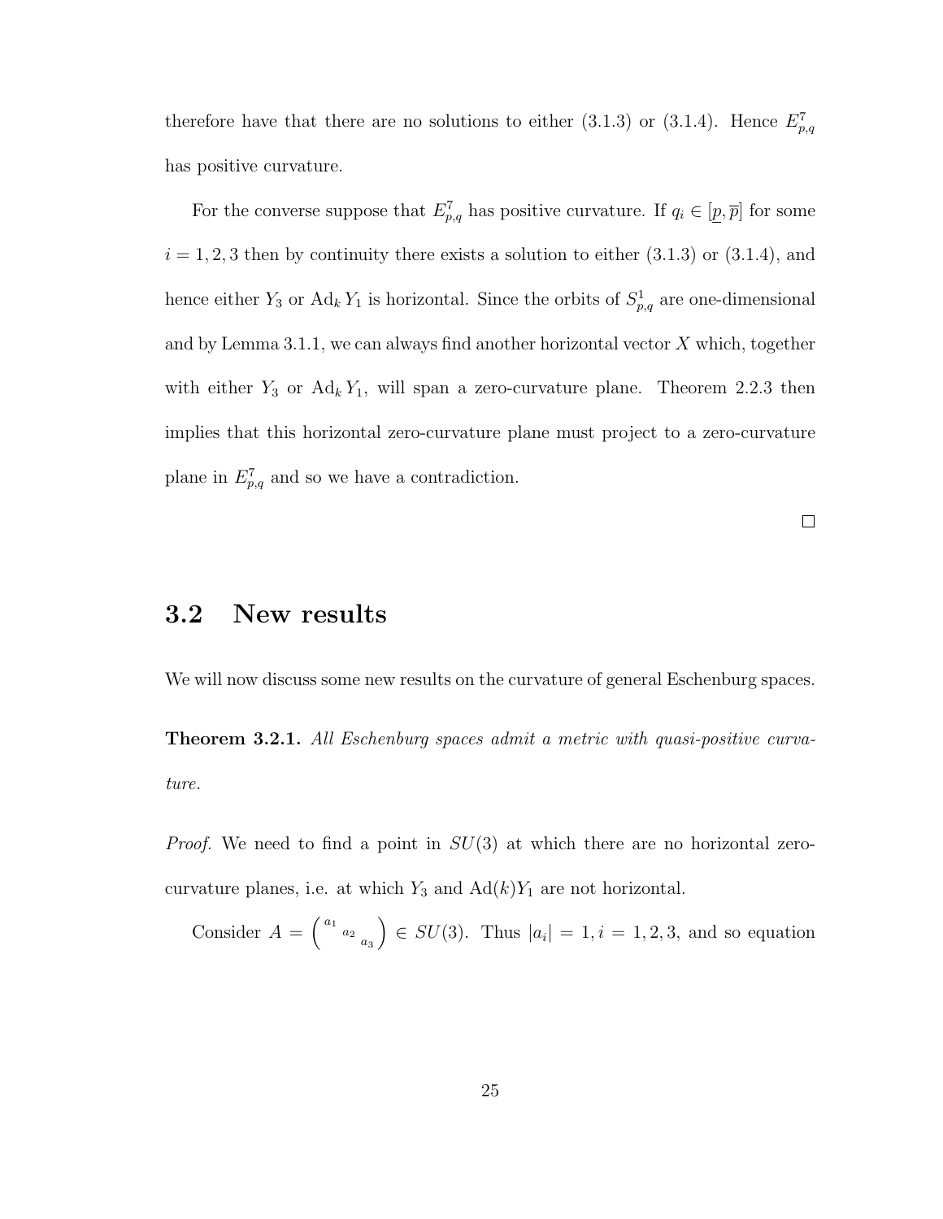therefore have that there are no solutions to either (3.1.3) or (3.1.4). Hence $E^7_{p,q}$ has positive curvature.

For the converse suppose that $E^7_{p,q}$ has positive curvature. If $q_i \in [\underline{p}, \overline{p}]$ for some $i = 1, 2, 3$ then by continuity there exists a solution to either (3.1.3) or (3.1.4), and hence either $Y_3$ or $\mathrm{Ad}_k Y_1$ is horizontal. Since the orbits of $S^1_{p,q}$ are one-dimensional and by Lemma 3.1.1, we can always find another horizontal vector $X$ which, together with either $Y_3$ or $\mathrm{Ad}_k Y_1$, will span a zero-curvature plane. Theorem 2.2.3 then implies that this horizontal zero-curvature plane must project to a zero-curvature plane in $E^7_{p,q}$ and so we have a contradiction.

□

## 3.2 New results

We will now discuss some new results on the curvature of general Eschenburg spaces.

**Theorem 3.2.1.** *All Eschenburg spaces admit a metric with quasi-positive curvature.*

*Proof.* We need to find a point in $SU(3)$ at which there are no horizontal zero-curvature planes, i.e. at which $Y_3$ and $\mathrm{Ad}(k)Y_1$ are not horizontal.

Consider $A = \begin{pmatrix} a_1 & & \\ & a_2 & \\ & & a_3 \end{pmatrix} \in SU(3)$. Thus $|a_i| = 1, i = 1, 2, 3$, and so equation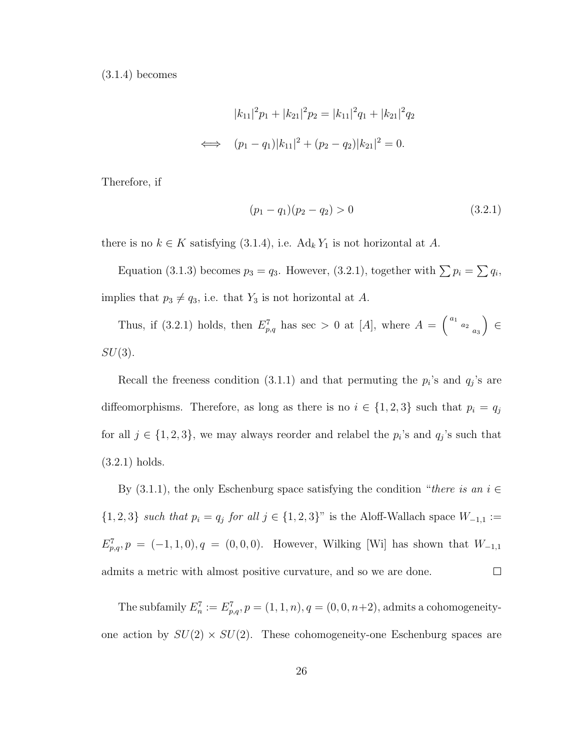(3.1.4) becomes

$$
\begin{aligned}
& |k_{11}|^2 p_1 + |k_{21}|^2 p_2 = |k_{11}|^2 q_1 + |k_{21}|^2 q_2 \\
\iff \quad & (p_1 - q_1)|k_{11}|^2 + (p_2 - q_2)|k_{21}|^2 = 0.
\end{aligned}
$$

Therefore, if

$$
(p_1 - q_1)(p_2 - q_2) > 0 \tag{3.2.1}
$$

there is no $k \in K$ satisfying (3.1.4), i.e. $\mathrm{Ad}_k Y_1$ is not horizontal at $A$.

Equation (3.1.3) becomes $p_3 = q_3$. However, (3.2.1), together with $\sum p_i = \sum q_i$, implies that $p_3 \neq q_3$, i.e. that $Y_3$ is not horizontal at $A$.

Thus, if (3.2.1) holds, then $E^7_{p,q}$ has sec $> 0$ at $[A]$, where $A = \begin{pmatrix} a_1 & & \\ & a_2 & \\ & & a_3 \end{pmatrix} \in SU(3)$.

Recall the freeness condition (3.1.1) and that permuting the $p_i$'s and $q_j$'s are diffeomorphisms. Therefore, as long as there is no $i \in \{1,2,3\}$ such that $p_i = q_j$ for all $j \in \{1,2,3\}$, we may always reorder and relabel the $p_i$'s and $q_j$'s such that (3.2.1) holds.

By (3.1.1), the only Eschenburg space satisfying the condition "*there is an $i \in \{1,2,3\}$ such that $p_i = q_j$ for all $j \in \{1,2,3\}$*" is the Aloff-Wallach space $W_{-1,1} := E^7_{p,q}, p = (-1,1,0), q = (0,0,0)$. However, Wilking [Wi] has shown that $W_{-1,1}$ admits a metric with almost positive curvature, and so we are done. □

The subfamily $E^7_n := E^7_{p,q}, p = (1,1,n), q = (0,0,n+2)$, admits a cohomogeneity-one action by $SU(2) \times SU(2)$. These cohomogeneity-one Eschenburg spaces are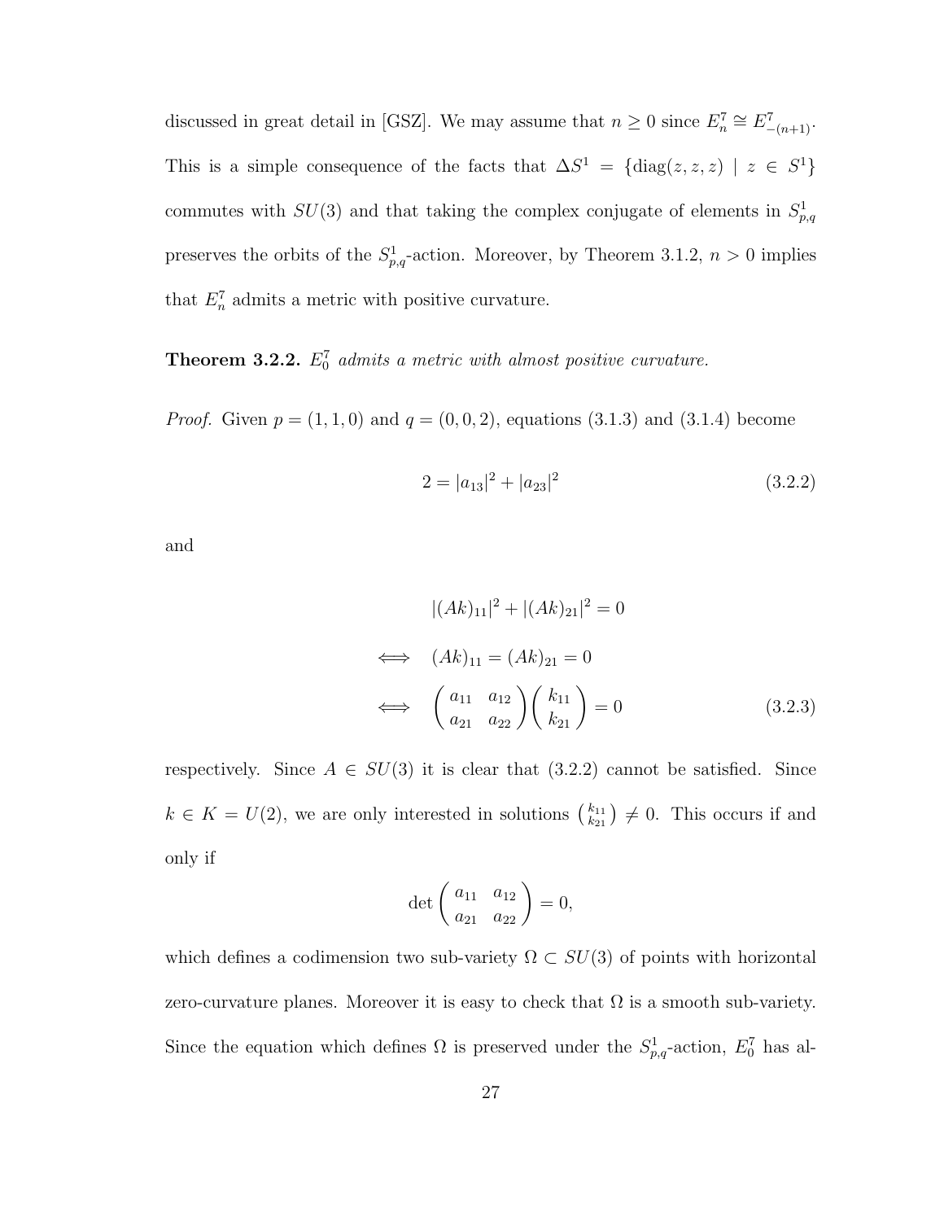discussed in great detail in [GSZ]. We may assume that $n \geq 0$ since $E^7_n \cong E^7_{-(n+1)}$. This is a simple consequence of the facts that $\Delta S^1 = \{\mathrm{diag}(z,z,z) \mid z \in S^1\}$ commutes with $SU(3)$ and that taking the complex conjugate of elements in $S^1_{p,q}$ preserves the orbits of the $S^1_{p,q}$-action. Moreover, by Theorem 3.1.2, $n > 0$ implies that $E^7_n$ admits a metric with positive curvature.

**Theorem 3.2.2.** *$E^7_0$ admits a metric with almost positive curvature.*

*Proof.* Given $p = (1,1,0)$ and $q = (0,0,2)$, equations (3.1.3) and (3.1.4) become

$$2 = |a_{13}|^2 + |a_{23}|^2 \tag{3.2.2}$$

and

$$\begin{aligned} & |(Ak)_{11}|^2 + |(Ak)_{21}|^2 = 0 \\ \iff \quad & (Ak)_{11} = (Ak)_{21} = 0 \\ \iff \quad & \begin{pmatrix} a_{11} & a_{12} \\ a_{21} & a_{22} \end{pmatrix} \begin{pmatrix} k_{11} \\ k_{21} \end{pmatrix} = 0 \end{aligned} \tag{3.2.3}$$

respectively. Since $A \in SU(3)$ it is clear that (3.2.2) cannot be satisfied. Since $k \in K = U(2)$, we are only interested in solutions $\left(\begin{smallmatrix} k_{11} \\ k_{21} \end{smallmatrix}\right) \neq 0$. This occurs if and only if

$$\det \begin{pmatrix} a_{11} & a_{12} \\ a_{21} & a_{22} \end{pmatrix} = 0,$$

which defines a codimension two sub-variety $\Omega \subset SU(3)$ of points with horizontal zero-curvature planes. Moreover it is easy to check that $\Omega$ is a smooth sub-variety. Since the equation which defines $\Omega$ is preserved under the $S^1_{p,q}$-action, $E^7_0$ has al-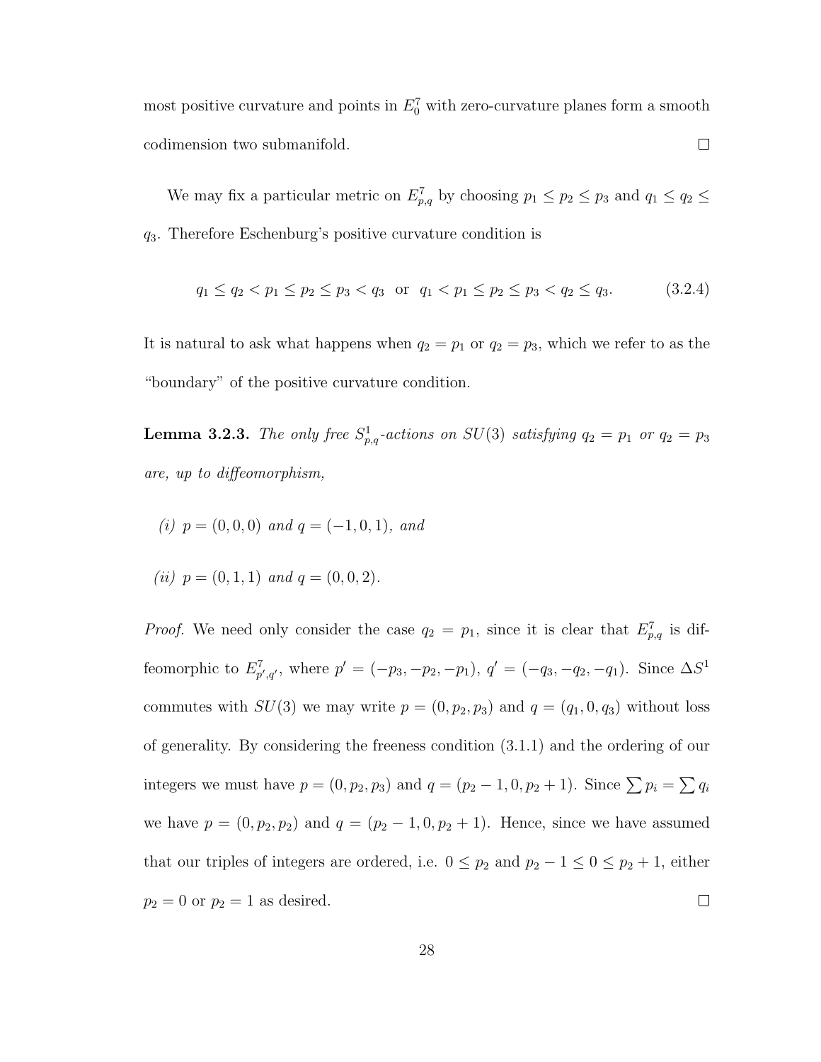most positive curvature and points in $E^7_0$ with zero-curvature planes form a smooth codimension two submanifold. $\square$

We may fix a particular metric on $E^7_{p,q}$ by choosing $p_1 \leq p_2 \leq p_3$ and $q_1 \leq q_2 \leq q_3$. Therefore Eschenburg's positive curvature condition is

$$q_1 \leq q_2 < p_1 \leq p_2 \leq p_3 < q_3 \quad \text{or} \quad q_1 < p_1 \leq p_2 \leq p_3 < q_2 \leq q_3. \tag{3.2.4}$$

It is natural to ask what happens when $q_2 = p_1$ or $q_2 = p_3$, which we refer to as the "boundary" of the positive curvature condition.

**Lemma 3.2.3.** *The only free $S^1_{p,q}$-actions on $SU(3)$ satisfying $q_2 = p_1$ or $q_2 = p_3$ are, up to diffeomorphism,*

*(i) $p = (0, 0, 0)$ and $q = (-1, 0, 1)$, and*

*(ii) $p = (0, 1, 1)$ and $q = (0, 0, 2)$.*

*Proof.* We need only consider the case $q_2 = p_1$, since it is clear that $E^7_{p,q}$ is diffeomorphic to $E^7_{p',q'}$, where $p' = (-p_3, -p_2, -p_1)$, $q' = (-q_3, -q_2, -q_1)$. Since $\Delta S^1$ commutes with $SU(3)$ we may write $p = (0, p_2, p_3)$ and $q = (q_1, 0, q_3)$ without loss of generality. By considering the freeness condition (3.1.1) and the ordering of our integers we must have $p = (0, p_2, p_3)$ and $q = (p_2 - 1, 0, p_2 + 1)$. Since $\sum p_i = \sum q_i$ we have $p = (0, p_2, p_2)$ and $q = (p_2 - 1, 0, p_2 + 1)$. Hence, since we have assumed that our triples of integers are ordered, i.e. $0 \leq p_2$ and $p_2 - 1 \leq 0 \leq p_2 + 1$, either $p_2 = 0$ or $p_2 = 1$ as desired. $\square$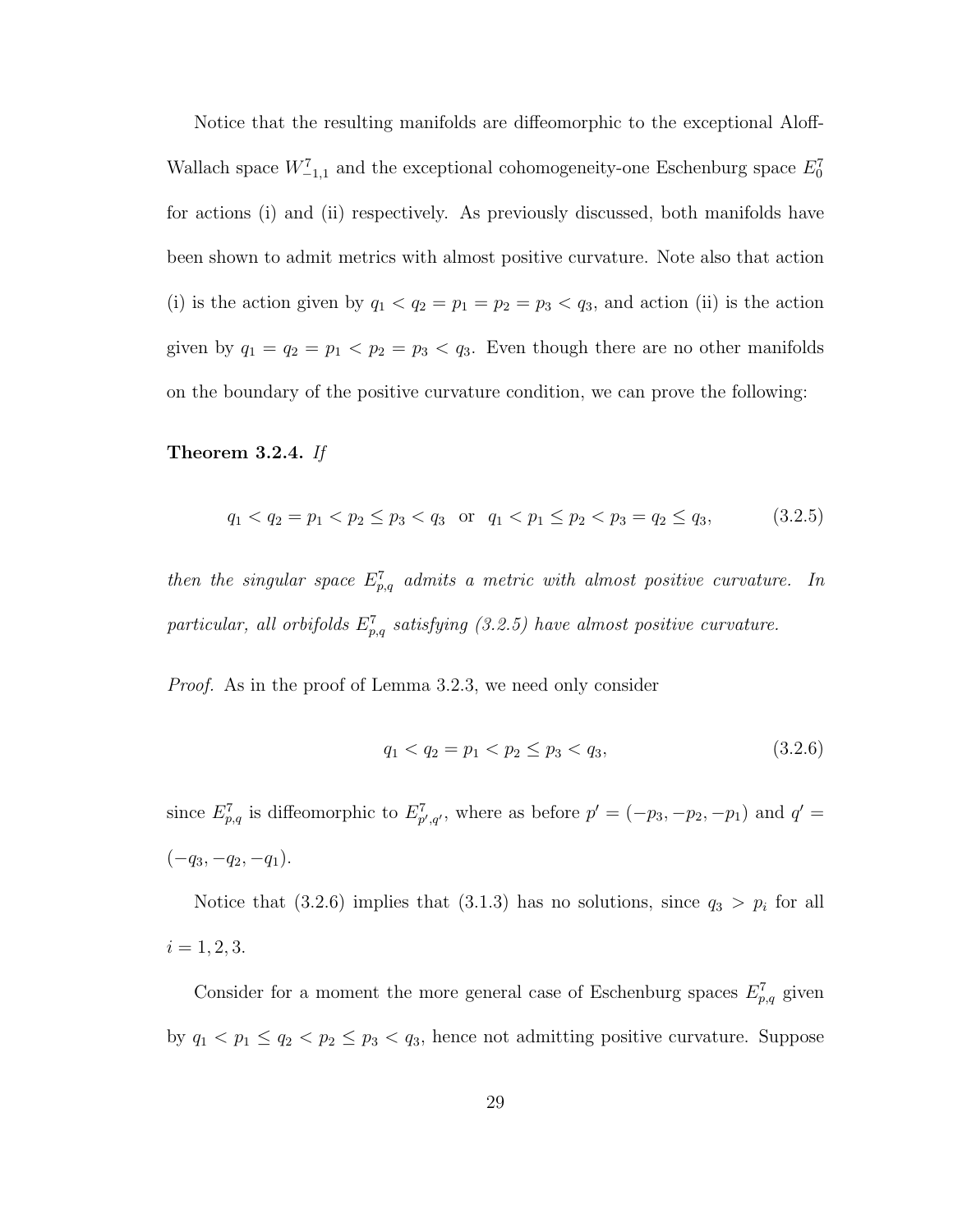Notice that the resulting manifolds are diffeomorphic to the exceptional Aloff-Wallach space $W^7_{-1,1}$ and the exceptional cohomogeneity-one Eschenburg space $E^7_0$ for actions (i) and (ii) respectively. As previously discussed, both manifolds have been shown to admit metrics with almost positive curvature. Note also that action (i) is the action given by $q_1 < q_2 = p_1 = p_2 = p_3 < q_3$, and action (ii) is the action given by $q_1 = q_2 = p_1 < p_2 = p_3 < q_3$. Even though there are no other manifolds on the boundary of the positive curvature condition, we can prove the following:

**Theorem 3.2.4.** *If*

$$q_1 < q_2 = p_1 < p_2 \leq p_3 < q_3 \quad \text{or} \quad q_1 < p_1 \leq p_2 < p_3 = q_2 \leq q_3, \tag{3.2.5}$$

*then the singular space $E^7_{p,q}$ admits a metric with almost positive curvature. In particular, all orbifolds $E^7_{p,q}$ satisfying (3.2.5) have almost positive curvature.*

*Proof.* As in the proof of Lemma 3.2.3, we need only consider

$$q_1 < q_2 = p_1 < p_2 \leq p_3 < q_3, \tag{3.2.6}$$

since $E^7_{p,q}$ is diffeomorphic to $E^7_{p',q'}$, where as before $p' = (-p_3, -p_2, -p_1)$ and $q' = (-q_3, -q_2, -q_1)$.

Notice that (3.2.6) implies that (3.1.3) has no solutions, since $q_3 > p_i$ for all $i = 1, 2, 3$.

Consider for a moment the more general case of Eschenburg spaces $E^7_{p,q}$ given by $q_1 < p_1 \leq q_2 < p_2 \leq p_3 < q_3$, hence not admitting positive curvature. Suppose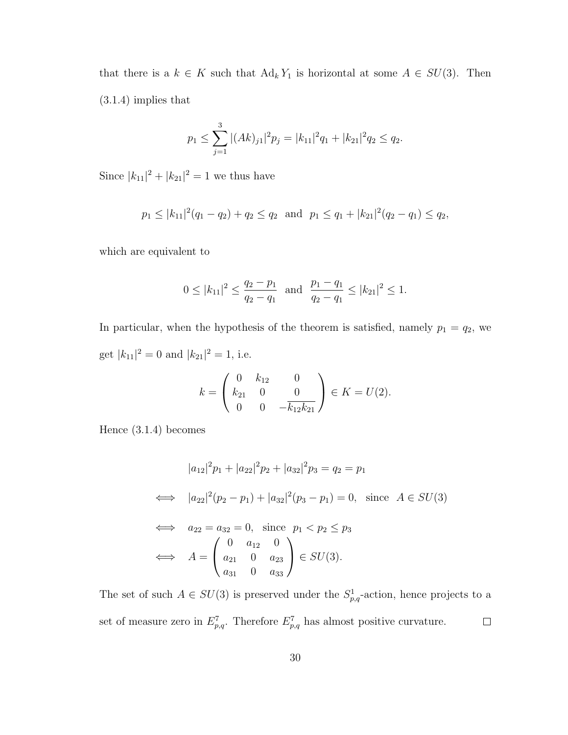that there is a $k \in K$ such that $\mathrm{Ad}_k Y_1$ is horizontal at some $A \in SU(3)$. Then (3.1.4) implies that

$$p_1 \leq \sum_{j=1}^{3} |(Ak)_{j1}|^2 p_j = |k_{11}|^2 q_1 + |k_{21}|^2 q_2 \leq q_2.$$

Since $|k_{11}|^2 + |k_{21}|^2 = 1$ we thus have

$$p_1 \leq |k_{11}|^2(q_1 - q_2) + q_2 \leq q_2 \quad \text{and} \quad p_1 \leq q_1 + |k_{21}|^2(q_2 - q_1) \leq q_2,$$

which are equivalent to

$$0 \leq |k_{11}|^2 \leq \frac{q_2 - p_1}{q_2 - q_1} \quad \text{and} \quad \frac{p_1 - q_1}{q_2 - q_1} \leq |k_{21}|^2 \leq 1.$$

In particular, when the hypothesis of the theorem is satisfied, namely $p_1 = q_2$, we get $|k_{11}|^2 = 0$ and $|k_{21}|^2 = 1$, i.e.

$$k = \begin{pmatrix} 0 & k_{12} & 0 \\ k_{21} & 0 & 0 \\ 0 & 0 & -\overline{k_{12}k_{21}} \end{pmatrix} \in K = U(2).$$

Hence (3.1.4) becomes

$$\begin{aligned}
& |a_{12}|^2 p_1 + |a_{22}|^2 p_2 + |a_{32}|^2 p_3 = q_2 = p_1 \\
\iff \quad & |a_{22}|^2(p_2 - p_1) + |a_{32}|^2(p_3 - p_1) = 0, \quad \text{since} \quad A \in SU(3) \\
\iff \quad & a_{22} = a_{32} = 0, \quad \text{since} \quad p_1 < p_2 \leq p_3 \\
\iff \quad & A = \begin{pmatrix} 0 & a_{12} & 0 \\ a_{21} & 0 & a_{23} \\ a_{31} & 0 & a_{33} \end{pmatrix} \in SU(3).
\end{aligned}$$

The set of such $A \in SU(3)$ is preserved under the $S^1_{p,q}$-action, hence projects to a set of measure zero in $E^7_{p,q}$. Therefore $E^7_{p,q}$ has almost positive curvature. $\square$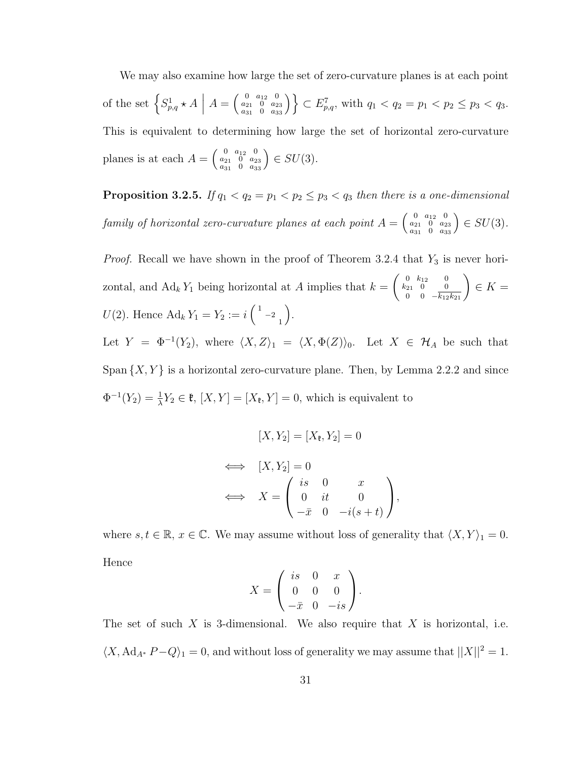We may also examine how large the set of zero-curvature planes is at each point of the set $\left\{ S^1_{p,q} \star A \;\middle|\; A = \left(\begin{smallmatrix} 0 & a_{12} & 0 \\ a_{21} & 0 & a_{23} \\ a_{31} & 0 & a_{33} \end{smallmatrix}\right) \right\} \subset E^7_{p,q}$, with $q_1 < q_2 = p_1 < p_2 \leq p_3 < q_3$. This is equivalent to determining how large the set of horizontal zero-curvature planes is at each $A = \left(\begin{smallmatrix} 0 & a_{12} & 0 \\ a_{21} & 0 & a_{23} \\ a_{31} & 0 & a_{33} \end{smallmatrix}\right) \in SU(3)$.

**Proposition 3.2.5.** *If $q_1 < q_2 = p_1 < p_2 \leq p_3 < q_3$ then there is a one-dimensional family of horizontal zero-curvature planes at each point $A = \left(\begin{smallmatrix} 0 & a_{12} & 0 \\ a_{21} & 0 & a_{23} \\ a_{31} & 0 & a_{33} \end{smallmatrix}\right) \in SU(3)$.*

*Proof.* Recall we have shown in the proof of Theorem 3.2.4 that $Y_3$ is never horizontal, and $\operatorname{Ad}_k Y_1$ being horizontal at $A$ implies that $k = \left(\begin{smallmatrix} 0 & k_{12} & 0 \\ k_{21} & 0 & 0 \\ 0 & 0 & -\overline{k_{12}k_{21}} \end{smallmatrix}\right) \in K = U(2)$. Hence $\operatorname{Ad}_k Y_1 = Y_2 := i\left(\begin{smallmatrix} 1 & & \\ & -2 & \\ & & 1 \end{smallmatrix}\right)$.

Let $Y = \Phi^{-1}(Y_2)$, where $\langle X, Z\rangle_1 = \langle X, \Phi(Z)\rangle_0$. Let $X \in \mathcal{H}_A$ be such that $\operatorname{Span}\{X, Y\}$ is a horizontal zero-curvature plane. Then, by Lemma 2.2.2 and since $\Phi^{-1}(Y_2) = \frac{1}{\lambda} Y_2 \in \mathfrak{k}$, $[X, Y] = [X_{\mathfrak{k}}, Y] = 0$, which is equivalent to

$$
\begin{aligned}
& [X, Y_2] = [X_{\mathfrak{k}}, Y_2] = 0 \\
\iff\quad & [X, Y_2] = 0 \\
\iff\quad & X = \begin{pmatrix} is & 0 & x \\ 0 & it & 0 \\ -\bar{x} & 0 & -i(s+t) \end{pmatrix},
\end{aligned}
$$

where $s, t \in \mathbb{R}$, $x \in \mathbb{C}$. We may assume without loss of generality that $\langle X, Y\rangle_1 = 0$. Hence

$$
X = \begin{pmatrix} is & 0 & x \\ 0 & 0 & 0 \\ -\bar{x} & 0 & -is \end{pmatrix}.
$$

The set of such $X$ is 3-dimensional. We also require that $X$ is horizontal, i.e. $\langle X, \operatorname{Ad}_{A^*} P - Q\rangle_1 = 0$, and without loss of generality we may assume that $||X||^2 = 1$.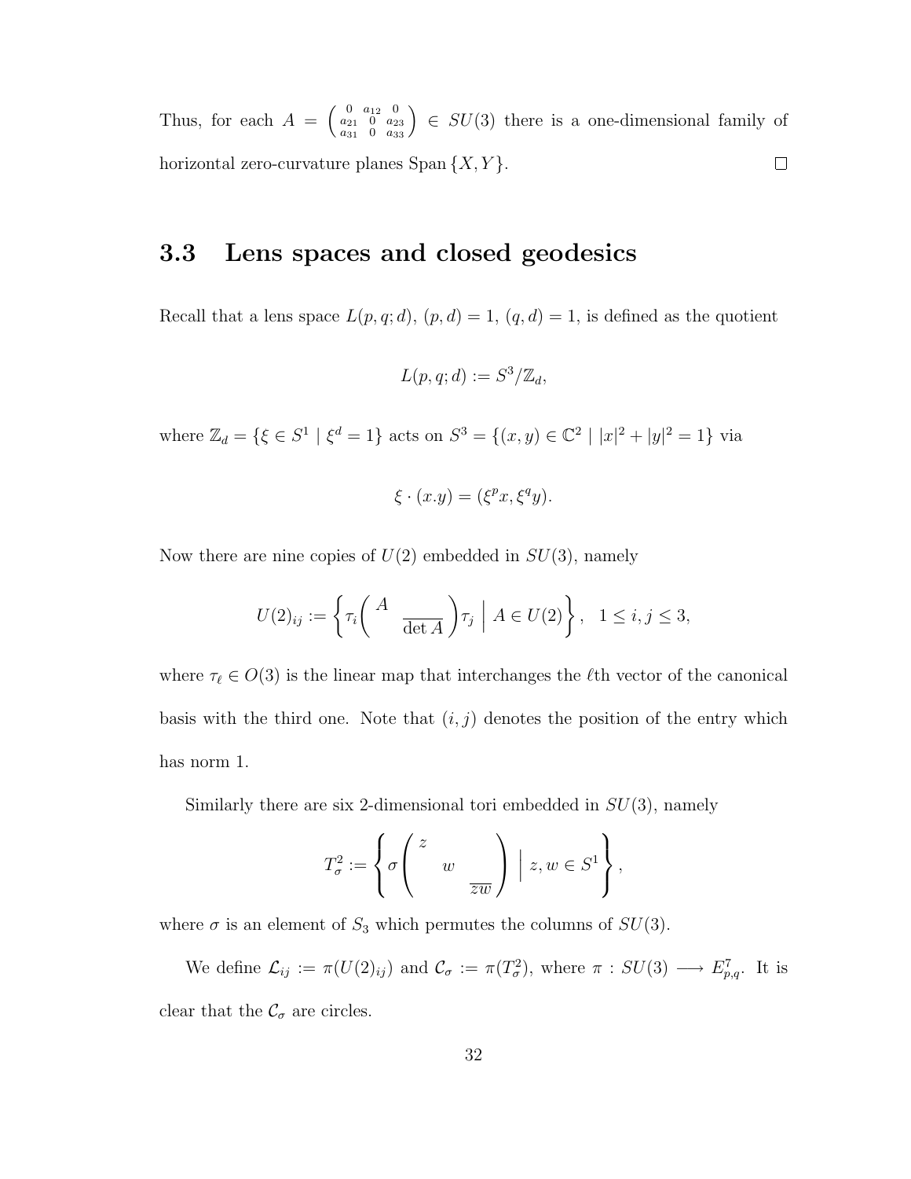Thus, for each $A = \left(\begin{smallmatrix} 0 & a_{12} & 0 \\ a_{21} & 0 & a_{23} \\ a_{31} & 0 & a_{33} \end{smallmatrix}\right) \in SU(3)$ there is a one-dimensional family of horizontal zero-curvature planes $\operatorname{Span}\{X, Y\}$. $\square$

## 3.3 Lens spaces and closed geodesics

Recall that a lens space $L(p,q;d)$, $(p,d) = 1$, $(q,d) = 1$, is defined as the quotient

$$L(p,q;d) := S^3/\mathbb{Z}_d,$$

where $\mathbb{Z}_d = \{\xi \in S^1 \mid \xi^d = 1\}$ acts on $S^3 = \{(x,y) \in \mathbb{C}^2 \mid |x|^2 + |y|^2 = 1\}$ via

$$\xi \cdot (x.y) = (\xi^p x, \xi^q y).$$

Now there are nine copies of $U(2)$ embedded in $SU(3)$, namely

$$U(2)_{ij} := \left\{ \tau_i \begin{pmatrix} A & \\ & \overline{\det A} \end{pmatrix} \tau_j \;\middle|\; A \in U(2) \right\}, \quad 1 \le i, j \le 3,$$

where $\tau_\ell \in O(3)$ is the linear map that interchanges the $\ell$th vector of the canonical basis with the third one. Note that $(i,j)$ denotes the position of the entry which has norm 1.

Similarly there are six 2-dimensional tori embedded in $SU(3)$, namely

$$T^2_\sigma := \left\{ \sigma \begin{pmatrix} z & & \\ & w & \\ & & \overline{zw} \end{pmatrix} \;\middle|\; z, w \in S^1 \right\},$$

where $\sigma$ is an element of $S_3$ which permutes the columns of $SU(3)$.

We define $\mathcal{L}_{ij} := \pi(U(2)_{ij})$ and $\mathcal{C}_\sigma := \pi(T^2_\sigma)$, where $\pi : SU(3) \longrightarrow E^7_{p,q}$. It is clear that the $\mathcal{C}_\sigma$ are circles.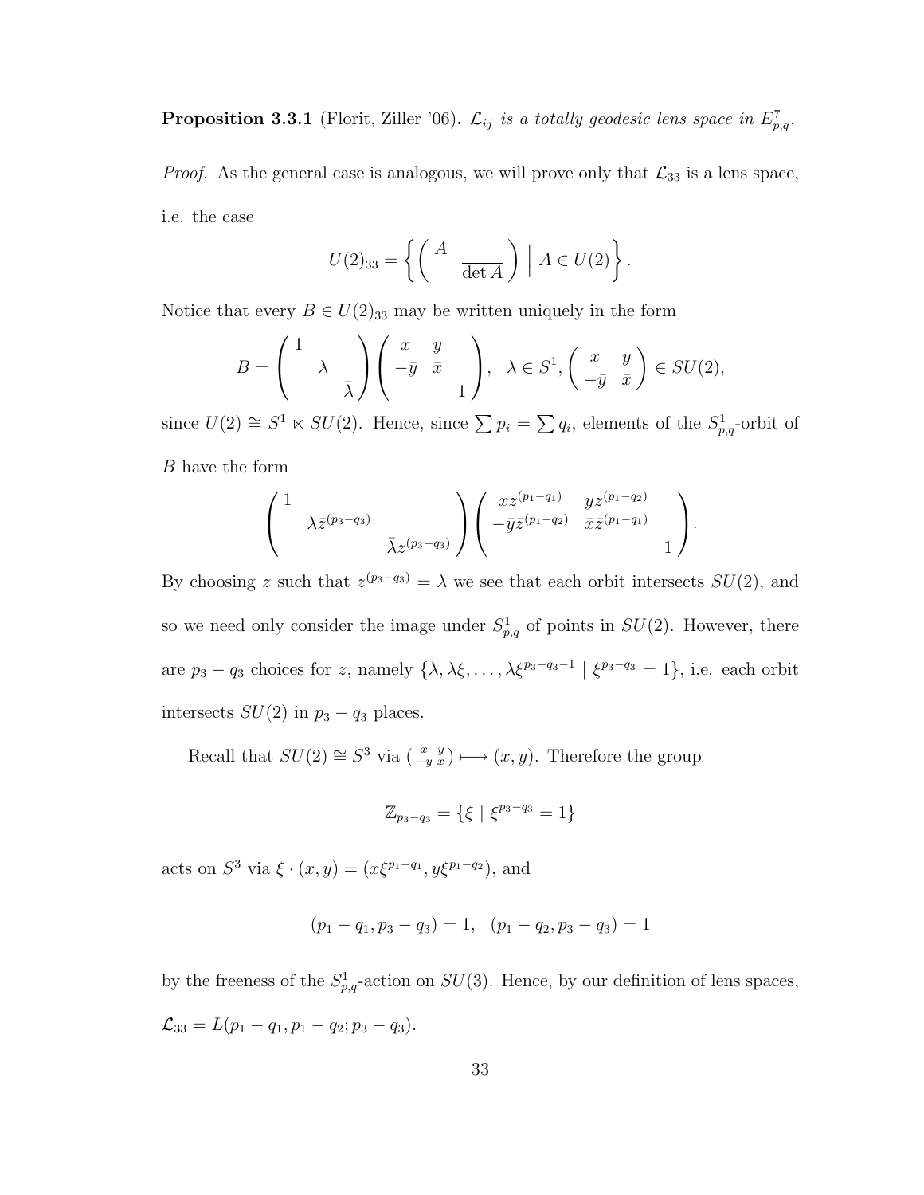**Proposition 3.3.1** (Florit, Ziller '06)**.** *$\mathcal{L}_{ij}$ is a totally geodesic lens space in $E^7_{p,q}$.*

*Proof.* As the general case is analogous, we will prove only that $\mathcal{L}_{33}$ is a lens space, i.e. the case

$$U(2)_{33} = \left\{ \begin{pmatrix} A & \\ & \det A \end{pmatrix} \;\middle|\; A \in U(2) \right\}.$$

Notice that every $B \in U(2)_{33}$ may be written uniquely in the form

$$B = \begin{pmatrix} 1 & & \\ & \lambda & \\ & & \bar{\lambda} \end{pmatrix} \begin{pmatrix} x & y & \\ -\bar{y} & \bar{x} & \\ & & 1 \end{pmatrix}, \quad \lambda \in S^1, \begin{pmatrix} x & y \\ -\bar{y} & \bar{x} \end{pmatrix} \in SU(2),$$

since $U(2) \cong S^1 \ltimes SU(2)$. Hence, since $\sum p_i = \sum q_i$, elements of the $S^1_{p,q}$-orbit of $B$ have the form

$$\begin{pmatrix} 1 & & \\ & \lambda \bar{z}^{(p_3 - q_3)} & \\ & & \bar{\lambda} z^{(p_3 - q_3)} \end{pmatrix} \begin{pmatrix} x z^{(p_1 - q_1)} & y z^{(p_1 - q_2)} & \\ -\bar{y} \bar{z}^{(p_1 - q_2)} & \bar{x} \bar{z}^{(p_1 - q_1)} & \\ & & 1 \end{pmatrix}.$$

By choosing $z$ such that $z^{(p_3 - q_3)} = \lambda$ we see that each orbit intersects $SU(2)$, and so we need only consider the image under $S^1_{p,q}$ of points in $SU(2)$. However, there are $p_3 - q_3$ choices for $z$, namely $\{\lambda, \lambda\xi, \dots, \lambda\xi^{p_3 - q_3 - 1} \mid \xi^{p_3 - q_3} = 1\}$, i.e. each orbit intersects $SU(2)$ in $p_3 - q_3$ places.

Recall that $SU(2) \cong S^3$ via $\left(\begin{smallmatrix} x & y \\ -\bar{y} & \bar{x} \end{smallmatrix}\right) \longmapsto (x, y)$. Therefore the group

$$\mathbb{Z}_{p_3 - q_3} = \{\xi \mid \xi^{p_3 - q_3} = 1\}$$

acts on $S^3$ via $\xi \cdot (x, y) = (x\xi^{p_1 - q_1}, y\xi^{p_1 - q_2})$, and

$$(p_1 - q_1, p_3 - q_3) = 1, \quad (p_1 - q_2, p_3 - q_3) = 1$$

by the freeness of the $S^1_{p,q}$-action on $SU(3)$. Hence, by our definition of lens spaces, $\mathcal{L}_{33} = L(p_1 - q_1, p_1 - q_2; p_3 - q_3)$.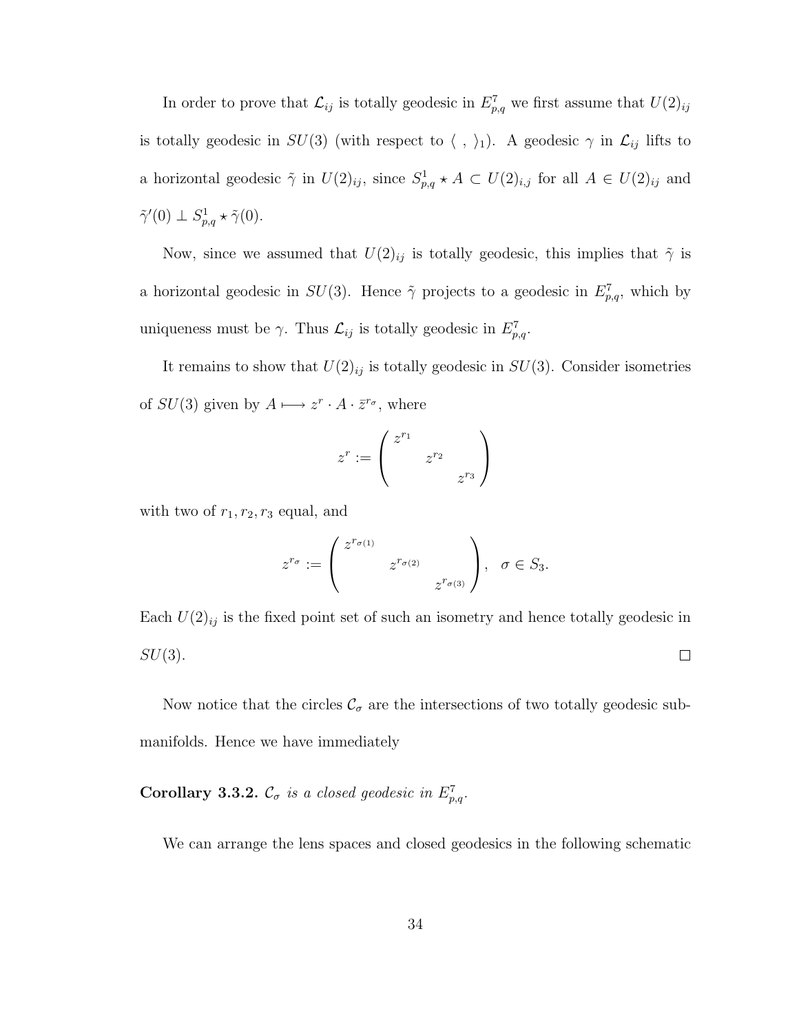In order to prove that $\mathcal{L}_{ij}$ is totally geodesic in $E^7_{p,q}$ we first assume that $U(2)_{ij}$ is totally geodesic in $SU(3)$ (with respect to $\langle\ ,\ \rangle_1$). A geodesic $\gamma$ in $\mathcal{L}_{ij}$ lifts to a horizontal geodesic $\tilde{\gamma}$ in $U(2)_{ij}$, since $S^1_{p,q} \star A \subset U(2)_{i,j}$ for all $A \in U(2)_{ij}$ and $\tilde{\gamma}'(0) \perp S^1_{p,q} \star \tilde{\gamma}(0)$.

Now, since we assumed that $U(2)_{ij}$ is totally geodesic, this implies that $\tilde{\gamma}$ is a horizontal geodesic in $SU(3)$. Hence $\tilde{\gamma}$ projects to a geodesic in $E^7_{p,q}$, which by uniqueness must be $\gamma$. Thus $\mathcal{L}_{ij}$ is totally geodesic in $E^7_{p,q}$.

It remains to show that $U(2)_{ij}$ is totally geodesic in $SU(3)$. Consider isometries of $SU(3)$ given by $A \longmapsto z^r \cdot A \cdot \bar{z}^{r_\sigma}$, where

$$z^r := \begin{pmatrix} z^{r_1} & & \\ & z^{r_2} & \\ & & z^{r_3} \end{pmatrix}$$

with two of $r_1, r_2, r_3$ equal, and

$$z^{r_\sigma} := \begin{pmatrix} z^{r_{\sigma(1)}} & & \\ & z^{r_{\sigma(2)}} & \\ & & z^{r_{\sigma(3)}} \end{pmatrix}, \quad \sigma \in S_3.$$

Each $U(2)_{ij}$ is the fixed point set of such an isometry and hence totally geodesic in $SU(3)$. $\square$

Now notice that the circles $\mathcal{C}_\sigma$ are the intersections of two totally geodesic submanifolds. Hence we have immediately

**Corollary 3.3.2.** *$\mathcal{C}_\sigma$ is a closed geodesic in $E^7_{p,q}$.*

We can arrange the lens spaces and closed geodesics in the following schematic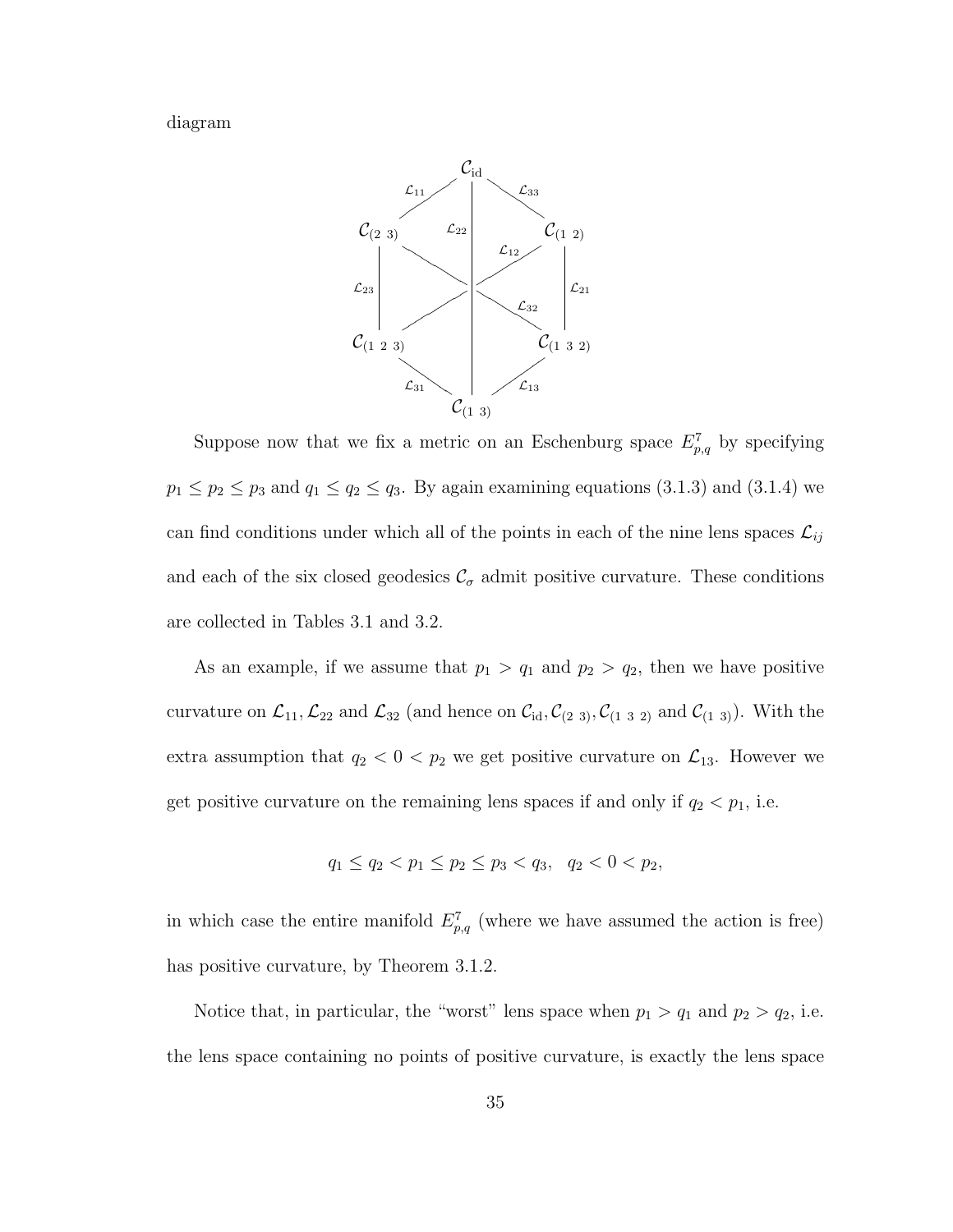diagram

$$
\begin{array}{ccccc}
 & & \mathcal{C}_{\text{id}} & & \\
 & \mathcal{L}_{11} & \mathcal{L}_{22} & \mathcal{L}_{33} & \\
\mathcal{C}_{(2\ 3)} & & & & \mathcal{C}_{(1\ 2)} \\
\mathcal{L}_{23} & & \mathcal{L}_{12} \quad \mathcal{L}_{32} & & \mathcal{L}_{21} \\
\mathcal{C}_{(1\ 2\ 3)} & & & & \mathcal{C}_{(1\ 3\ 2)} \\
 & \mathcal{L}_{31} & & \mathcal{L}_{13} & \\
 & & \mathcal{C}_{(1\ 3)} & &
\end{array}
$$

Suppose now that we fix a metric on an Eschenburg space $E^7_{p,q}$ by specifying $p_1 \leq p_2 \leq p_3$ and $q_1 \leq q_2 \leq q_3$. By again examining equations (3.1.3) and (3.1.4) we can find conditions under which all of the points in each of the nine lens spaces $\mathcal{L}_{ij}$ and each of the six closed geodesics $\mathcal{C}_\sigma$ admit positive curvature. These conditions are collected in Tables 3.1 and 3.2.

As an example, if we assume that $p_1 > q_1$ and $p_2 > q_2$, then we have positive curvature on $\mathcal{L}_{11}, \mathcal{L}_{22}$ and $\mathcal{L}_{32}$ (and hence on $\mathcal{C}_{\text{id}}, \mathcal{C}_{(2\ 3)}, \mathcal{C}_{(1\ 3\ 2)}$ and $\mathcal{C}_{(1\ 3)}$). With the extra assumption that $q_2 < 0 < p_2$ we get positive curvature on $\mathcal{L}_{13}$. However we get positive curvature on the remaining lens spaces if and only if $q_2 < p_1$, i.e.

$$q_1 \leq q_2 < p_1 \leq p_2 \leq p_3 < q_3, \quad q_2 < 0 < p_2,$$

in which case the entire manifold $E^7_{p,q}$ (where we have assumed the action is free) has positive curvature, by Theorem 3.1.2.

Notice that, in particular, the "worst" lens space when $p_1 > q_1$ and $p_2 > q_2$, i.e. the lens space containing no points of positive curvature, is exactly the lens space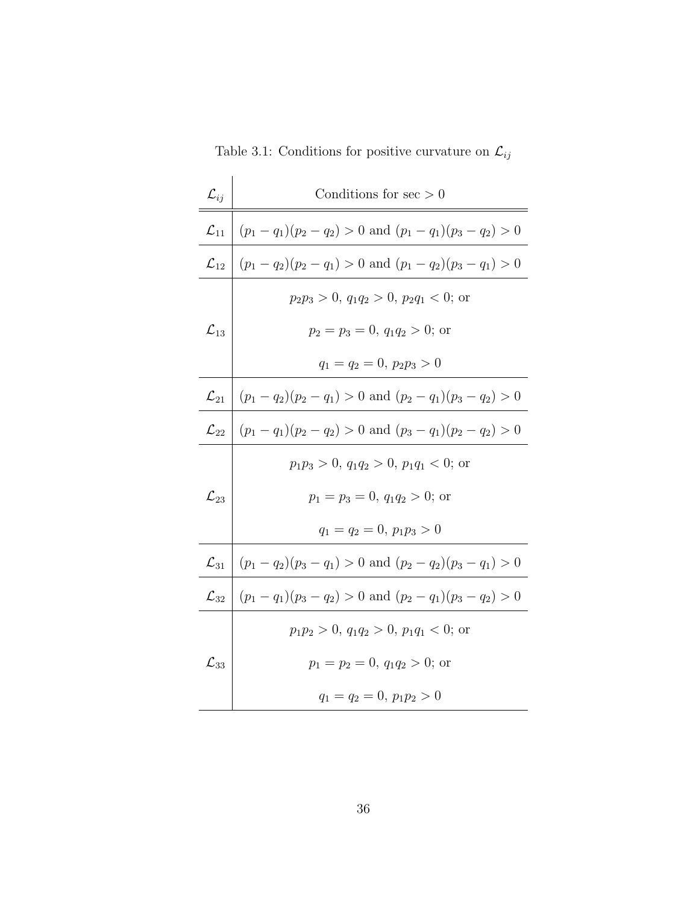Table 3.1: Conditions for positive curvature on $\mathcal{L}_{ij}$

| $\mathcal{L}_{ij}$ | Conditions for $\sec > 0$ |
|---|---|
| $\mathcal{L}_{11}$ | $(p_1 - q_1)(p_2 - q_2) > 0$ and $(p_1 - q_1)(p_3 - q_2) > 0$ |
| $\mathcal{L}_{12}$ | $(p_1 - q_2)(p_2 - q_1) > 0$ and $(p_1 - q_2)(p_3 - q_1) > 0$ |
| $\mathcal{L}_{13}$ | $p_2 p_3 > 0$, $q_1 q_2 > 0$, $p_2 q_1 < 0$; or<br>$p_2 = p_3 = 0$, $q_1 q_2 > 0$; or<br>$q_1 = q_2 = 0$, $p_2 p_3 > 0$ |
| $\mathcal{L}_{21}$ | $(p_1 - q_2)(p_2 - q_1) > 0$ and $(p_2 - q_1)(p_3 - q_2) > 0$ |
| $\mathcal{L}_{22}$ | $(p_1 - q_1)(p_2 - q_2) > 0$ and $(p_3 - q_1)(p_2 - q_2) > 0$ |
| $\mathcal{L}_{23}$ | $p_1 p_3 > 0$, $q_1 q_2 > 0$, $p_1 q_1 < 0$; or<br>$p_1 = p_3 = 0$, $q_1 q_2 > 0$; or<br>$q_1 = q_2 = 0$, $p_1 p_3 > 0$ |
| $\mathcal{L}_{31}$ | $(p_1 - q_2)(p_3 - q_1) > 0$ and $(p_2 - q_2)(p_3 - q_1) > 0$ |
| $\mathcal{L}_{32}$ | $(p_1 - q_1)(p_3 - q_2) > 0$ and $(p_2 - q_1)(p_3 - q_2) > 0$ |
| $\mathcal{L}_{33}$ | $p_1 p_2 > 0$, $q_1 q_2 > 0$, $p_1 q_1 < 0$; or<br>$p_1 = p_2 = 0$, $q_1 q_2 > 0$; or<br>$q_1 = q_2 = 0$, $p_1 p_2 > 0$ |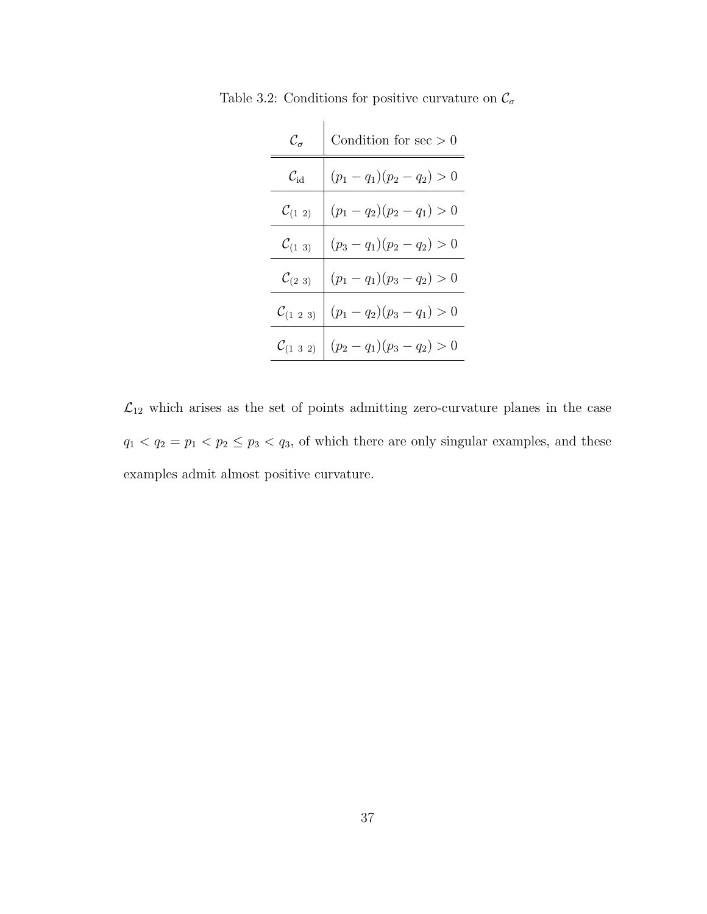Table 3.2: Conditions for positive curvature on $\mathcal{C}_\sigma$

| $\mathcal{C}_\sigma$ | Condition for $\sec > 0$ |
|---|---|
| $\mathcal{C}_{\mathrm{id}}$ | $(p_1 - q_1)(p_2 - q_2) > 0$ |
| $\mathcal{C}_{(1\ 2)}$ | $(p_1 - q_2)(p_2 - q_1) > 0$ |
| $\mathcal{C}_{(1\ 3)}$ | $(p_3 - q_1)(p_2 - q_2) > 0$ |
| $\mathcal{C}_{(2\ 3)}$ | $(p_1 - q_1)(p_3 - q_2) > 0$ |
| $\mathcal{C}_{(1\ 2\ 3)}$ | $(p_1 - q_2)(p_3 - q_1) > 0$ |
| $\mathcal{C}_{(1\ 3\ 2)}$ | $(p_2 - q_1)(p_3 - q_2) > 0$ |

$\mathcal{L}_{12}$ which arises as the set of points admitting zero-curvature planes in the case $q_1 < q_2 = p_1 < p_2 \leq p_3 < q_3$, of which there are only singular examples, and these examples admit almost positive curvature.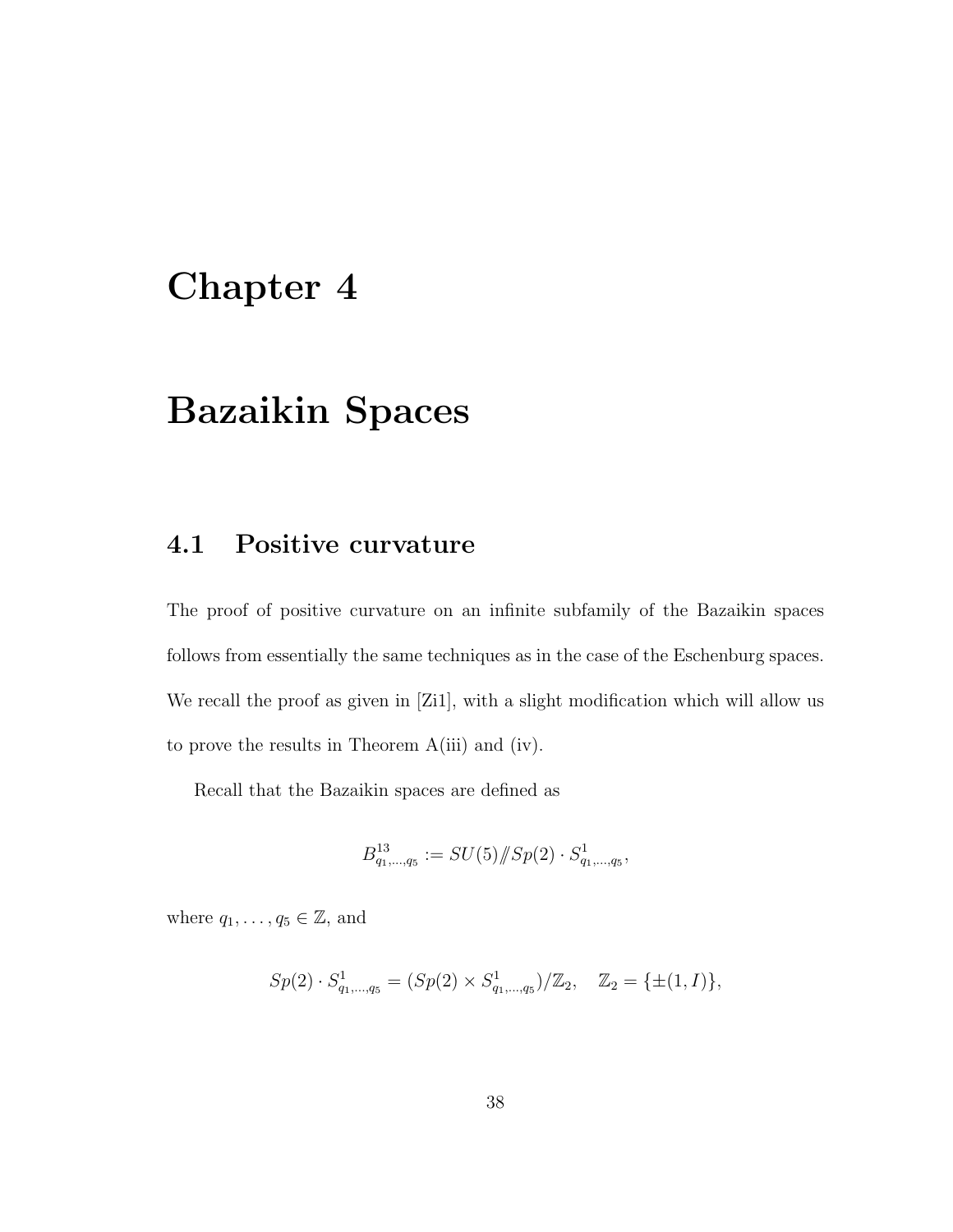# Chapter 4

# Bazaikin Spaces

## 4.1 Positive curvature

The proof of positive curvature on an infinite subfamily of the Bazaikin spaces follows from essentially the same techniques as in the case of the Eschenburg spaces. We recall the proof as given in [Zi1], with a slight modification which will allow us to prove the results in Theorem A(iii) and (iv).

Recall that the Bazaikin spaces are defined as

$$B^{13}_{q_1,\ldots,q_5} := SU(5)/\!\!/Sp(2)\cdot S^1_{q_1,\ldots,q_5},$$

where $q_1,\ldots,q_5 \in \mathbb{Z}$, and

$$Sp(2)\cdot S^1_{q_1,\ldots,q_5} = (Sp(2)\times S^1_{q_1,\ldots,q_5})/\mathbb{Z}_2, \quad \mathbb{Z}_2 = \{\pm(1,I)\},$$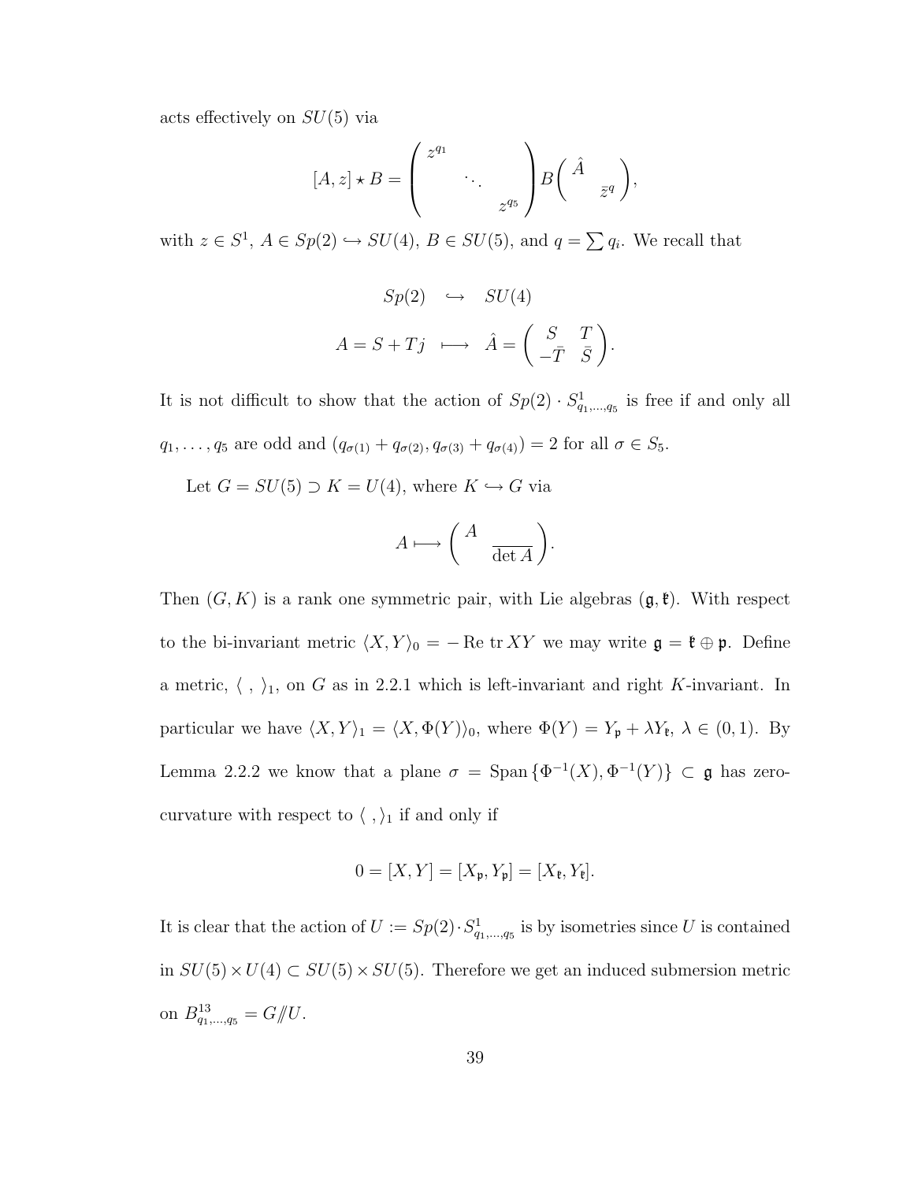acts effectively on $SU(5)$ via

$$[A, z] \star B = \begin{pmatrix} z^{q_1} & & \\ & \ddots & \\ & & z^{q_5} \end{pmatrix} B \begin{pmatrix} \hat{A} & \\ & \bar{z}^q \end{pmatrix},$$

with $z \in S^1$, $A \in Sp(2) \hookrightarrow SU(4)$, $B \in SU(5)$, and $q = \sum q_i$. We recall that

$$\begin{array}{rcl} Sp(2) & \hookrightarrow & SU(4) \\ A = S + Tj & \longmapsto & \hat{A} = \begin{pmatrix} S & T \\ -\bar{T} & \bar{S} \end{pmatrix}. \end{array}$$

It is not difficult to show that the action of $Sp(2) \cdot S^1_{q_1,\ldots,q_5}$ is free if and only all $q_1, \ldots, q_5$ are odd and $(q_{\sigma(1)} + q_{\sigma(2)}, q_{\sigma(3)} + q_{\sigma(4)}) = 2$ for all $\sigma \in S_5$.

Let $G = SU(5) \supset K = U(4)$, where $K \hookrightarrow G$ via

$$A \longmapsto \begin{pmatrix} A & \\ & \overline{\det A} \end{pmatrix}.$$

Then $(G, K)$ is a rank one symmetric pair, with Lie algebras $(\mathfrak{g}, \mathfrak{k})$. With respect to the bi-invariant metric $\langle X, Y \rangle_0 = -\operatorname{Re} \operatorname{tr} XY$ we may write $\mathfrak{g} = \mathfrak{k} \oplus \mathfrak{p}$. Define a metric, $\langle \ , \ \rangle_1$, on $G$ as in 2.2.1 which is left-invariant and right $K$-invariant. In particular we have $\langle X, Y \rangle_1 = \langle X, \Phi(Y) \rangle_0$, where $\Phi(Y) = Y_{\mathfrak{p}} + \lambda Y_{\mathfrak{k}}$, $\lambda \in (0, 1)$. By Lemma 2.2.2 we know that a plane $\sigma = \operatorname{Span}\{\Phi^{-1}(X), \Phi^{-1}(Y)\} \subset \mathfrak{g}$ has zero-curvature with respect to $\langle \ , \rangle_1$ if and only if

$$0 = [X, Y] = [X_{\mathfrak{p}}, Y_{\mathfrak{p}}] = [X_{\mathfrak{k}}, Y_{\mathfrak{k}}].$$

It is clear that the action of $U := Sp(2) \cdot S^1_{q_1,\ldots,q_5}$ is by isometries since $U$ is contained in $SU(5) \times U(4) \subset SU(5) \times SU(5)$. Therefore we get an induced submersion metric on $B^{13}_{q_1,\ldots,q_5} = G /\!\!/ U$.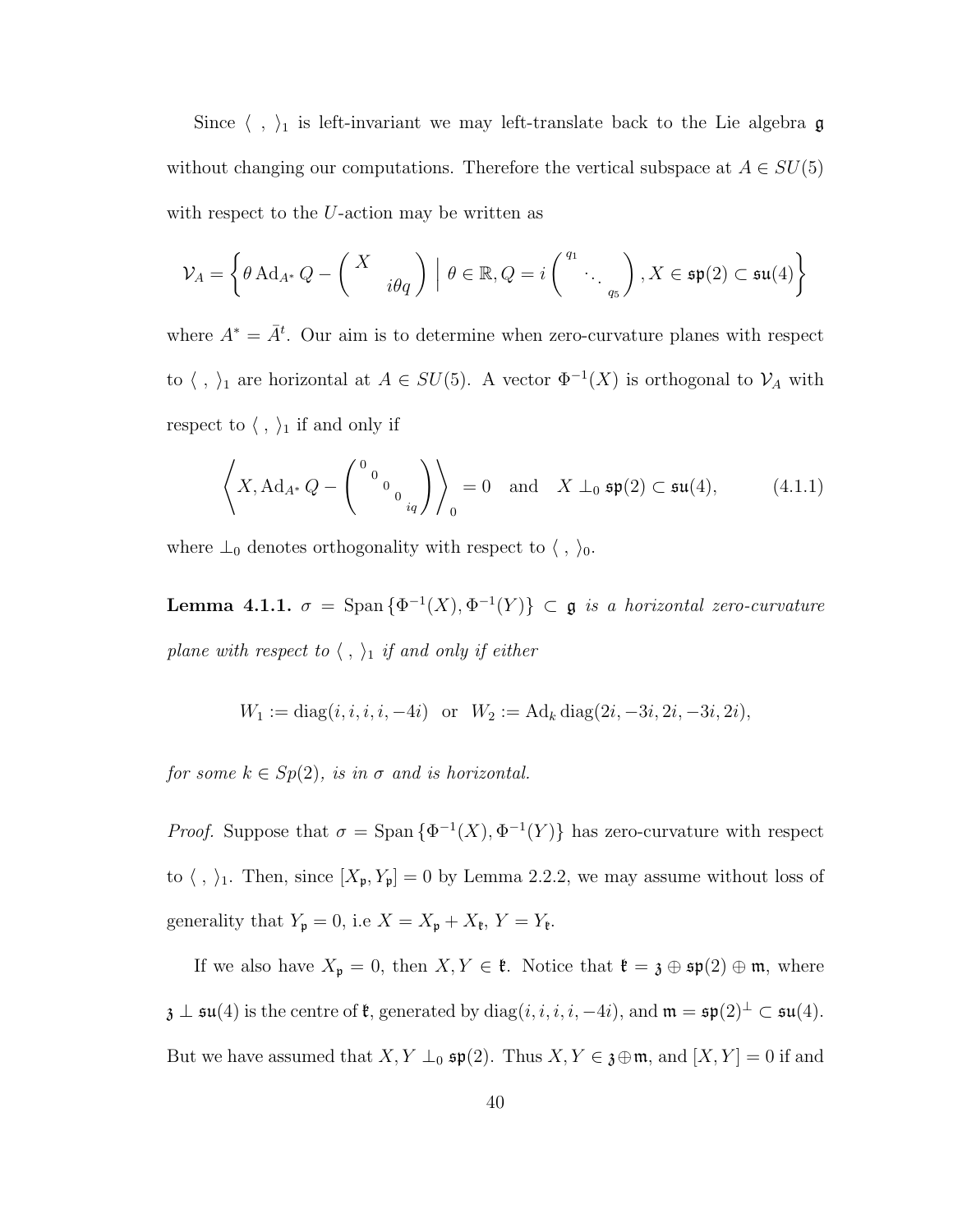Since $\langle\ ,\ \rangle_1$ is left-invariant we may left-translate back to the Lie algebra $\mathfrak{g}$ without changing our computations. Therefore the vertical subspace at $A \in SU(5)$ with respect to the $U$-action may be written as

$$\mathcal{V}_A = \left\{ \theta \operatorname{Ad}_{A^*} Q - \begin{pmatrix} X & \\ & i\theta q \end{pmatrix} \;\middle|\; \theta \in \mathbb{R}, Q = i \begin{pmatrix} q_1 & & \\ & \ddots & \\ & & q_5 \end{pmatrix}, X \in \mathfrak{sp}(2) \subset \mathfrak{su}(4) \right\}$$

where $A^* = \bar{A}^t$. Our aim is to determine when zero-curvature planes with respect to $\langle\ ,\ \rangle_1$ are horizontal at $A \in SU(5)$. A vector $\Phi^{-1}(X)$ is orthogonal to $\mathcal{V}_A$ with respect to $\langle\ ,\ \rangle_1$ if and only if

$$\left\langle X, \operatorname{Ad}_{A^*} Q - \begin{pmatrix} 0 & & & & \\ & 0 & & & \\ & & 0 & & \\ & & & 0 & \\ & & & & iq \end{pmatrix} \right\rangle_0 = 0 \quad \text{and} \quad X \perp_0 \mathfrak{sp}(2) \subset \mathfrak{su}(4), \tag{4.1.1}$$

where $\perp_0$ denotes orthogonality with respect to $\langle\ ,\ \rangle_0$.

**Lemma 4.1.1.** *$\sigma = \operatorname{Span}\{\Phi^{-1}(X), \Phi^{-1}(Y)\} \subset \mathfrak{g}$ is a horizontal zero-curvature plane with respect to $\langle\ ,\ \rangle_1$ if and only if either*

$$W_1 := \operatorname{diag}(i, i, i, i, -4i) \quad \text{or} \quad W_2 := \operatorname{Ad}_k \operatorname{diag}(2i, -3i, 2i, -3i, 2i),$$

*for some $k \in Sp(2)$, is in $\sigma$ and is horizontal.*

*Proof.* Suppose that $\sigma = \operatorname{Span}\{\Phi^{-1}(X), \Phi^{-1}(Y)\}$ has zero-curvature with respect to $\langle\ ,\ \rangle_1$. Then, since $[X_\mathfrak{p}, Y_\mathfrak{p}] = 0$ by Lemma 2.2.2, we may assume without loss of generality that $Y_\mathfrak{p} = 0$, i.e $X = X_\mathfrak{p} + X_\mathfrak{k}$, $Y = Y_\mathfrak{k}$.

If we also have $X_\mathfrak{p} = 0$, then $X, Y \in \mathfrak{k}$. Notice that $\mathfrak{k} = \mathfrak{z} \oplus \mathfrak{sp}(2) \oplus \mathfrak{m}$, where $\mathfrak{z} \perp \mathfrak{su}(4)$ is the centre of $\mathfrak{k}$, generated by $\operatorname{diag}(i, i, i, i, -4i)$, and $\mathfrak{m} = \mathfrak{sp}(2)^\perp \subset \mathfrak{su}(4)$. But we have assumed that $X, Y \perp_0 \mathfrak{sp}(2)$. Thus $X, Y \in \mathfrak{z} \oplus \mathfrak{m}$, and $[X, Y] = 0$ if and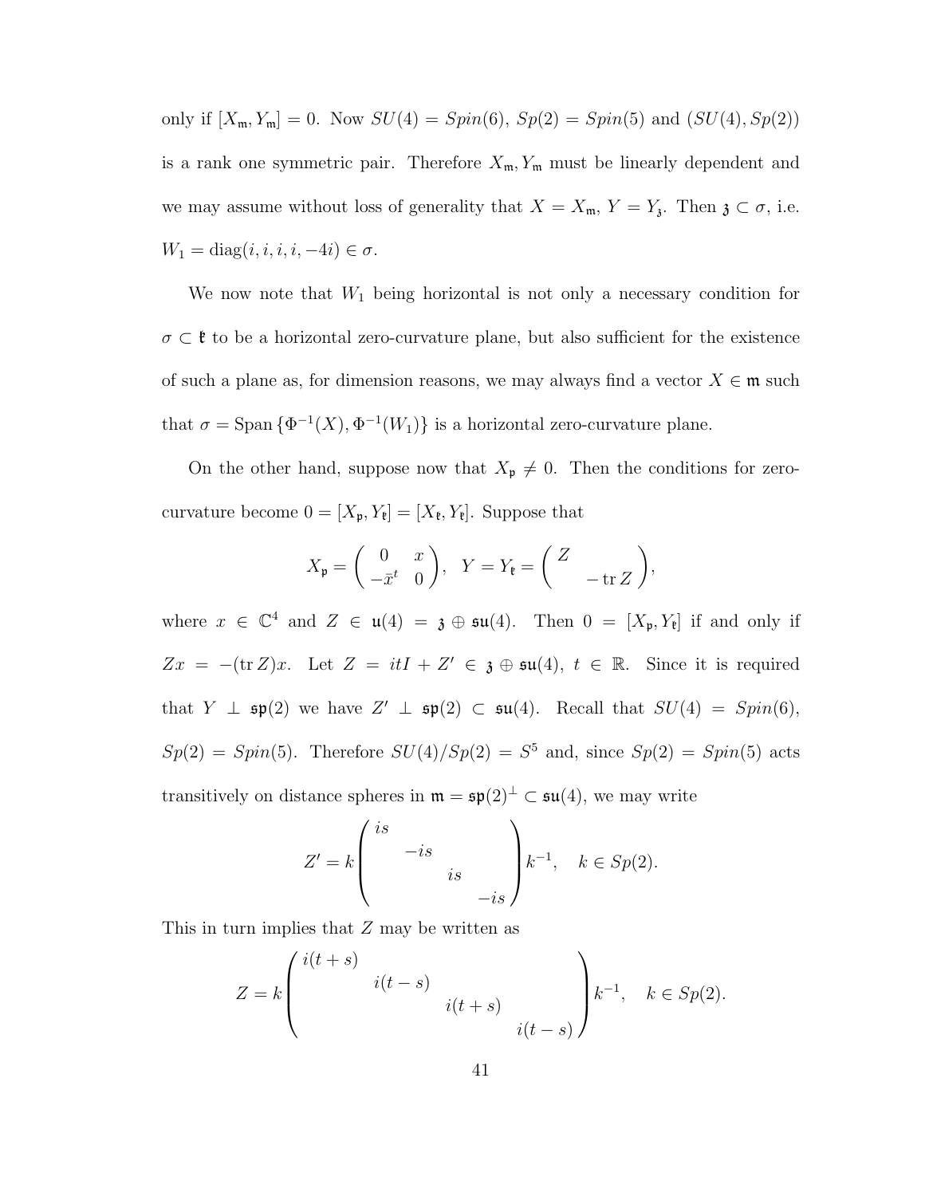only if $[X_{\mathfrak{m}}, Y_{\mathfrak{m}}] = 0$. Now $SU(4) = Spin(6)$, $Sp(2) = Spin(5)$ and $(SU(4), Sp(2))$ is a rank one symmetric pair. Therefore $X_{\mathfrak{m}}, Y_{\mathfrak{m}}$ must be linearly dependent and we may assume without loss of generality that $X = X_{\mathfrak{m}}$, $Y = Y_{\mathfrak{z}}$. Then $\mathfrak{z} \subset \sigma$, i.e. $W_1 = \operatorname{diag}(i, i, i, i, -4i) \in \sigma$.

We now note that $W_1$ being horizontal is not only a necessary condition for $\sigma \subset \mathfrak{k}$ to be a horizontal zero-curvature plane, but also sufficient for the existence of such a plane as, for dimension reasons, we may always find a vector $X \in \mathfrak{m}$ such that $\sigma = \operatorname{Span}\{\Phi^{-1}(X), \Phi^{-1}(W_1)\}$ is a horizontal zero-curvature plane.

On the other hand, suppose now that $X_{\mathfrak{p}} \neq 0$. Then the conditions for zero-curvature become $0 = [X_{\mathfrak{p}}, Y_{\mathfrak{k}}] = [X_{\mathfrak{k}}, Y_{\mathfrak{k}}]$. Suppose that

$$X_{\mathfrak{p}} = \begin{pmatrix} 0 & x \\ -\bar{x}^t & 0 \end{pmatrix}, \quad Y = Y_{\mathfrak{k}} = \begin{pmatrix} Z & \\ & -\operatorname{tr} Z \end{pmatrix},$$

where $x \in \mathbb{C}^4$ and $Z \in \mathfrak{u}(4) = \mathfrak{z} \oplus \mathfrak{su}(4)$. Then $0 = [X_{\mathfrak{p}}, Y_{\mathfrak{k}}]$ if and only if $Zx = -(\operatorname{tr} Z)x$. Let $Z = itI + Z' \in \mathfrak{z} \oplus \mathfrak{su}(4)$, $t \in \mathbb{R}$. Since it is required that $Y \perp \mathfrak{sp}(2)$ we have $Z' \perp \mathfrak{sp}(2) \subset \mathfrak{su}(4)$. Recall that $SU(4) = Spin(6)$, $Sp(2) = Spin(5)$. Therefore $SU(4)/Sp(2) = S^5$ and, since $Sp(2) = Spin(5)$ acts transitively on distance spheres in $\mathfrak{m} = \mathfrak{sp}(2)^{\perp} \subset \mathfrak{su}(4)$, we may write

$$Z' = k \begin{pmatrix} is & & & \\ & -is & & \\ & & is & \\ & & & -is \end{pmatrix} k^{-1}, \quad k \in Sp(2).$$

This in turn implies that $Z$ may be written as

$$Z = k \begin{pmatrix} i(t+s) & & & \\ & i(t-s) & & \\ & & i(t+s) & \\ & & & i(t-s) \end{pmatrix} k^{-1}, \quad k \in Sp(2).$$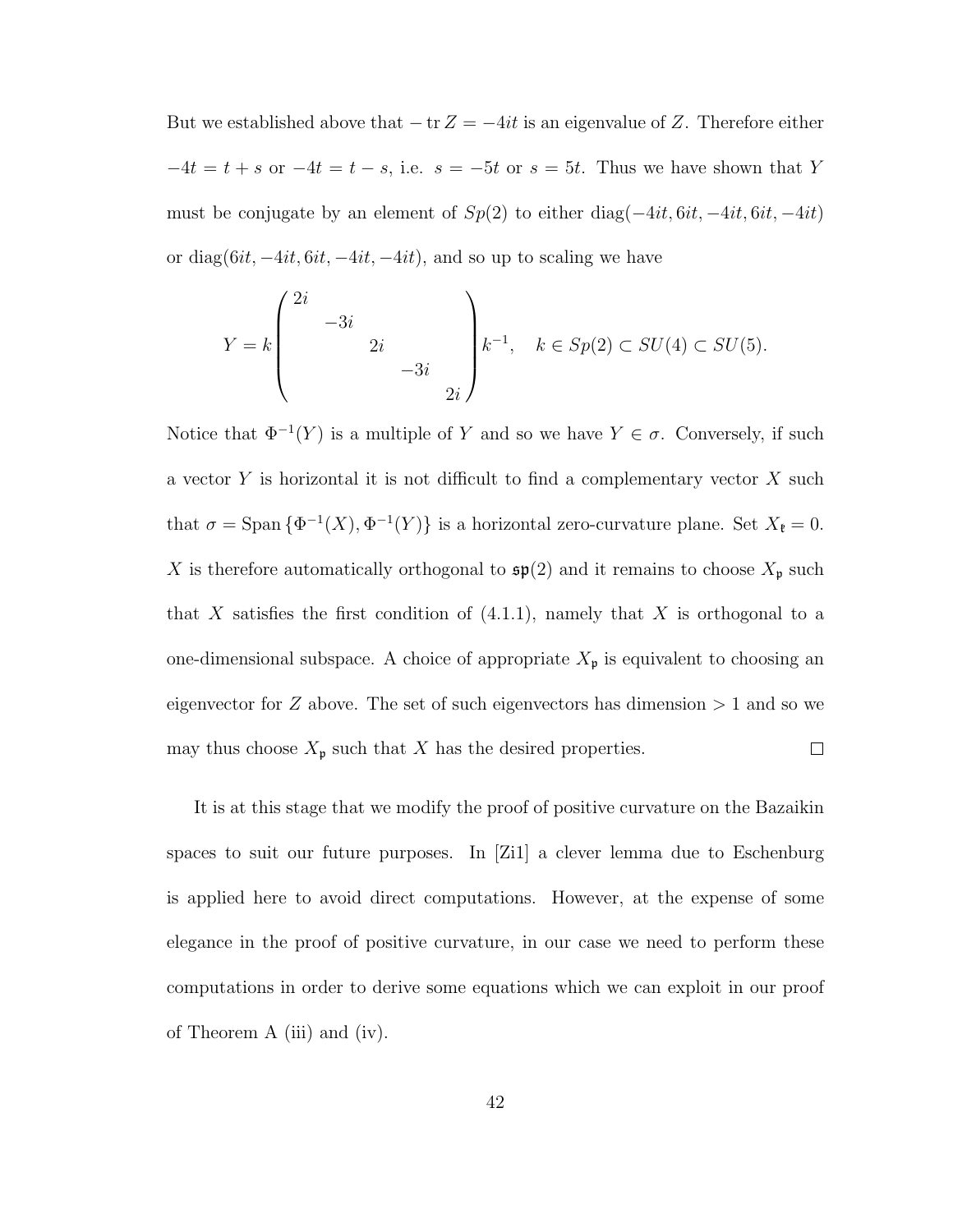But we established above that $-\operatorname{tr} Z = -4it$ is an eigenvalue of $Z$. Therefore either $-4t = t + s$ or $-4t = t - s$, i.e. $s = -5t$ or $s = 5t$. Thus we have shown that $Y$ must be conjugate by an element of $Sp(2)$ to either $\operatorname{diag}(-4it, 6it, -4it, 6it, -4it)$ or $\operatorname{diag}(6it, -4it, 6it, -4it, -4it)$, and so up to scaling we have

$$Y = k \begin{pmatrix} 2i & & & & \\ & -3i & & & \\ & & 2i & & \\ & & & -3i & \\ & & & & 2i \end{pmatrix} k^{-1}, \quad k \in Sp(2) \subset SU(4) \subset SU(5).$$

Notice that $\Phi^{-1}(Y)$ is a multiple of $Y$ and so we have $Y \in \sigma$. Conversely, if such a vector $Y$ is horizontal it is not difficult to find a complementary vector $X$ such that $\sigma = \operatorname{Span}\{\Phi^{-1}(X), \Phi^{-1}(Y)\}$ is a horizontal zero-curvature plane. Set $X_{\mathfrak{k}} = 0$. $X$ is therefore automatically orthogonal to $\mathfrak{sp}(2)$ and it remains to choose $X_{\mathfrak{p}}$ such that $X$ satisfies the first condition of (4.1.1), namely that $X$ is orthogonal to a one-dimensional subspace. A choice of appropriate $X_{\mathfrak{p}}$ is equivalent to choosing an eigenvector for $Z$ above. The set of such eigenvectors has dimension $> 1$ and so we may thus choose $X_{\mathfrak{p}}$ such that $X$ has the desired properties. □

It is at this stage that we modify the proof of positive curvature on the Bazaikin spaces to suit our future purposes. In [Zi1] a clever lemma due to Eschenburg is applied here to avoid direct computations. However, at the expense of some elegance in the proof of positive curvature, in our case we need to perform these computations in order to derive some equations which we can exploit in our proof of Theorem A (iii) and (iv).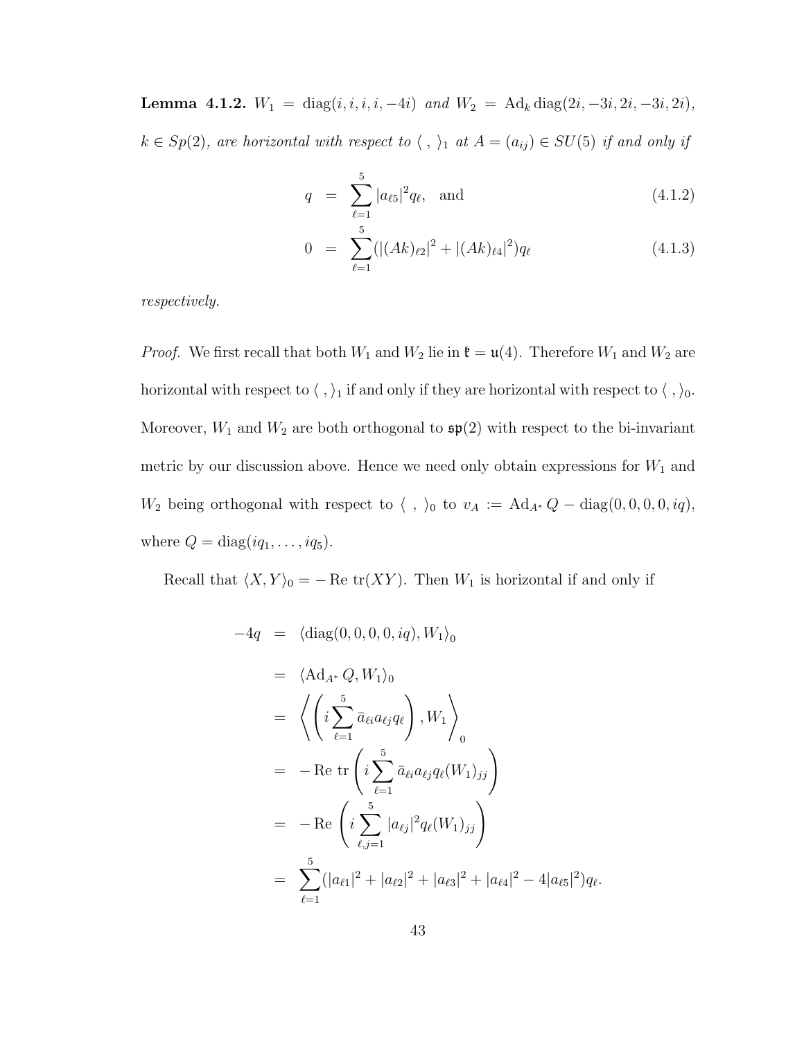**Lemma 4.1.2.** *$W_1 = \operatorname{diag}(i, i, i, i, -4i)$ and $W_2 = \operatorname{Ad}_k \operatorname{diag}(2i, -3i, 2i, -3i, 2i)$, $k \in Sp(2)$, are horizontal with respect to $\langle \ , \ \rangle_1$ at $A = (a_{ij}) \in SU(5)$ if and only if*

$$
\begin{aligned}
q &= \sum_{\ell=1}^{5} |a_{\ell 5}|^2 q_\ell, \quad \text{and} && (4.1.2)\\
0 &= \sum_{\ell=1}^{5} (|(Ak)_{\ell 2}|^2 + |(Ak)_{\ell 4}|^2) q_\ell && (4.1.3)
\end{aligned}
$$

*respectively.*

*Proof.* We first recall that both $W_1$ and $W_2$ lie in $\mathfrak{k} = \mathfrak{u}(4)$. Therefore $W_1$ and $W_2$ are horizontal with respect to $\langle \ , \ \rangle_1$ if and only if they are horizontal with respect to $\langle \ , \ \rangle_0$. Moreover, $W_1$ and $W_2$ are both orthogonal to $\mathfrak{sp}(2)$ with respect to the bi-invariant metric by our discussion above. Hence we need only obtain expressions for $W_1$ and $W_2$ being orthogonal with respect to $\langle \ , \ \rangle_0$ to $v_A := \operatorname{Ad}_{A^*} Q - \operatorname{diag}(0, 0, 0, 0, iq)$, where $Q = \operatorname{diag}(iq_1, \ldots, iq_5)$.

Recall that $\langle X, Y \rangle_0 = -\operatorname{Re} \operatorname{tr}(XY)$. Then $W_1$ is horizontal if and only if

$$
\begin{aligned}
-4q &= \langle \operatorname{diag}(0, 0, 0, 0, iq), W_1 \rangle_0 \\
&= \langle \operatorname{Ad}_{A^*} Q, W_1 \rangle_0 \\
&= \left\langle \left( i \sum_{\ell=1}^{5} \bar{a}_{\ell i} a_{\ell j} q_\ell \right), W_1 \right\rangle_0 \\
&= -\operatorname{Re} \operatorname{tr} \left( i \sum_{\ell=1}^{5} \bar{a}_{\ell i} a_{\ell j} q_\ell (W_1)_{jj} \right) \\
&= -\operatorname{Re} \left( i \sum_{\ell, j=1}^{5} |a_{\ell j}|^2 q_\ell (W_1)_{jj} \right) \\
&= \sum_{\ell=1}^{5} (|a_{\ell 1}|^2 + |a_{\ell 2}|^2 + |a_{\ell 3}|^2 + |a_{\ell 4}|^2 - 4|a_{\ell 5}|^2) q_\ell.
\end{aligned}
$$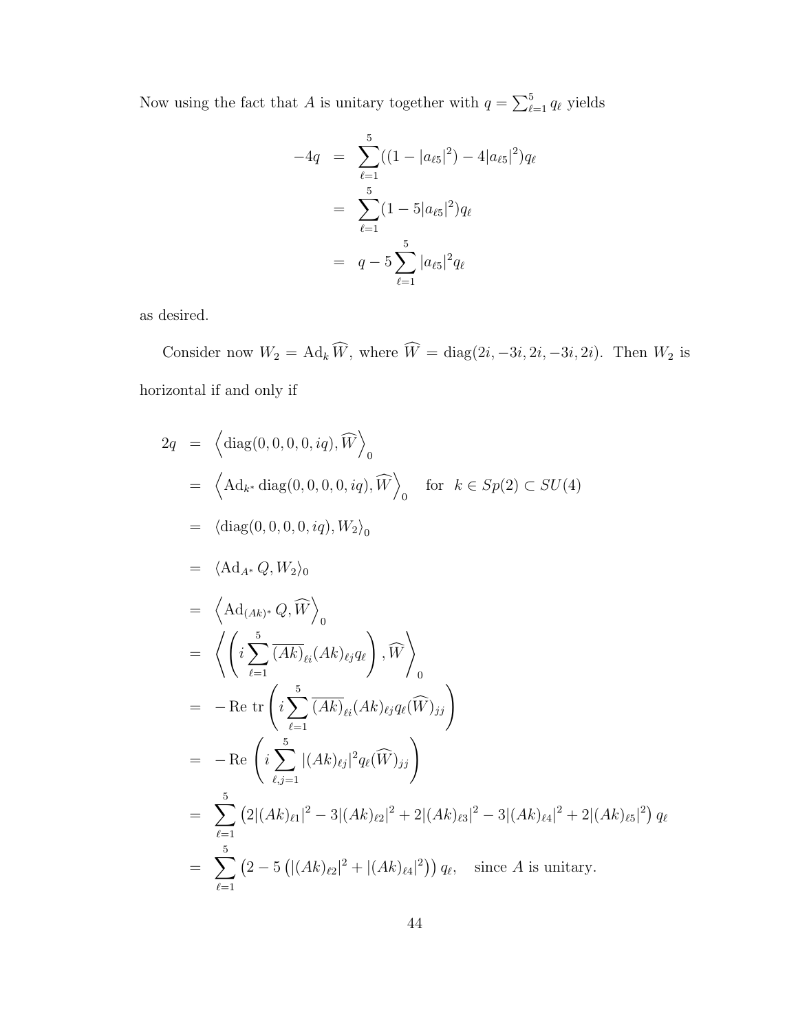Now using the fact that $A$ is unitary together with $q = \sum_{\ell=1}^{5} q_\ell$ yields

$$
\begin{aligned}
-4q &= \sum_{\ell=1}^{5}((1-|a_{\ell 5}|^2) - 4|a_{\ell 5}|^2)q_\ell \\
&= \sum_{\ell=1}^{5}(1-5|a_{\ell 5}|^2)q_\ell \\
&= q - 5\sum_{\ell=1}^{5}|a_{\ell 5}|^2 q_\ell
\end{aligned}
$$

as desired.

Consider now $W_2 = \operatorname{Ad}_k \widehat{W}$, where $\widehat{W} = \operatorname{diag}(2i, -3i, 2i, -3i, 2i)$. Then $W_2$ is horizontal if and only if

$$
\begin{aligned}
2q &= \left\langle \operatorname{diag}(0,0,0,0,iq), \widehat{W} \right\rangle_0 \\
&= \left\langle \operatorname{Ad}_{k^*} \operatorname{diag}(0,0,0,0,iq), \widehat{W} \right\rangle_0 \quad \text{for} \quad k \in Sp(2) \subset SU(4) \\
&= \left\langle \operatorname{diag}(0,0,0,0,iq), W_2 \right\rangle_0 \\
&= \left\langle \operatorname{Ad}_{A^*} Q, W_2 \right\rangle_0 \\
&= \left\langle \operatorname{Ad}_{(Ak)^*} Q, \widehat{W} \right\rangle_0 \\
&= \left\langle \left( i \sum_{\ell=1}^{5} \overline{(Ak)}_{\ell i} (Ak)_{\ell j} q_\ell \right), \widehat{W} \right\rangle_0 \\
&= -\operatorname{Re} \operatorname{tr} \left( i \sum_{\ell=1}^{5} \overline{(Ak)}_{\ell i} (Ak)_{\ell j} q_\ell (\widehat{W})_{jj} \right) \\
&= -\operatorname{Re} \left( i \sum_{\ell, j=1}^{5} |(Ak)_{\ell j}|^2 q_\ell (\widehat{W})_{jj} \right) \\
&= \sum_{\ell=1}^{5} \left( 2|(Ak)_{\ell 1}|^2 - 3|(Ak)_{\ell 2}|^2 + 2|(Ak)_{\ell 3}|^2 - 3|(Ak)_{\ell 4}|^2 + 2|(Ak)_{\ell 5}|^2 \right) q_\ell \\
&= \sum_{\ell=1}^{5} \left( 2 - 5\left( |(Ak)_{\ell 2}|^2 + |(Ak)_{\ell 4}|^2 \right) \right) q_\ell, \quad \text{since } A \text{ is unitary.}
\end{aligned}
$$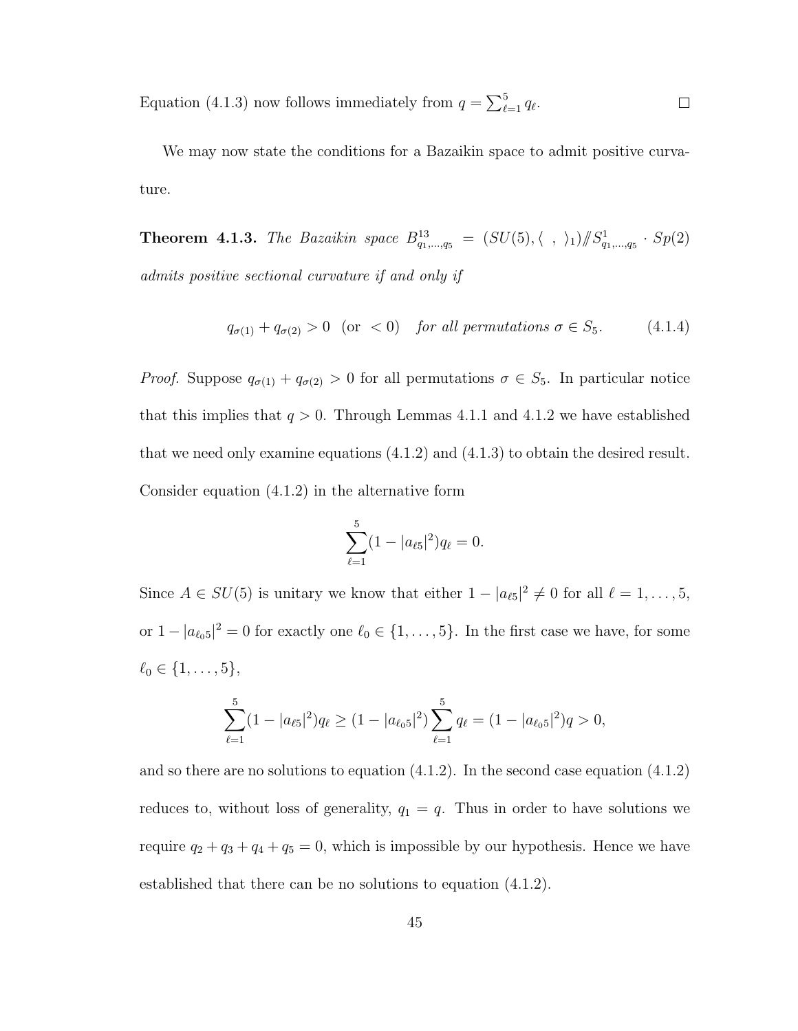Equation (4.1.3) now follows immediately from $q = \sum_{\ell=1}^{5} q_\ell$. $\square$

We may now state the conditions for a Bazaikin space to admit positive curvature.

**Theorem 4.1.3.** *The Bazaikin space $B^{13}_{q_1,\ldots,q_5} = (SU(5), \langle\ ,\ \rangle_1) /\!\!/ S^1_{q_1,\ldots,q_5} \cdot Sp(2)$ admits positive sectional curvature if and only if*

$$q_{\sigma(1)} + q_{\sigma(2)} > 0 \ \ (\text{or } < 0) \quad \textit{for all permutations } \sigma \in S_5. \tag{4.1.4}$$

*Proof.* Suppose $q_{\sigma(1)} + q_{\sigma(2)} > 0$ for all permutations $\sigma \in S_5$. In particular notice that this implies that $q > 0$. Through Lemmas 4.1.1 and 4.1.2 we have established that we need only examine equations (4.1.2) and (4.1.3) to obtain the desired result. Consider equation (4.1.2) in the alternative form

$$\sum_{\ell=1}^{5} (1 - |a_{\ell 5}|^2) q_\ell = 0.$$

Since $A \in SU(5)$ is unitary we know that either $1 - |a_{\ell 5}|^2 \neq 0$ for all $\ell = 1, \ldots, 5$, or $1 - |a_{\ell_0 5}|^2 = 0$ for exactly one $\ell_0 \in \{1, \ldots, 5\}$. In the first case we have, for some $\ell_0 \in \{1, \ldots, 5\}$,

$$\sum_{\ell=1}^{5} (1 - |a_{\ell 5}|^2) q_\ell \geq (1 - |a_{\ell_0 5}|^2) \sum_{\ell=1}^{5} q_\ell = (1 - |a_{\ell_0 5}|^2) q > 0,$$

and so there are no solutions to equation (4.1.2). In the second case equation (4.1.2) reduces to, without loss of generality, $q_1 = q$. Thus in order to have solutions we require $q_2 + q_3 + q_4 + q_5 = 0$, which is impossible by our hypothesis. Hence we have established that there can be no solutions to equation (4.1.2).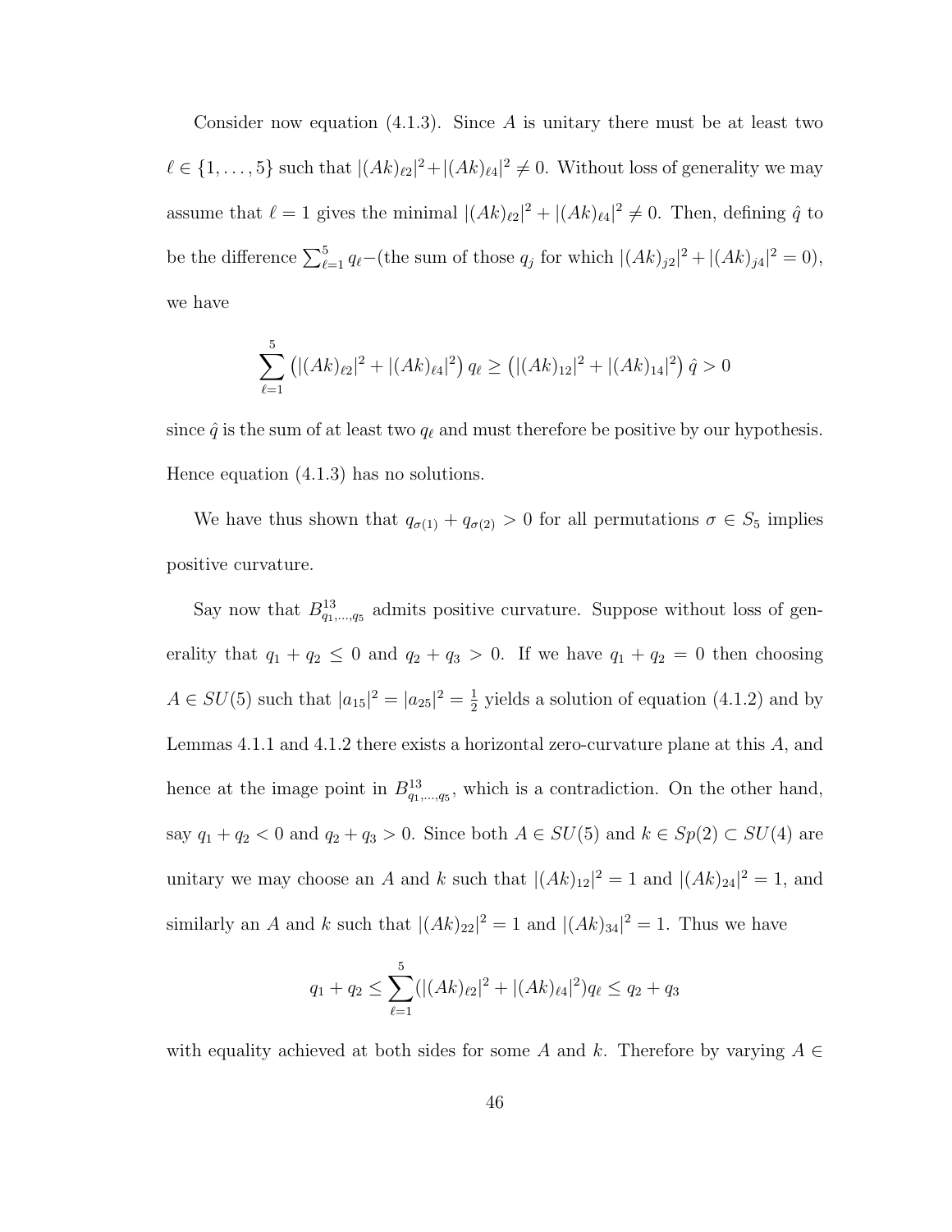Consider now equation (4.1.3). Since $A$ is unitary there must be at least two $\ell \in \{1, \ldots, 5\}$ such that $|(Ak)_{\ell 2}|^2 + |(Ak)_{\ell 4}|^2 \neq 0$. Without loss of generality we may assume that $\ell = 1$ gives the minimal $|(Ak)_{\ell 2}|^2 + |(Ak)_{\ell 4}|^2 \neq 0$. Then, defining $\hat{q}$ to be the difference $\sum_{\ell=1}^{5} q_\ell -$(the sum of those $q_j$ for which $|(Ak)_{j2}|^2 + |(Ak)_{j4}|^2 = 0$), we have

$$\sum_{\ell=1}^{5} \left(|(Ak)_{\ell 2}|^2 + |(Ak)_{\ell 4}|^2\right) q_\ell \geq \left(|(Ak)_{12}|^2 + |(Ak)_{14}|^2\right) \hat{q} > 0$$

since $\hat{q}$ is the sum of at least two $q_\ell$ and must therefore be positive by our hypothesis. Hence equation (4.1.3) has no solutions.

We have thus shown that $q_{\sigma(1)} + q_{\sigma(2)} > 0$ for all permutations $\sigma \in S_5$ implies positive curvature.

Say now that $B^{13}_{q_1,\ldots,q_5}$ admits positive curvature. Suppose without loss of generality that $q_1 + q_2 \leq 0$ and $q_2 + q_3 > 0$. If we have $q_1 + q_2 = 0$ then choosing $A \in SU(5)$ such that $|a_{15}|^2 = |a_{25}|^2 = \frac{1}{2}$ yields a solution of equation (4.1.2) and by Lemmas 4.1.1 and 4.1.2 there exists a horizontal zero-curvature plane at this $A$, and hence at the image point in $B^{13}_{q_1,\ldots,q_5}$, which is a contradiction. On the other hand, say $q_1 + q_2 < 0$ and $q_2 + q_3 > 0$. Since both $A \in SU(5)$ and $k \in Sp(2) \subset SU(4)$ are unitary we may choose an $A$ and $k$ such that $|(Ak)_{12}|^2 = 1$ and $|(Ak)_{24}|^2 = 1$, and similarly an $A$ and $k$ such that $|(Ak)_{22}|^2 = 1$ and $|(Ak)_{34}|^2 = 1$. Thus we have

$$q_1 + q_2 \leq \sum_{\ell=1}^{5} (|(Ak)_{\ell 2}|^2 + |(Ak)_{\ell 4}|^2) q_\ell \leq q_2 + q_3$$

with equality achieved at both sides for some $A$ and $k$. Therefore by varying $A \in$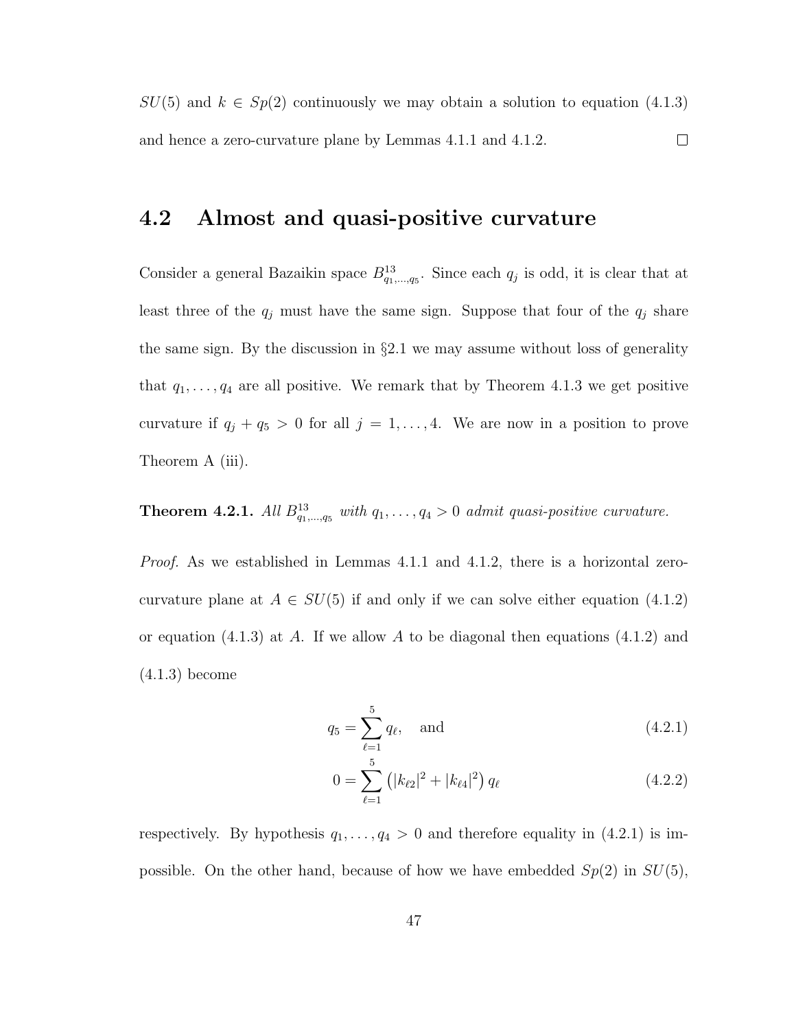$SU(5)$ and $k \in Sp(2)$ continuously we may obtain a solution to equation (4.1.3) and hence a zero-curvature plane by Lemmas 4.1.1 and 4.1.2. $\square$

## 4.2 Almost and quasi-positive curvature

Consider a general Bazaikin space $B^{13}_{q_1,\ldots,q_5}$. Since each $q_j$ is odd, it is clear that at least three of the $q_j$ must have the same sign. Suppose that four of the $q_j$ share the same sign. By the discussion in §2.1 we may assume without loss of generality that $q_1, \ldots, q_4$ are all positive. We remark that by Theorem 4.1.3 we get positive curvature if $q_j + q_5 > 0$ for all $j = 1, \ldots, 4$. We are now in a position to prove Theorem A (iii).

**Theorem 4.2.1.** *All $B^{13}_{q_1,\ldots,q_5}$ with $q_1, \ldots, q_4 > 0$ admit quasi-positive curvature.*

*Proof.* As we established in Lemmas 4.1.1 and 4.1.2, there is a horizontal zero-curvature plane at $A \in SU(5)$ if and only if we can solve either equation (4.1.2) or equation (4.1.3) at $A$. If we allow $A$ to be diagonal then equations (4.1.2) and (4.1.3) become

$$q_5 = \sum_{\ell=1}^{5} q_\ell, \quad \text{and} \tag{4.2.1}$$

$$0 = \sum_{\ell=1}^{5} \left(|k_{\ell 2}|^2 + |k_{\ell 4}|^2\right) q_\ell \tag{4.2.2}$$

respectively. By hypothesis $q_1, \ldots, q_4 > 0$ and therefore equality in (4.2.1) is impossible. On the other hand, because of how we have embedded $Sp(2)$ in $SU(5)$,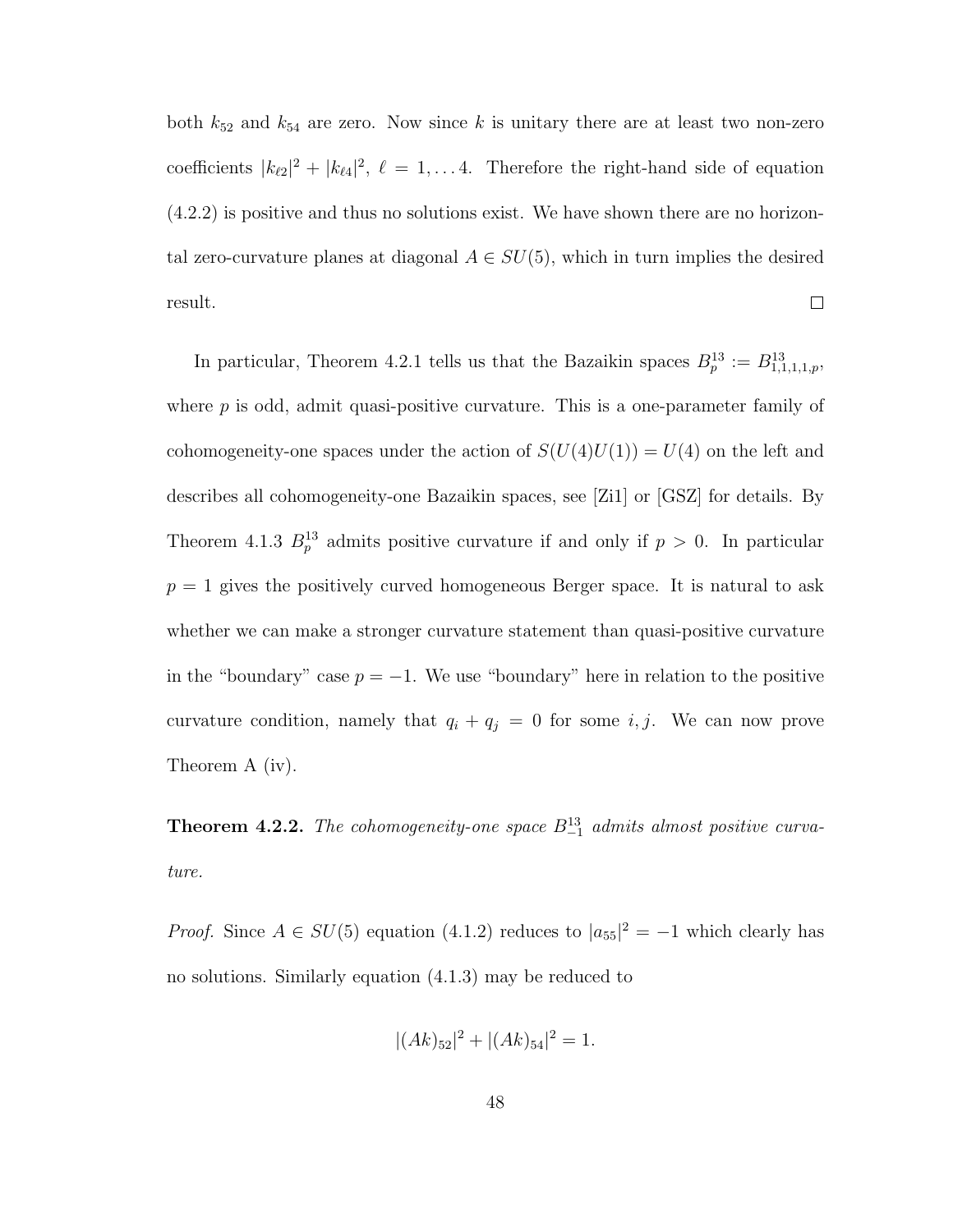both $k_{52}$ and $k_{54}$ are zero. Now since $k$ is unitary there are at least two non-zero coefficients $|k_{\ell 2}|^2 + |k_{\ell 4}|^2$, $\ell = 1, \ldots 4$. Therefore the right-hand side of equation (4.2.2) is positive and thus no solutions exist. We have shown there are no horizontal zero-curvature planes at diagonal $A \in SU(5)$, which in turn implies the desired result. □

In particular, Theorem 4.2.1 tells us that the Bazaikin spaces $B^{13}_p := B^{13}_{1,1,1,1,p}$, where $p$ is odd, admit quasi-positive curvature. This is a one-parameter family of cohomogeneity-one spaces under the action of $S(U(4)U(1)) = U(4)$ on the left and describes all cohomogeneity-one Bazaikin spaces, see [Zi1] or [GSZ] for details. By Theorem 4.1.3 $B^{13}_p$ admits positive curvature if and only if $p > 0$. In particular $p = 1$ gives the positively curved homogeneous Berger space. It is natural to ask whether we can make a stronger curvature statement than quasi-positive curvature in the "boundary" case $p = -1$. We use "boundary" here in relation to the positive curvature condition, namely that $q_i + q_j = 0$ for some $i, j$. We can now prove Theorem A (iv).

**Theorem 4.2.2.** *The cohomogeneity-one space $B^{13}_{-1}$ admits almost positive curvature.*

*Proof.* Since $A \in SU(5)$ equation (4.1.2) reduces to $|a_{55}|^2 = -1$ which clearly has no solutions. Similarly equation (4.1.3) may be reduced to

$$|(Ak)_{52}|^2 + |(Ak)_{54}|^2 = 1.$$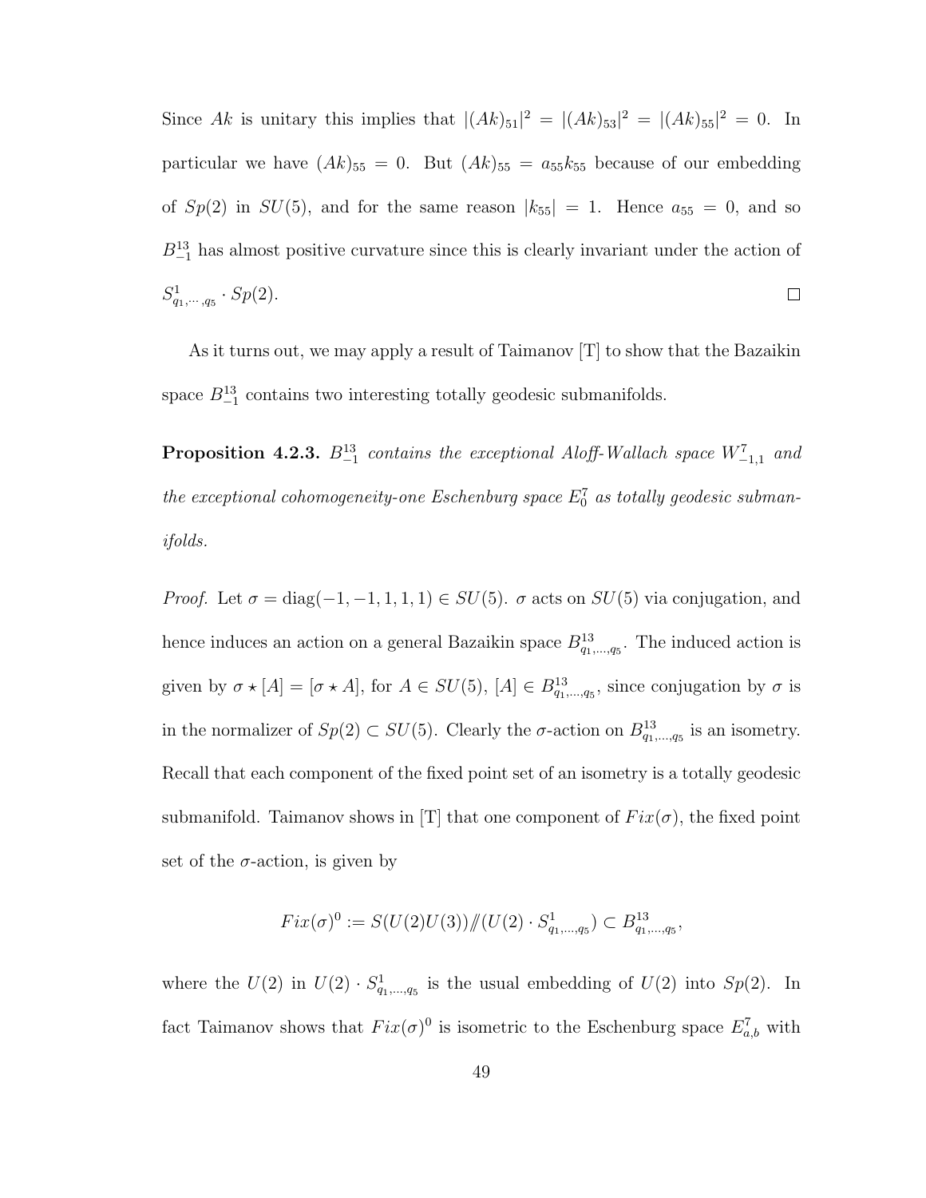Since $Ak$ is unitary this implies that $|(Ak)_{51}|^2 = |(Ak)_{53}|^2 = |(Ak)_{55}|^2 = 0$. In particular we have $(Ak)_{55} = 0$. But $(Ak)_{55} = a_{55}k_{55}$ because of our embedding of $Sp(2)$ in $SU(5)$, and for the same reason $|k_{55}| = 1$. Hence $a_{55} = 0$, and so $B^{13}_{-1}$ has almost positive curvature since this is clearly invariant under the action of $S^1_{q_1,\cdots,q_5} \cdot Sp(2)$. $\square$

As it turns out, we may apply a result of Taimanov [T] to show that the Bazaikin space $B^{13}_{-1}$ contains two interesting totally geodesic submanifolds.

**Proposition 4.2.3.** *$B^{13}_{-1}$ contains the exceptional Aloff-Wallach space $W^7_{-1,1}$ and the exceptional cohomogeneity-one Eschenburg space $E^7_0$ as totally geodesic submanifolds.*

*Proof.* Let $\sigma = \text{diag}(-1, -1, 1, 1, 1) \in SU(5)$. $\sigma$ acts on $SU(5)$ via conjugation, and hence induces an action on a general Bazaikin space $B^{13}_{q_1,\ldots,q_5}$. The induced action is given by $\sigma \star [A] = [\sigma \star A]$, for $A \in SU(5)$, $[A] \in B^{13}_{q_1,\ldots,q_5}$, since conjugation by $\sigma$ is in the normalizer of $Sp(2) \subset SU(5)$. Clearly the $\sigma$-action on $B^{13}_{q_1,\ldots,q_5}$ is an isometry. Recall that each component of the fixed point set of an isometry is a totally geodesic submanifold. Taimanov shows in [T] that one component of $Fix(\sigma)$, the fixed point set of the $\sigma$-action, is given by

$$Fix(\sigma)^0 := S(U(2)U(3))/\!\!/(U(2) \cdot S^1_{q_1,\ldots,q_5}) \subset B^{13}_{q_1,\ldots,q_5},$$

where the $U(2)$ in $U(2) \cdot S^1_{q_1,\ldots,q_5}$ is the usual embedding of $U(2)$ into $Sp(2)$. In fact Taimanov shows that $Fix(\sigma)^0$ is isometric to the Eschenburg space $E^7_{a,b}$ with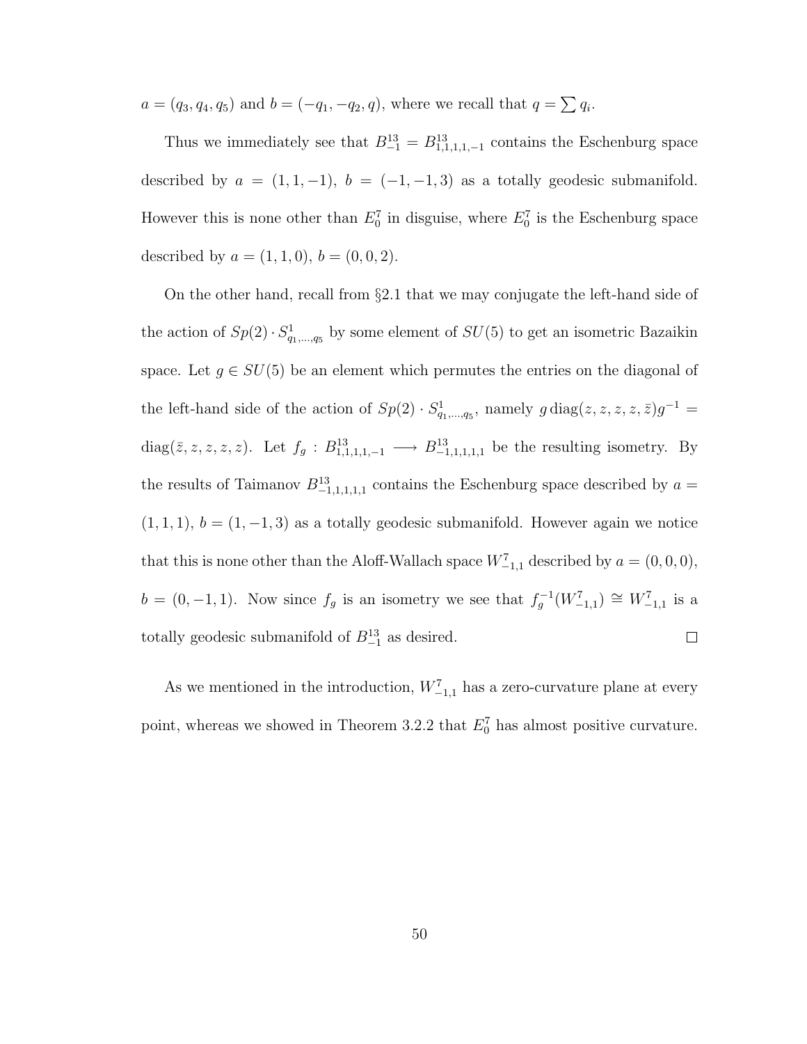$a = (q_3, q_4, q_5)$ and $b = (-q_1, -q_2, q)$, where we recall that $q = \sum q_i$.

Thus we immediately see that $B^{13}_{-1} = B^{13}_{1,1,1,1,-1}$ contains the Eschenburg space described by $a = (1, 1, -1)$, $b = (-1, -1, 3)$ as a totally geodesic submanifold. However this is none other than $E^7_0$ in disguise, where $E^7_0$ is the Eschenburg space described by $a = (1, 1, 0)$, $b = (0, 0, 2)$.

On the other hand, recall from §2.1 that we may conjugate the left-hand side of the action of $Sp(2) \cdot S^1_{q_1,\ldots,q_5}$ by some element of $SU(5)$ to get an isometric Bazaikin space. Let $g \in SU(5)$ be an element which permutes the entries on the diagonal of the left-hand side of the action of $Sp(2) \cdot S^1_{q_1,\ldots,q_5}$, namely $g \operatorname{diag}(z, z, z, z, \bar{z}) g^{-1} = \operatorname{diag}(\bar{z}, z, z, z, z)$. Let $f_g : B^{13}_{1,1,1,1,-1} \longrightarrow B^{13}_{-1,1,1,1,1}$ be the resulting isometry. By the results of Taimanov $B^{13}_{-1,1,1,1,1}$ contains the Eschenburg space described by $a = (1, 1, 1)$, $b = (1, -1, 3)$ as a totally geodesic submanifold. However again we notice that this is none other than the Aloff-Wallach space $W^7_{-1,1}$ described by $a = (0, 0, 0)$, $b = (0, -1, 1)$. Now since $f_g$ is an isometry we see that $f_g^{-1}(W^7_{-1,1}) \cong W^7_{-1,1}$ is a totally geodesic submanifold of $B^{13}_{-1}$ as desired. □

As we mentioned in the introduction, $W^7_{-1,1}$ has a zero-curvature plane at every point, whereas we showed in Theorem 3.2.2 that $E^7_0$ has almost positive curvature.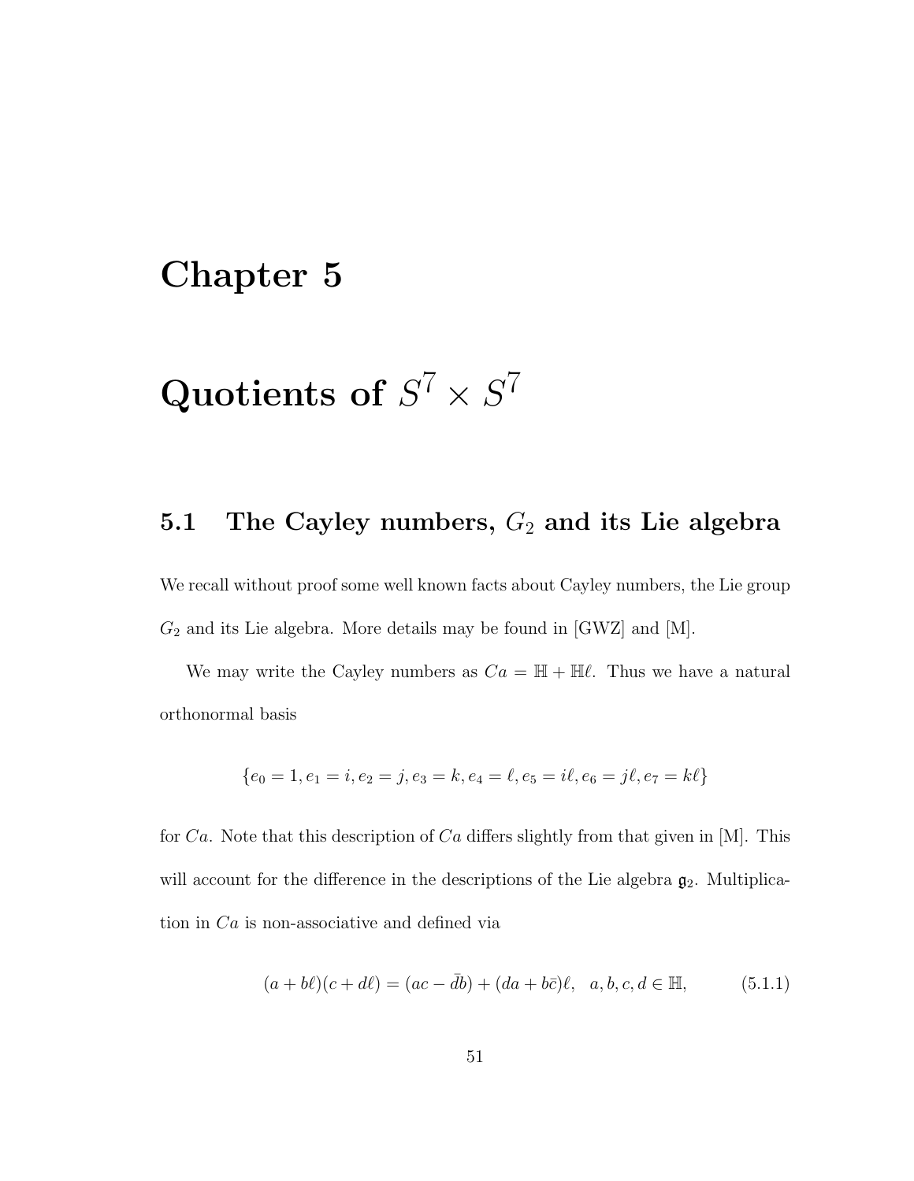# Chapter 5

# Quotients of $S^7 \times S^7$

## 5.1 The Cayley numbers, $G_2$ and its Lie algebra

We recall without proof some well known facts about Cayley numbers, the Lie group $G_2$ and its Lie algebra. More details may be found in [GWZ] and [M].

We may write the Cayley numbers as $Ca = \mathbb{H} + \mathbb{H}\ell$. Thus we have a natural orthonormal basis

$$\{e_0 = 1, e_1 = i, e_2 = j, e_3 = k, e_4 = \ell, e_5 = i\ell, e_6 = j\ell, e_7 = k\ell\}$$

for $Ca$. Note that this description of $Ca$ differs slightly from that given in [M]. This will account for the difference in the descriptions of the Lie algebra $\mathfrak{g}_2$. Multiplication in $Ca$ is non-associative and defined via

$$(a + b\ell)(c + d\ell) = (ac - \bar{d}b) + (da + b\bar{c})\ell, \quad a, b, c, d \in \mathbb{H}, \tag{5.1.1}$$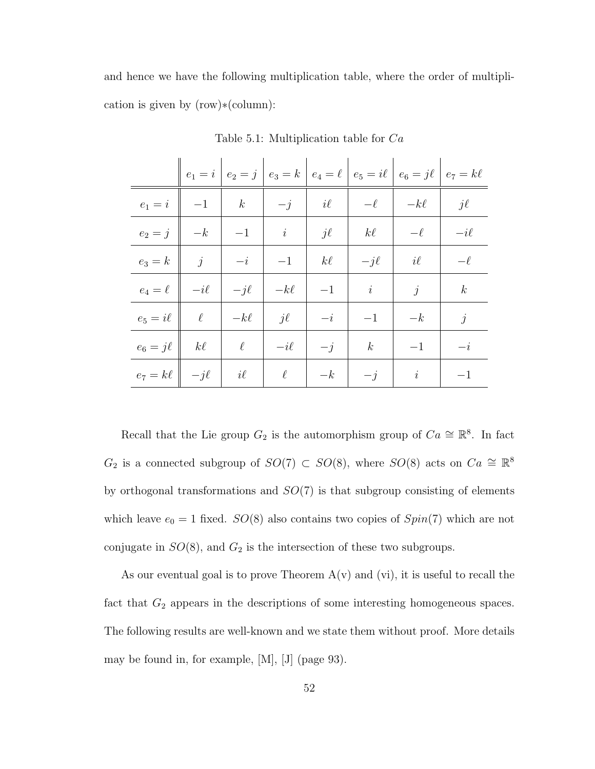and hence we have the following multiplication table, where the order of multiplication is given by (row)$*$(column):

Table 5.1: Multiplication table for $Ca$

| | $e_1 = i$ | $e_2 = j$ | $e_3 = k$ | $e_4 = \ell$ | $e_5 = i\ell$ | $e_6 = j\ell$ | $e_7 = k\ell$ |
|---|---|---|---|---|---|---|---|
| $e_1 = i$ | $-1$ | $k$ | $-j$ | $i\ell$ | $-\ell$ | $-k\ell$ | $j\ell$ |
| $e_2 = j$ | $-k$ | $-1$ | $i$ | $j\ell$ | $k\ell$ | $-\ell$ | $-i\ell$ |
| $e_3 = k$ | $j$ | $-i$ | $-1$ | $k\ell$ | $-j\ell$ | $i\ell$ | $-\ell$ |
| $e_4 = \ell$ | $-i\ell$ | $-j\ell$ | $-k\ell$ | $-1$ | $i$ | $j$ | $k$ |
| $e_5 = i\ell$ | $\ell$ | $-k\ell$ | $j\ell$ | $-i$ | $-1$ | $-k$ | $j$ |
| $e_6 = j\ell$ | $k\ell$ | $\ell$ | $-i\ell$ | $-j$ | $k$ | $-1$ | $-i$ |
| $e_7 = k\ell$ | $-j\ell$ | $i\ell$ | $\ell$ | $-k$ | $-j$ | $i$ | $-1$ |

Recall that the Lie group $G_2$ is the automorphism group of $Ca \cong \mathbb{R}^8$. In fact $G_2$ is a connected subgroup of $SO(7) \subset SO(8)$, where $SO(8)$ acts on $Ca \cong \mathbb{R}^8$ by orthogonal transformations and $SO(7)$ is that subgroup consisting of elements which leave $e_0 = 1$ fixed. $SO(8)$ also contains two copies of $Spin(7)$ which are not conjugate in $SO(8)$, and $G_2$ is the intersection of these two subgroups.

As our eventual goal is to prove Theorem A(v) and (vi), it is useful to recall the fact that $G_2$ appears in the descriptions of some interesting homogeneous spaces. The following results are well-known and we state them without proof. More details may be found in, for example, [M], [J] (page 93).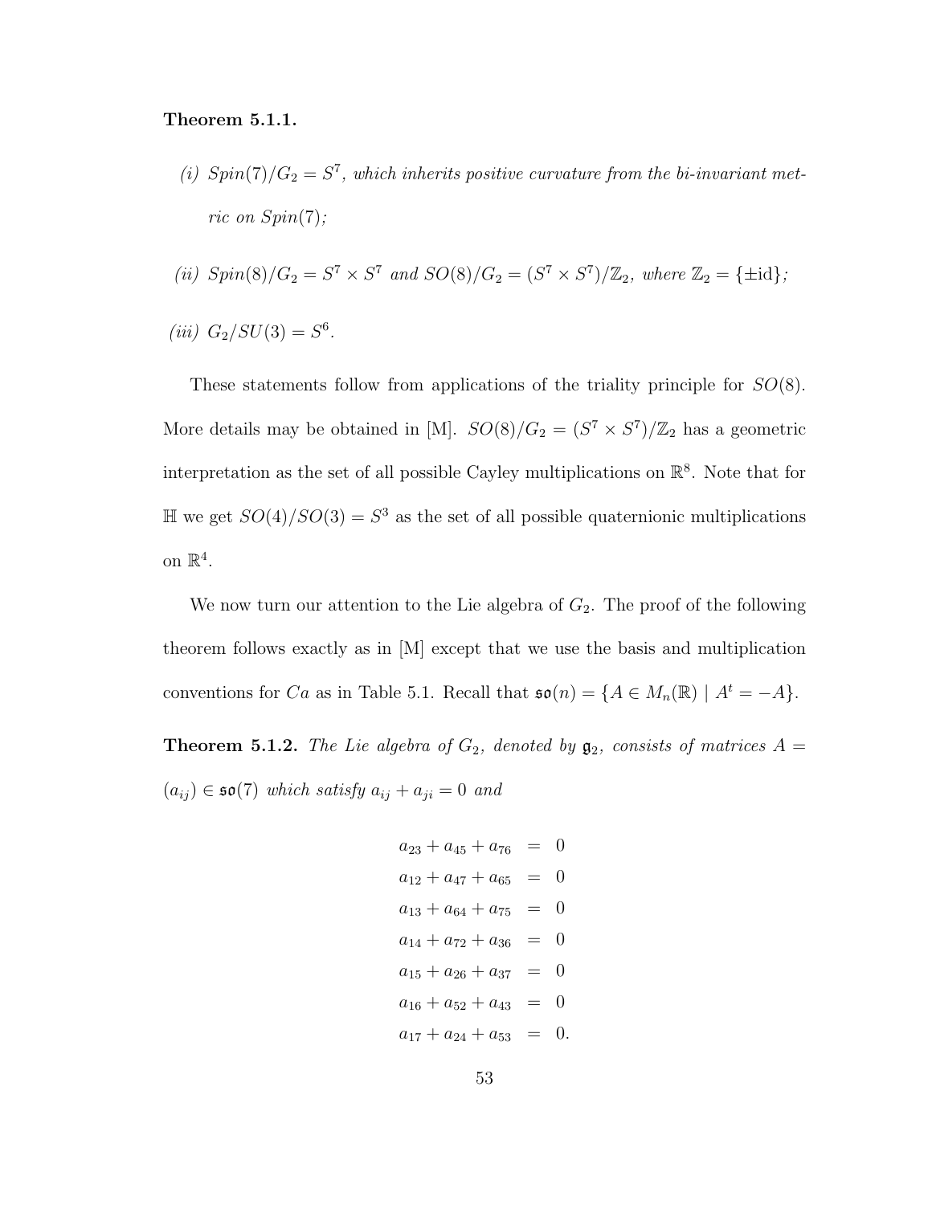**Theorem 5.1.1.**

*(i) $Spin(7)/G_2 = S^7$, which inherits positive curvature from the bi-invariant metric on $Spin(7)$;*

*(ii) $Spin(8)/G_2 = S^7 \times S^7$ and $SO(8)/G_2 = (S^7 \times S^7)/\mathbb{Z}_2$, where $\mathbb{Z}_2 = \{\pm \mathrm{id}\}$;*

*(iii) $G_2/SU(3) = S^6$.*

These statements follow from applications of the triality principle for $SO(8)$. More details may be obtained in [M]. $SO(8)/G_2 = (S^7 \times S^7)/\mathbb{Z}_2$ has a geometric interpretation as the set of all possible Cayley multiplications on $\mathbb{R}^8$. Note that for $\mathbb{H}$ we get $SO(4)/SO(3) = S^3$ as the set of all possible quaternionic multiplications on $\mathbb{R}^4$.

We now turn our attention to the Lie algebra of $G_2$. The proof of the following theorem follows exactly as in [M] except that we use the basis and multiplication conventions for $Ca$ as in Table 5.1. Recall that $\mathfrak{so}(n) = \{A \in M_n(\mathbb{R}) \mid A^t = -A\}$.

**Theorem 5.1.2.** *The Lie algebra of $G_2$, denoted by $\mathfrak{g}_2$, consists of matrices $A = (a_{ij}) \in \mathfrak{so}(7)$ which satisfy $a_{ij} + a_{ji} = 0$ and*

$$
\begin{aligned}
a_{23} + a_{45} + a_{76} &= 0 \\
a_{12} + a_{47} + a_{65} &= 0 \\
a_{13} + a_{64} + a_{75} &= 0 \\
a_{14} + a_{72} + a_{36} &= 0 \\
a_{15} + a_{26} + a_{37} &= 0 \\
a_{16} + a_{52} + a_{43} &= 0 \\
a_{17} + a_{24} + a_{53} &= 0.
\end{aligned}
$$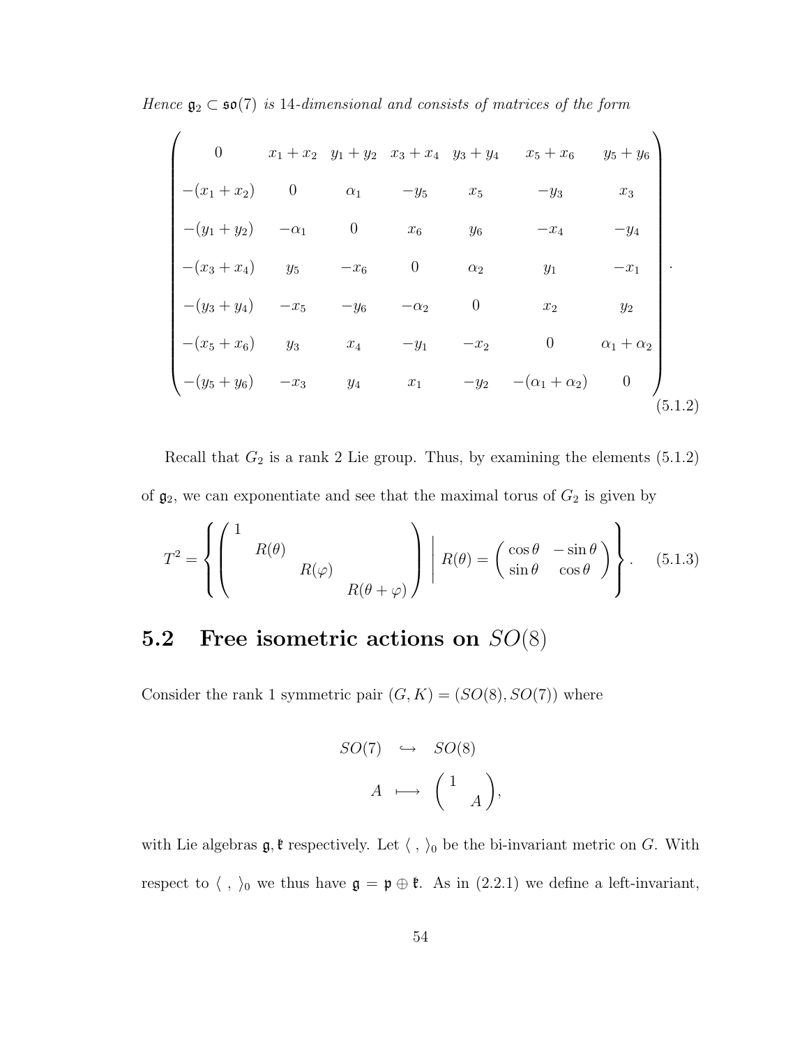*Hence $\mathfrak{g}_2 \subset \mathfrak{so}(7)$ is 14-dimensional and consists of matrices of the form*

$$\begin{pmatrix} 0 & x_1+x_2 & y_1+y_2 & x_3+x_4 & y_3+y_4 & x_5+x_6 & y_5+y_6 \\ -(x_1+x_2) & 0 & \alpha_1 & -y_5 & x_5 & -y_3 & x_3 \\ -(y_1+y_2) & -\alpha_1 & 0 & x_6 & y_6 & -x_4 & -y_4 \\ -(x_3+x_4) & y_5 & -x_6 & 0 & \alpha_2 & y_1 & -x_1 \\ -(y_3+y_4) & -x_5 & -y_6 & -\alpha_2 & 0 & x_2 & y_2 \\ -(x_5+x_6) & y_3 & x_4 & -y_1 & -x_2 & 0 & \alpha_1+\alpha_2 \\ -(y_5+y_6) & -x_3 & y_4 & x_1 & -y_2 & -(\alpha_1+\alpha_2) & 0 \end{pmatrix}. \tag{5.1.2}$$

Recall that $G_2$ is a rank 2 Lie group. Thus, by examining the elements (5.1.2) of $\mathfrak{g}_2$, we can exponentiate and see that the maximal torus of $G_2$ is given by

$$T^2 = \left\{ \begin{pmatrix} 1 & & & \\ & R(\theta) & & \\ & & R(\varphi) & \\ & & & R(\theta+\varphi) \end{pmatrix} \;\middle|\; R(\theta) = \begin{pmatrix} \cos\theta & -\sin\theta \\ \sin\theta & \cos\theta \end{pmatrix} \right\}. \tag{5.1.3}$$

## 5.2 Free isometric actions on $SO(8)$

Consider the rank 1 symmetric pair $(G, K) = (SO(8), SO(7))$ where

$$\begin{aligned} SO(7) &\hookrightarrow SO(8) \\ A &\longmapsto \begin{pmatrix} 1 & \\ & A \end{pmatrix}, \end{aligned}$$

with Lie algebras $\mathfrak{g}, \mathfrak{k}$ respectively. Let $\langle\ ,\ \rangle_0$ be the bi-invariant metric on $G$. With respect to $\langle\ ,\ \rangle_0$ we thus have $\mathfrak{g} = \mathfrak{p} \oplus \mathfrak{k}$. As in (2.2.1) we define a left-invariant,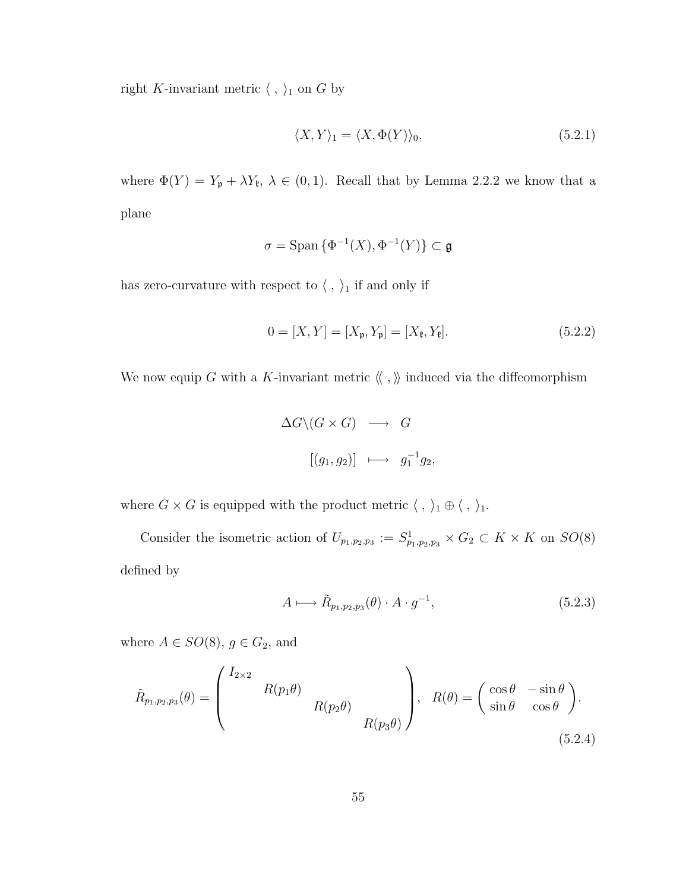right $K$-invariant metric $\langle\ ,\ \rangle_1$ on $G$ by

$$\langle X, Y\rangle_1 = \langle X, \Phi(Y)\rangle_0, \tag{5.2.1}$$

where $\Phi(Y) = Y_{\mathfrak{p}} + \lambda Y_{\mathfrak{k}}$, $\lambda \in (0,1)$. Recall that by Lemma 2.2.2 we know that a plane

$$\sigma = \operatorname{Span}\{\Phi^{-1}(X), \Phi^{-1}(Y)\} \subset \mathfrak{g}$$

has zero-curvature with respect to $\langle\ ,\ \rangle_1$ if and only if

$$0 = [X, Y] = [X_{\mathfrak{p}}, Y_{\mathfrak{p}}] = [X_{\mathfrak{k}}, Y_{\mathfrak{k}}]. \tag{5.2.2}$$

We now equip $G$ with a $K$-invariant metric $\langle\!\langle\ ,\ \rangle\!\rangle$ induced via the diffeomorphism

$$\begin{array}{rcl} \Delta G\backslash(G \times G) & \longrightarrow & G \\ [(g_1, g_2)] & \longmapsto & g_1^{-1}g_2, \end{array}$$

where $G \times G$ is equipped with the product metric $\langle\ ,\ \rangle_1 \oplus \langle\ ,\ \rangle_1$.

Consider the isometric action of $U_{p_1,p_2,p_3} := S^1_{p_1,p_2,p_3} \times G_2 \subset K \times K$ on $SO(8)$ defined by

$$A \longmapsto \tilde{R}_{p_1,p_2,p_3}(\theta) \cdot A \cdot g^{-1}, \tag{5.2.3}$$

where $A \in SO(8)$, $g \in G_2$, and

$$\tilde{R}_{p_1,p_2,p_3}(\theta) = \begin{pmatrix} I_{2\times 2} & & & \\ & R(p_1\theta) & & \\ & & R(p_2\theta) & \\ & & & R(p_3\theta) \end{pmatrix}, \quad R(\theta) = \begin{pmatrix} \cos\theta & -\sin\theta \\ \sin\theta & \cos\theta \end{pmatrix}. \tag{5.2.4}$$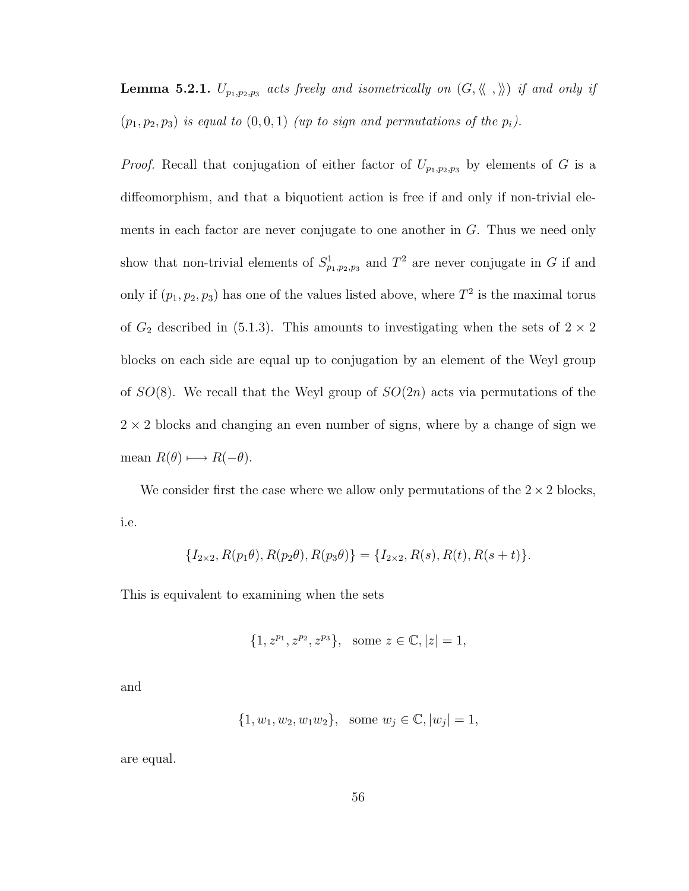**Lemma 5.2.1.** *$U_{p_1,p_2,p_3}$ acts freely and isometrically on $(G, \langle\!\langle\ ,\ \rangle\!\rangle)$ if and only if $(p_1, p_2, p_3)$ is equal to $(0, 0, 1)$ (up to sign and permutations of the $p_i$).*

*Proof.* Recall that conjugation of either factor of $U_{p_1,p_2,p_3}$ by elements of $G$ is a diffeomorphism, and that a biquotient action is free if and only if non-trivial elements in each factor are never conjugate to one another in $G$. Thus we need only show that non-trivial elements of $S^1_{p_1,p_2,p_3}$ and $T^2$ are never conjugate in $G$ if and only if $(p_1, p_2, p_3)$ has one of the values listed above, where $T^2$ is the maximal torus of $G_2$ described in (5.1.3). This amounts to investigating when the sets of $2 \times 2$ blocks on each side are equal up to conjugation by an element of the Weyl group of $SO(8)$. We recall that the Weyl group of $SO(2n)$ acts via permutations of the $2 \times 2$ blocks and changing an even number of signs, where by a change of sign we mean $R(\theta) \longmapsto R(-\theta)$.

We consider first the case where we allow only permutations of the $2 \times 2$ blocks, i.e.

$$\{I_{2\times 2}, R(p_1\theta), R(p_2\theta), R(p_3\theta)\} = \{I_{2\times 2}, R(s), R(t), R(s+t)\}.$$

This is equivalent to examining when the sets

$$\{1, z^{p_1}, z^{p_2}, z^{p_3}\}, \quad \text{some } z \in \mathbb{C}, |z| = 1,$$

and

$$\{1, w_1, w_2, w_1 w_2\}, \quad \text{some } w_j \in \mathbb{C}, |w_j| = 1,$$

are equal.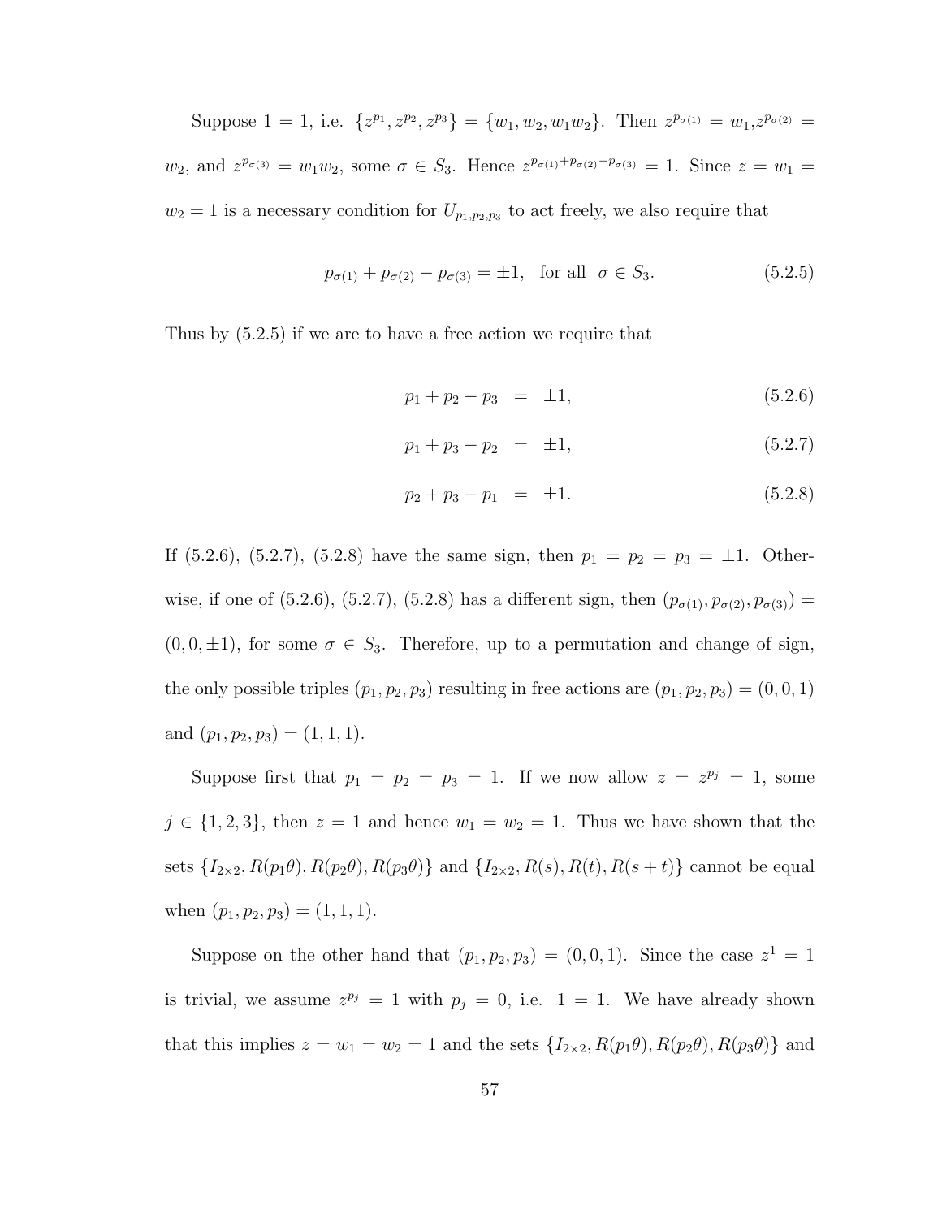Suppose $1 = 1$, i.e. $\{z^{p_1}, z^{p_2}, z^{p_3}\} = \{w_1, w_2, w_1 w_2\}$. Then $z^{p_{\sigma(1)}} = w_1, z^{p_{\sigma(2)}} = w_2$, and $z^{p_{\sigma(3)}} = w_1 w_2$, some $\sigma \in S_3$. Hence $z^{p_{\sigma(1)}+p_{\sigma(2)}-p_{\sigma(3)}} = 1$. Since $z = w_1 = w_2 = 1$ is a necessary condition for $U_{p_1,p_2,p_3}$ to act freely, we also require that

$$p_{\sigma(1)} + p_{\sigma(2)} - p_{\sigma(3)} = \pm 1, \quad \text{for all} \quad \sigma \in S_3. \tag{5.2.5}$$

Thus by (5.2.5) if we are to have a free action we require that

$$p_1 + p_2 - p_3 = \pm 1, \tag{5.2.6}$$

$$p_1 + p_3 - p_2 = \pm 1, \tag{5.2.7}$$

$$p_2 + p_3 - p_1 = \pm 1. \tag{5.2.8}$$

If (5.2.6), (5.2.7), (5.2.8) have the same sign, then $p_1 = p_2 = p_3 = \pm 1$. Otherwise, if one of (5.2.6), (5.2.7), (5.2.8) has a different sign, then $(p_{\sigma(1)}, p_{\sigma(2)}, p_{\sigma(3)}) = (0, 0, \pm 1)$, for some $\sigma \in S_3$. Therefore, up to a permutation and change of sign, the only possible triples $(p_1, p_2, p_3)$ resulting in free actions are $(p_1, p_2, p_3) = (0, 0, 1)$ and $(p_1, p_2, p_3) = (1, 1, 1)$.

Suppose first that $p_1 = p_2 = p_3 = 1$. If we now allow $z = z^{p_j} = 1$, some $j \in \{1, 2, 3\}$, then $z = 1$ and hence $w_1 = w_2 = 1$. Thus we have shown that the sets $\{I_{2\times 2}, R(p_1\theta), R(p_2\theta), R(p_3\theta)\}$ and $\{I_{2\times 2}, R(s), R(t), R(s+t)\}$ cannot be equal when $(p_1, p_2, p_3) = (1, 1, 1)$.

Suppose on the other hand that $(p_1, p_2, p_3) = (0, 0, 1)$. Since the case $z^1 = 1$ is trivial, we assume $z^{p_j} = 1$ with $p_j = 0$, i.e. $1 = 1$. We have already shown that this implies $z = w_1 = w_2 = 1$ and the sets $\{I_{2\times 2}, R(p_1\theta), R(p_2\theta), R(p_3\theta)\}$ and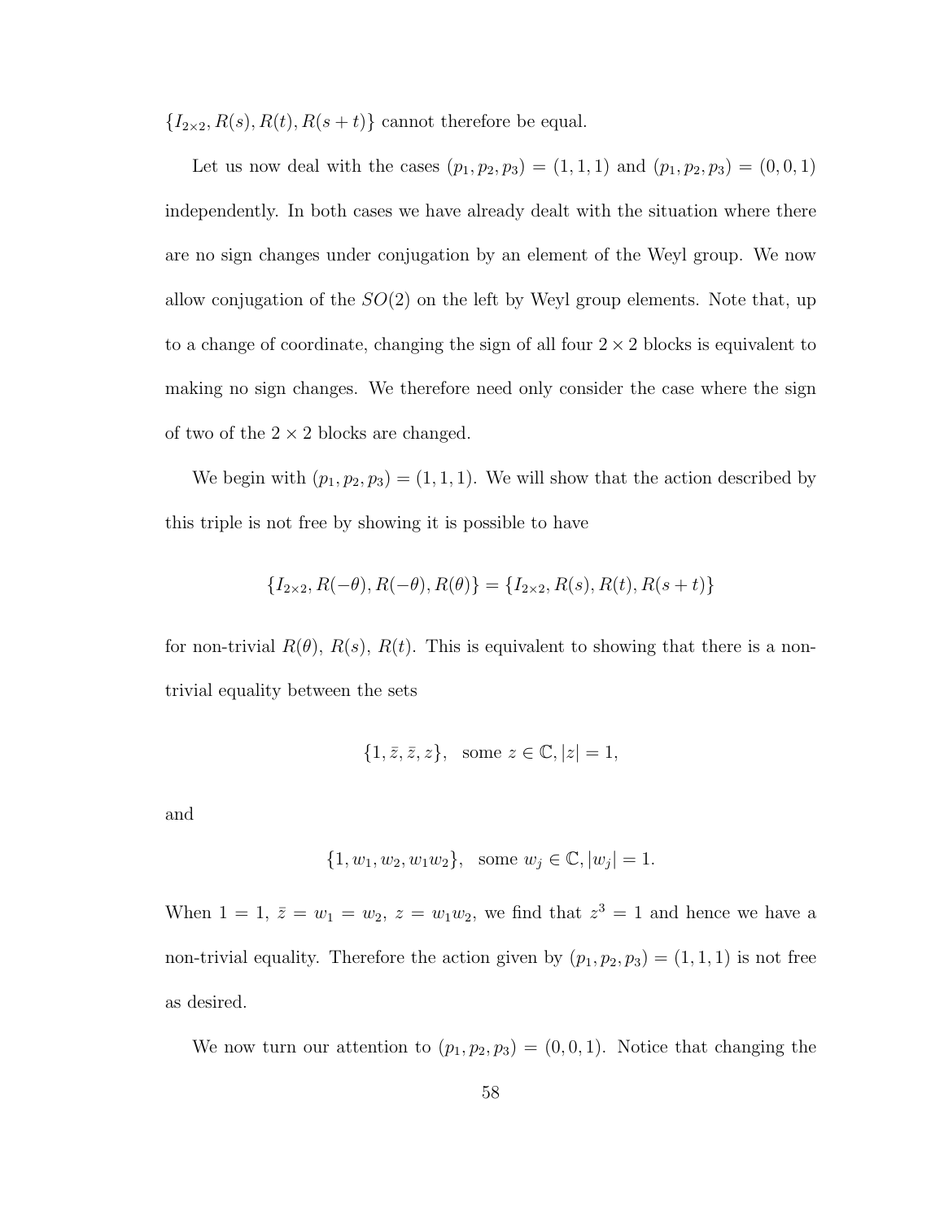$\{I_{2\times 2}, R(s), R(t), R(s+t)\}$ cannot therefore be equal.

Let us now deal with the cases $(p_1, p_2, p_3) = (1, 1, 1)$ and $(p_1, p_2, p_3) = (0, 0, 1)$ independently. In both cases we have already dealt with the situation where there are no sign changes under conjugation by an element of the Weyl group. We now allow conjugation of the $SO(2)$ on the left by Weyl group elements. Note that, up to a change of coordinate, changing the sign of all four $2 \times 2$ blocks is equivalent to making no sign changes. We therefore need only consider the case where the sign of two of the $2 \times 2$ blocks are changed.

We begin with $(p_1, p_2, p_3) = (1, 1, 1)$. We will show that the action described by this triple is not free by showing it is possible to have

$$\{I_{2\times 2}, R(-\theta), R(-\theta), R(\theta)\} = \{I_{2\times 2}, R(s), R(t), R(s+t)\}$$

for non-trivial $R(\theta)$, $R(s)$, $R(t)$. This is equivalent to showing that there is a non-trivial equality between the sets

$$\{1, \bar{z}, \bar{z}, z\}, \quad \text{some } z \in \mathbb{C}, |z| = 1,$$

and

$$\{1, w_1, w_2, w_1 w_2\}, \quad \text{some } w_j \in \mathbb{C}, |w_j| = 1.$$

When $1 = 1$, $\bar{z} = w_1 = w_2$, $z = w_1 w_2$, we find that $z^3 = 1$ and hence we have a non-trivial equality. Therefore the action given by $(p_1, p_2, p_3) = (1, 1, 1)$ is not free as desired.

We now turn our attention to $(p_1, p_2, p_3) = (0, 0, 1)$. Notice that changing the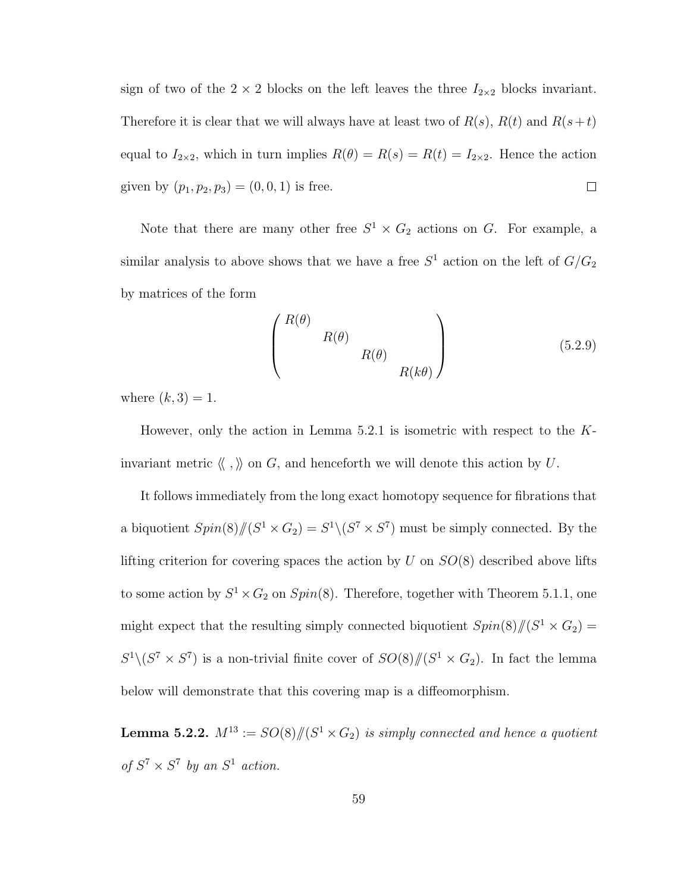sign of two of the $2 \times 2$ blocks on the left leaves the three $I_{2\times 2}$ blocks invariant. Therefore it is clear that we will always have at least two of $R(s)$, $R(t)$ and $R(s+t)$ equal to $I_{2\times 2}$, which in turn implies $R(\theta) = R(s) = R(t) = I_{2\times 2}$. Hence the action given by $(p_1, p_2, p_3) = (0, 0, 1)$ is free. $\square$

Note that there are many other free $S^1 \times G_2$ actions on $G$. For example, a similar analysis to above shows that we have a free $S^1$ action on the left of $G/G_2$ by matrices of the form

$$\begin{pmatrix} R(\theta) & & & \\ & R(\theta) & & \\ & & R(\theta) & \\ & & & R(k\theta) \end{pmatrix} \tag{5.2.9}$$

where $(k, 3) = 1$.

However, only the action in Lemma 5.2.1 is isometric with respect to the $K$-invariant metric $\langle\langle\ ,\ \rangle\rangle$ on $G$, and henceforth we will denote this action by $U$.

It follows immediately from the long exact homotopy sequence for fibrations that a biquotient $Spin(8)/\!\!/(S^1 \times G_2) = S^1\backslash(S^7 \times S^7)$ must be simply connected. By the lifting criterion for covering spaces the action by $U$ on $SO(8)$ described above lifts to some action by $S^1 \times G_2$ on $Spin(8)$. Therefore, together with Theorem 5.1.1, one might expect that the resulting simply connected biquotient $Spin(8)/\!\!/(S^1 \times G_2) = S^1\backslash(S^7 \times S^7)$ is a non-trivial finite cover of $SO(8)/\!\!/(S^1 \times G_2)$. In fact the lemma below will demonstrate that this covering map is a diffeomorphism.

**Lemma 5.2.2.** *$M^{13} := SO(8)/\!\!/(S^1 \times G_2)$ is simply connected and hence a quotient of $S^7 \times S^7$ by an $S^1$ action.*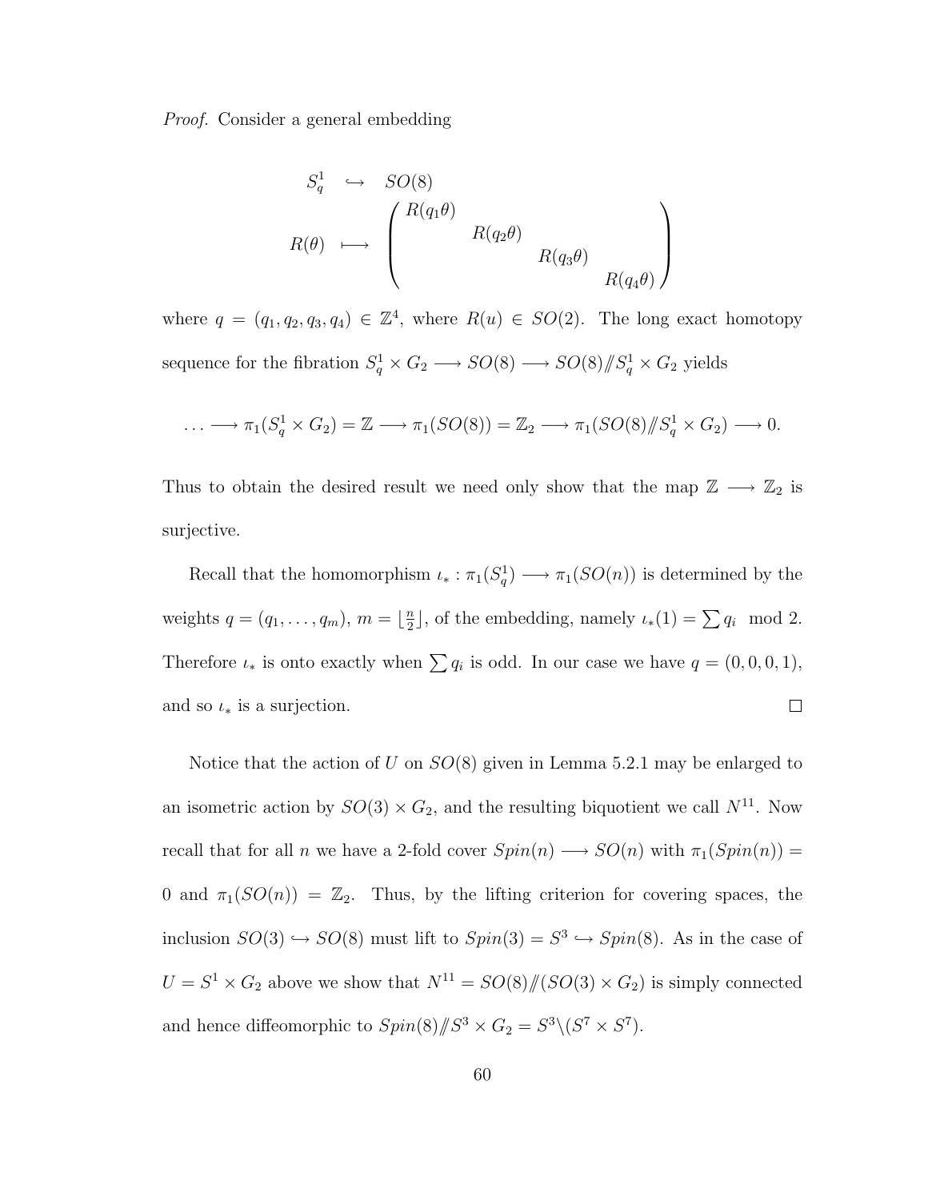*Proof.* Consider a general embedding

$$
\begin{array}{rcl}
S^1_q & \hookrightarrow & SO(8) \\
R(\theta) & \longmapsto & \begin{pmatrix} R(q_1\theta) & & & \\ & R(q_2\theta) & & \\ & & R(q_3\theta) & \\ & & & R(q_4\theta) \end{pmatrix}
\end{array}
$$

where $q = (q_1, q_2, q_3, q_4) \in \mathbb{Z}^4$, where $R(u) \in SO(2)$. The long exact homotopy sequence for the fibration $S^1_q \times G_2 \longrightarrow SO(8) \longrightarrow SO(8) /\!\!/ S^1_q \times G_2$ yields

$$
\ldots \longrightarrow \pi_1(S^1_q \times G_2) = \mathbb{Z} \longrightarrow \pi_1(SO(8)) = \mathbb{Z}_2 \longrightarrow \pi_1(SO(8) /\!\!/ S^1_q \times G_2) \longrightarrow 0.
$$

Thus to obtain the desired result we need only show that the map $\mathbb{Z} \longrightarrow \mathbb{Z}_2$ is surjective.

Recall that the homomorphism $\iota_* : \pi_1(S^1_q) \longrightarrow \pi_1(SO(n))$ is determined by the weights $q = (q_1, \ldots, q_m)$, $m = \lfloor \frac{n}{2} \rfloor$, of the embedding, namely $\iota_*(1) = \sum q_i \mod 2$. Therefore $\iota_*$ is onto exactly when $\sum q_i$ is odd. In our case we have $q = (0, 0, 0, 1)$, and so $\iota_*$ is a surjection. $\square$

Notice that the action of $U$ on $SO(8)$ given in Lemma 5.2.1 may be enlarged to an isometric action by $SO(3) \times G_2$, and the resulting biquotient we call $N^{11}$. Now recall that for all $n$ we have a 2-fold cover $Spin(n) \longrightarrow SO(n)$ with $\pi_1(Spin(n)) = 0$ and $\pi_1(SO(n)) = \mathbb{Z}_2$. Thus, by the lifting criterion for covering spaces, the inclusion $SO(3) \hookrightarrow SO(8)$ must lift to $Spin(3) = S^3 \hookrightarrow Spin(8)$. As in the case of $U = S^1 \times G_2$ above we show that $N^{11} = SO(8) /\!\!/ (SO(3) \times G_2)$ is simply connected and hence diffeomorphic to $Spin(8) /\!\!/ S^3 \times G_2 = S^3 \backslash (S^7 \times S^7)$.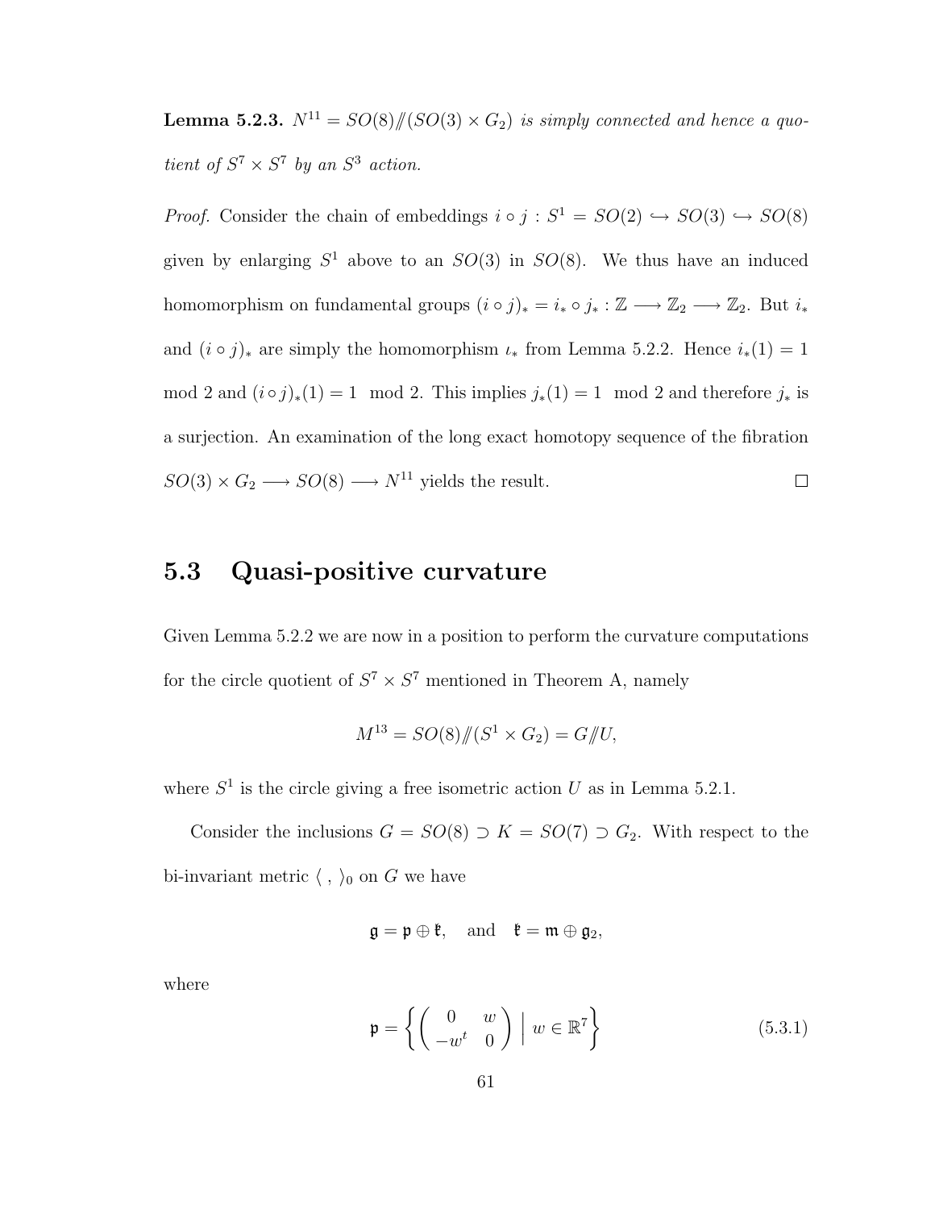**Lemma 5.2.3.** *$N^{11} = SO(8)/\!\!/(SO(3) \times G_2)$ is simply connected and hence a quotient of $S^7 \times S^7$ by an $S^3$ action.*

*Proof.* Consider the chain of embeddings $i \circ j : S^1 = SO(2) \hookrightarrow SO(3) \hookrightarrow SO(8)$ given by enlarging $S^1$ above to an $SO(3)$ in $SO(8)$. We thus have an induced homomorphism on fundamental groups $(i \circ j)_* = i_* \circ j_* : \mathbb{Z} \longrightarrow \mathbb{Z}_2 \longrightarrow \mathbb{Z}_2$. But $i_*$ and $(i \circ j)_*$ are simply the homomorphism $\iota_*$ from Lemma 5.2.2. Hence $i_*(1) = 1 \mod 2$ and $(i \circ j)_*(1) = 1 \mod 2$. This implies $j_*(1) = 1 \mod 2$ and therefore $j_*$ is a surjection. An examination of the long exact homotopy sequence of the fibration $SO(3) \times G_2 \longrightarrow SO(8) \longrightarrow N^{11}$ yields the result. $\square$

## 5.3 Quasi-positive curvature

Given Lemma 5.2.2 we are now in a position to perform the curvature computations for the circle quotient of $S^7 \times S^7$ mentioned in Theorem A, namely

$$M^{13} = SO(8)/\!\!/(S^1 \times G_2) = G/\!\!/U,$$

where $S^1$ is the circle giving a free isometric action $U$ as in Lemma 5.2.1.

Consider the inclusions $G = SO(8) \supset K = SO(7) \supset G_2$. With respect to the bi-invariant metric $\langle \ , \ \rangle_0$ on $G$ we have

$$\mathfrak{g} = \mathfrak{p} \oplus \mathfrak{k}, \quad \text{and} \quad \mathfrak{k} = \mathfrak{m} \oplus \mathfrak{g}_2,$$

where

$$\mathfrak{p} = \left\{ \begin{pmatrix} 0 & w \\ -w^t & 0 \end{pmatrix} \,\Big|\, w \in \mathbb{R}^7 \right\} \tag{5.3.1}$$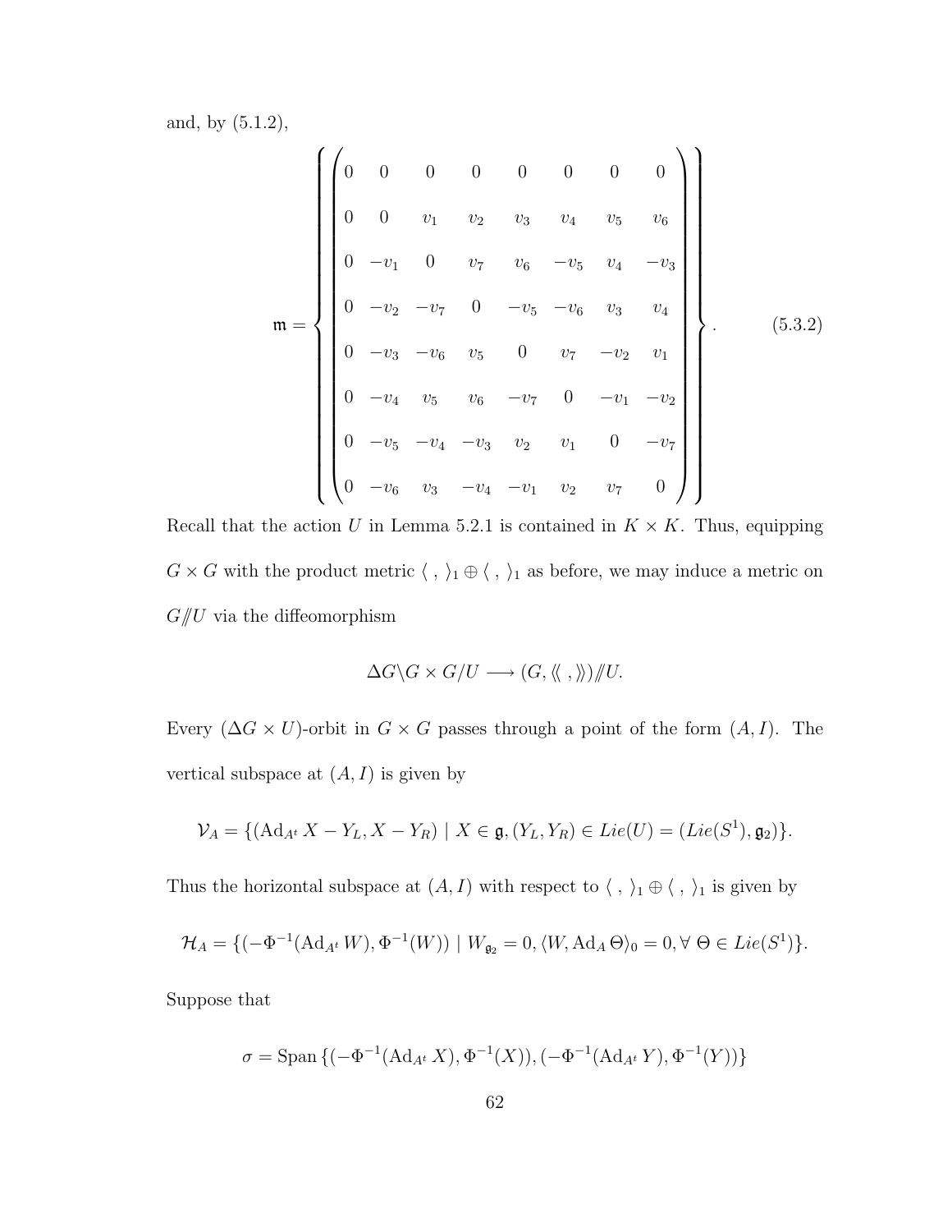and, by (5.1.2),

$$
\mathfrak{m} = \left\{ \begin{pmatrix}
0 & 0 & 0 & 0 & 0 & 0 & 0 & 0 \\
0 & 0 & v_1 & v_2 & v_3 & v_4 & v_5 & v_6 \\
0 & -v_1 & 0 & v_7 & v_6 & -v_5 & v_4 & -v_3 \\
0 & -v_2 & -v_7 & 0 & -v_5 & -v_6 & v_3 & v_4 \\
0 & -v_3 & -v_6 & v_5 & 0 & v_7 & -v_2 & v_1 \\
0 & -v_4 & v_5 & v_6 & -v_7 & 0 & -v_1 & -v_2 \\
0 & -v_5 & -v_4 & -v_3 & v_2 & v_1 & 0 & -v_7 \\
0 & -v_6 & v_3 & -v_4 & -v_1 & v_2 & v_7 & 0
\end{pmatrix} \right\}. \tag{5.3.2}
$$

Recall that the action $U$ in Lemma 5.2.1 is contained in $K \times K$. Thus, equipping $G \times G$ with the product metric $\langle\ ,\ \rangle_1 \oplus \langle\ ,\ \rangle_1$ as before, we may induce a metric on $G/\!\!/U$ via the diffeomorphism

$$\Delta G \backslash G \times G/U \longrightarrow (G, \langle\!\langle\ ,\ \rangle\!\rangle)/\!\!/U.$$

Every $(\Delta G \times U)$-orbit in $G \times G$ passes through a point of the form $(A, I)$. The vertical subspace at $(A, I)$ is given by

$$\mathcal{V}_A = \{(\mathrm{Ad}_{A^t} X - Y_L, X - Y_R) \mid X \in \mathfrak{g}, (Y_L, Y_R) \in Lie(U) = (Lie(S^1), \mathfrak{g}_2)\}.$$

Thus the horizontal subspace at $(A, I)$ with respect to $\langle\ ,\ \rangle_1 \oplus \langle\ ,\ \rangle_1$ is given by

$$\mathcal{H}_A = \{(-\Phi^{-1}(\mathrm{Ad}_{A^t} W), \Phi^{-1}(W)) \mid W_{\mathfrak{g}_2} = 0, \langle W, \mathrm{Ad}_A \Theta \rangle_0 = 0, \forall\ \Theta \in Lie(S^1)\}.$$

Suppose that

$$\sigma = \mathrm{Span}\,\{(-\Phi^{-1}(\mathrm{Ad}_{A^t} X), \Phi^{-1}(X)), (-\Phi^{-1}(\mathrm{Ad}_{A^t} Y), \Phi^{-1}(Y))\}$$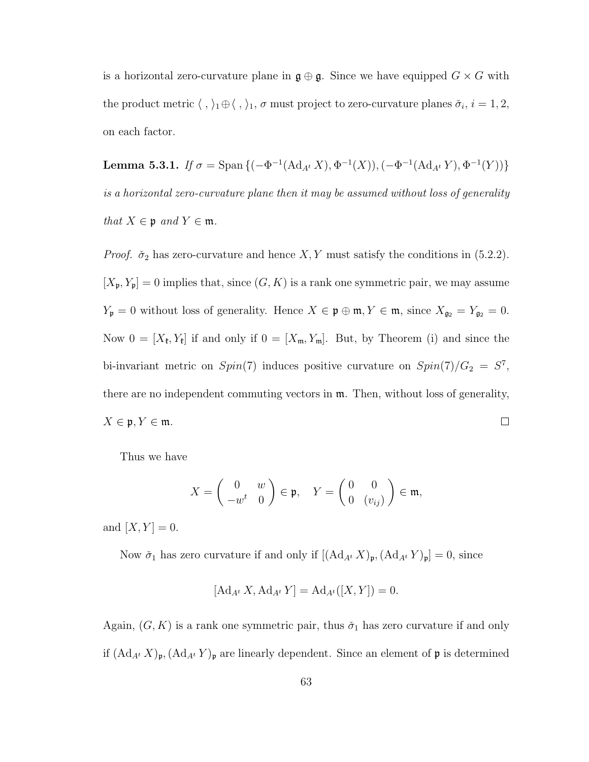is a horizontal zero-curvature plane in $\mathfrak{g} \oplus \mathfrak{g}$. Since we have equipped $G \times G$ with the product metric $\langle \, , \rangle_1 \oplus \langle \, , \rangle_1$, $\sigma$ must project to zero-curvature planes $\check{\sigma}_i$, $i = 1, 2$, on each factor.

**Lemma 5.3.1.** *If* $\sigma = \operatorname{Span}\{(-\Phi^{-1}(\operatorname{Ad}_{A^t} X), \Phi^{-1}(X)), (-\Phi^{-1}(\operatorname{Ad}_{A^t} Y), \Phi^{-1}(Y))\}$ *is a horizontal zero-curvature plane then it may be assumed without loss of generality that* $X \in \mathfrak{p}$ *and* $Y \in \mathfrak{m}$.

*Proof.* $\check{\sigma}_2$ has zero-curvature and hence $X, Y$ must satisfy the conditions in (5.2.2). $[X_{\mathfrak{p}}, Y_{\mathfrak{p}}] = 0$ implies that, since $(G, K)$ is a rank one symmetric pair, we may assume $Y_{\mathfrak{p}} = 0$ without loss of generality. Hence $X \in \mathfrak{p} \oplus \mathfrak{m}, Y \in \mathfrak{m}$, since $X_{\mathfrak{g}_2} = Y_{\mathfrak{g}_2} = 0$. Now $0 = [X_{\mathfrak{k}}, Y_{\mathfrak{k}}]$ if and only if $0 = [X_{\mathfrak{m}}, Y_{\mathfrak{m}}]$. But, by Theorem (i) and since the bi-invariant metric on $Spin(7)$ induces positive curvature on $Spin(7)/G_2 = S^7$, there are no independent commuting vectors in $\mathfrak{m}$. Then, without loss of generality, $X \in \mathfrak{p}, Y \in \mathfrak{m}$. □

Thus we have

$$X = \begin{pmatrix} 0 & w \\ -w^t & 0 \end{pmatrix} \in \mathfrak{p}, \quad Y = \begin{pmatrix} 0 & 0 \\ 0 & (v_{ij}) \end{pmatrix} \in \mathfrak{m},$$

and $[X, Y] = 0$.

Now $\check{\sigma}_1$ has zero curvature if and only if $[(\operatorname{Ad}_{A^t} X)_{\mathfrak{p}}, (\operatorname{Ad}_{A^t} Y)_{\mathfrak{p}}] = 0$, since

$$[\operatorname{Ad}_{A^t} X, \operatorname{Ad}_{A^t} Y] = \operatorname{Ad}_{A^t}([X, Y]) = 0.$$

Again, $(G, K)$ is a rank one symmetric pair, thus $\check{\sigma}_1$ has zero curvature if and only if $(\operatorname{Ad}_{A^t} X)_{\mathfrak{p}}, (\operatorname{Ad}_{A^t} Y)_{\mathfrak{p}}$ are linearly dependent. Since an element of $\mathfrak{p}$ is determined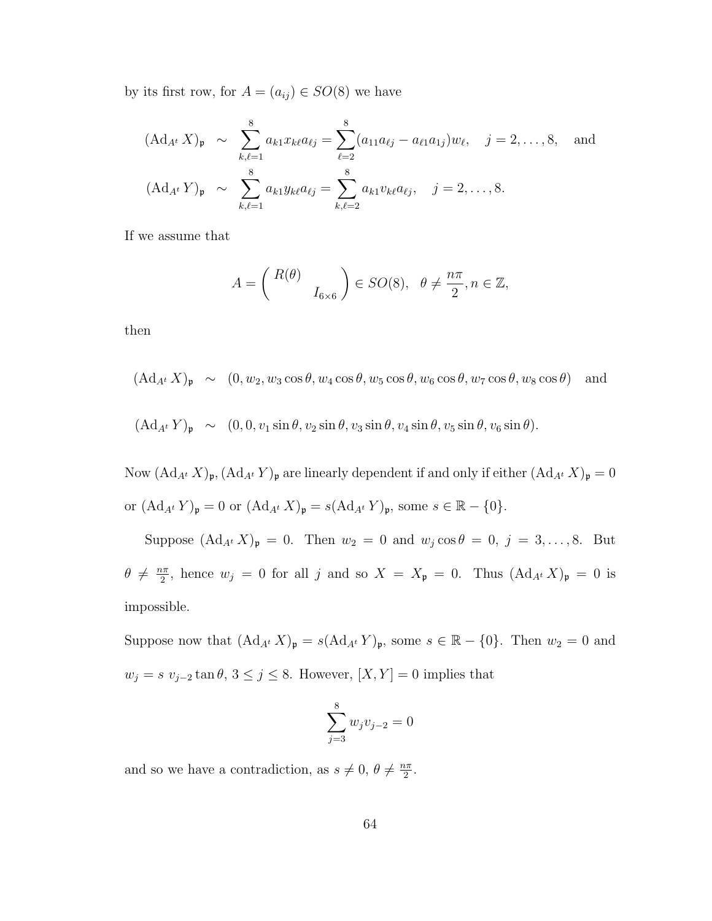by its first row, for $A = (a_{ij}) \in SO(8)$ we have

$$
\begin{aligned}
(\operatorname{Ad}_{A^t} X)_{\mathfrak{p}} &\sim \sum_{k,\ell=1}^{8} a_{k1} x_{k\ell} a_{\ell j} = \sum_{\ell=2}^{8} (a_{11} a_{\ell j} - a_{\ell 1} a_{1j}) w_\ell, \quad j = 2, \ldots, 8, \quad \text{and} \\
(\operatorname{Ad}_{A^t} Y)_{\mathfrak{p}} &\sim \sum_{k,\ell=1}^{8} a_{k1} y_{k\ell} a_{\ell j} = \sum_{k,\ell=2}^{8} a_{k1} v_{k\ell} a_{\ell j}, \quad j = 2, \ldots, 8.
\end{aligned}
$$

If we assume that

$$
A = \begin{pmatrix} R(\theta) & \\ & I_{6\times 6} \end{pmatrix} \in SO(8), \quad \theta \neq \frac{n\pi}{2}, n \in \mathbb{Z},
$$

then

$$
\begin{aligned}
(\operatorname{Ad}_{A^t} X)_{\mathfrak{p}} &\sim (0, w_2, w_3 \cos\theta, w_4 \cos\theta, w_5 \cos\theta, w_6 \cos\theta, w_7 \cos\theta, w_8 \cos\theta) \quad \text{and} \\
(\operatorname{Ad}_{A^t} Y)_{\mathfrak{p}} &\sim (0, 0, v_1 \sin\theta, v_2 \sin\theta, v_3 \sin\theta, v_4 \sin\theta, v_5 \sin\theta, v_6 \sin\theta).
\end{aligned}
$$

Now $(\operatorname{Ad}_{A^t} X)_{\mathfrak{p}}, (\operatorname{Ad}_{A^t} Y)_{\mathfrak{p}}$ are linearly dependent if and only if either $(\operatorname{Ad}_{A^t} X)_{\mathfrak{p}} = 0$ or $(\operatorname{Ad}_{A^t} Y)_{\mathfrak{p}} = 0$ or $(\operatorname{Ad}_{A^t} X)_{\mathfrak{p}} = s(\operatorname{Ad}_{A^t} Y)_{\mathfrak{p}}$, some $s \in \mathbb{R} - \{0\}$.

Suppose $(\operatorname{Ad}_{A^t} X)_{\mathfrak{p}} = 0$. Then $w_2 = 0$ and $w_j \cos\theta = 0$, $j = 3, \ldots, 8$. But $\theta \neq \frac{n\pi}{2}$, hence $w_j = 0$ for all $j$ and so $X = X_{\mathfrak{p}} = 0$. Thus $(\operatorname{Ad}_{A^t} X)_{\mathfrak{p}} = 0$ is impossible.

Suppose now that $(\operatorname{Ad}_{A^t} X)_{\mathfrak{p}} = s(\operatorname{Ad}_{A^t} Y)_{\mathfrak{p}}$, some $s \in \mathbb{R} - \{0\}$. Then $w_2 = 0$ and $w_j = s\ v_{j-2} \tan\theta$, $3 \leq j \leq 8$. However, $[X, Y] = 0$ implies that

$$
\sum_{j=3}^{8} w_j v_{j-2} = 0
$$

and so we have a contradiction, as $s \neq 0$, $\theta \neq \frac{n\pi}{2}$.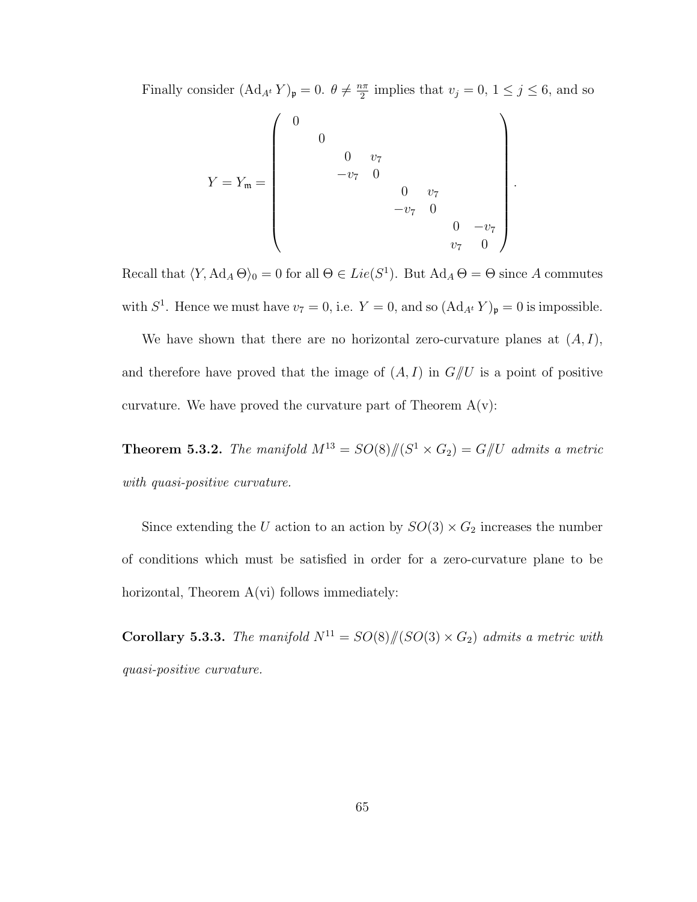Finally consider $(\mathrm{Ad}_{A^t} Y)_{\mathfrak{p}} = 0$. $\theta \neq \frac{n\pi}{2}$ implies that $v_j = 0$, $1 \leq j \leq 6$, and so

$$Y = Y_{\mathfrak{m}} = \begin{pmatrix} 0 & & & & & & & \\ & 0 & & & & & & \\ & & 0 & v_7 & & & & \\ & & -v_7 & 0 & & & & \\ & & & & 0 & v_7 & & \\ & & & & -v_7 & 0 & & \\ & & & & & & 0 & -v_7 \\ & & & & & & v_7 & 0 \end{pmatrix}.$$

Recall that $\langle Y, \mathrm{Ad}_A \Theta \rangle_0 = 0$ for all $\Theta \in Lie(S^1)$. But $\mathrm{Ad}_A \Theta = \Theta$ since $A$ commutes with $S^1$. Hence we must have $v_7 = 0$, i.e. $Y = 0$, and so $(\mathrm{Ad}_{A^t} Y)_{\mathfrak{p}} = 0$ is impossible.

We have shown that there are no horizontal zero-curvature planes at $(A, I)$, and therefore have proved that the image of $(A, I)$ in $G/\!\!/U$ is a point of positive curvature. We have proved the curvature part of Theorem A(v):

**Theorem 5.3.2.** *The manifold $M^{13} = SO(8)/\!\!/(S^1 \times G_2) = G/\!\!/U$ admits a metric with quasi-positive curvature.*

Since extending the $U$ action to an action by $SO(3) \times G_2$ increases the number of conditions which must be satisfied in order for a zero-curvature plane to be horizontal, Theorem A(vi) follows immediately:

**Corollary 5.3.3.** *The manifold $N^{11} = SO(8)/\!\!/(SO(3) \times G_2)$ admits a metric with quasi-positive curvature.*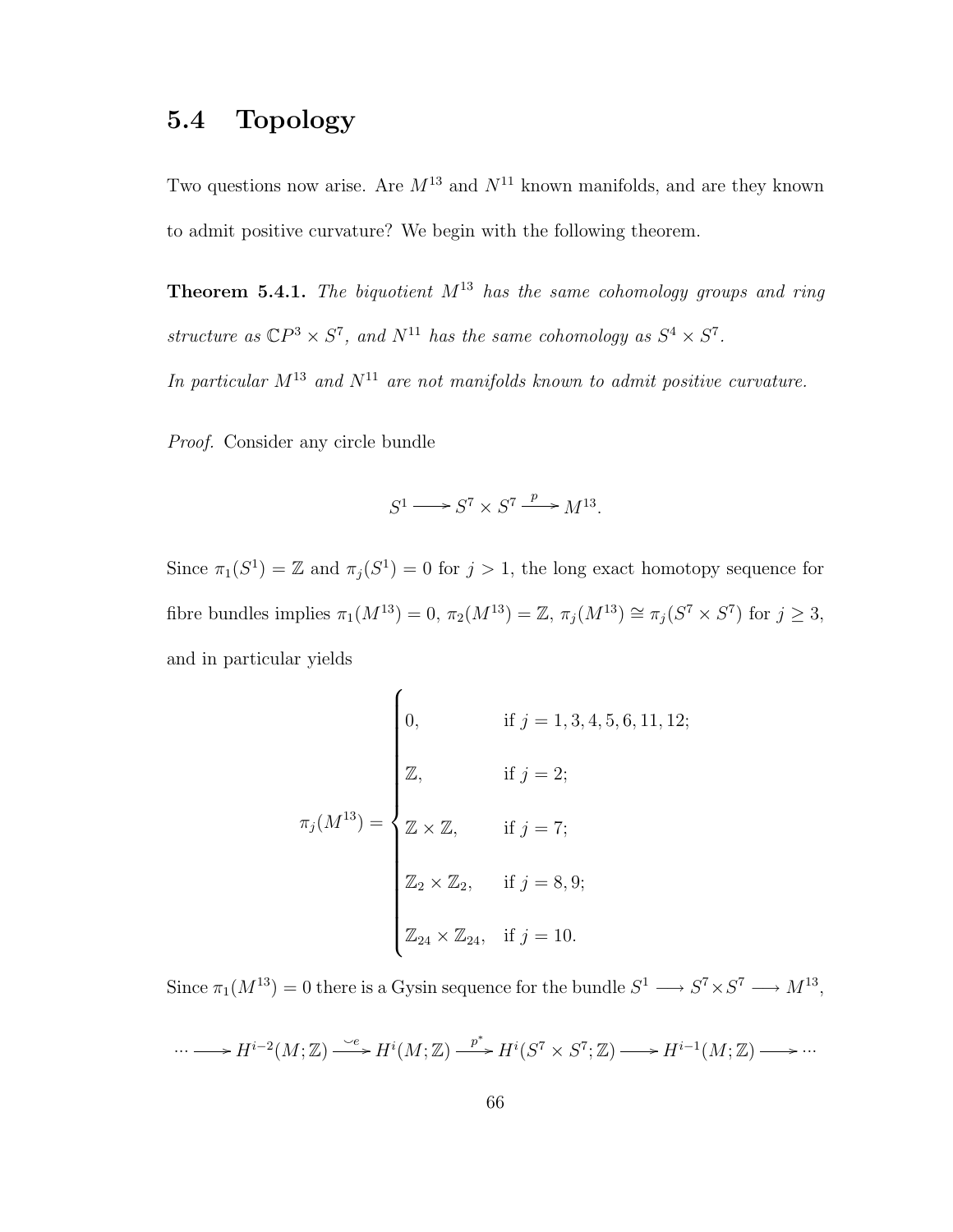## 5.4 Topology

Two questions now arise. Are $M^{13}$ and $N^{11}$ known manifolds, and are they known to admit positive curvature? We begin with the following theorem.

**Theorem 5.4.1.** *The biquotient $M^{13}$ has the same cohomology groups and ring structure as $\mathbb{C}P^3 \times S^7$, and $N^{11}$ has the same cohomology as $S^4 \times S^7$.*
*In particular $M^{13}$ and $N^{11}$ are not manifolds known to admit positive curvature.*

*Proof.* Consider any circle bundle

$$S^1 \longrightarrow S^7 \times S^7 \xrightarrow{\;p\;} M^{13}.$$

Since $\pi_1(S^1) = \mathbb{Z}$ and $\pi_j(S^1) = 0$ for $j > 1$, the long exact homotopy sequence for fibre bundles implies $\pi_1(M^{13}) = 0$, $\pi_2(M^{13}) = \mathbb{Z}$, $\pi_j(M^{13}) \cong \pi_j(S^7 \times S^7)$ for $j \geq 3$, and in particular yields

$$\pi_j(M^{13}) = \begin{cases} 0, & \text{if } j = 1, 3, 4, 5, 6, 11, 12; \\ \mathbb{Z}, & \text{if } j = 2; \\ \mathbb{Z} \times \mathbb{Z}, & \text{if } j = 7; \\ \mathbb{Z}_2 \times \mathbb{Z}_2, & \text{if } j = 8, 9; \\ \mathbb{Z}_{24} \times \mathbb{Z}_{24}, & \text{if } j = 10. \end{cases}$$

Since $\pi_1(M^{13}) = 0$ there is a Gysin sequence for the bundle $S^1 \longrightarrow S^7 \times S^7 \longrightarrow M^{13}$,

$$\cdots \longrightarrow H^{i-2}(M;\mathbb{Z}) \xrightarrow{\;\smile e\;} H^i(M;\mathbb{Z}) \xrightarrow{\;p^*\;} H^i(S^7 \times S^7;\mathbb{Z}) \longrightarrow H^{i-1}(M;\mathbb{Z}) \longrightarrow \cdots$$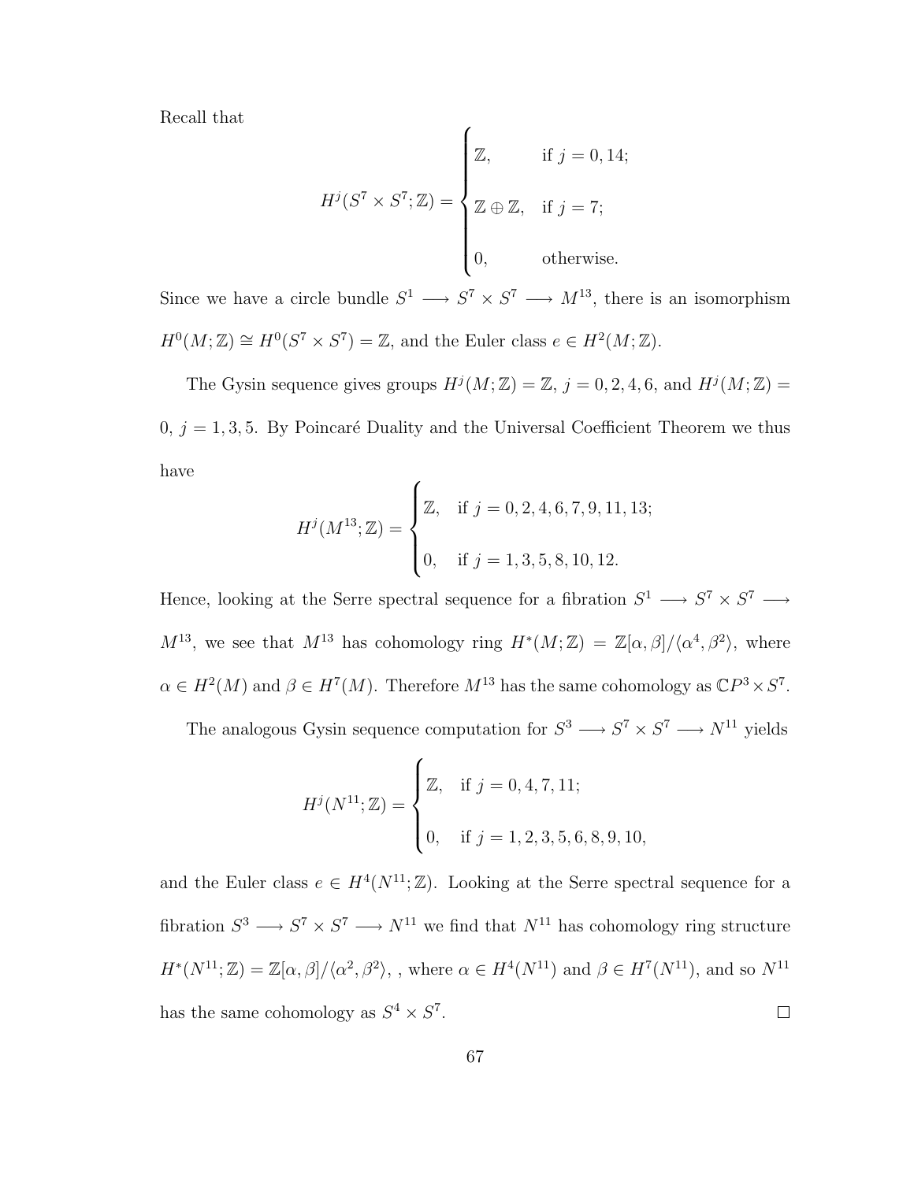Recall that

$$H^j(S^7 \times S^7; \mathbb{Z}) = \begin{cases} \mathbb{Z}, & \text{if } j = 0, 14; \\ \mathbb{Z} \oplus \mathbb{Z}, & \text{if } j = 7; \\ 0, & \text{otherwise.} \end{cases}$$

Since we have a circle bundle $S^1 \longrightarrow S^7 \times S^7 \longrightarrow M^{13}$, there is an isomorphism $H^0(M; \mathbb{Z}) \cong H^0(S^7 \times S^7) = \mathbb{Z}$, and the Euler class $e \in H^2(M; \mathbb{Z})$.

The Gysin sequence gives groups $H^j(M; \mathbb{Z}) = \mathbb{Z}$, $j = 0, 2, 4, 6$, and $H^j(M; \mathbb{Z}) = 0$, $j = 1, 3, 5$. By Poincaré Duality and the Universal Coefficient Theorem we thus have

$$H^j(M^{13}; \mathbb{Z}) = \begin{cases} \mathbb{Z}, & \text{if } j = 0, 2, 4, 6, 7, 9, 11, 13; \\ 0, & \text{if } j = 1, 3, 5, 8, 10, 12. \end{cases}$$

Hence, looking at the Serre spectral sequence for a fibration $S^1 \longrightarrow S^7 \times S^7 \longrightarrow M^{13}$, we see that $M^{13}$ has cohomology ring $H^*(M; \mathbb{Z}) = \mathbb{Z}[\alpha, \beta]/\langle \alpha^4, \beta^2 \rangle$, where $\alpha \in H^2(M)$ and $\beta \in H^7(M)$. Therefore $M^{13}$ has the same cohomology as $\mathbb{C}P^3 \times S^7$.

The analogous Gysin sequence computation for $S^3 \longrightarrow S^7 \times S^7 \longrightarrow N^{11}$ yields

$$H^j(N^{11}; \mathbb{Z}) = \begin{cases} \mathbb{Z}, & \text{if } j = 0, 4, 7, 11; \\ 0, & \text{if } j = 1, 2, 3, 5, 6, 8, 9, 10, \end{cases}$$

and the Euler class $e \in H^4(N^{11}; \mathbb{Z})$. Looking at the Serre spectral sequence for a fibration $S^3 \longrightarrow S^7 \times S^7 \longrightarrow N^{11}$ we find that $N^{11}$ has cohomology ring structure $H^*(N^{11}; \mathbb{Z}) = \mathbb{Z}[\alpha, \beta]/\langle \alpha^2, \beta^2 \rangle$, , where $\alpha \in H^4(N^{11})$ and $\beta \in H^7(N^{11})$, and so $N^{11}$ has the same cohomology as $S^4 \times S^7$. $\square$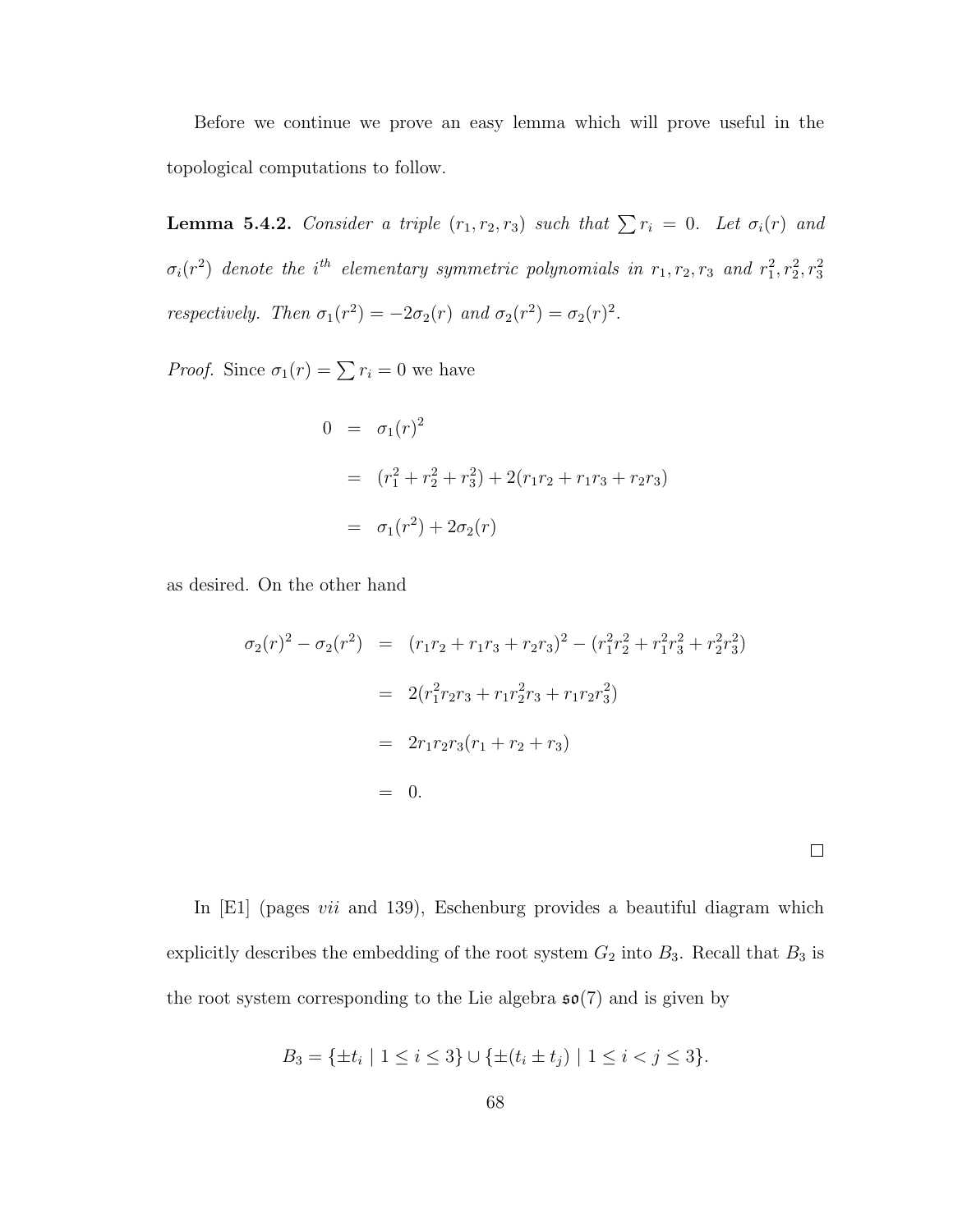Before we continue we prove an easy lemma which will prove useful in the topological computations to follow.

**Lemma 5.4.2.** *Consider a triple $(r_1, r_2, r_3)$ such that $\sum r_i = 0$. Let $\sigma_i(r)$ and $\sigma_i(r^2)$ denote the $i^{th}$ elementary symmetric polynomials in $r_1, r_2, r_3$ and $r_1^2, r_2^2, r_3^2$ respectively. Then $\sigma_1(r^2) = -2\sigma_2(r)$ and $\sigma_2(r^2) = \sigma_2(r)^2$.*

*Proof.* Since $\sigma_1(r) = \sum r_i = 0$ we have

$$
\begin{aligned}
0 &= \sigma_1(r)^2 \\
&= (r_1^2 + r_2^2 + r_3^2) + 2(r_1r_2 + r_1r_3 + r_2r_3) \\
&= \sigma_1(r^2) + 2\sigma_2(r)
\end{aligned}
$$

as desired. On the other hand

$$
\begin{aligned}
\sigma_2(r)^2 - \sigma_2(r^2) &= (r_1r_2 + r_1r_3 + r_2r_3)^2 - (r_1^2r_2^2 + r_1^2r_3^2 + r_2^2r_3^2) \\
&= 2(r_1^2r_2r_3 + r_1r_2^2r_3 + r_1r_2r_3^2) \\
&= 2r_1r_2r_3(r_1 + r_2 + r_3) \\
&= 0.
\end{aligned}
$$

$\square$

In [E1] (pages *vii* and 139), Eschenburg provides a beautiful diagram which explicitly describes the embedding of the root system $G_2$ into $B_3$. Recall that $B_3$ is the root system corresponding to the Lie algebra $\mathfrak{so}(7)$ and is given by

$$
B_3 = \{\pm t_i \mid 1 \leq i \leq 3\} \cup \{\pm(t_i \pm t_j) \mid 1 \leq i < j \leq 3\}.
$$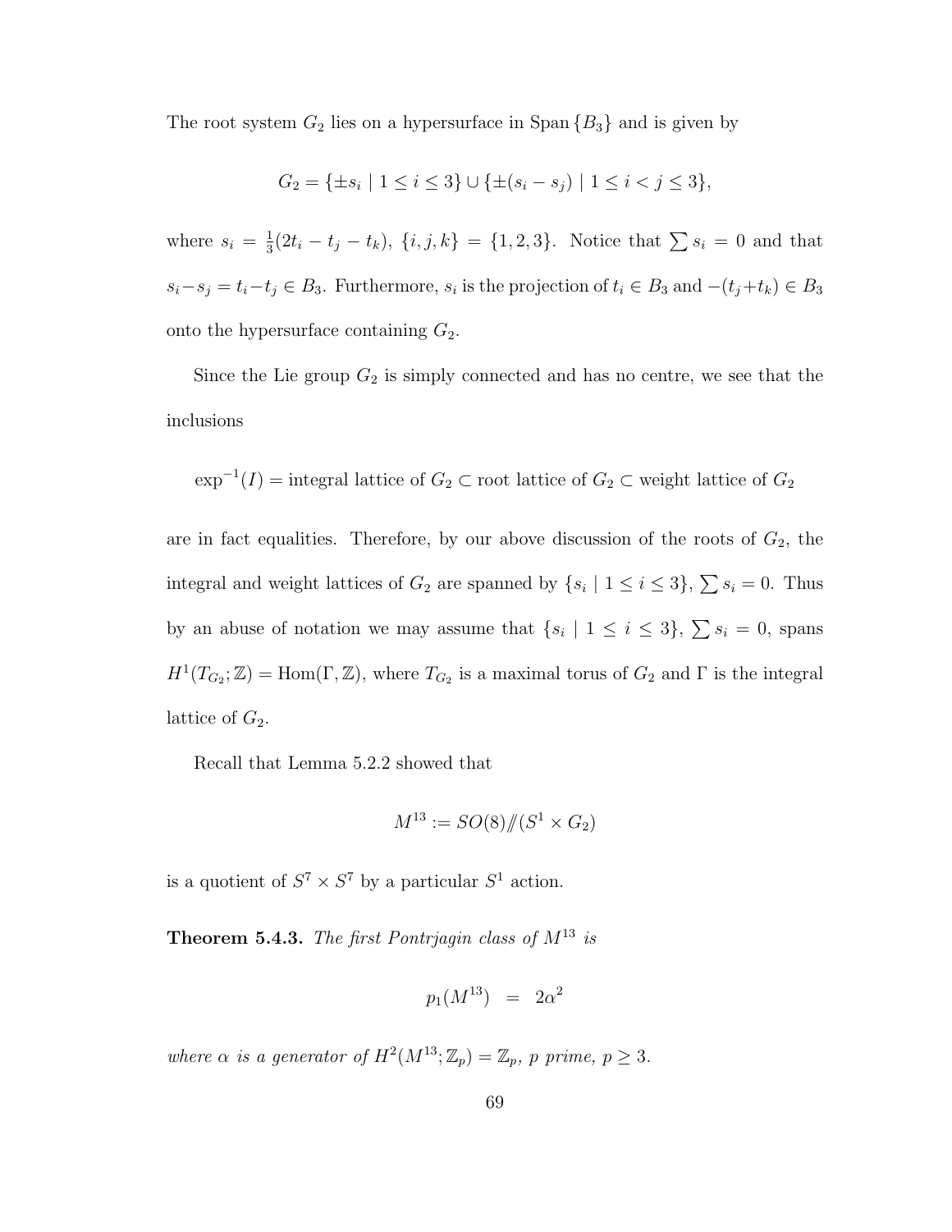The root system $G_2$ lies on a hypersurface in Span $\{B_3\}$ and is given by

$$G_2 = \{\pm s_i \mid 1 \leq i \leq 3\} \cup \{\pm(s_i - s_j) \mid 1 \leq i < j \leq 3\},$$

where $s_i = \frac{1}{3}(2t_i - t_j - t_k)$, $\{i, j, k\} = \{1, 2, 3\}$. Notice that $\sum s_i = 0$ and that $s_i - s_j = t_i - t_j \in B_3$. Furthermore, $s_i$ is the projection of $t_i \in B_3$ and $-(t_j + t_k) \in B_3$ onto the hypersurface containing $G_2$.

Since the Lie group $G_2$ is simply connected and has no centre, we see that the inclusions

$$\exp^{-1}(I) = \text{integral lattice of } G_2 \subset \text{root lattice of } G_2 \subset \text{weight lattice of } G_2$$

are in fact equalities. Therefore, by our above discussion of the roots of $G_2$, the integral and weight lattices of $G_2$ are spanned by $\{s_i \mid 1 \leq i \leq 3\}$, $\sum s_i = 0$. Thus by an abuse of notation we may assume that $\{s_i \mid 1 \leq i \leq 3\}$, $\sum s_i = 0$, spans $H^1(T_{G_2}; \mathbb{Z}) = \mathrm{Hom}(\Gamma, \mathbb{Z})$, where $T_{G_2}$ is a maximal torus of $G_2$ and $\Gamma$ is the integral lattice of $G_2$.

Recall that Lemma 5.2.2 showed that

$$M^{13} := SO(8)/\!\!/(S^1 \times G_2)$$

is a quotient of $S^7 \times S^7$ by a particular $S^1$ action.

**Theorem 5.4.3.** *The first Pontrjagin class of $M^{13}$ is*

$$p_1(M^{13}) \;\; = \;\; 2\alpha^2$$

*where $\alpha$ is a generator of $H^2(M^{13}; \mathbb{Z}_p) = \mathbb{Z}_p$, $p$ prime, $p \geq 3$.*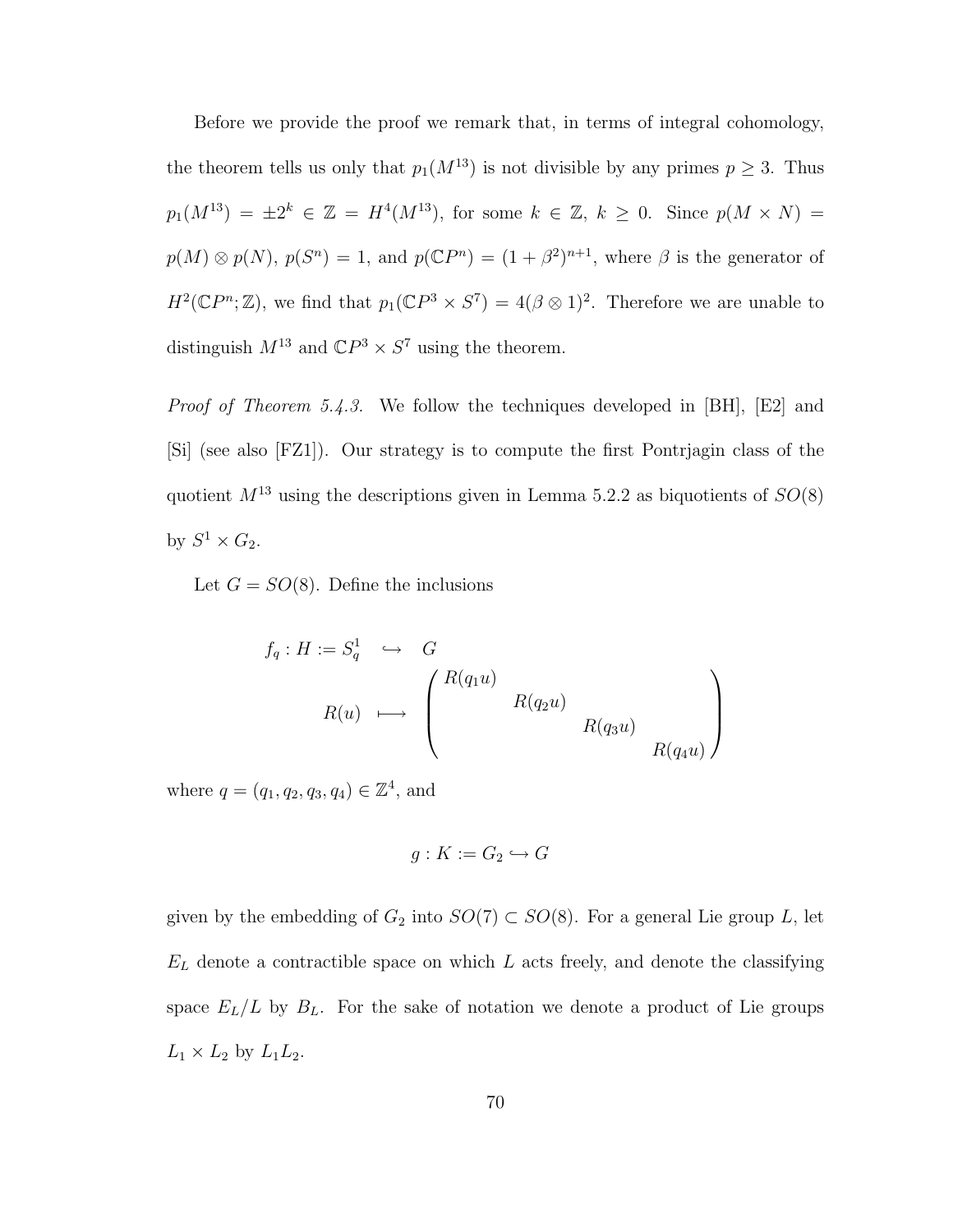Before we provide the proof we remark that, in terms of integral cohomology, the theorem tells us only that $p_1(M^{13})$ is not divisible by any primes $p \geq 3$. Thus $p_1(M^{13}) = \pm 2^k \in \mathbb{Z} = H^4(M^{13})$, for some $k \in \mathbb{Z}$, $k \geq 0$. Since $p(M \times N) = p(M) \otimes p(N)$, $p(S^n) = 1$, and $p(\mathbb{C}P^n) = (1+\beta^2)^{n+1}$, where $\beta$ is the generator of $H^2(\mathbb{C}P^n; \mathbb{Z})$, we find that $p_1(\mathbb{C}P^3 \times S^7) = 4(\beta \otimes 1)^2$. Therefore we are unable to distinguish $M^{13}$ and $\mathbb{C}P^3 \times S^7$ using the theorem.

*Proof of Theorem 5.4.3.* We follow the techniques developed in [BH], [E2] and [Si] (see also [FZ1]). Our strategy is to compute the first Pontrjagin class of the quotient $M^{13}$ using the descriptions given in Lemma 5.2.2 as biquotients of $SO(8)$ by $S^1 \times G_2$.

Let $G = SO(8)$. Define the inclusions

$$
\begin{aligned}
f_q : H := S^1_q \quad &\hookrightarrow \quad G \\
R(u) \quad &\longmapsto \quad \begin{pmatrix} R(q_1 u) & & & \\ & R(q_2 u) & & \\ & & R(q_3 u) & \\ & & & R(q_4 u) \end{pmatrix}
\end{aligned}
$$

where $q = (q_1, q_2, q_3, q_4) \in \mathbb{Z}^4$, and

$$
g : K := G_2 \hookrightarrow G
$$

given by the embedding of $G_2$ into $SO(7) \subset SO(8)$. For a general Lie group $L$, let $E_L$ denote a contractible space on which $L$ acts freely, and denote the classifying space $E_L/L$ by $B_L$. For the sake of notation we denote a product of Lie groups $L_1 \times L_2$ by $L_1 L_2$.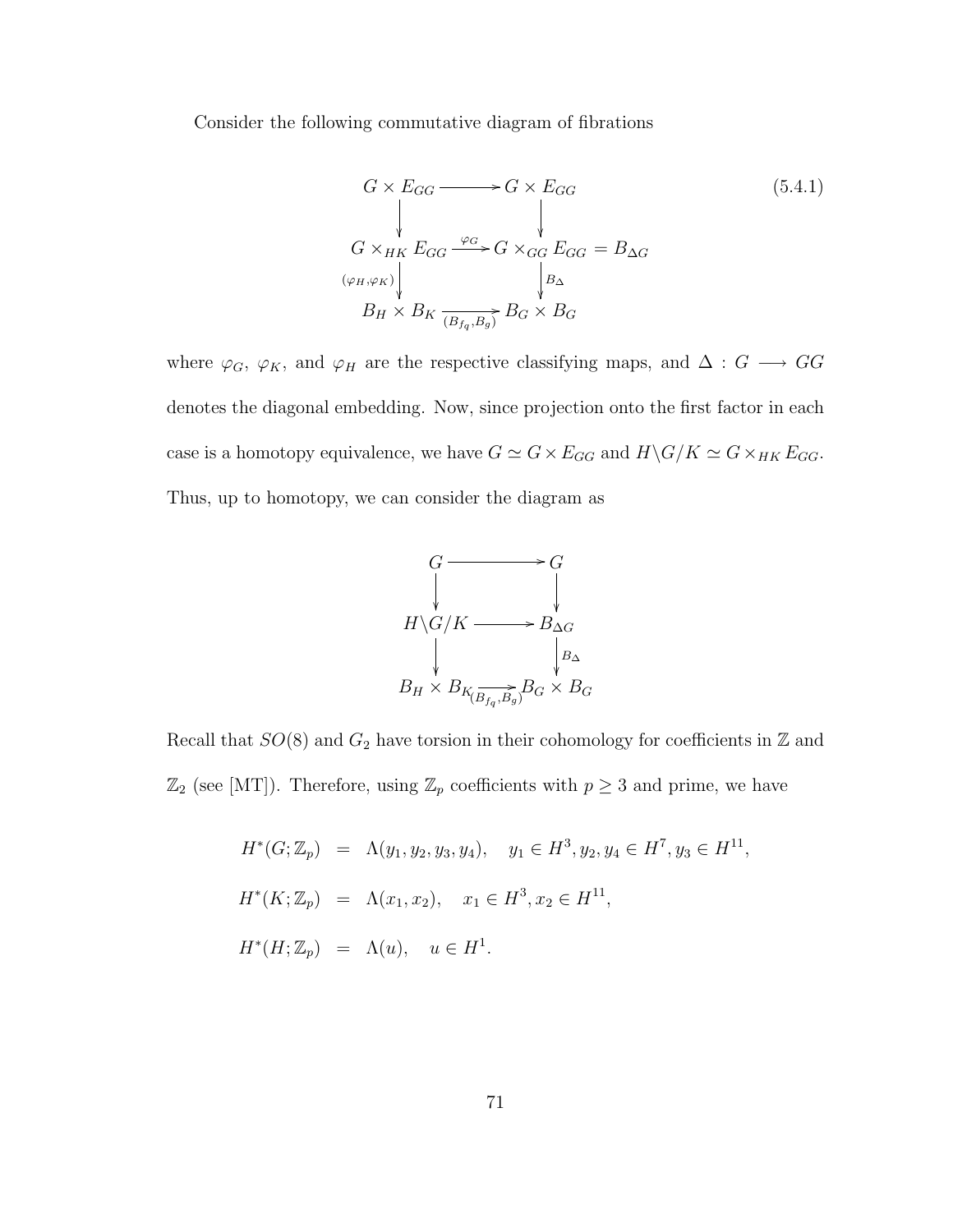Consider the following commutative diagram of fibrations

$$
\begin{array}{ccc}
G \times E_{GG} & \longrightarrow & G \times E_{GG} \\
\Big\downarrow & & \Big\downarrow \\
G \times_{HK} E_{GG} & \xrightarrow{\varphi_G} & G \times_{GG} E_{GG} = B_{\Delta G} \\
{\scriptstyle (\varphi_H, \varphi_K)} \Big\downarrow & & \Big\downarrow {\scriptstyle B_\Delta} \\
B_H \times B_K & \xrightarrow[(B_{f_q}, B_g)]{} & B_G \times B_G
\end{array}
\tag{5.4.1}
$$

where $\varphi_G$, $\varphi_K$, and $\varphi_H$ are the respective classifying maps, and $\Delta : G \longrightarrow GG$ denotes the diagonal embedding. Now, since projection onto the first factor in each case is a homotopy equivalence, we have $G \simeq G \times E_{GG}$ and $H \backslash G / K \simeq G \times_{HK} E_{GG}$. Thus, up to homotopy, we can consider the diagram as

$$
\begin{array}{ccc}
G & \longrightarrow & G \\
\Big\downarrow & & \Big\downarrow \\
H \backslash G / K & \longrightarrow & B_{\Delta G} \\
\Big\downarrow & & \Big\downarrow {\scriptstyle B_\Delta} \\
B_H \times B_K & \xrightarrow[(B_{f_q}, B_g)]{} & B_G \times B_G
\end{array}
$$

Recall that $SO(8)$ and $G_2$ have torsion in their cohomology for coefficients in $\mathbb{Z}$ and $\mathbb{Z}_2$ (see [MT]). Therefore, using $\mathbb{Z}_p$ coefficients with $p \geq 3$ and prime, we have

$$
\begin{aligned}
H^*(G; \mathbb{Z}_p) &= \Lambda(y_1, y_2, y_3, y_4), \quad y_1 \in H^3, y_2, y_4 \in H^7, y_3 \in H^{11}, \\
H^*(K; \mathbb{Z}_p) &= \Lambda(x_1, x_2), \quad x_1 \in H^3, x_2 \in H^{11}, \\
H^*(H; \mathbb{Z}_p) &= \Lambda(u), \quad u \in H^1.
\end{aligned}
$$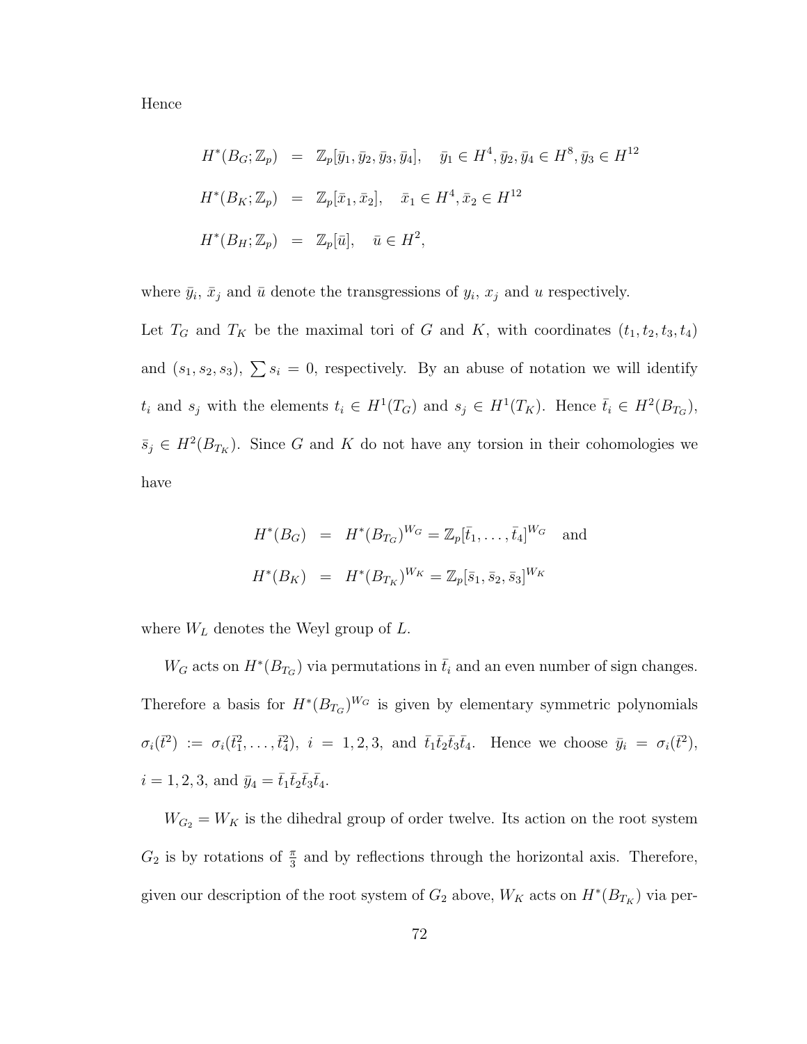Hence

$$
\begin{aligned}
H^*(B_G;\mathbb{Z}_p) &= \mathbb{Z}_p[\bar{y}_1,\bar{y}_2,\bar{y}_3,\bar{y}_4], \quad \bar{y}_1 \in H^4, \bar{y}_2, \bar{y}_4 \in H^8, \bar{y}_3 \in H^{12} \\
H^*(B_K;\mathbb{Z}_p) &= \mathbb{Z}_p[\bar{x}_1,\bar{x}_2], \quad \bar{x}_1 \in H^4, \bar{x}_2 \in H^{12} \\
H^*(B_H;\mathbb{Z}_p) &= \mathbb{Z}_p[\bar{u}], \quad \bar{u} \in H^2,
\end{aligned}
$$

where $\bar{y}_i$, $\bar{x}_j$ and $\bar{u}$ denote the transgressions of $y_i$, $x_j$ and $u$ respectively.

Let $T_G$ and $T_K$ be the maximal tori of $G$ and $K$, with coordinates $(t_1, t_2, t_3, t_4)$ and $(s_1, s_2, s_3)$, $\sum s_i = 0$, respectively. By an abuse of notation we will identify $t_i$ and $s_j$ with the elements $t_i \in H^1(T_G)$ and $s_j \in H^1(T_K)$. Hence $\bar{t}_i \in H^2(B_{T_G})$, $\bar{s}_j \in H^2(B_{T_K})$. Since $G$ and $K$ do not have any torsion in their cohomologies we have

$$
\begin{aligned}
H^*(B_G) &= H^*(B_{T_G})^{W_G} = \mathbb{Z}_p[\bar{t}_1,\ldots,\bar{t}_4]^{W_G} \quad \text{and} \\
H^*(B_K) &= H^*(B_{T_K})^{W_K} = \mathbb{Z}_p[\bar{s}_1,\bar{s}_2,\bar{s}_3]^{W_K}
\end{aligned}
$$

where $W_L$ denotes the Weyl group of $L$.

$W_G$ acts on $H^*(B_{T_G})$ via permutations in $\bar{t}_i$ and an even number of sign changes. Therefore a basis for $H^*(B_{T_G})^{W_G}$ is given by elementary symmetric polynomials $\sigma_i(\bar{t}^2) := \sigma_i(\bar{t}_1^2,\ldots,\bar{t}_4^2)$, $i = 1,2,3$, and $\bar{t}_1\bar{t}_2\bar{t}_3\bar{t}_4$. Hence we choose $\bar{y}_i = \sigma_i(\bar{t}^2)$, $i = 1,2,3$, and $\bar{y}_4 = \bar{t}_1\bar{t}_2\bar{t}_3\bar{t}_4$.

$W_{G_2} = W_K$ is the dihedral group of order twelve. Its action on the root system $G_2$ is by rotations of $\frac{\pi}{3}$ and by reflections through the horizontal axis. Therefore, given our description of the root system of $G_2$ above, $W_K$ acts on $H^*(B_{T_K})$ via per-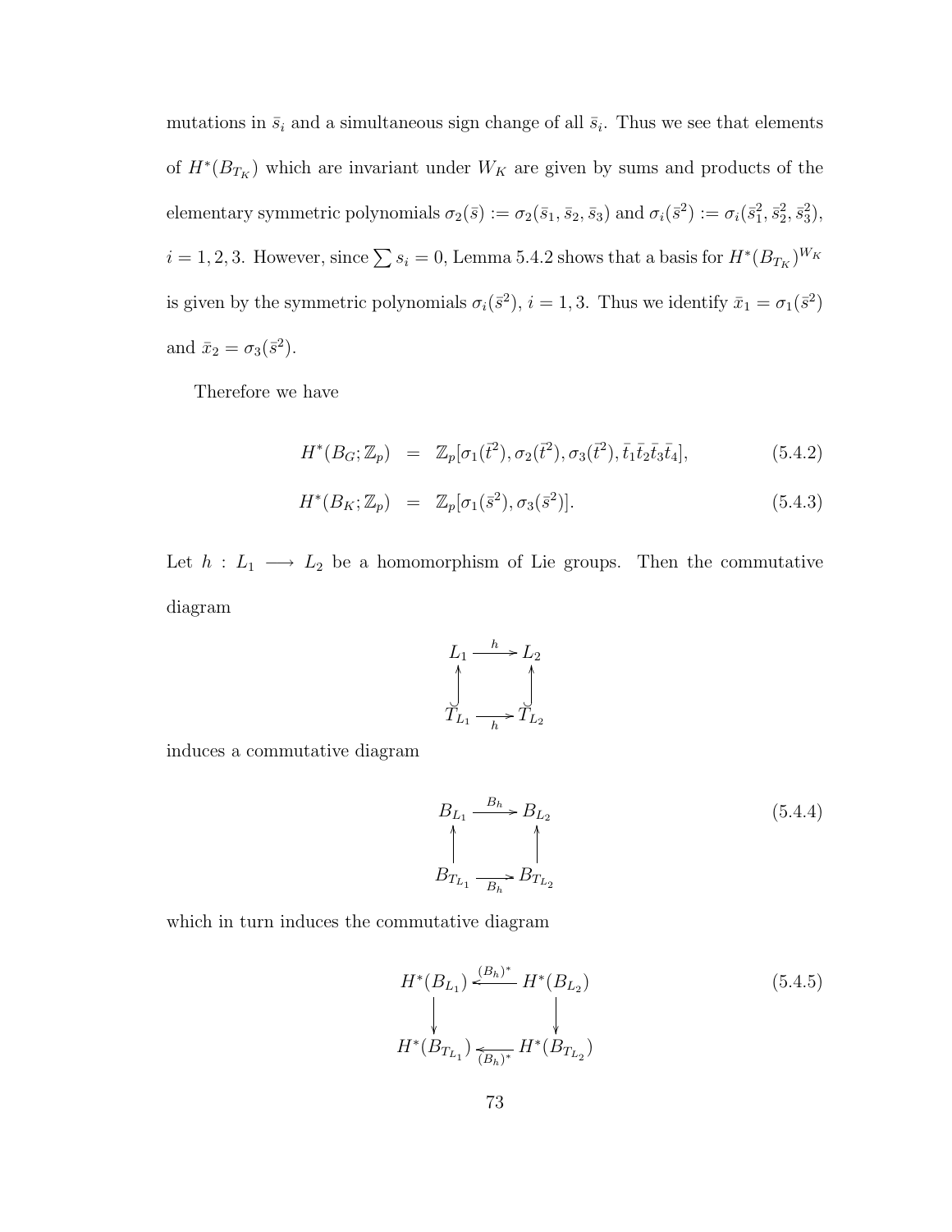mutations in $\bar{s}_i$ and a simultaneous sign change of all $\bar{s}_i$. Thus we see that elements of $H^*(B_{T_K})$ which are invariant under $W_K$ are given by sums and products of the elementary symmetric polynomials $\sigma_2(\bar{s}) := \sigma_2(\bar{s}_1, \bar{s}_2, \bar{s}_3)$ and $\sigma_i(\bar{s}^2) := \sigma_i(\bar{s}_1^2, \bar{s}_2^2, \bar{s}_3^2)$, $i = 1, 2, 3$. However, since $\sum s_i = 0$, Lemma 5.4.2 shows that a basis for $H^*(B_{T_K})^{W_K}$ is given by the symmetric polynomials $\sigma_i(\bar{s}^2)$, $i = 1, 3$. Thus we identify $\bar{x}_1 = \sigma_1(\bar{s}^2)$ and $\bar{x}_2 = \sigma_3(\bar{s}^2)$.

Therefore we have

$$H^*(B_G; \mathbb{Z}_p) = \mathbb{Z}_p[\sigma_1(\bar{t}^2), \sigma_2(\bar{t}^2), \sigma_3(\bar{t}^2), \bar{t}_1\bar{t}_2\bar{t}_3\bar{t}_4], \tag{5.4.2}$$

$$H^*(B_K; \mathbb{Z}_p) = \mathbb{Z}_p[\sigma_1(\bar{s}^2), \sigma_3(\bar{s}^2)]. \tag{5.4.3}$$

Let $h : L_1 \longrightarrow L_2$ be a homomorphism of Lie groups. Then the commutative diagram

$$\begin{array}{ccc} L_1 & \xrightarrow{h} & L_2 \\ \uparrow & & \uparrow \\ T_{L_1} & \xrightarrow{h} & T_{L_2} \end{array}$$

induces a commutative diagram

$$\begin{array}{ccc} B_{L_1} & \xrightarrow{B_h} & B_{L_2} \\ \uparrow & & \uparrow \\ B_{T_{L_1}} & \xrightarrow{B_h} & B_{T_{L_2}} \end{array} \tag{5.4.4}$$

which in turn induces the commutative diagram

$$\begin{array}{ccc} H^*(B_{L_1}) & \xleftarrow{(B_h)^*} & H^*(B_{L_2}) \\ \downarrow & & \downarrow \\ H^*(B_{T_{L_1}}) & \xleftarrow{(B_h)^*} & H^*(B_{T_{L_2}}) \end{array} \tag{5.4.5}$$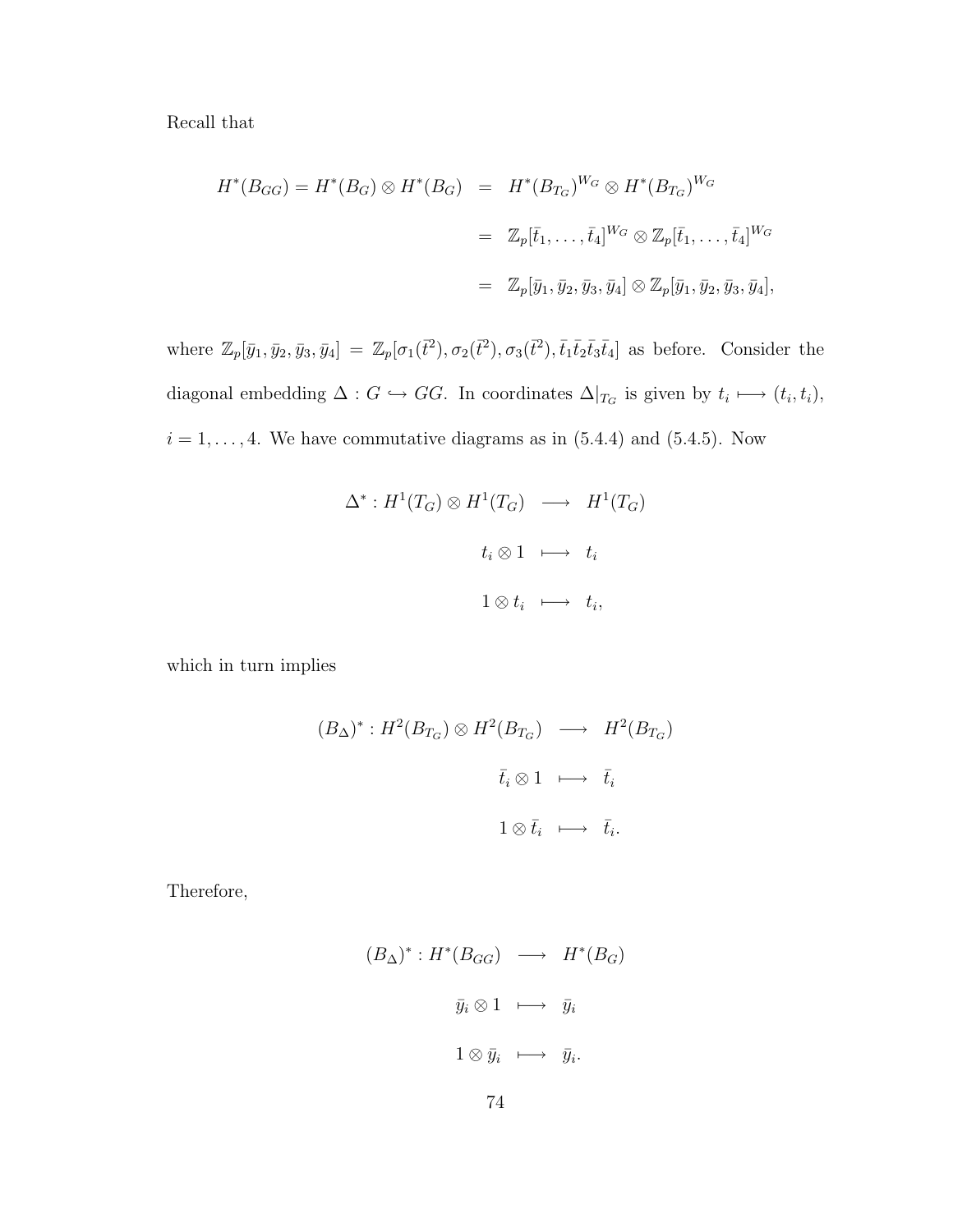Recall that

$$
\begin{aligned}
H^*(B_{GG}) = H^*(B_G) \otimes H^*(B_G) &= H^*(B_{T_G})^{W_G} \otimes H^*(B_{T_G})^{W_G} \\
&= \mathbb{Z}_p[\bar{t}_1, \ldots, \bar{t}_4]^{W_G} \otimes \mathbb{Z}_p[\bar{t}_1, \ldots, \bar{t}_4]^{W_G} \\
&= \mathbb{Z}_p[\bar{y}_1, \bar{y}_2, \bar{y}_3, \bar{y}_4] \otimes \mathbb{Z}_p[\bar{y}_1, \bar{y}_2, \bar{y}_3, \bar{y}_4],
\end{aligned}
$$

where $\mathbb{Z}_p[\bar{y}_1, \bar{y}_2, \bar{y}_3, \bar{y}_4] = \mathbb{Z}_p[\sigma_1(\bar{t}^2), \sigma_2(\bar{t}^2), \sigma_3(\bar{t}^2), \bar{t}_1\bar{t}_2\bar{t}_3\bar{t}_4]$ as before. Consider the diagonal embedding $\Delta : G \hookrightarrow GG$. In coordinates $\Delta|_{T_G}$ is given by $t_i \longmapsto (t_i, t_i)$, $i = 1, \ldots, 4$. We have commutative diagrams as in (5.4.4) and (5.4.5). Now

$$
\begin{aligned}
\Delta^* : H^1(T_G) \otimes H^1(T_G) &\longrightarrow H^1(T_G) \\
t_i \otimes 1 &\longmapsto t_i \\
1 \otimes t_i &\longmapsto t_i,
\end{aligned}
$$

which in turn implies

$$
\begin{aligned}
(B_\Delta)^* : H^2(B_{T_G}) \otimes H^2(B_{T_G}) &\longrightarrow H^2(B_{T_G}) \\
\bar{t}_i \otimes 1 &\longmapsto \bar{t}_i \\
1 \otimes \bar{t}_i &\longmapsto \bar{t}_i.
\end{aligned}
$$

Therefore,

$$
\begin{aligned}
(B_\Delta)^* : H^*(B_{GG}) &\longrightarrow H^*(B_G) \\
\bar{y}_i \otimes 1 &\longmapsto \bar{y}_i \\
1 \otimes \bar{y}_i &\longmapsto \bar{y}_i.
\end{aligned}
$$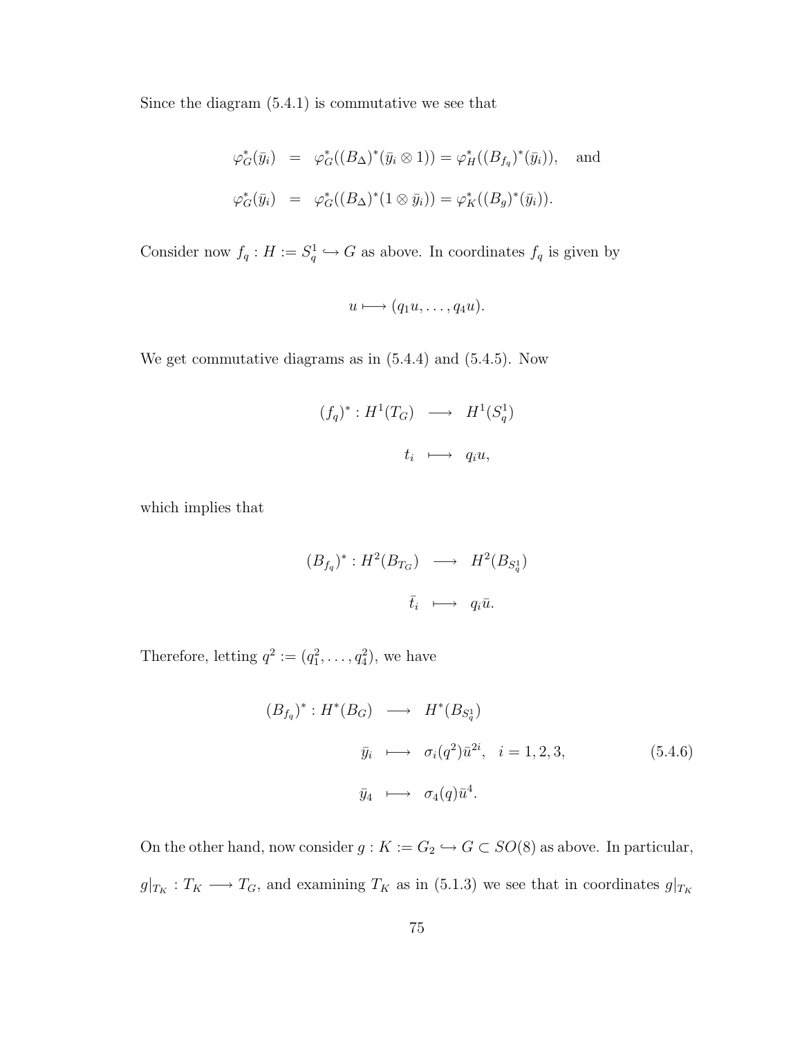Since the diagram (5.4.1) is commutative we see that

$$\begin{aligned}
\varphi_G^*(\bar{y}_i) &= \varphi_G^*((B_\Delta)^*(\bar{y}_i \otimes 1)) = \varphi_H^*((B_{f_q})^*(\bar{y}_i)), \quad \text{and} \\
\varphi_G^*(\bar{y}_i) &= \varphi_G^*((B_\Delta)^*(1 \otimes \bar{y}_i)) = \varphi_K^*((B_g)^*(\bar{y}_i)).
\end{aligned}$$

Consider now $f_q : H := S^1_q \hookrightarrow G$ as above. In coordinates $f_q$ is given by

$$u \longmapsto (q_1 u, \ldots, q_4 u).$$

We get commutative diagrams as in (5.4.4) and (5.4.5). Now

$$\begin{aligned}
(f_q)^* : H^1(T_G) &\longrightarrow H^1(S^1_q) \\
t_i &\longmapsto q_i u,
\end{aligned}$$

which implies that

$$\begin{aligned}
(B_{f_q})^* : H^2(B_{T_G}) &\longrightarrow H^2(B_{S^1_q}) \\
\bar{t}_i &\longmapsto q_i \bar{u}.
\end{aligned}$$

Therefore, letting $q^2 := (q_1^2, \ldots, q_4^2)$, we have

$$\begin{aligned}
(B_{f_q})^* : H^*(B_G) &\longrightarrow H^*(B_{S^1_q}) \\
\bar{y}_i &\longmapsto \sigma_i(q^2)\bar{u}^{2i}, \quad i = 1, 2, 3, \qquad (5.4.6) \\
\bar{y}_4 &\longmapsto \sigma_4(q)\bar{u}^4.
\end{aligned}$$

On the other hand, now consider $g : K := G_2 \hookrightarrow G \subset SO(8)$ as above. In particular, $g|_{T_K} : T_K \longrightarrow T_G$, and examining $T_K$ as in (5.1.3) we see that in coordinates $g|_{T_K}$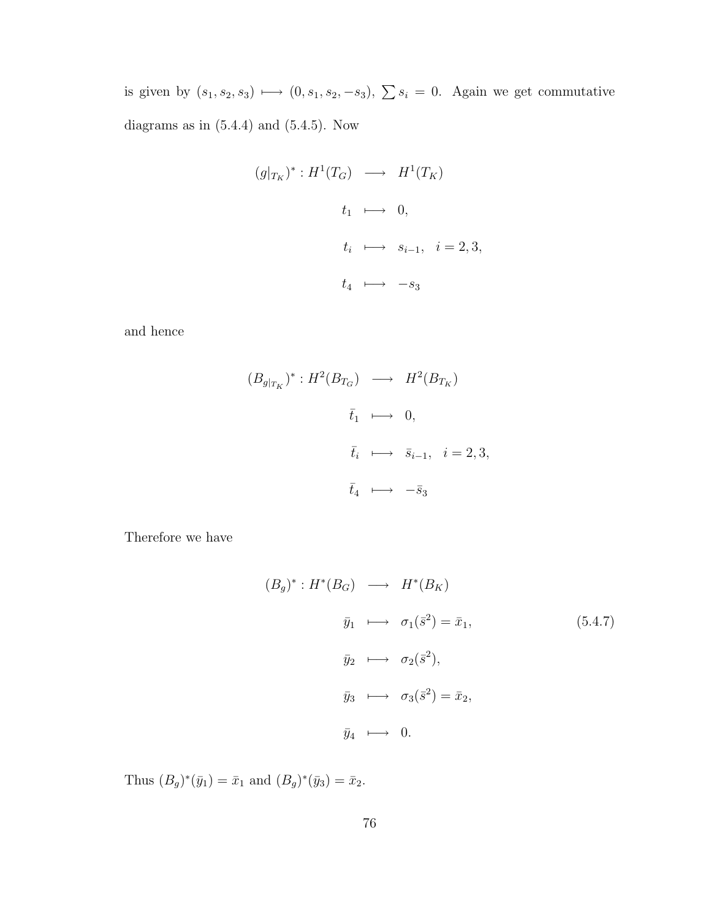is given by $(s_1, s_2, s_3) \longmapsto (0, s_1, s_2, -s_3)$, $\sum s_i = 0$. Again we get commutative diagrams as in (5.4.4) and (5.4.5). Now

$$
\begin{aligned}
(g|_{T_K})^* : H^1(T_G) &\longrightarrow H^1(T_K) \\
t_1 &\longmapsto 0, \\
t_i &\longmapsto s_{i-1}, \quad i = 2, 3, \\
t_4 &\longmapsto -s_3
\end{aligned}
$$

and hence

$$
\begin{aligned}
(B_{g|_{T_K}})^* : H^2(B_{T_G}) &\longrightarrow H^2(B_{T_K}) \\
\bar{t}_1 &\longmapsto 0, \\
\bar{t}_i &\longmapsto \bar{s}_{i-1}, \quad i = 2, 3, \\
\bar{t}_4 &\longmapsto -\bar{s}_3
\end{aligned}
$$

Therefore we have

$$
\begin{aligned}
(B_g)^* : H^*(B_G) &\longrightarrow H^*(B_K) \\
\bar{y}_1 &\longmapsto \sigma_1(\bar{s}^2) = \bar{x}_1, \\
\bar{y}_2 &\longmapsto \sigma_2(\bar{s}^2), \\
\bar{y}_3 &\longmapsto \sigma_3(\bar{s}^2) = \bar{x}_2, \\
\bar{y}_4 &\longmapsto 0.
\end{aligned}
\tag{5.4.7}
$$

Thus $(B_g)^*(\bar{y}_1) = \bar{x}_1$ and $(B_g)^*(\bar{y}_3) = \bar{x}_2$.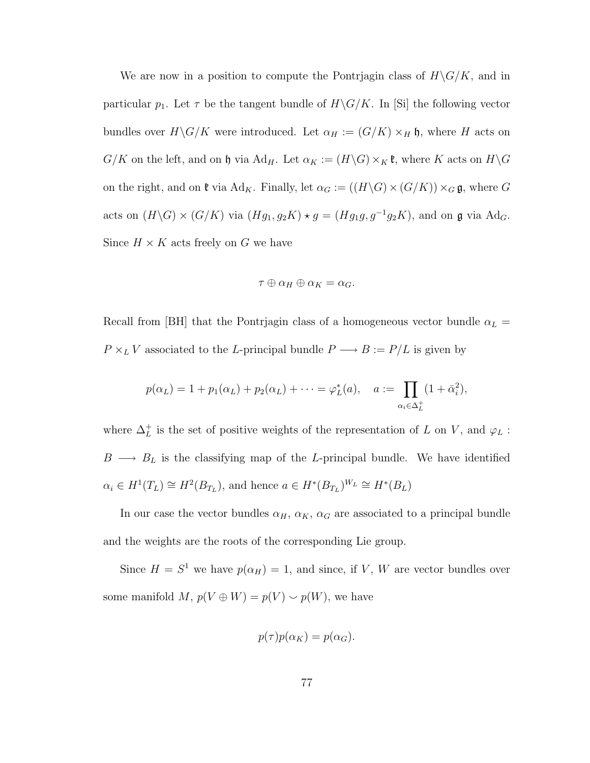We are now in a position to compute the Pontrjagin class of $H\backslash G/K$, and in particular $p_1$. Let $\tau$ be the tangent bundle of $H\backslash G/K$. In [Si] the following vector bundles over $H\backslash G/K$ were introduced. Let $\alpha_H := (G/K) \times_H \mathfrak{h}$, where $H$ acts on $G/K$ on the left, and on $\mathfrak{h}$ via $\mathrm{Ad}_H$. Let $\alpha_K := (H\backslash G) \times_K \mathfrak{k}$, where $K$ acts on $H\backslash G$ on the right, and on $\mathfrak{k}$ via $\mathrm{Ad}_K$. Finally, let $\alpha_G := ((H\backslash G) \times (G/K)) \times_G \mathfrak{g}$, where $G$ acts on $(H\backslash G) \times (G/K)$ via $(Hg_1, g_2K) \star g = (Hg_1g, g^{-1}g_2K)$, and on $\mathfrak{g}$ via $\mathrm{Ad}_G$. Since $H \times K$ acts freely on $G$ we have

$$\tau \oplus \alpha_H \oplus \alpha_K = \alpha_G.$$

Recall from [BH] that the Pontrjagin class of a homogeneous vector bundle $\alpha_L = P \times_L V$ associated to the $L$-principal bundle $P \longrightarrow B := P/L$ is given by

$$p(\alpha_L) = 1 + p_1(\alpha_L) + p_2(\alpha_L) + \cdots = \varphi_L^*(a), \quad a := \prod_{\alpha_i \in \Delta_L^+} (1 + \bar{\alpha}_i^2),$$

where $\Delta_L^+$ is the set of positive weights of the representation of $L$ on $V$, and $\varphi_L : B \longrightarrow B_L$ is the classifying map of the $L$-principal bundle. We have identified $\alpha_i \in H^1(T_L) \cong H^2(B_{T_L})$, and hence $a \in H^*(B_{T_L})^{W_L} \cong H^*(B_L)$

In our case the vector bundles $\alpha_H$, $\alpha_K$, $\alpha_G$ are associated to a principal bundle and the weights are the roots of the corresponding Lie group.

Since $H = S^1$ we have $p(\alpha_H) = 1$, and since, if $V$, $W$ are vector bundles over some manifold $M$, $p(V \oplus W) = p(V) \smile p(W)$, we have

$$p(\tau)p(\alpha_K) = p(\alpha_G).$$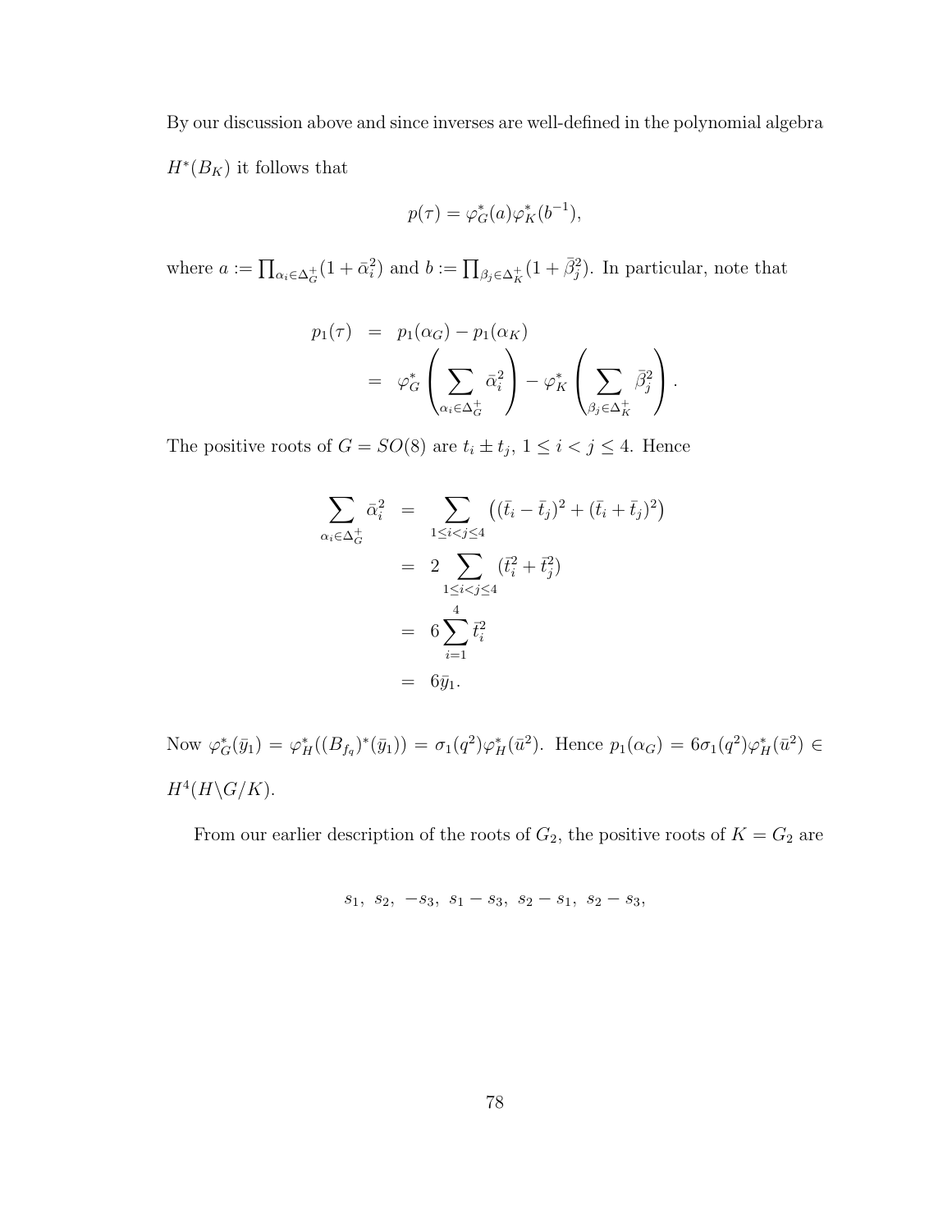By our discussion above and since inverses are well-defined in the polynomial algebra $H^*(B_K)$ it follows that

$$p(\tau) = \varphi_G^*(a)\varphi_K^*(b^{-1}),$$

where $a := \prod_{\alpha_i \in \Delta_G^+}(1 + \bar{\alpha}_i^2)$ and $b := \prod_{\beta_j \in \Delta_K^+}(1 + \bar{\beta}_j^2)$. In particular, note that

$$\begin{aligned} p_1(\tau) &= p_1(\alpha_G) - p_1(\alpha_K) \\ &= \varphi_G^*\left(\sum_{\alpha_i \in \Delta_G^+} \bar{\alpha}_i^2\right) - \varphi_K^*\left(\sum_{\beta_j \in \Delta_K^+} \bar{\beta}_j^2\right). \end{aligned}$$

The positive roots of $G = SO(8)$ are $t_i \pm t_j$, $1 \leq i < j \leq 4$. Hence

$$\begin{aligned} \sum_{\alpha_i \in \Delta_G^+} \bar{\alpha}_i^2 &= \sum_{1 \leq i < j \leq 4} \left((\bar{t}_i - \bar{t}_j)^2 + (\bar{t}_i + \bar{t}_j)^2\right) \\ &= 2\sum_{1 \leq i < j \leq 4} (\bar{t}_i^2 + \bar{t}_j^2) \\ &= 6\sum_{i=1}^{4} \bar{t}_i^2 \\ &= 6\bar{y}_1. \end{aligned}$$

Now $\varphi_G^*(\bar{y}_1) = \varphi_H^*((B_{f_q})^*(\bar{y}_1)) = \sigma_1(q^2)\varphi_H^*(\bar{u}^2)$. Hence $p_1(\alpha_G) = 6\sigma_1(q^2)\varphi_H^*(\bar{u}^2) \in H^4(H\backslash G/K)$.

From our earlier description of the roots of $G_2$, the positive roots of $K = G_2$ are

$$s_1,\ s_2,\ -s_3,\ s_1 - s_3,\ s_2 - s_1,\ s_2 - s_3,$$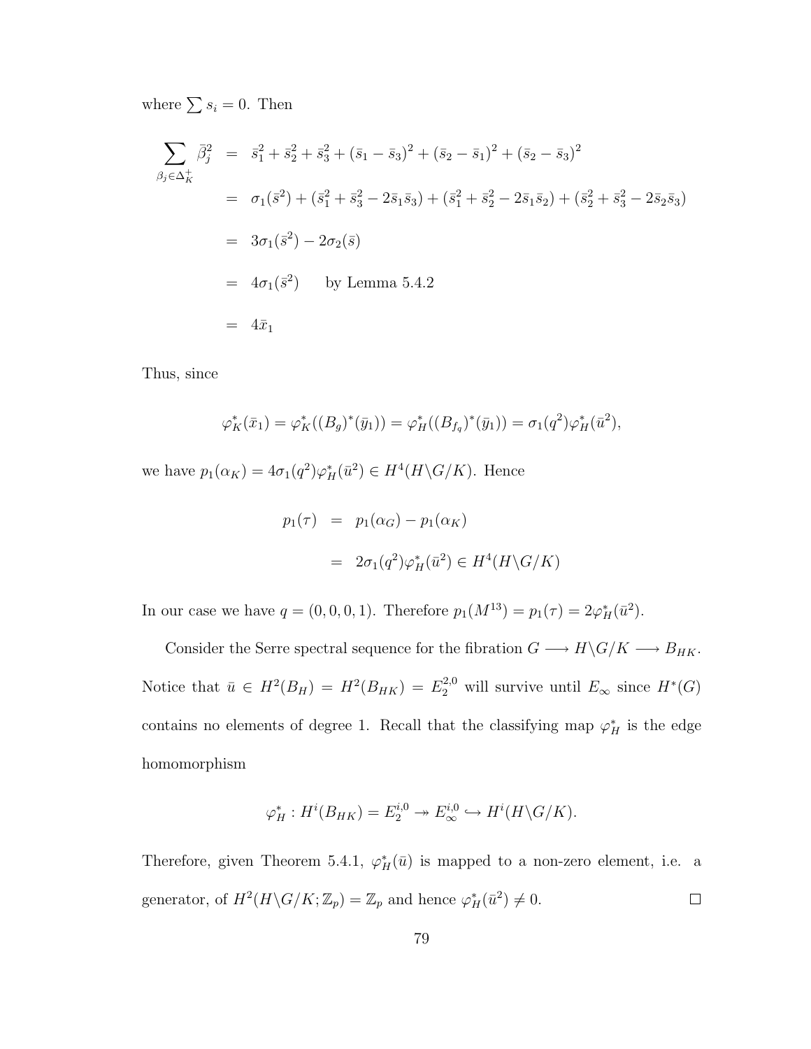where $\sum s_i = 0$. Then

$$
\begin{aligned}
\sum_{\beta_j \in \Delta_K^+} \bar{\beta}_j^2 &= \bar{s}_1^2 + \bar{s}_2^2 + \bar{s}_3^2 + (\bar{s}_1 - \bar{s}_3)^2 + (\bar{s}_2 - \bar{s}_1)^2 + (\bar{s}_2 - \bar{s}_3)^2 \\
&= \sigma_1(\bar{s}^2) + (\bar{s}_1^2 + \bar{s}_3^2 - 2\bar{s}_1\bar{s}_3) + (\bar{s}_1^2 + \bar{s}_2^2 - 2\bar{s}_1\bar{s}_2) + (\bar{s}_2^2 + \bar{s}_3^2 - 2\bar{s}_2\bar{s}_3) \\
&= 3\sigma_1(\bar{s}^2) - 2\sigma_2(\bar{s}) \\
&= 4\sigma_1(\bar{s}^2) \qquad \text{by Lemma 5.4.2} \\
&= 4\bar{x}_1
\end{aligned}
$$

Thus, since

$$
\varphi_K^*(\bar{x}_1) = \varphi_K^*((B_g)^*(\bar{y}_1)) = \varphi_H^*((B_{f_q})^*(\bar{y}_1)) = \sigma_1(q^2)\varphi_H^*(\bar{u}^2),
$$

we have $p_1(\alpha_K) = 4\sigma_1(q^2)\varphi_H^*(\bar{u}^2) \in H^4(H\backslash G/K)$. Hence

$$
\begin{aligned}
p_1(\tau) &= p_1(\alpha_G) - p_1(\alpha_K) \\
&= 2\sigma_1(q^2)\varphi_H^*(\bar{u}^2) \in H^4(H\backslash G/K)
\end{aligned}
$$

In our case we have $q = (0, 0, 0, 1)$. Therefore $p_1(M^{13}) = p_1(\tau) = 2\varphi_H^*(\bar{u}^2)$.

Consider the Serre spectral sequence for the fibration $G \longrightarrow H\backslash G/K \longrightarrow B_{HK}$. Notice that $\bar{u} \in H^2(B_H) = H^2(B_{HK}) = E_2^{2,0}$ will survive until $E_\infty$ since $H^*(G)$ contains no elements of degree 1. Recall that the classifying map $\varphi_H^*$ is the edge homomorphism

$$
\varphi_H^* : H^i(B_{HK}) = E_2^{i,0} \twoheadrightarrow E_\infty^{i,0} \hookrightarrow H^i(H\backslash G/K).
$$

Therefore, given Theorem 5.4.1, $\varphi_H^*(\bar{u})$ is mapped to a non-zero element, i.e. a generator, of $H^2(H\backslash G/K; \mathbb{Z}_p) = \mathbb{Z}_p$ and hence $\varphi_H^*(\bar{u}^2) \neq 0$. □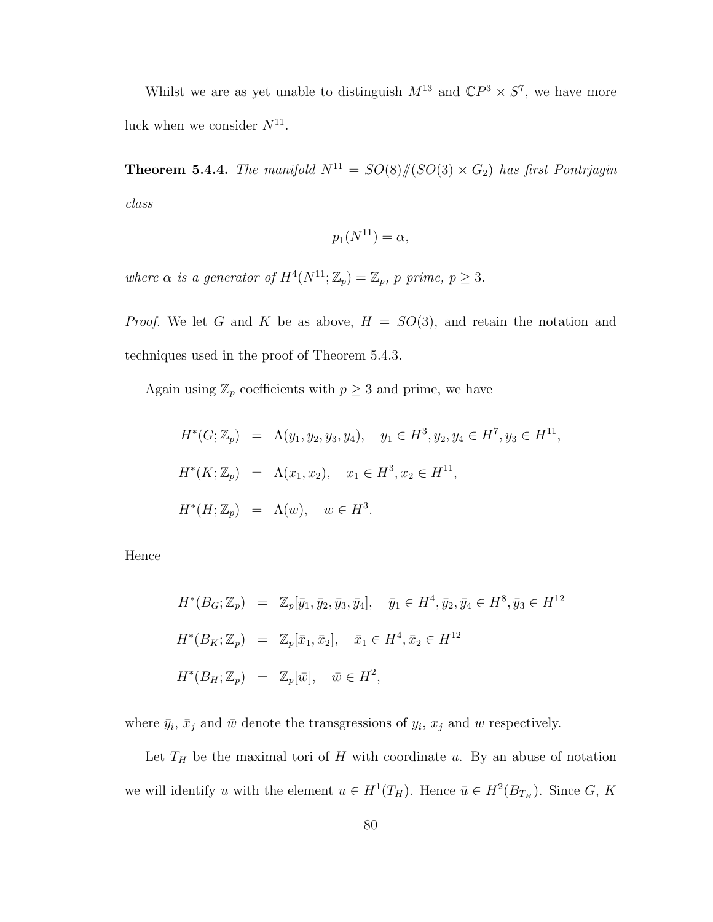Whilst we are as yet unable to distinguish $M^{13}$ and $\mathbb{C}P^3 \times S^7$, we have more luck when we consider $N^{11}$.

**Theorem 5.4.4.** *The manifold $N^{11} = SO(8)/\!\!/(SO(3) \times G_2)$ has first Pontrjagin class*

$$p_1(N^{11}) = \alpha,$$

*where $\alpha$ is a generator of $H^4(N^{11}; \mathbb{Z}_p) = \mathbb{Z}_p$, $p$ prime, $p \geq 3$.*

*Proof.* We let $G$ and $K$ be as above, $H = SO(3)$, and retain the notation and techniques used in the proof of Theorem 5.4.3.

Again using $\mathbb{Z}_p$ coefficients with $p \geq 3$ and prime, we have

$$\begin{aligned}
H^*(G; \mathbb{Z}_p) &= \Lambda(y_1, y_2, y_3, y_4), \quad y_1 \in H^3, y_2, y_4 \in H^7, y_3 \in H^{11}, \\
H^*(K; \mathbb{Z}_p) &= \Lambda(x_1, x_2), \quad x_1 \in H^3, x_2 \in H^{11}, \\
H^*(H; \mathbb{Z}_p) &= \Lambda(w), \quad w \in H^3.
\end{aligned}$$

Hence

$$\begin{aligned}
H^*(B_G; \mathbb{Z}_p) &= \mathbb{Z}_p[\bar{y}_1, \bar{y}_2, \bar{y}_3, \bar{y}_4], \quad \bar{y}_1 \in H^4, \bar{y}_2, \bar{y}_4 \in H^8, \bar{y}_3 \in H^{12} \\
H^*(B_K; \mathbb{Z}_p) &= \mathbb{Z}_p[\bar{x}_1, \bar{x}_2], \quad \bar{x}_1 \in H^4, \bar{x}_2 \in H^{12} \\
H^*(B_H; \mathbb{Z}_p) &= \mathbb{Z}_p[\bar{w}], \quad \bar{w} \in H^2,
\end{aligned}$$

where $\bar{y}_i$, $\bar{x}_j$ and $\bar{w}$ denote the transgressions of $y_i$, $x_j$ and $w$ respectively.

Let $T_H$ be the maximal tori of $H$ with coordinate $u$. By an abuse of notation we will identify $u$ with the element $u \in H^1(T_H)$. Hence $\bar{u} \in H^2(B_{T_H})$. Since $G$, $K$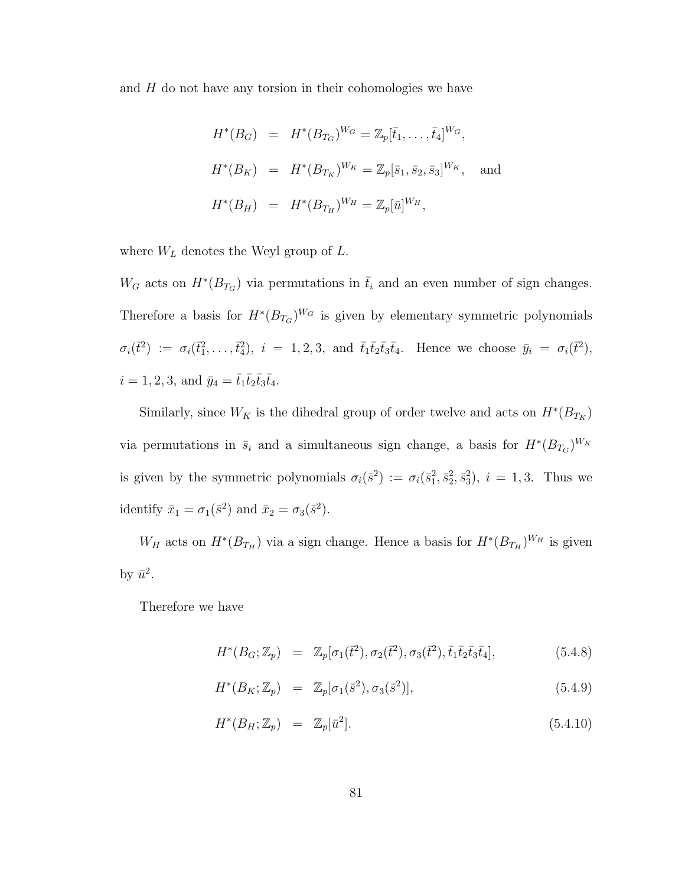and $H$ do not have any torsion in their cohomologies we have

$$
\begin{aligned}
H^*(B_G) &= H^*(B_{T_G})^{W_G} = \mathbb{Z}_p[\bar{t}_1, \ldots, \bar{t}_4]^{W_G}, \\
H^*(B_K) &= H^*(B_{T_K})^{W_K} = \mathbb{Z}_p[\bar{s}_1, \bar{s}_2, \bar{s}_3]^{W_K}, \quad \text{and} \\
H^*(B_H) &= H^*(B_{T_H})^{W_H} = \mathbb{Z}_p[\bar{u}]^{W_H},
\end{aligned}
$$

where $W_L$ denotes the Weyl group of $L$.

$W_G$ acts on $H^*(B_{T_G})$ via permutations in $\bar{t}_i$ and an even number of sign changes. Therefore a basis for $H^*(B_{T_G})^{W_G}$ is given by elementary symmetric polynomials $\sigma_i(\bar{t}^2) := \sigma_i(\bar{t}_1^2, \ldots, \bar{t}_4^2)$, $i = 1, 2, 3$, and $\bar{t}_1\bar{t}_2\bar{t}_3\bar{t}_4$. Hence we choose $\bar{y}_i = \sigma_i(\bar{t}^2)$, $i = 1, 2, 3$, and $\bar{y}_4 = \bar{t}_1\bar{t}_2\bar{t}_3\bar{t}_4$.

Similarly, since $W_K$ is the dihedral group of order twelve and acts on $H^*(B_{T_K})$ via permutations in $\bar{s}_i$ and a simultaneous sign change, a basis for $H^*(B_{T_G})^{W_K}$ is given by the symmetric polynomials $\sigma_i(\bar{s}^2) := \sigma_i(\bar{s}_1^2, \bar{s}_2^2, \bar{s}_3^2)$, $i = 1, 3$. Thus we identify $\bar{x}_1 = \sigma_1(\bar{s}^2)$ and $\bar{x}_2 = \sigma_3(\bar{s}^2)$.

$W_H$ acts on $H^*(B_{T_H})$ via a sign change. Hence a basis for $H^*(B_{T_H})^{W_H}$ is given by $\bar{u}^2$.

Therefore we have

$$H^*(B_G; \mathbb{Z}_p) = \mathbb{Z}_p[\sigma_1(\bar{t}^2), \sigma_2(\bar{t}^2), \sigma_3(\bar{t}^2), \bar{t}_1\bar{t}_2\bar{t}_3\bar{t}_4], \tag{5.4.8}$$

$$H^*(B_K; \mathbb{Z}_p) = \mathbb{Z}_p[\sigma_1(\bar{s}^2), \sigma_3(\bar{s}^2)], \tag{5.4.9}$$

$$H^*(B_H; \mathbb{Z}_p) = \mathbb{Z}_p[\bar{u}^2]. \tag{5.4.10}$$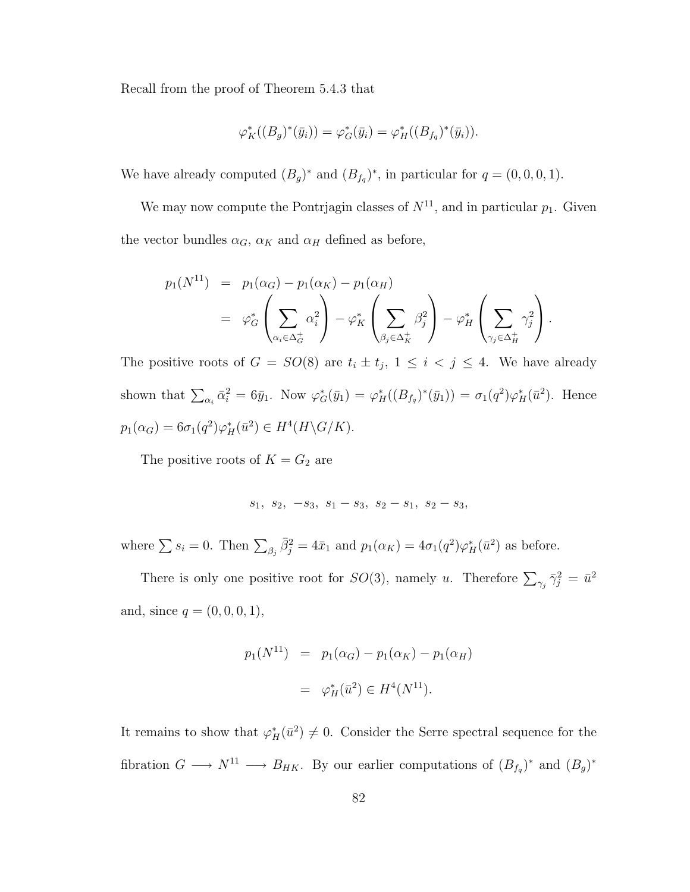Recall from the proof of Theorem 5.4.3 that

$$\varphi_K^*((B_g)^*(\bar{y}_i)) = \varphi_G^*(\bar{y}_i) = \varphi_H^*((B_{f_q})^*(\bar{y}_i)).$$

We have already computed $(B_g)^*$ and $(B_{f_q})^*$, in particular for $q = (0, 0, 0, 1)$.

We may now compute the Pontrjagin classes of $N^{11}$, and in particular $p_1$. Given the vector bundles $\alpha_G$, $\alpha_K$ and $\alpha_H$ defined as before,

$$\begin{aligned}
p_1(N^{11}) &= p_1(\alpha_G) - p_1(\alpha_K) - p_1(\alpha_H) \\
&= \varphi_G^*\left(\sum_{\alpha_i \in \Delta_G^+} \alpha_i^2\right) - \varphi_K^*\left(\sum_{\beta_j \in \Delta_K^+} \beta_j^2\right) - \varphi_H^*\left(\sum_{\gamma_j \in \Delta_H^+} \gamma_j^2\right).
\end{aligned}$$

The positive roots of $G = SO(8)$ are $t_i \pm t_j$, $1 \leq i < j \leq 4$. We have already shown that $\sum_{\alpha_i} \bar{\alpha}_i^2 = 6\bar{y}_1$. Now $\varphi_G^*(\bar{y}_1) = \varphi_H^*((B_{f_q})^*(\bar{y}_1)) = \sigma_1(q^2)\varphi_H^*(\bar{u}^2)$. Hence $p_1(\alpha_G) = 6\sigma_1(q^2)\varphi_H^*(\bar{u}^2) \in H^4(H\backslash G/K)$.

The positive roots of $K = G_2$ are

$$s_1,\ s_2,\ -s_3,\ s_1 - s_3,\ s_2 - s_1,\ s_2 - s_3,$$

where $\sum s_i = 0$. Then $\sum_{\beta_j} \bar{\beta}_j^2 = 4\bar{x}_1$ and $p_1(\alpha_K) = 4\sigma_1(q^2)\varphi_H^*(\bar{u}^2)$ as before.

There is only one positive root for $SO(3)$, namely $u$. Therefore $\sum_{\gamma_j} \bar{\gamma}_j^2 = \bar{u}^2$ and, since $q = (0, 0, 0, 1)$,

$$\begin{aligned}
p_1(N^{11}) &= p_1(\alpha_G) - p_1(\alpha_K) - p_1(\alpha_H) \\
&= \varphi_H^*(\bar{u}^2) \in H^4(N^{11}).
\end{aligned}$$

It remains to show that $\varphi_H^*(\bar{u}^2) \neq 0$. Consider the Serre spectral sequence for the fibration $G \longrightarrow N^{11} \longrightarrow B_{HK}$. By our earlier computations of $(B_{f_q})^*$ and $(B_g)^*$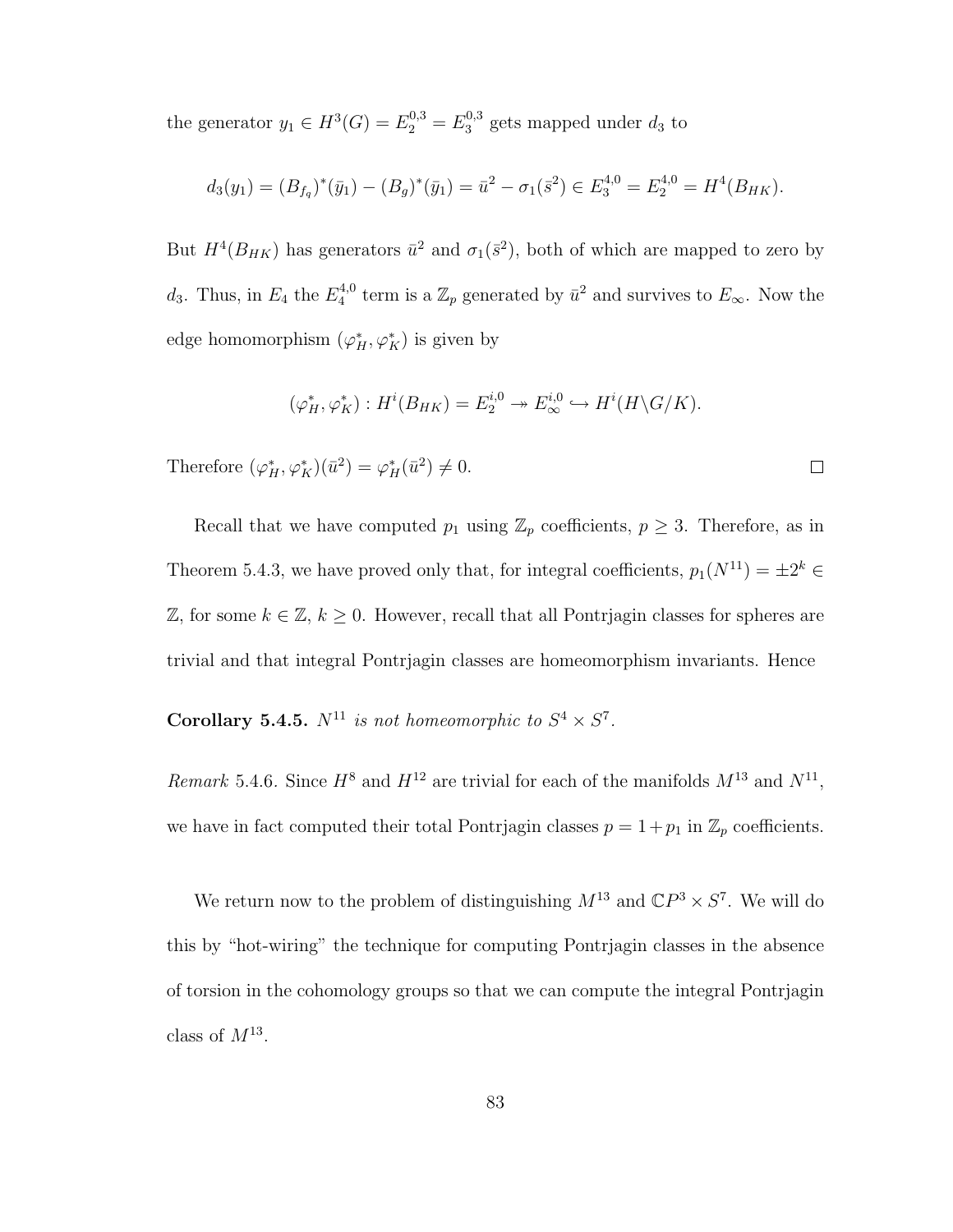the generator $y_1 \in H^3(G) = E_2^{0,3} = E_3^{0,3}$ gets mapped under $d_3$ to

$$d_3(y_1) = (B_{f_q})^*(\bar{y}_1) - (B_g)^*(\bar{y}_1) = \bar{u}^2 - \sigma_1(\bar{s}^2) \in E_3^{4,0} = E_2^{4,0} = H^4(B_{HK}).$$

But $H^4(B_{HK})$ has generators $\bar{u}^2$ and $\sigma_1(\bar{s}^2)$, both of which are mapped to zero by $d_3$. Thus, in $E_4$ the $E_4^{4,0}$ term is a $\mathbb{Z}_p$ generated by $\bar{u}^2$ and survives to $E_\infty$. Now the edge homomorphism $(\varphi_H^*, \varphi_K^*)$ is given by

$$(\varphi_H^*, \varphi_K^*) : H^i(B_{HK}) = E_2^{i,0} \twoheadrightarrow E_\infty^{i,0} \hookrightarrow H^i(H\backslash G/K).$$

Therefore $(\varphi_H^*, \varphi_K^*)(\bar{u}^2) = \varphi_H^*(\bar{u}^2) \neq 0$. $\square$

Recall that we have computed $p_1$ using $\mathbb{Z}_p$ coefficients, $p \geq 3$. Therefore, as in Theorem 5.4.3, we have proved only that, for integral coefficients, $p_1(N^{11}) = \pm 2^k \in \mathbb{Z}$, for some $k \in \mathbb{Z}$, $k \geq 0$. However, recall that all Pontrjagin classes for spheres are trivial and that integral Pontrjagin classes are homeomorphism invariants. Hence

**Corollary 5.4.5.** *$N^{11}$ is not homeomorphic to $S^4 \times S^7$.*

*Remark* 5.4.6. Since $H^8$ and $H^{12}$ are trivial for each of the manifolds $M^{13}$ and $N^{11}$, we have in fact computed their total Pontrjagin classes $p = 1 + p_1$ in $\mathbb{Z}_p$ coefficients.

We return now to the problem of distinguishing $M^{13}$ and $\mathbb{C}P^3 \times S^7$. We will do this by "hot-wiring" the technique for computing Pontrjagin classes in the absence of torsion in the cohomology groups so that we can compute the integral Pontrjagin class of $M^{13}$.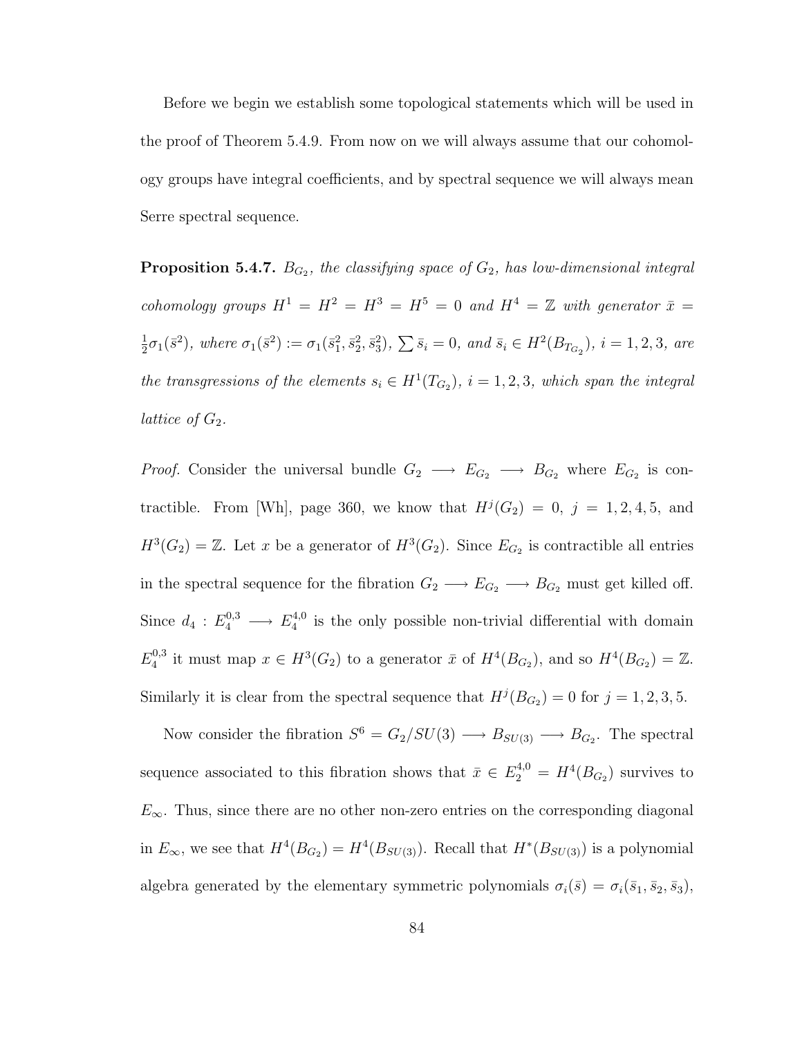Before we begin we establish some topological statements which will be used in the proof of Theorem 5.4.9. From now on we will always assume that our cohomology groups have integral coefficients, and by spectral sequence we will always mean Serre spectral sequence.

**Proposition 5.4.7.** *$B_{G_2}$, the classifying space of $G_2$, has low-dimensional integral cohomology groups $H^1 = H^2 = H^3 = H^5 = 0$ and $H^4 = \mathbb{Z}$ with generator $\bar{x} = \frac{1}{2}\sigma_1(\bar{s}^2)$, where $\sigma_1(\bar{s}^2) := \sigma_1(\bar{s}_1^2, \bar{s}_2^2, \bar{s}_3^2)$, $\sum \bar{s}_i = 0$, and $\bar{s}_i \in H^2(B_{T_{G_2}})$, $i = 1, 2, 3$, are the transgressions of the elements $s_i \in H^1(T_{G_2})$, $i = 1, 2, 3$, which span the integral lattice of $G_2$.*

*Proof.* Consider the universal bundle $G_2 \longrightarrow E_{G_2} \longrightarrow B_{G_2}$ where $E_{G_2}$ is contractible. From [Wh], page 360, we know that $H^j(G_2) = 0$, $j = 1, 2, 4, 5$, and $H^3(G_2) = \mathbb{Z}$. Let $x$ be a generator of $H^3(G_2)$. Since $E_{G_2}$ is contractible all entries in the spectral sequence for the fibration $G_2 \longrightarrow E_{G_2} \longrightarrow B_{G_2}$ must get killed off. Since $d_4 : E_4^{0,3} \longrightarrow E_4^{4,0}$ is the only possible non-trivial differential with domain $E_4^{0,3}$ it must map $x \in H^3(G_2)$ to a generator $\bar{x}$ of $H^4(B_{G_2})$, and so $H^4(B_{G_2}) = \mathbb{Z}$. Similarly it is clear from the spectral sequence that $H^j(B_{G_2}) = 0$ for $j = 1, 2, 3, 5$.

Now consider the fibration $S^6 = G_2/SU(3) \longrightarrow B_{SU(3)} \longrightarrow B_{G_2}$. The spectral sequence associated to this fibration shows that $\bar{x} \in E_2^{4,0} = H^4(B_{G_2})$ survives to $E_\infty$. Thus, since there are no other non-zero entries on the corresponding diagonal in $E_\infty$, we see that $H^4(B_{G_2}) = H^4(B_{SU(3)})$. Recall that $H^*(B_{SU(3)})$ is a polynomial algebra generated by the elementary symmetric polynomials $\sigma_i(\bar{s}) = \sigma_i(\bar{s}_1, \bar{s}_2, \bar{s}_3)$,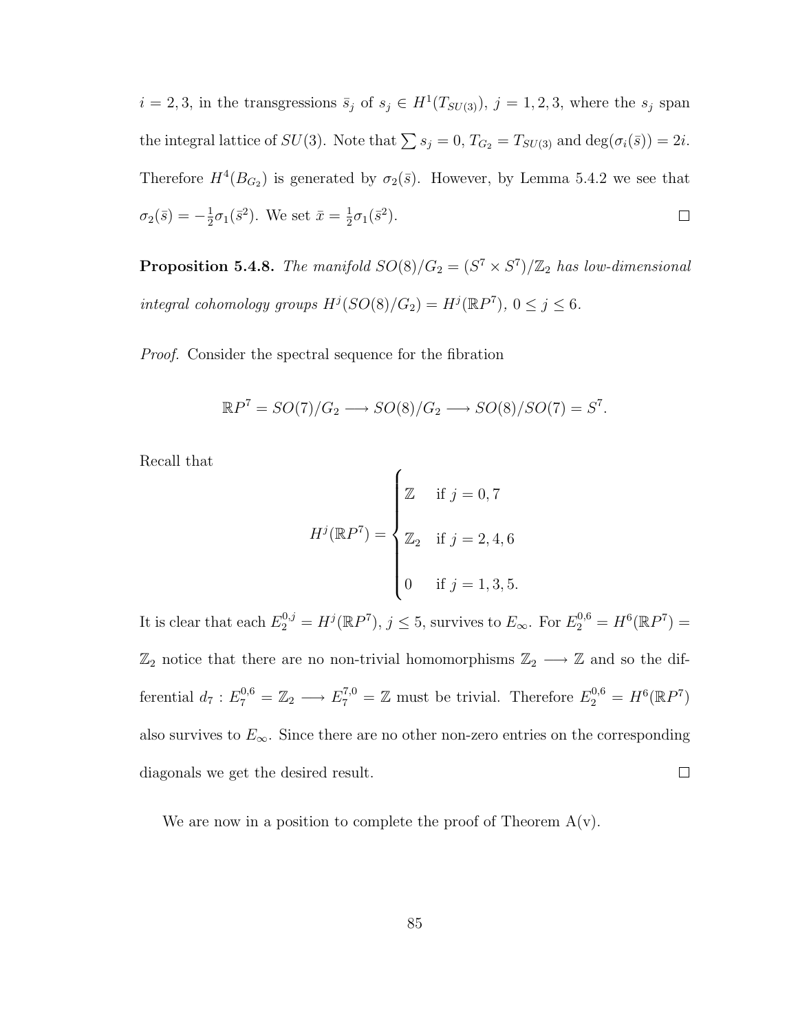$i = 2, 3$, in the transgressions $\bar{s}_j$ of $s_j \in H^1(T_{SU(3)})$, $j = 1, 2, 3$, where the $s_j$ span the integral lattice of $SU(3)$. Note that $\sum s_j = 0$, $T_{G_2} = T_{SU(3)}$ and $\deg(\sigma_i(\bar{s})) = 2i$. Therefore $H^4(B_{G_2})$ is generated by $\sigma_2(\bar{s})$. However, by Lemma 5.4.2 we see that $\sigma_2(\bar{s}) = -\frac{1}{2}\sigma_1(\bar{s}^2)$. We set $\bar{x} = \frac{1}{2}\sigma_1(\bar{s}^2)$. □

**Proposition 5.4.8.** *The manifold $SO(8)/G_2 = (S^7 \times S^7)/\mathbb{Z}_2$ has low-dimensional integral cohomology groups $H^j(SO(8)/G_2) = H^j(\mathbb{R}P^7)$, $0 \leq j \leq 6$.*

*Proof.* Consider the spectral sequence for the fibration

$$\mathbb{R}P^7 = SO(7)/G_2 \longrightarrow SO(8)/G_2 \longrightarrow SO(8)/SO(7) = S^7.$$

Recall that

$$H^j(\mathbb{R}P^7) = \begin{cases} \mathbb{Z} & \text{if } j = 0, 7 \\ \mathbb{Z}_2 & \text{if } j = 2, 4, 6 \\ 0 & \text{if } j = 1, 3, 5. \end{cases}$$

It is clear that each $E_2^{0,j} = H^j(\mathbb{R}P^7)$, $j \leq 5$, survives to $E_\infty$. For $E_2^{0,6} = H^6(\mathbb{R}P^7) = \mathbb{Z}_2$ notice that there are no non-trivial homomorphisms $\mathbb{Z}_2 \longrightarrow \mathbb{Z}$ and so the differential $d_7 : E_7^{0,6} = \mathbb{Z}_2 \longrightarrow E_7^{7,0} = \mathbb{Z}$ must be trivial. Therefore $E_2^{0,6} = H^6(\mathbb{R}P^7)$ also survives to $E_\infty$. Since there are no other non-zero entries on the corresponding diagonals we get the desired result. □

We are now in a position to complete the proof of Theorem A(v).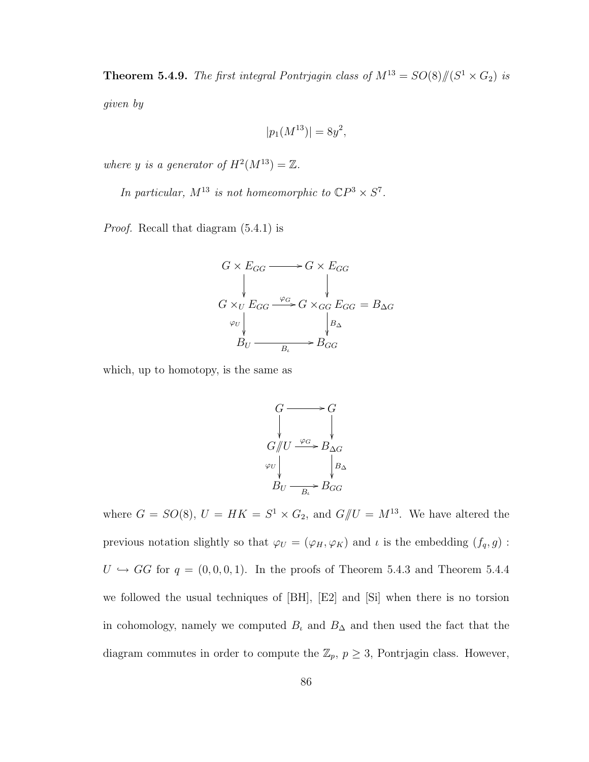**Theorem 5.4.9.** *The first integral Pontrjagin class of $M^{13} = SO(8)/\!\!/(S^1 \times G_2)$ is given by*

$$|p_1(M^{13})| = 8y^2,$$

*where $y$ is a generator of $H^2(M^{13}) = \mathbb{Z}$.*

*In particular, $M^{13}$ is not homeomorphic to $\mathbb{C}P^3 \times S^7$.*

*Proof.* Recall that diagram (5.4.1) is

$$\begin{array}{ccc}
G \times E_{GG} & \longrightarrow & G \times E_{GG} \\
\downarrow & & \downarrow \\
G \times_U E_{GG} & \xrightarrow{\varphi_G} & G \times_{GG} E_{GG} = B_{\Delta G} \\
\varphi_U \downarrow & & \downarrow B_\Delta \\
B_U & \xrightarrow[B_\iota]{} & B_{GG}
\end{array}$$

which, up to homotopy, is the same as

$$\begin{array}{ccc}
G & \longrightarrow & G \\
\downarrow & & \downarrow \\
G/\!\!/U & \xrightarrow{\varphi_G} & B_{\Delta G} \\
\varphi_U \downarrow & & \downarrow B_\Delta \\
B_U & \xrightarrow[B_\iota]{} & B_{GG}
\end{array}$$

where $G = SO(8)$, $U = HK = S^1 \times G_2$, and $G/\!\!/U = M^{13}$. We have altered the previous notation slightly so that $\varphi_U = (\varphi_H, \varphi_K)$ and $\iota$ is the embedding $(f_q, g) : U \hookrightarrow GG$ for $q = (0, 0, 0, 1)$. In the proofs of Theorem 5.4.3 and Theorem 5.4.4 we followed the usual techniques of [BH], [E2] and [Si] when there is no torsion in cohomology, namely we computed $B_\iota$ and $B_\Delta$ and then used the fact that the diagram commutes in order to compute the $\mathbb{Z}_p$, $p \geq 3$, Pontrjagin class. However,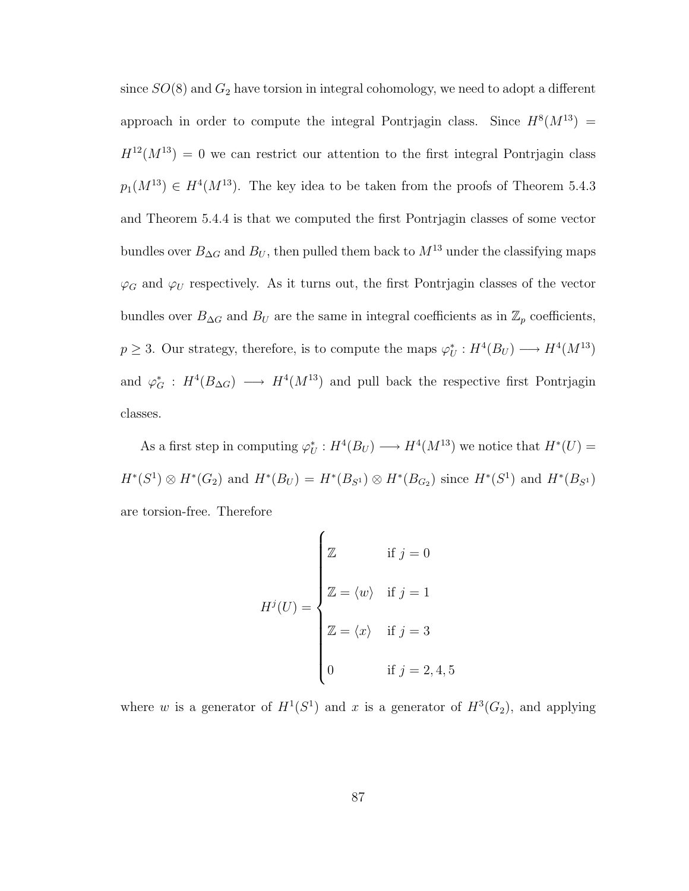since $SO(8)$ and $G_2$ have torsion in integral cohomology, we need to adopt a different approach in order to compute the integral Pontrjagin class. Since $H^8(M^{13}) = H^{12}(M^{13}) = 0$ we can restrict our attention to the first integral Pontrjagin class $p_1(M^{13}) \in H^4(M^{13})$. The key idea to be taken from the proofs of Theorem 5.4.3 and Theorem 5.4.4 is that we computed the first Pontrjagin classes of some vector bundles over $B_{\Delta G}$ and $B_U$, then pulled them back to $M^{13}$ under the classifying maps $\varphi_G$ and $\varphi_U$ respectively. As it turns out, the first Pontrjagin classes of the vector bundles over $B_{\Delta G}$ and $B_U$ are the same in integral coefficients as in $\mathbb{Z}_p$ coefficients, $p \geq 3$. Our strategy, therefore, is to compute the maps $\varphi_U^* : H^4(B_U) \longrightarrow H^4(M^{13})$ and $\varphi_G^* : H^4(B_{\Delta G}) \longrightarrow H^4(M^{13})$ and pull back the respective first Pontrjagin classes.

As a first step in computing $\varphi_U^* : H^4(B_U) \longrightarrow H^4(M^{13})$ we notice that $H^*(U) = H^*(S^1) \otimes H^*(G_2)$ and $H^*(B_U) = H^*(B_{S^1}) \otimes H^*(B_{G_2})$ since $H^*(S^1)$ and $H^*(B_{S^1})$ are torsion-free. Therefore

$$
H^j(U) = \begin{cases} \mathbb{Z} & \text{if } j = 0 \\ \mathbb{Z} = \langle w \rangle & \text{if } j = 1 \\ \mathbb{Z} = \langle x \rangle & \text{if } j = 3 \\ 0 & \text{if } j = 2, 4, 5 \end{cases}
$$

where $w$ is a generator of $H^1(S^1)$ and $x$ is a generator of $H^3(G_2)$, and applying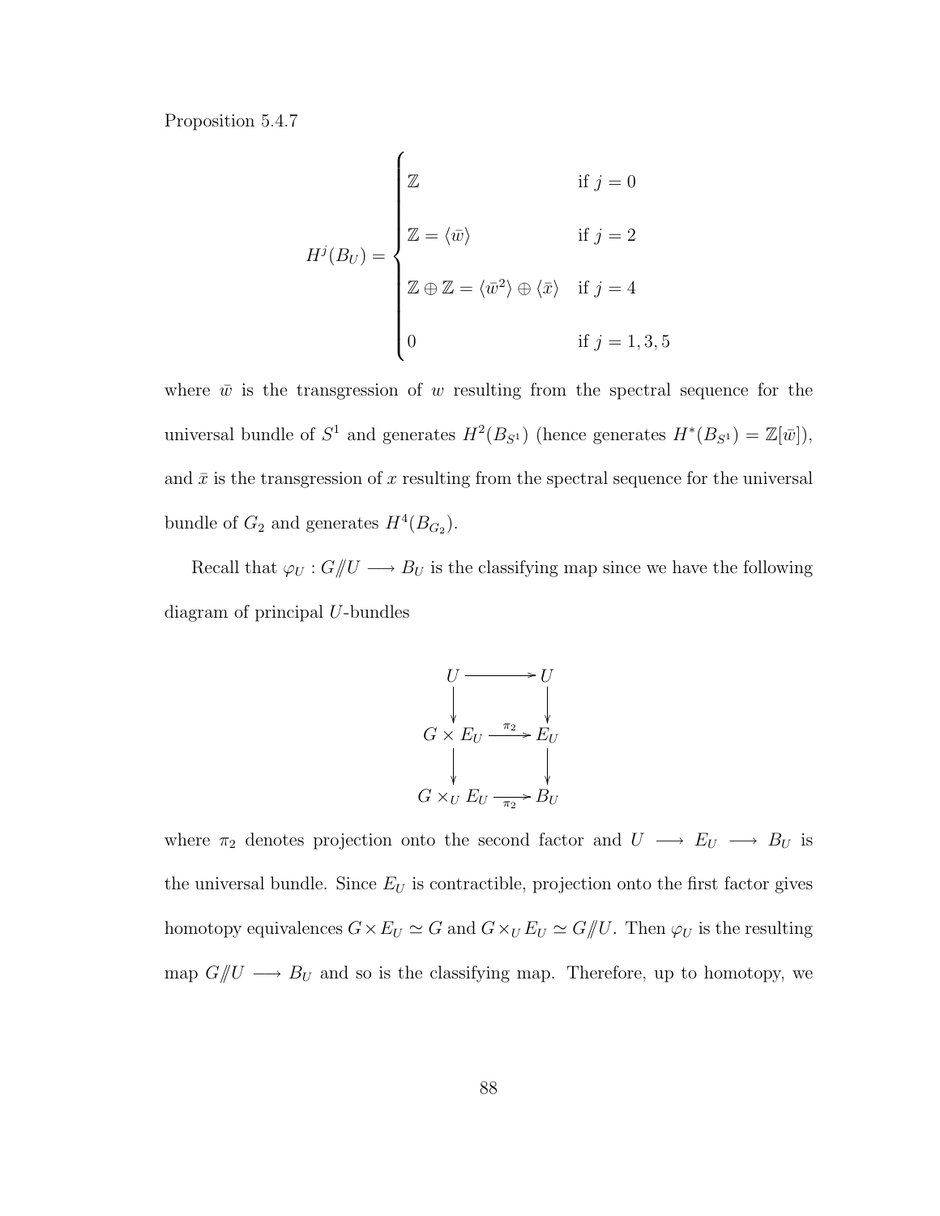Proposition 5.4.7

$$
H^j(B_U) = \begin{cases} \mathbb{Z} & \text{if } j = 0 \\ \mathbb{Z} = \langle \bar{w} \rangle & \text{if } j = 2 \\ \mathbb{Z} \oplus \mathbb{Z} = \langle \bar{w}^2 \rangle \oplus \langle \bar{x} \rangle & \text{if } j = 4 \\ 0 & \text{if } j = 1, 3, 5 \end{cases}
$$

where $\bar{w}$ is the transgression of $w$ resulting from the spectral sequence for the universal bundle of $S^1$ and generates $H^2(B_{S^1})$ (hence generates $H^*(B_{S^1}) = \mathbb{Z}[\bar{w}]$), and $\bar{x}$ is the transgression of $x$ resulting from the spectral sequence for the universal bundle of $G_2$ and generates $H^4(B_{G_2})$.

Recall that $\varphi_U : G/\!\!/U \longrightarrow B_U$ is the classifying map since we have the following diagram of principal $U$-bundles

$$
\begin{array}{ccc}
U & \longrightarrow & U \\
\downarrow & & \downarrow \\
G \times E_U & \xrightarrow{\pi_2} & E_U \\
\downarrow & & \downarrow \\
G \times_U E_U & \xrightarrow[\pi_2]{} & B_U
\end{array}
$$

where $\pi_2$ denotes projection onto the second factor and $U \longrightarrow E_U \longrightarrow B_U$ is the universal bundle. Since $E_U$ is contractible, projection onto the first factor gives homotopy equivalences $G \times E_U \simeq G$ and $G \times_U E_U \simeq G/\!\!/U$. Then $\varphi_U$ is the resulting map $G/\!\!/U \longrightarrow B_U$ and so is the classifying map. Therefore, up to homotopy, we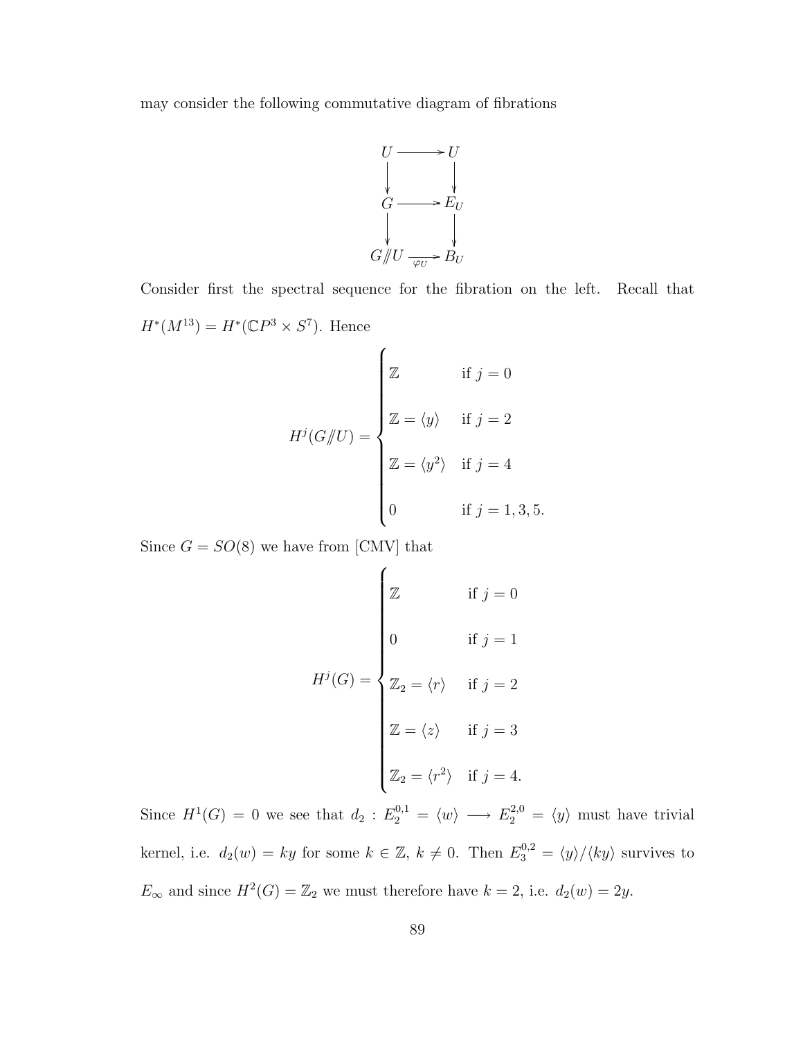may consider the following commutative diagram of fibrations

$$
\begin{array}{ccc}
U & \longrightarrow & U \\
\downarrow & & \downarrow \\
G & \longrightarrow & E_U \\
\downarrow & & \downarrow \\
G/\!\!/U & \xrightarrow[\varphi_U]{} & B_U
\end{array}
$$

Consider first the spectral sequence for the fibration on the left. Recall that $H^*(M^{13}) = H^*(\mathbb{C}P^3 \times S^7)$. Hence

$$
H^j(G/\!\!/U) = \begin{cases} \mathbb{Z} & \text{if } j = 0 \\ \mathbb{Z} = \langle y \rangle & \text{if } j = 2 \\ \mathbb{Z} = \langle y^2 \rangle & \text{if } j = 4 \\ 0 & \text{if } j = 1, 3, 5. \end{cases}
$$

Since $G = SO(8)$ we have from [CMV] that

$$
H^j(G) = \begin{cases} \mathbb{Z} & \text{if } j = 0 \\ 0 & \text{if } j = 1 \\ \mathbb{Z}_2 = \langle r \rangle & \text{if } j = 2 \\ \mathbb{Z} = \langle z \rangle & \text{if } j = 3 \\ \mathbb{Z}_2 = \langle r^2 \rangle & \text{if } j = 4. \end{cases}
$$

Since $H^1(G) = 0$ we see that $d_2 : E_2^{0,1} = \langle w \rangle \longrightarrow E_2^{2,0} = \langle y \rangle$ must have trivial kernel, i.e. $d_2(w) = ky$ for some $k \in \mathbb{Z}$, $k \neq 0$. Then $E_3^{0,2} = \langle y \rangle / \langle ky \rangle$ survives to $E_\infty$ and since $H^2(G) = \mathbb{Z}_2$ we must therefore have $k = 2$, i.e. $d_2(w) = 2y$.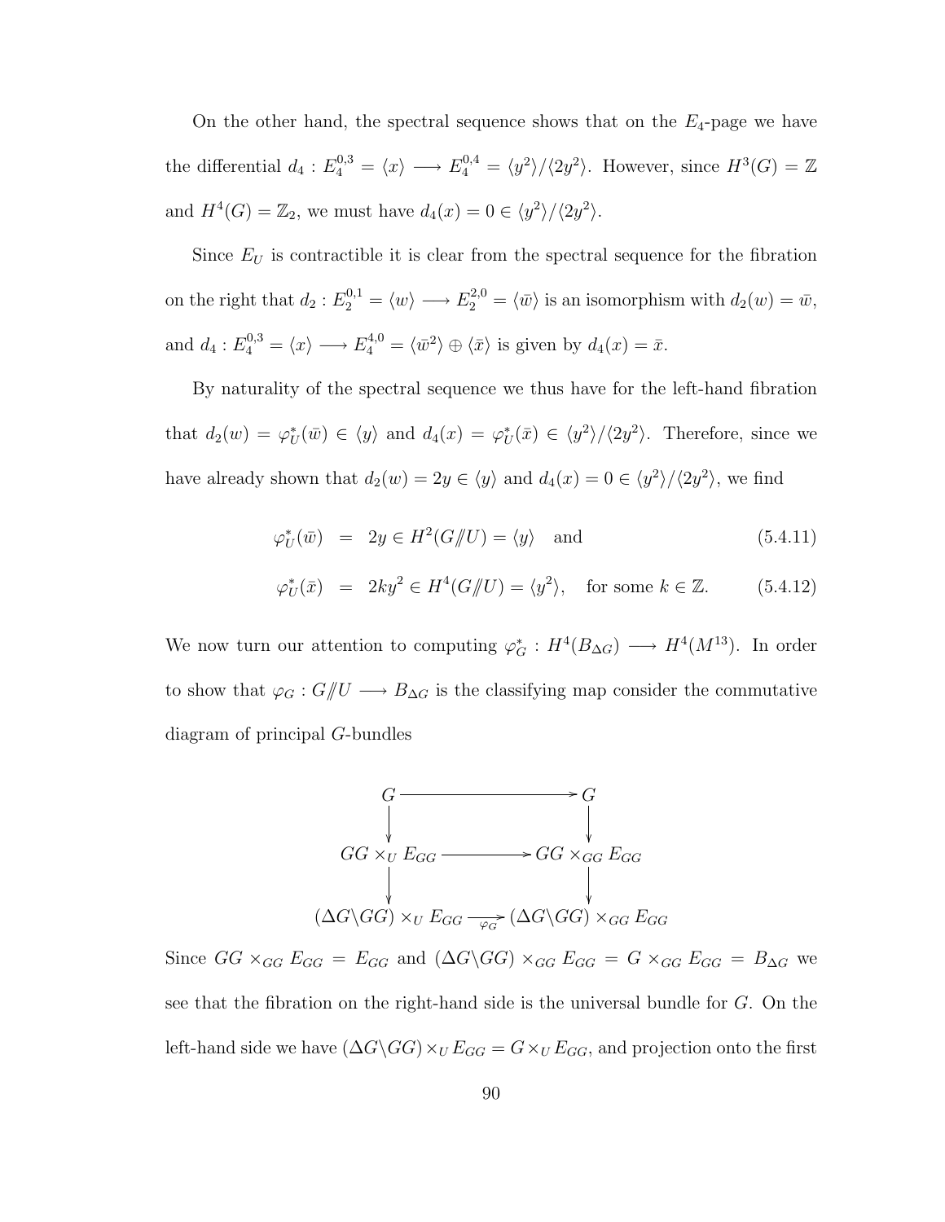On the other hand, the spectral sequence shows that on the $E_4$-page we have the differential $d_4 : E_4^{0,3} = \langle x \rangle \longrightarrow E_4^{0,4} = \langle y^2 \rangle / \langle 2y^2 \rangle$. However, since $H^3(G) = \mathbb{Z}$ and $H^4(G) = \mathbb{Z}_2$, we must have $d_4(x) = 0 \in \langle y^2 \rangle / \langle 2y^2 \rangle$.

Since $E_U$ is contractible it is clear from the spectral sequence for the fibration on the right that $d_2 : E_2^{0,1} = \langle w \rangle \longrightarrow E_2^{2,0} = \langle \bar{w} \rangle$ is an isomorphism with $d_2(w) = \bar{w}$, and $d_4 : E_4^{0,3} = \langle x \rangle \longrightarrow E_4^{4,0} = \langle \bar{w}^2 \rangle \oplus \langle \bar{x} \rangle$ is given by $d_4(x) = \bar{x}$.

By naturality of the spectral sequence we thus have for the left-hand fibration that $d_2(w) = \varphi_U^*(\bar{w}) \in \langle y \rangle$ and $d_4(x) = \varphi_U^*(\bar{x}) \in \langle y^2 \rangle / \langle 2y^2 \rangle$. Therefore, since we have already shown that $d_2(w) = 2y \in \langle y \rangle$ and $d_4(x) = 0 \in \langle y^2 \rangle / \langle 2y^2 \rangle$, we find

$$\varphi_U^*(\bar{w}) \;=\; 2y \in H^2(G/\!\!/U) = \langle y \rangle \quad \text{and} \tag{5.4.11}$$

$$\varphi_U^*(\bar{x}) \;=\; 2ky^2 \in H^4(G/\!\!/U) = \langle y^2 \rangle, \quad \text{for some } k \in \mathbb{Z}. \tag{5.4.12}$$

We now turn our attention to computing $\varphi_G^* : H^4(B_{\Delta G}) \longrightarrow H^4(M^{13})$. In order to show that $\varphi_G : G/\!\!/U \longrightarrow B_{\Delta G}$ is the classifying map consider the commutative diagram of principal $G$-bundles

$$\begin{array}{ccc}
G & \longrightarrow & G \\
\downarrow & & \downarrow \\
GG \times_U E_{GG} & \longrightarrow & GG \times_{GG} E_{GG} \\
\downarrow & & \downarrow \\
(\Delta G \backslash GG) \times_U E_{GG} & \xrightarrow{\varphi_G} & (\Delta G \backslash GG) \times_{GG} E_{GG}
\end{array}$$

Since $GG \times_{GG} E_{GG} = E_{GG}$ and $(\Delta G \backslash GG) \times_{GG} E_{GG} = G \times_{GG} E_{GG} = B_{\Delta G}$ we see that the fibration on the right-hand side is the universal bundle for $G$. On the left-hand side we have $(\Delta G \backslash GG) \times_U E_{GG} = G \times_U E_{GG}$, and projection onto the first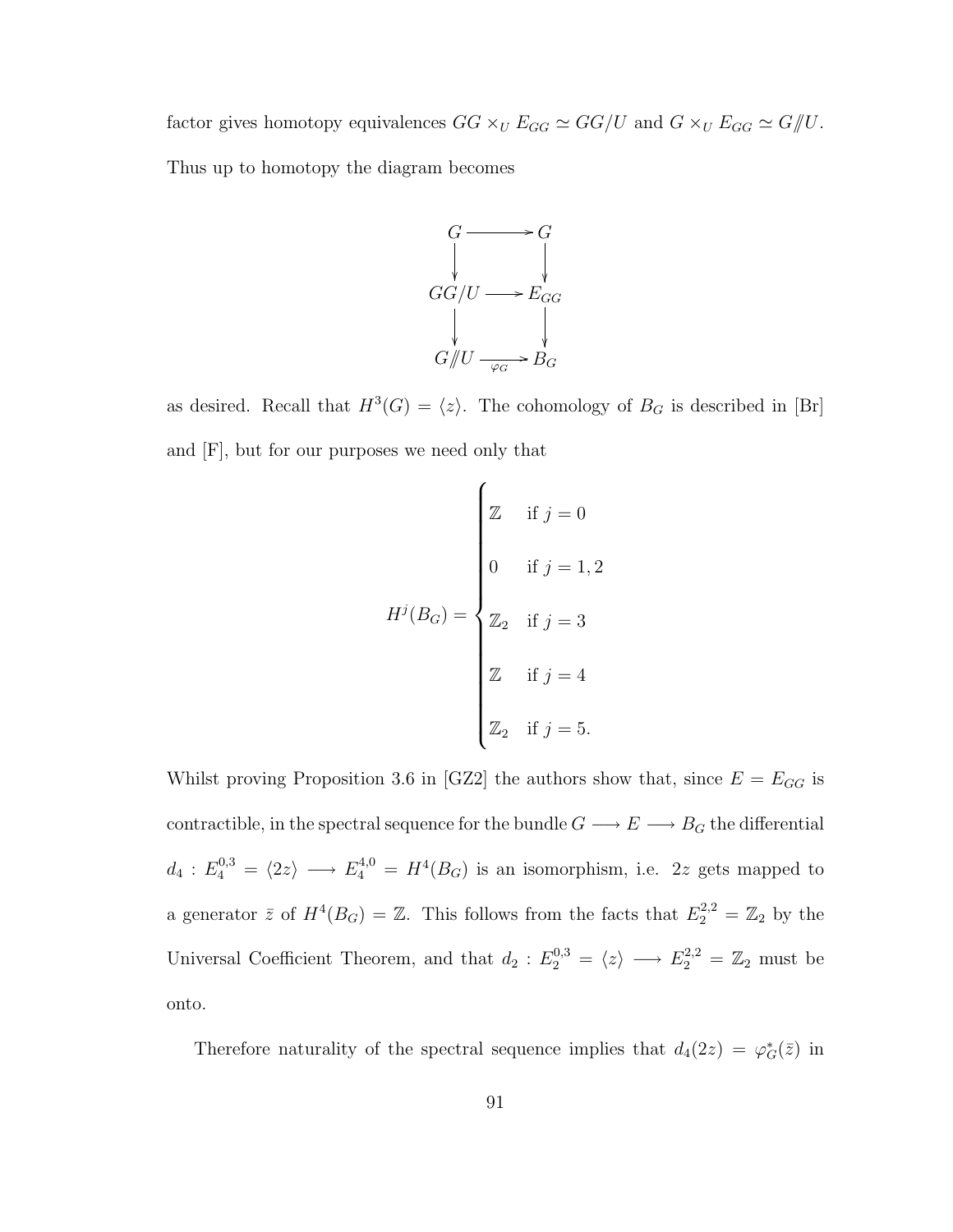factor gives homotopy equivalences $GG \times_U E_{GG} \simeq GG/U$ and $G \times_U E_{GG} \simeq G/\!\!/U$. Thus up to homotopy the diagram becomes

$$\begin{array}{ccc} G & \longrightarrow & G \\ \downarrow & & \downarrow \\ GG/U & \longrightarrow & E_{GG} \\ \downarrow & & \downarrow \\ G/\!\!/U & \xrightarrow[\varphi_G]{} & B_G \end{array}$$

as desired. Recall that $H^3(G) = \langle z \rangle$. The cohomology of $B_G$ is described in [Br] and [F], but for our purposes we need only that

$$H^j(B_G) = \begin{cases} \mathbb{Z} & \text{if } j = 0 \\ 0 & \text{if } j = 1, 2 \\ \mathbb{Z}_2 & \text{if } j = 3 \\ \mathbb{Z} & \text{if } j = 4 \\ \mathbb{Z}_2 & \text{if } j = 5. \end{cases}$$

Whilst proving Proposition 3.6 in [GZ2] the authors show that, since $E = E_{GG}$ is contractible, in the spectral sequence for the bundle $G \longrightarrow E \longrightarrow B_G$ the differential $d_4 : E_4^{0,3} = \langle 2z \rangle \longrightarrow E_4^{4,0} = H^4(B_G)$ is an isomorphism, i.e. $2z$ gets mapped to a generator $\bar{z}$ of $H^4(B_G) = \mathbb{Z}$. This follows from the facts that $E_2^{2,2} = \mathbb{Z}_2$ by the Universal Coefficient Theorem, and that $d_2 : E_2^{0,3} = \langle z \rangle \longrightarrow E_2^{2,2} = \mathbb{Z}_2$ must be onto.

Therefore naturality of the spectral sequence implies that $d_4(2z) = \varphi_G^*(\bar{z})$ in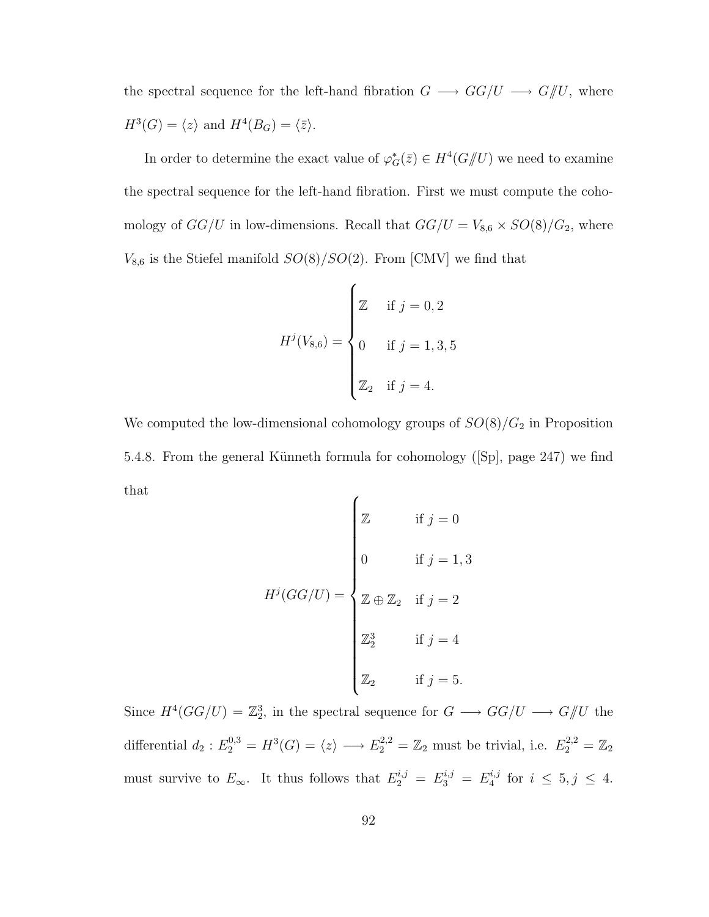the spectral sequence for the left-hand fibration $G \longrightarrow GG/U \longrightarrow G/\!\!/U$, where $H^3(G) = \langle z \rangle$ and $H^4(B_G) = \langle \bar{z} \rangle$.

In order to determine the exact value of $\varphi_G^*(\bar{z}) \in H^4(G/\!\!/U)$ we need to examine the spectral sequence for the left-hand fibration. First we must compute the cohomology of $GG/U$ in low-dimensions. Recall that $GG/U = V_{8,6} \times SO(8)/G_2$, where $V_{8,6}$ is the Stiefel manifold $SO(8)/SO(2)$. From [CMV] we find that

$$H^j(V_{8,6}) = \begin{cases} \mathbb{Z} & \text{if } j = 0, 2 \\ 0 & \text{if } j = 1, 3, 5 \\ \mathbb{Z}_2 & \text{if } j = 4. \end{cases}$$

We computed the low-dimensional cohomology groups of $SO(8)/G_2$ in Proposition 5.4.8. From the general Künneth formula for cohomology ([Sp], page 247) we find that

$$H^j(GG/U) = \begin{cases} \mathbb{Z} & \text{if } j = 0 \\ 0 & \text{if } j = 1, 3 \\ \mathbb{Z} \oplus \mathbb{Z}_2 & \text{if } j = 2 \\ \mathbb{Z}_2^3 & \text{if } j = 4 \\ \mathbb{Z}_2 & \text{if } j = 5. \end{cases}$$

Since $H^4(GG/U) = \mathbb{Z}_2^3$, in the spectral sequence for $G \longrightarrow GG/U \longrightarrow G/\!\!/U$ the differential $d_2 : E_2^{0,3} = H^3(G) = \langle z \rangle \longrightarrow E_2^{2,2} = \mathbb{Z}_2$ must be trivial, i.e. $E_2^{2,2} = \mathbb{Z}_2$ must survive to $E_\infty$. It thus follows that $E_2^{i,j} = E_3^{i,j} = E_4^{i,j}$ for $i \leq 5, j \leq 4$.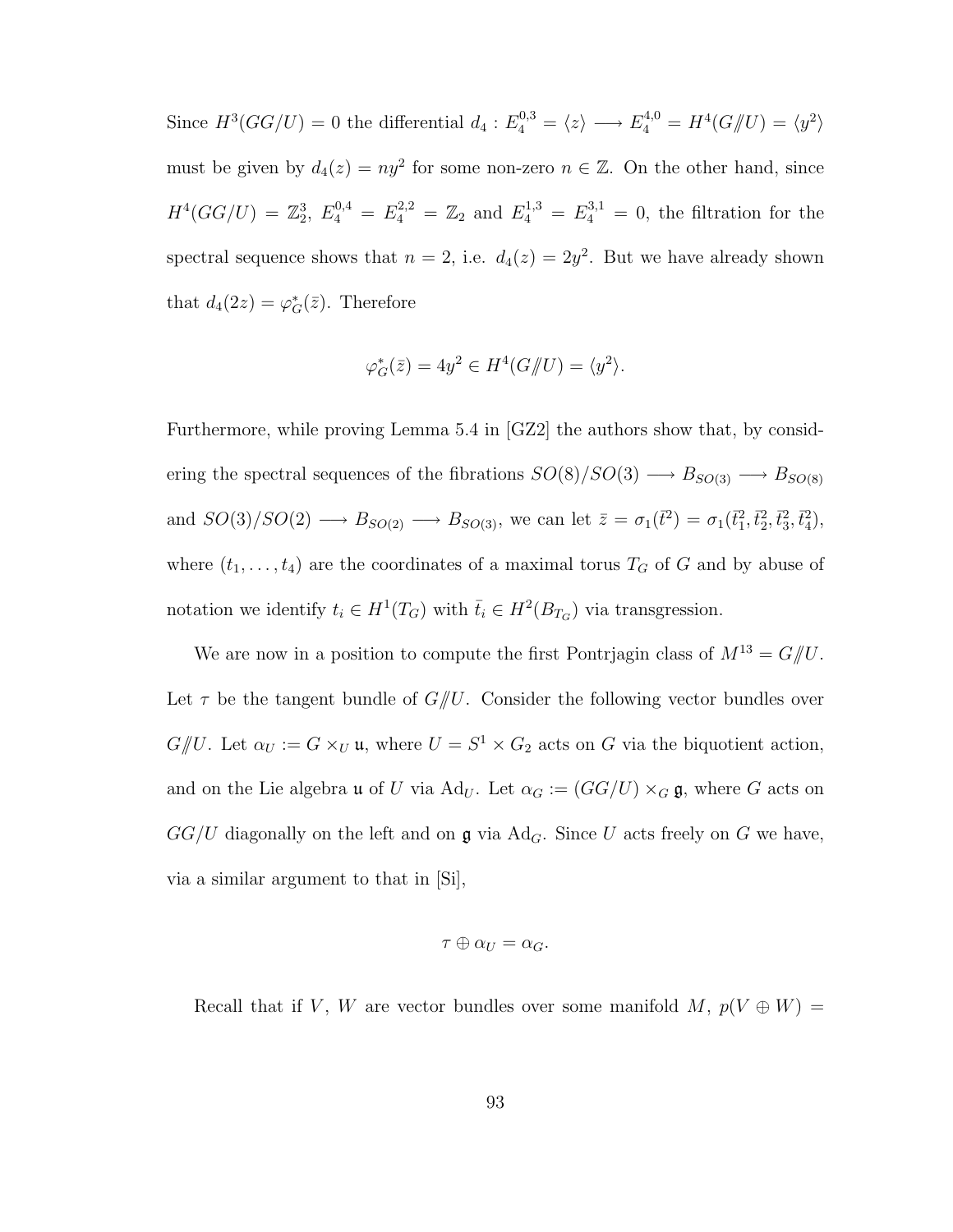Since $H^3(GG/U) = 0$ the differential $d_4 : E_4^{0,3} = \langle z \rangle \longrightarrow E_4^{4,0} = H^4(G/\!\!/U) = \langle y^2 \rangle$ must be given by $d_4(z) = ny^2$ for some non-zero $n \in \mathbb{Z}$. On the other hand, since $H^4(GG/U) = \mathbb{Z}_2^3$, $E_4^{0,4} = E_4^{2,2} = \mathbb{Z}_2$ and $E_4^{1,3} = E_4^{3,1} = 0$, the filtration for the spectral sequence shows that $n = 2$, i.e. $d_4(z) = 2y^2$. But we have already shown that $d_4(2z) = \varphi_G^*(\bar{z})$. Therefore

$$\varphi_G^*(\bar{z}) = 4y^2 \in H^4(G/\!\!/U) = \langle y^2 \rangle.$$

Furthermore, while proving Lemma 5.4 in [GZ2] the authors show that, by considering the spectral sequences of the fibrations $SO(8)/SO(3) \longrightarrow B_{SO(3)} \longrightarrow B_{SO(8)}$ and $SO(3)/SO(2) \longrightarrow B_{SO(2)} \longrightarrow B_{SO(3)}$, we can let $\bar{z} = \sigma_1(\bar{t}^2) = \sigma_1(\bar{t}_1^2, \bar{t}_2^2, \bar{t}_3^2, \bar{t}_4^2)$, where $(t_1, \ldots, t_4)$ are the coordinates of a maximal torus $T_G$ of $G$ and by abuse of notation we identify $t_i \in H^1(T_G)$ with $\bar{t}_i \in H^2(B_{T_G})$ via transgression.

We are now in a position to compute the first Pontrjagin class of $M^{13} = G/\!\!/U$. Let $\tau$ be the tangent bundle of $G/\!\!/U$. Consider the following vector bundles over $G/\!\!/U$. Let $\alpha_U := G \times_U \mathfrak{u}$, where $U = S^1 \times G_2$ acts on $G$ via the biquotient action, and on the Lie algebra $\mathfrak{u}$ of $U$ via $\mathrm{Ad}_U$. Let $\alpha_G := (GG/U) \times_G \mathfrak{g}$, where $G$ acts on $GG/U$ diagonally on the left and on $\mathfrak{g}$ via $\mathrm{Ad}_G$. Since $U$ acts freely on $G$ we have, via a similar argument to that in [Si],

$$\tau \oplus \alpha_U = \alpha_G.$$

Recall that if $V$, $W$ are vector bundles over some manifold $M$, $p(V \oplus W) =$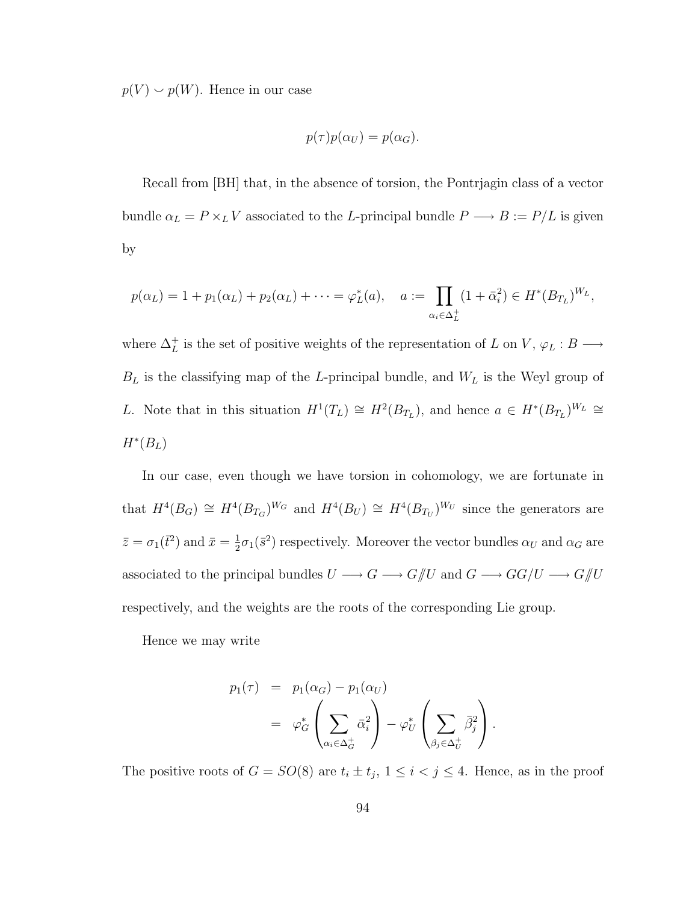$p(V) \smile p(W)$. Hence in our case

$$p(\tau)p(\alpha_U) = p(\alpha_G).$$

Recall from [BH] that, in the absence of torsion, the Pontrjagin class of a vector bundle $\alpha_L = P \times_L V$ associated to the $L$-principal bundle $P \longrightarrow B := P/L$ is given by

$$p(\alpha_L) = 1 + p_1(\alpha_L) + p_2(\alpha_L) + \cdots = \varphi_L^*(a), \quad a := \prod_{\alpha_i \in \Delta_L^+} (1 + \bar{\alpha}_i^2) \in H^*(B_{T_L})^{W_L},$$

where $\Delta_L^+$ is the set of positive weights of the representation of $L$ on $V$, $\varphi_L : B \longrightarrow B_L$ is the classifying map of the $L$-principal bundle, and $W_L$ is the Weyl group of $L$. Note that in this situation $H^1(T_L) \cong H^2(B_{T_L})$, and hence $a \in H^*(B_{T_L})^{W_L} \cong H^*(B_L)$

In our case, even though we have torsion in cohomology, we are fortunate in that $H^4(B_G) \cong H^4(B_{T_G})^{W_G}$ and $H^4(B_U) \cong H^4(B_{T_U})^{W_U}$ since the generators are $\bar{z} = \sigma_1(\bar{t}^2)$ and $\bar{x} = \frac{1}{2}\sigma_1(\bar{s}^2)$ respectively. Moreover the vector bundles $\alpha_U$ and $\alpha_G$ are associated to the principal bundles $U \longrightarrow G \longrightarrow G/\!\!/U$ and $G \longrightarrow GG/U \longrightarrow G/\!\!/U$ respectively, and the weights are the roots of the corresponding Lie group.

Hence we may write

$$\begin{aligned} p_1(\tau) &= p_1(\alpha_G) - p_1(\alpha_U) \\ &= \varphi_G^* \left( \sum_{\alpha_i \in \Delta_G^+} \bar{\alpha}_i^2 \right) - \varphi_U^* \left( \sum_{\beta_j \in \Delta_U^+} \bar{\beta}_j^2 \right). \end{aligned}$$

The positive roots of $G = SO(8)$ are $t_i \pm t_j$, $1 \leq i < j \leq 4$. Hence, as in the proof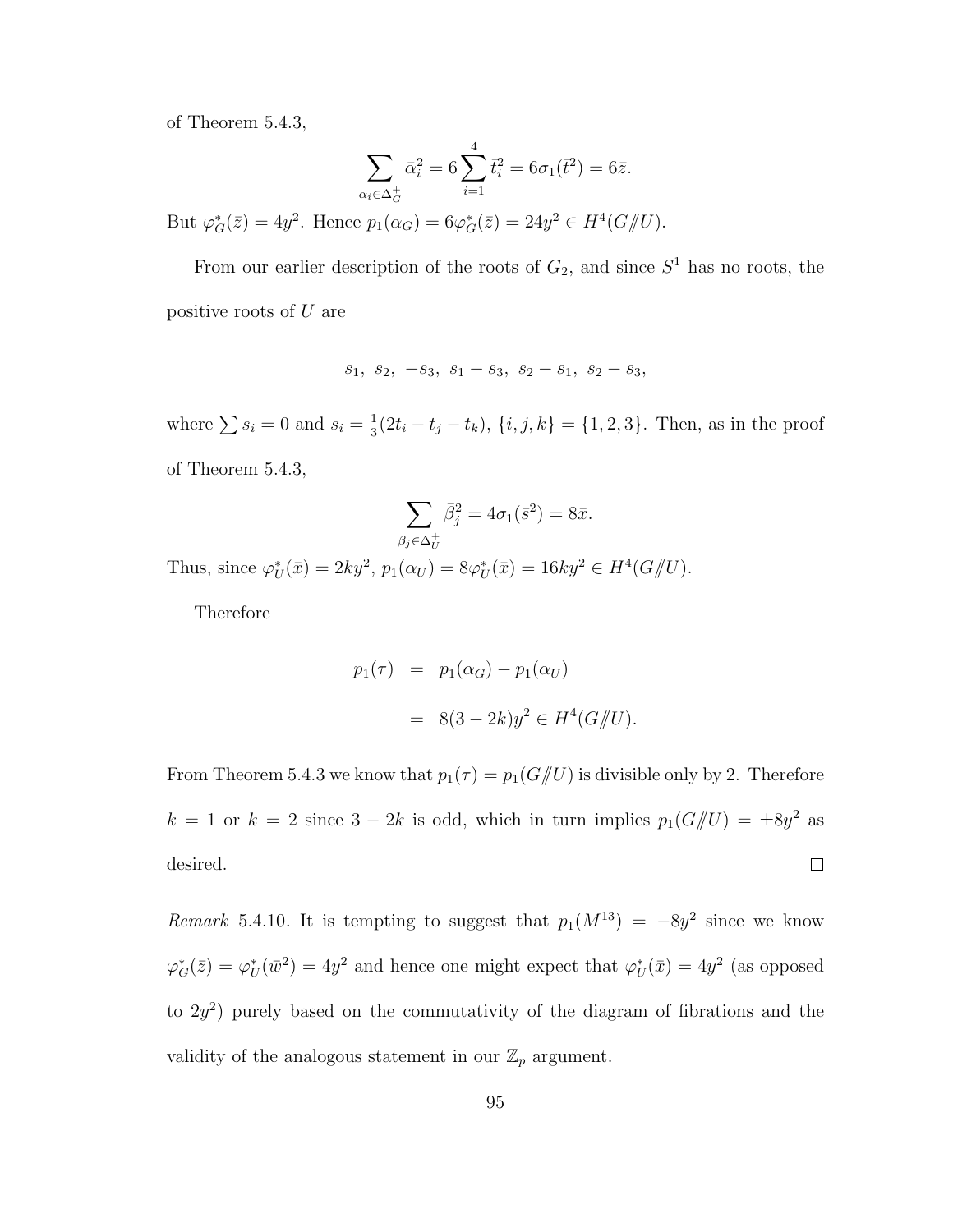of Theorem 5.4.3,

$$\sum_{\alpha_i \in \Delta_G^+} \bar{\alpha}_i^2 = 6 \sum_{i=1}^{4} \bar{t}_i^2 = 6\sigma_1(\bar{t}^2) = 6\bar{z}.$$

But $\varphi_G^*(\bar{z}) = 4y^2$. Hence $p_1(\alpha_G) = 6\varphi_G^*(\bar{z}) = 24y^2 \in H^4(G/\!\!/U)$.

From our earlier description of the roots of $G_2$, and since $S^1$ has no roots, the positive roots of $U$ are

$$s_1,\ s_2,\ -s_3,\ s_1 - s_3,\ s_2 - s_1,\ s_2 - s_3,$$

where $\sum s_i = 0$ and $s_i = \frac{1}{3}(2t_i - t_j - t_k)$, $\{i, j, k\} = \{1, 2, 3\}$. Then, as in the proof of Theorem 5.4.3,

$$\sum_{\beta_j \in \Delta_U^+} \bar{\beta}_j^2 = 4\sigma_1(\bar{s}^2) = 8\bar{x}.$$

Thus, since $\varphi_U^*(\bar{x}) = 2ky^2$, $p_1(\alpha_U) = 8\varphi_U^*(\bar{x}) = 16ky^2 \in H^4(G/\!\!/U)$.

Therefore

$$\begin{aligned} p_1(\tau) &= p_1(\alpha_G) - p_1(\alpha_U) \\ &= 8(3 - 2k)y^2 \in H^4(G/\!\!/U). \end{aligned}$$

From Theorem 5.4.3 we know that $p_1(\tau) = p_1(G/\!\!/U)$ is divisible only by 2. Therefore $k = 1$ or $k = 2$ since $3 - 2k$ is odd, which in turn implies $p_1(G/\!\!/U) = \pm 8y^2$ as desired. □

*Remark* 5.4.10. It is tempting to suggest that $p_1(M^{13}) = -8y^2$ since we know $\varphi_G^*(\bar{z}) = \varphi_U^*(\bar{w}^2) = 4y^2$ and hence one might expect that $\varphi_U^*(\bar{x}) = 4y^2$ (as opposed to $2y^2$) purely based on the commutativity of the diagram of fibrations and the validity of the analogous statement in our $\mathbb{Z}_p$ argument.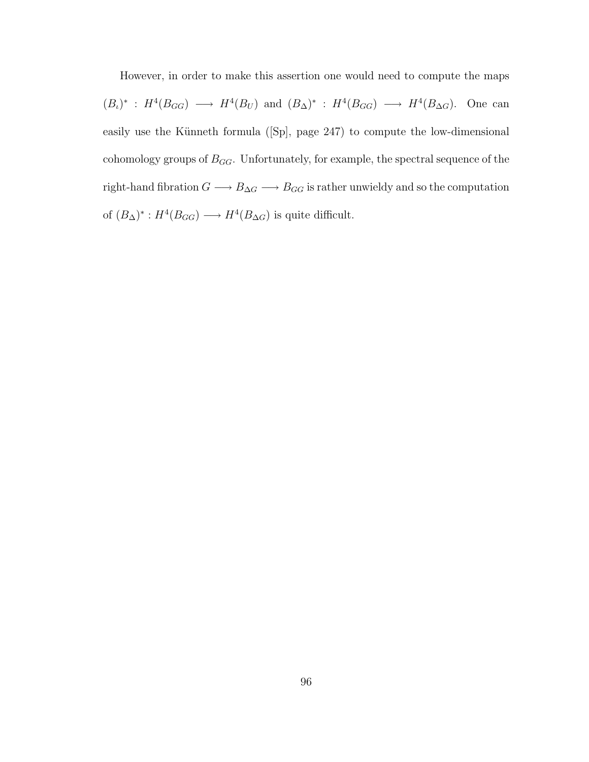However, in order to make this assertion one would need to compute the maps $(B_\iota)^* : H^4(B_{GG}) \longrightarrow H^4(B_U)$ and $(B_\Delta)^* : H^4(B_{GG}) \longrightarrow H^4(B_{\Delta G})$. One can easily use the Künneth formula ([Sp], page 247) to compute the low-dimensional cohomology groups of $B_{GG}$. Unfortunately, for example, the spectral sequence of the right-hand fibration $G \longrightarrow B_{\Delta G} \longrightarrow B_{GG}$ is rather unwieldy and so the computation of $(B_\Delta)^* : H^4(B_{GG}) \longrightarrow H^4(B_{\Delta G})$ is quite difficult.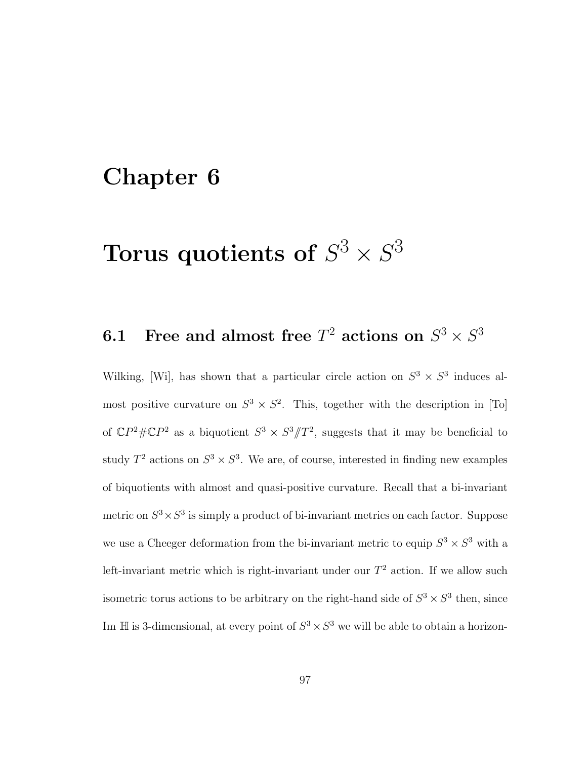# Chapter 6

# Torus quotients of $S^3 \times S^3$

## 6.1 Free and almost free $T^2$ actions on $S^3 \times S^3$

Wilking, [Wi], has shown that a particular circle action on $S^3 \times S^3$ induces almost positive curvature on $S^3 \times S^2$. This, together with the description in [To] of $\mathbb{C}P^2 \# \mathbb{C}P^2$ as a biquotient $S^3 \times S^3 /\!\!/ T^2$, suggests that it may be beneficial to study $T^2$ actions on $S^3 \times S^3$. We are, of course, interested in finding new examples of biquotients with almost and quasi-positive curvature. Recall that a bi-invariant metric on $S^3 \times S^3$ is simply a product of bi-invariant metrics on each factor. Suppose we use a Cheeger deformation from the bi-invariant metric to equip $S^3 \times S^3$ with a left-invariant metric which is right-invariant under our $T^2$ action. If we allow such isometric torus actions to be arbitrary on the right-hand side of $S^3 \times S^3$ then, since Im $\mathbb{H}$ is 3-dimensional, at every point of $S^3 \times S^3$ we will be able to obtain a horizon-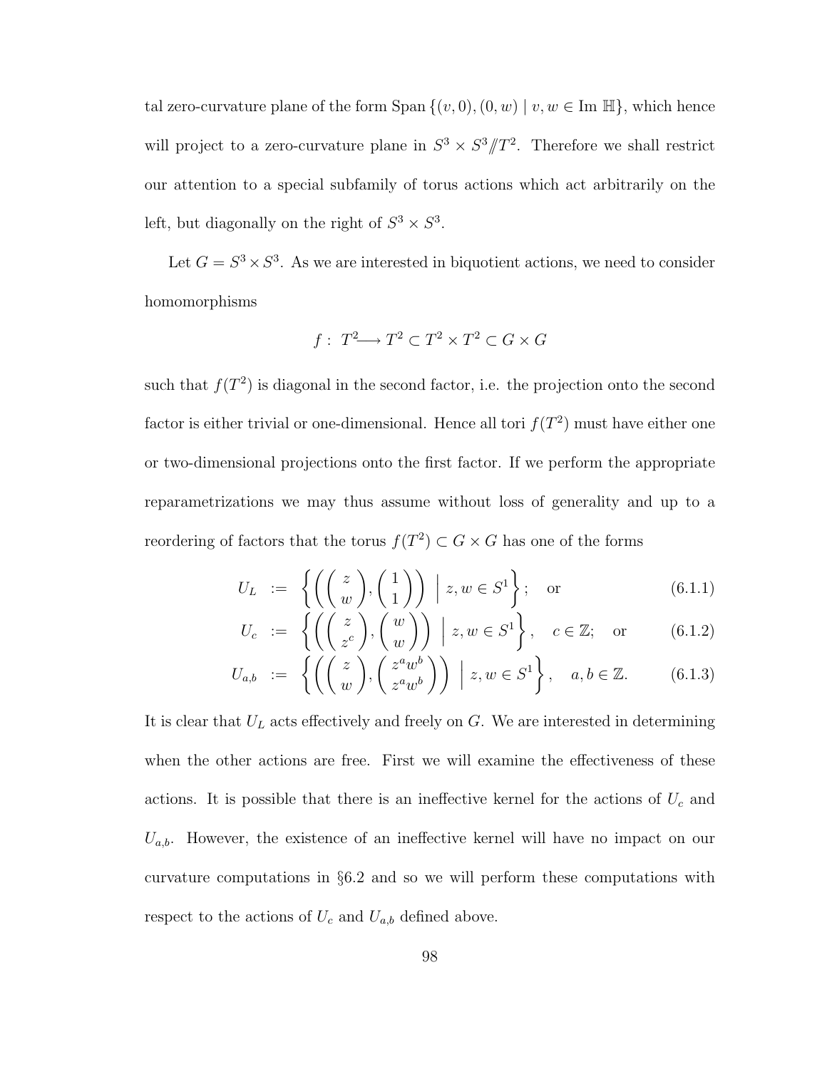tal zero-curvature plane of the form Span $\{(v,0),(0,w) \mid v,w \in \text{Im } \mathbb{H}\}$, which hence will project to a zero-curvature plane in $S^3 \times S^3 /\!\!/ T^2$. Therefore we shall restrict our attention to a special subfamily of torus actions which act arbitrarily on the left, but diagonally on the right of $S^3 \times S^3$.

Let $G = S^3 \times S^3$. As we are interested in biquotient actions, we need to consider homomorphisms

$$f: \; T^2 \longrightarrow T^2 \subset T^2 \times T^2 \subset G \times G$$

such that $f(T^2)$ is diagonal in the second factor, i.e. the projection onto the second factor is either trivial or one-dimensional. Hence all tori $f(T^2)$ must have either one or two-dimensional projections onto the first factor. If we perform the appropriate reparametrizations we may thus assume without loss of generality and up to a reordering of factors that the torus $f(T^2) \subset G \times G$ has one of the forms

$$U_L \;:=\; \left\{ \left( \begin{pmatrix} z \\ w \end{pmatrix}, \begin{pmatrix} 1 \\ 1 \end{pmatrix} \right) \;\Big|\; z,w \in S^1 \right\}; \quad \text{or} \tag{6.1.1}$$

$$U_c \;:=\; \left\{ \left( \begin{pmatrix} z \\ z^c \end{pmatrix}, \begin{pmatrix} w \\ w \end{pmatrix} \right) \;\Big|\; z,w \in S^1 \right\}, \quad c \in \mathbb{Z}; \quad \text{or} \tag{6.1.2}$$

$$U_{a,b} \;:=\; \left\{ \left( \begin{pmatrix} z \\ w \end{pmatrix}, \begin{pmatrix} z^a w^b \\ z^a w^b \end{pmatrix} \right) \;\Big|\; z,w \in S^1 \right\}, \quad a,b \in \mathbb{Z}. \tag{6.1.3}$$

It is clear that $U_L$ acts effectively and freely on $G$. We are interested in determining when the other actions are free. First we will examine the effectiveness of these actions. It is possible that there is an ineffective kernel for the actions of $U_c$ and $U_{a,b}$. However, the existence of an ineffective kernel will have no impact on our curvature computations in §6.2 and so we will perform these computations with respect to the actions of $U_c$ and $U_{a,b}$ defined above.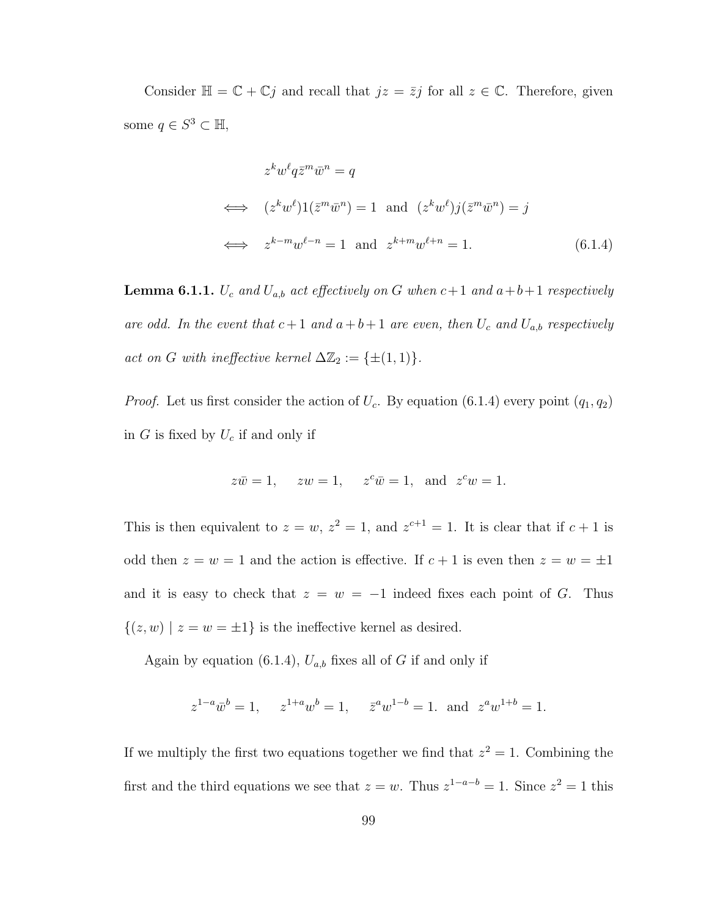Consider $\mathbb{H} = \mathbb{C} + \mathbb{C}j$ and recall that $jz = \bar{z}j$ for all $z \in \mathbb{C}$. Therefore, given some $q \in S^3 \subset \mathbb{H}$,

$$
\begin{aligned}
& z^k w^\ell q \bar{z}^m \bar{w}^n = q \\
\iff \quad & (z^k w^\ell) 1 (\bar{z}^m \bar{w}^n) = 1 \ \text{ and } \ (z^k w^\ell) j (\bar{z}^m \bar{w}^n) = j \\
\iff \quad & z^{k-m} w^{\ell - n} = 1 \ \text{ and } \ z^{k+m} w^{\ell+n} = 1. \qquad (6.1.4)
\end{aligned}
$$

**Lemma 6.1.1.** *$U_c$ and $U_{a,b}$ act effectively on $G$ when $c+1$ and $a+b+1$ respectively are odd. In the event that $c+1$ and $a+b+1$ are even, then $U_c$ and $U_{a,b}$ respectively act on $G$ with ineffective kernel $\Delta\mathbb{Z}_2 := \{\pm(1,1)\}$.*

*Proof.* Let us first consider the action of $U_c$. By equation (6.1.4) every point $(q_1, q_2)$ in $G$ is fixed by $U_c$ if and only if

$$
z\bar{w} = 1, \quad zw = 1, \quad z^c \bar{w} = 1, \ \text{ and } \ z^c w = 1.
$$

This is then equivalent to $z = w$, $z^2 = 1$, and $z^{c+1} = 1$. It is clear that if $c+1$ is odd then $z = w = 1$ and the action is effective. If $c+1$ is even then $z = w = \pm 1$ and it is easy to check that $z = w = -1$ indeed fixes each point of $G$. Thus $\{(z, w) \mid z = w = \pm 1\}$ is the ineffective kernel as desired.

Again by equation (6.1.4), $U_{a,b}$ fixes all of $G$ if and only if

$$
z^{1-a} \bar{w}^b = 1, \quad z^{1+a} w^b = 1, \quad \bar{z}^a w^{1-b} = 1. \ \text{ and } \ z^a w^{1+b} = 1.
$$

If we multiply the first two equations together we find that $z^2 = 1$. Combining the first and the third equations we see that $z = w$. Thus $z^{1-a-b} = 1$. Since $z^2 = 1$ this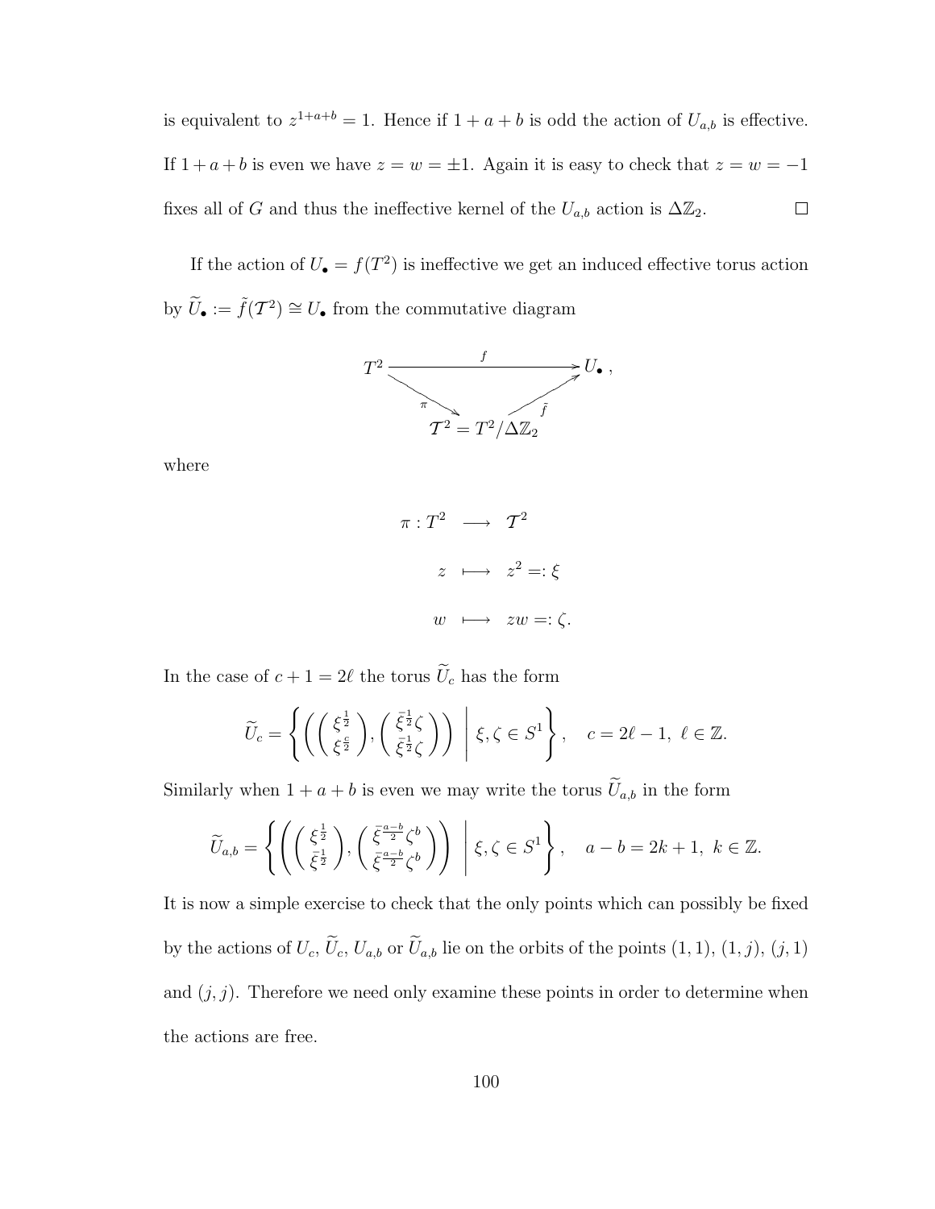is equivalent to $z^{1+a+b} = 1$. Hence if $1 + a + b$ is odd the action of $U_{a,b}$ is effective. If $1+a+b$ is even we have $z = w = \pm 1$. Again it is easy to check that $z = w = -1$ fixes all of $G$ and thus the ineffective kernel of the $U_{a,b}$ action is $\Delta\mathbb{Z}_2$. $\square$

If the action of $U_\bullet = f(T^2)$ is ineffective we get an induced effective torus action by $\widetilde{U}_\bullet := \tilde{f}(\mathcal{T}^2) \cong U_\bullet$ from the commutative diagram

$$\begin{array}{ccc} T^2 & \xrightarrow{\quad f \quad} & U_\bullet\,, \\ & \searrow^{\pi} \quad \nearrow_{\tilde{f}} & \\ & \mathcal{T}^2 = T^2/\Delta\mathbb{Z}_2 & \end{array}$$

where

$$\begin{aligned} \pi : T^2 \quad &\longrightarrow \quad \mathcal{T}^2 \\ z \quad &\longmapsto \quad z^2 =: \xi \\ w \quad &\longmapsto \quad zw =: \zeta. \end{aligned}$$

In the case of $c + 1 = 2\ell$ the torus $\widetilde{U}_c$ has the form

$$\widetilde{U}_c = \left\{ \left( \begin{pmatrix} \xi^{\frac{1}{2}} \\ \xi^{\frac{c}{2}} \end{pmatrix}, \begin{pmatrix} \bar{\xi}^{\frac{1}{2}}\zeta \\ \bar{\xi}^{\frac{1}{2}}\zeta \end{pmatrix} \right) \;\middle|\; \xi, \zeta \in S^1 \right\}, \quad c = 2\ell - 1,\ \ell \in \mathbb{Z}.$$

Similarly when $1 + a + b$ is even we may write the torus $\widetilde{U}_{a,b}$ in the form

$$\widetilde{U}_{a,b} = \left\{ \left( \begin{pmatrix} \xi^{\frac{1}{2}} \\ \bar{\xi}^{\frac{1}{2}} \end{pmatrix}, \begin{pmatrix} \bar{\xi}^{\frac{a-b}{2}}\zeta^b \\ \bar{\xi}^{\frac{a-b}{2}}\zeta^b \end{pmatrix} \right) \;\middle|\; \xi, \zeta \in S^1 \right\}, \quad a - b = 2k + 1,\ k \in \mathbb{Z}.$$

It is now a simple exercise to check that the only points which can possibly be fixed by the actions of $U_c$, $\widetilde{U}_c$, $U_{a,b}$ or $\widetilde{U}_{a,b}$ lie on the orbits of the points $(1, 1)$, $(1, j)$, $(j, 1)$ and $(j, j)$. Therefore we need only examine these points in order to determine when the actions are free.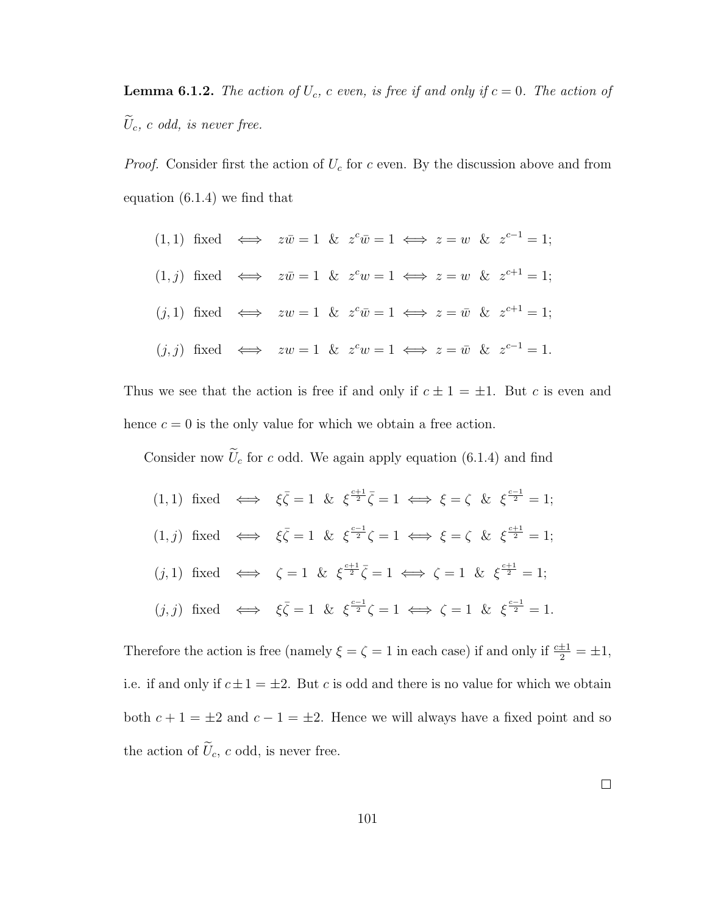**Lemma 6.1.2.** *The action of $U_c$, $c$ even, is free if and only if $c = 0$. The action of $\widetilde{U}_c$, $c$ odd, is never free.*

*Proof.* Consider first the action of $U_c$ for $c$ even. By the discussion above and from equation (6.1.4) we find that

$$
\begin{aligned}
(1,1) \text{ fixed} \quad &\iff \quad z\bar{w} = 1 \ \ \& \ \ z^c\bar{w} = 1 \iff z = w \ \ \& \ \ z^{c-1} = 1; \\
(1,j) \text{ fixed} \quad &\iff \quad z\bar{w} = 1 \ \ \& \ \ z^c w = 1 \iff z = w \ \ \& \ \ z^{c+1} = 1; \\
(j,1) \text{ fixed} \quad &\iff \quad zw = 1 \ \ \& \ \ z^c\bar{w} = 1 \iff z = \bar{w} \ \ \& \ \ z^{c+1} = 1; \\
(j,j) \text{ fixed} \quad &\iff \quad zw = 1 \ \ \& \ \ z^c w = 1 \iff z = \bar{w} \ \ \& \ \ z^{c-1} = 1.
\end{aligned}
$$

Thus we see that the action is free if and only if $c \pm 1 = \pm 1$. But $c$ is even and hence $c = 0$ is the only value for which we obtain a free action.

Consider now $\widetilde{U}_c$ for $c$ odd. We again apply equation (6.1.4) and find

$$
\begin{aligned}
(1,1) \text{ fixed} \quad &\iff \quad \xi\bar{\zeta} = 1 \ \ \& \ \ \xi^{\frac{c+1}{2}}\bar{\zeta} = 1 \iff \xi = \zeta \ \ \& \ \ \xi^{\frac{c-1}{2}} = 1; \\
(1,j) \text{ fixed} \quad &\iff \quad \xi\bar{\zeta} = 1 \ \ \& \ \ \xi^{\frac{c-1}{2}}\zeta = 1 \iff \xi = \zeta \ \ \& \ \ \xi^{\frac{c+1}{2}} = 1; \\
(j,1) \text{ fixed} \quad &\iff \quad \zeta = 1 \ \ \& \ \ \xi^{\frac{c+1}{2}}\bar{\zeta} = 1 \iff \zeta = 1 \ \ \& \ \ \xi^{\frac{c+1}{2}} = 1; \\
(j,j) \text{ fixed} \quad &\iff \quad \xi\bar{\zeta} = 1 \ \ \& \ \ \xi^{\frac{c-1}{2}}\zeta = 1 \iff \zeta = 1 \ \ \& \ \ \xi^{\frac{c-1}{2}} = 1.
\end{aligned}
$$

Therefore the action is free (namely $\xi = \zeta = 1$ in each case) if and only if $\frac{c\pm 1}{2} = \pm 1$, i.e. if and only if $c \pm 1 = \pm 2$. But $c$ is odd and there is no value for which we obtain both $c + 1 = \pm 2$ and $c - 1 = \pm 2$. Hence we will always have a fixed point and so the action of $\widetilde{U}_c$, $c$ odd, is never free.

□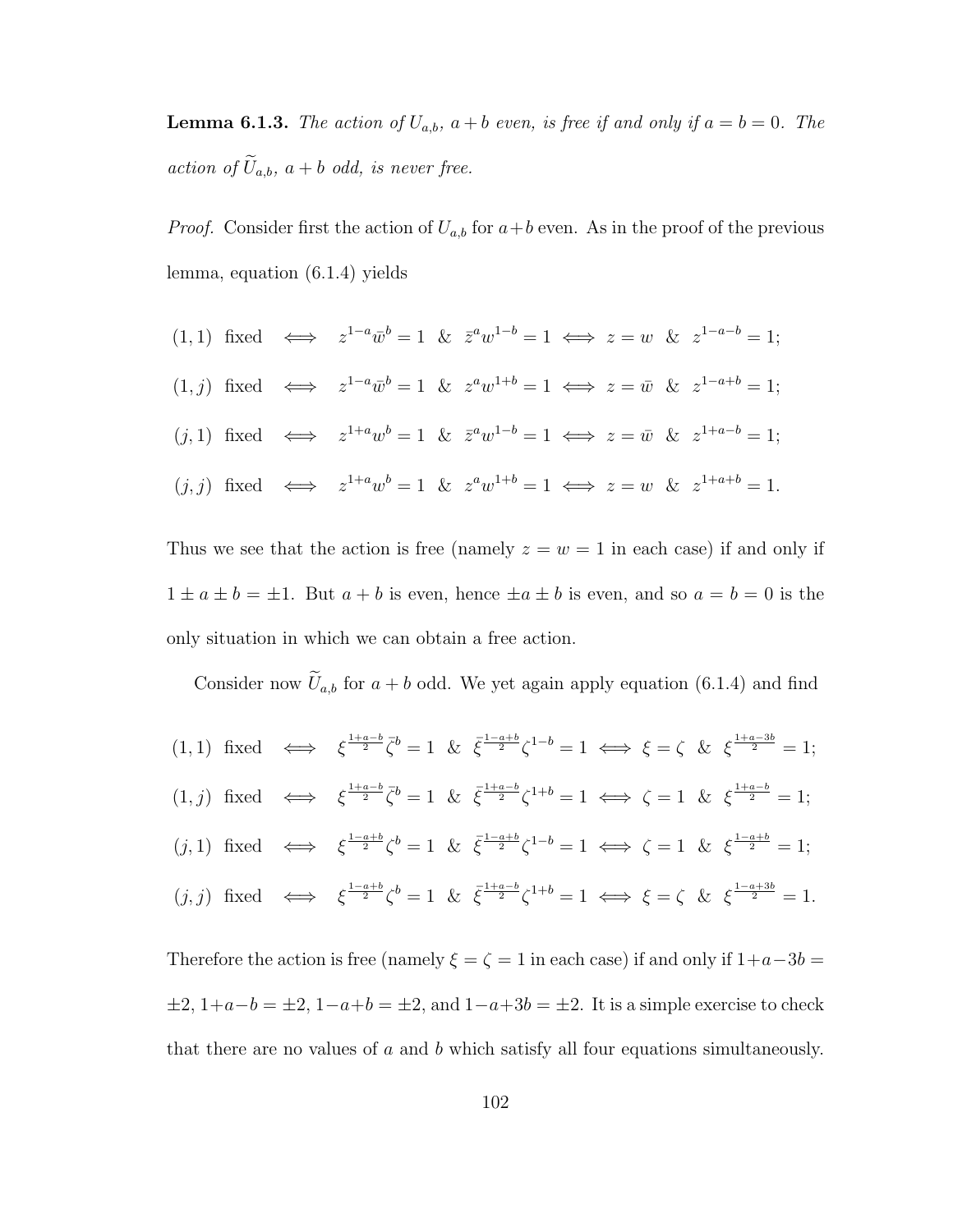**Lemma 6.1.3.** *The action of $U_{a,b}$, $a+b$ even, is free if and only if $a = b = 0$. The action of $\widetilde{U}_{a,b}$, $a+b$ odd, is never free.*

*Proof.* Consider first the action of $U_{a,b}$ for $a+b$ even. As in the proof of the previous lemma, equation (6.1.4) yields

$$
\begin{aligned}
(1,1) \text{ fixed} \quad &\iff \quad z^{1-a}\bar{w}^{b} = 1 \;\;\&\;\; \bar{z}^{a}w^{1-b} = 1 \iff z = w \;\;\&\;\; z^{1-a-b} = 1;\\
(1,j) \text{ fixed} \quad &\iff \quad z^{1-a}\bar{w}^{b} = 1 \;\;\&\;\; z^{a}w^{1+b} = 1 \iff z = \bar{w} \;\;\&\;\; z^{1-a+b} = 1;\\
(j,1) \text{ fixed} \quad &\iff \quad z^{1+a}w^{b} = 1 \;\;\&\;\; \bar{z}^{a}w^{1-b} = 1 \iff z = \bar{w} \;\;\&\;\; z^{1+a-b} = 1;\\
(j,j) \text{ fixed} \quad &\iff \quad z^{1+a}w^{b} = 1 \;\;\&\;\; z^{a}w^{1+b} = 1 \iff z = w \;\;\&\;\; z^{1+a+b} = 1.
\end{aligned}
$$

Thus we see that the action is free (namely $z = w = 1$ in each case) if and only if $1 \pm a \pm b = \pm 1$. But $a+b$ is even, hence $\pm a \pm b$ is even, and so $a = b = 0$ is the only situation in which we can obtain a free action.

Consider now $\widetilde{U}_{a,b}$ for $a+b$ odd. We yet again apply equation (6.1.4) and find

$$
\begin{aligned}
(1,1) \text{ fixed} \quad &\iff \quad \xi^{\frac{1+a-b}{2}}\bar{\zeta}^{b} = 1 \;\;\&\;\; \bar{\xi}^{\frac{-1-a+b}{2}}\zeta^{1-b} = 1 \iff \xi = \zeta \;\;\&\;\; \xi^{\frac{1+a-3b}{2}} = 1;\\
(1,j) \text{ fixed} \quad &\iff \quad \xi^{\frac{1+a-b}{2}}\bar{\zeta}^{b} = 1 \;\;\&\;\; \bar{\xi}^{\frac{-1+a-b}{2}}\zeta^{1+b} = 1 \iff \zeta = 1 \;\;\&\;\; \xi^{\frac{1+a-b}{2}} = 1;\\
(j,1) \text{ fixed} \quad &\iff \quad \xi^{\frac{1-a+b}{2}}\zeta^{b} = 1 \;\;\&\;\; \bar{\xi}^{\frac{-1-a+b}{2}}\zeta^{1-b} = 1 \iff \zeta = 1 \;\;\&\;\; \xi^{\frac{1-a+b}{2}} = 1;\\
(j,j) \text{ fixed} \quad &\iff \quad \xi^{\frac{1-a+b}{2}}\zeta^{b} = 1 \;\;\&\;\; \bar{\xi}^{\frac{-1+a-b}{2}}\zeta^{1+b} = 1 \iff \xi = \zeta \;\;\&\;\; \xi^{\frac{1-a+3b}{2}} = 1.
\end{aligned}
$$

Therefore the action is free (namely $\xi = \zeta = 1$ in each case) if and only if $1+a-3b = \pm 2$, $1+a-b = \pm 2$, $1-a+b = \pm 2$, and $1-a+3b = \pm 2$. It is a simple exercise to check that there are no values of $a$ and $b$ which satisfy all four equations simultaneously.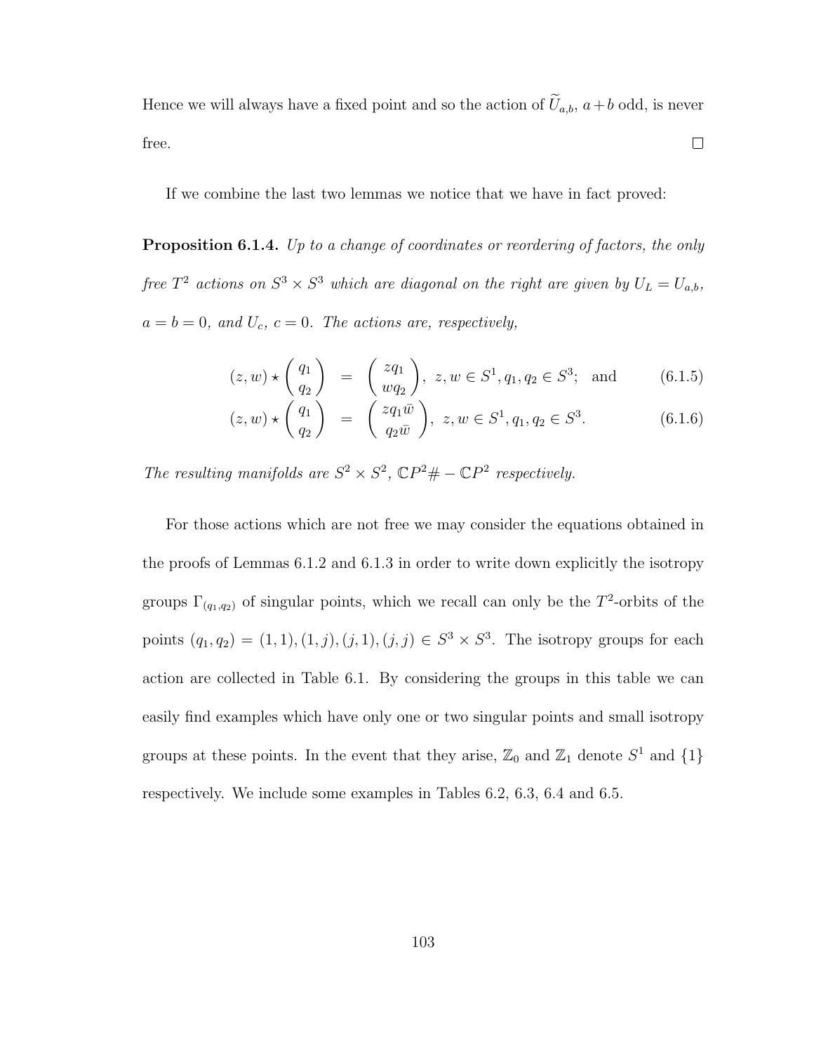Hence we will always have a fixed point and so the action of $\widetilde{U}_{a,b}$, $a+b$ odd, is never free. $\square$

If we combine the last two lemmas we notice that we have in fact proved:

**Proposition 6.1.4.** *Up to a change of coordinates or reordering of factors, the only free $T^2$ actions on $S^3 \times S^3$ which are diagonal on the right are given by $U_L = U_{a,b}$, $a = b = 0$, and $U_c$, $c = 0$. The actions are, respectively,*

$$(z,w) \star \begin{pmatrix} q_1 \\ q_2 \end{pmatrix} = \begin{pmatrix} zq_1 \\ wq_2 \end{pmatrix}, \; z,w \in S^1, q_1, q_2 \in S^3; \;\; \text{and} \tag{6.1.5}$$

$$(z,w) \star \begin{pmatrix} q_1 \\ q_2 \end{pmatrix} = \begin{pmatrix} zq_1\bar{w} \\ q_2\bar{w} \end{pmatrix}, \; z,w \in S^1, q_1, q_2 \in S^3. \tag{6.1.6}$$

*The resulting manifolds are $S^2 \times S^2$, $\mathbb{C}P^2 \# -\mathbb{C}P^2$ respectively.*

For those actions which are not free we may consider the equations obtained in the proofs of Lemmas 6.1.2 and 6.1.3 in order to write down explicitly the isotropy groups $\Gamma_{(q_1,q_2)}$ of singular points, which we recall can only be the $T^2$-orbits of the points $(q_1, q_2) = (1,1), (1,j), (j,1), (j,j) \in S^3 \times S^3$. The isotropy groups for each action are collected in Table 6.1. By considering the groups in this table we can easily find examples which have only one or two singular points and small isotropy groups at these points. In the event that they arise, $\mathbb{Z}_0$ and $\mathbb{Z}_1$ denote $S^1$ and $\{1\}$ respectively. We include some examples in Tables 6.2, 6.3, 6.4 and 6.5.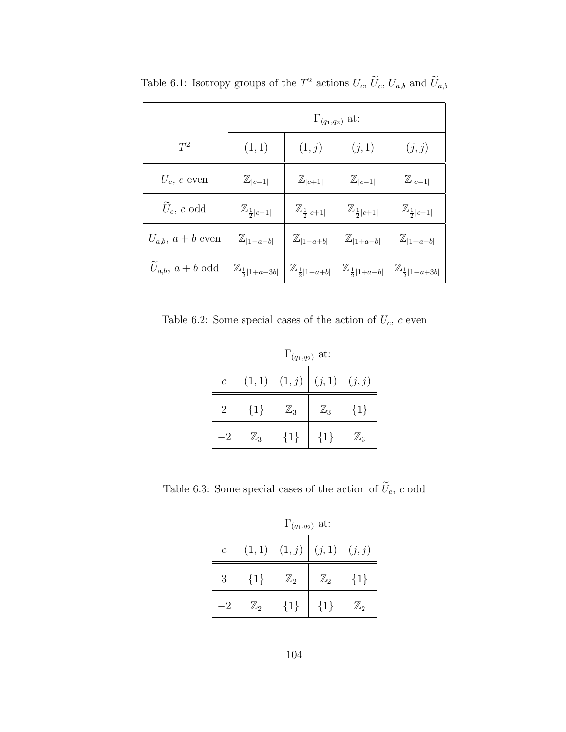Table 6.1: Isotropy groups of the $T^2$ actions $U_c$, $\widetilde{U}_c$, $U_{a,b}$ and $\widetilde{U}_{a,b}$

| | $\Gamma_{(q_1,q_2)}$ at: | | | |
|---|---|---|---|---|
| $T^2$ | $(1,1)$ | $(1,j)$ | $(j,1)$ | $(j,j)$ |
| $U_c$, $c$ even | $\mathbb{Z}_{\vert c-1\vert}$ | $\mathbb{Z}_{\vert c+1\vert}$ | $\mathbb{Z}_{\vert c+1\vert}$ | $\mathbb{Z}_{\vert c-1\vert}$ |
| $\widetilde{U}_c$, $c$ odd | $\mathbb{Z}_{\frac{1}{2}\vert c-1\vert}$ | $\mathbb{Z}_{\frac{1}{2}\vert c+1\vert}$ | $\mathbb{Z}_{\frac{1}{2}\vert c+1\vert}$ | $\mathbb{Z}_{\frac{1}{2}\vert c-1\vert}$ |
| $U_{a,b}$, $a+b$ even | $\mathbb{Z}_{\vert 1-a-b\vert}$ | $\mathbb{Z}_{\vert 1-a+b\vert}$ | $\mathbb{Z}_{\vert 1+a-b\vert}$ | $\mathbb{Z}_{\vert 1+a+b\vert}$ |
| $\widetilde{U}_{a,b}$, $a+b$ odd | $\mathbb{Z}_{\frac{1}{2}\vert 1+a-3b\vert}$ | $\mathbb{Z}_{\frac{1}{2}\vert 1-a+b\vert}$ | $\mathbb{Z}_{\frac{1}{2}\vert 1+a-b\vert}$ | $\mathbb{Z}_{\frac{1}{2}\vert 1-a+3b\vert}$ |

Table 6.2: Some special cases of the action of $U_c$, $c$ even

| | $\Gamma_{(q_1,q_2)}$ at: | | | |
|---|---|---|---|---|
| $c$ | $(1,1)$ | $(1,j)$ | $(j,1)$ | $(j,j)$ |
| 2 | $\{1\}$ | $\mathbb{Z}_3$ | $\mathbb{Z}_3$ | $\{1\}$ |
| $-2$ | $\mathbb{Z}_3$ | $\{1\}$ | $\{1\}$ | $\mathbb{Z}_3$ |

Table 6.3: Some special cases of the action of $\widetilde{U}_c$, $c$ odd

| | $\Gamma_{(q_1,q_2)}$ at: | | | |
|---|---|---|---|---|
| $c$ | $(1,1)$ | $(1,j)$ | $(j,1)$ | $(j,j)$ |
| 3 | $\{1\}$ | $\mathbb{Z}_2$ | $\mathbb{Z}_2$ | $\{1\}$ |
| $-2$ | $\mathbb{Z}_2$ | $\{1\}$ | $\{1\}$ | $\mathbb{Z}_2$ |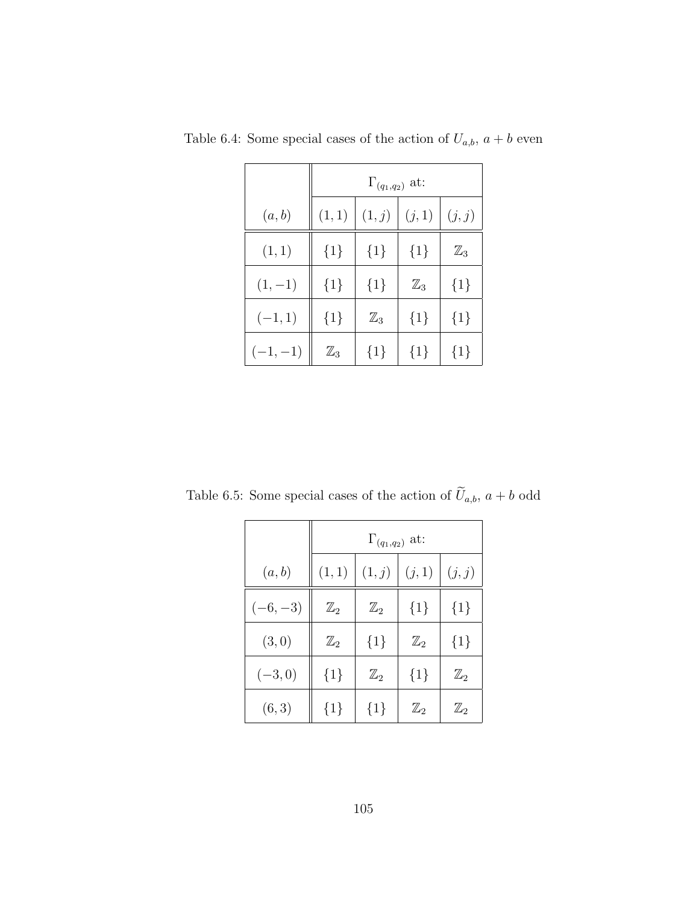Table 6.4: Some special cases of the action of $U_{a,b}$, $a+b$ even

| | $\Gamma_{(q_1,q_2)}$ at: | | | |
|---|---|---|---|---|
| $(a,b)$ | $(1,1)$ | $(1,j)$ | $(j,1)$ | $(j,j)$ |
| $(1,1)$ | $\{1\}$ | $\{1\}$ | $\{1\}$ | $\mathbb{Z}_3$ |
| $(1,-1)$ | $\{1\}$ | $\{1\}$ | $\mathbb{Z}_3$ | $\{1\}$ |
| $(-1,1)$ | $\{1\}$ | $\mathbb{Z}_3$ | $\{1\}$ | $\{1\}$ |
| $(-1,-1)$ | $\mathbb{Z}_3$ | $\{1\}$ | $\{1\}$ | $\{1\}$ |

Table 6.5: Some special cases of the action of $\widetilde{U}_{a,b}$, $a+b$ odd

| | $\Gamma_{(q_1,q_2)}$ at: | | | |
|---|---|---|---|---|
| $(a,b)$ | $(1,1)$ | $(1,j)$ | $(j,1)$ | $(j,j)$ |
| $(-6,-3)$ | $\mathbb{Z}_2$ | $\mathbb{Z}_2$ | $\{1\}$ | $\{1\}$ |
| $(3,0)$ | $\mathbb{Z}_2$ | $\{1\}$ | $\mathbb{Z}_2$ | $\{1\}$ |
| $(-3,0)$ | $\{1\}$ | $\mathbb{Z}_2$ | $\{1\}$ | $\mathbb{Z}_2$ |
| $(6,3)$ | $\{1\}$ | $\{1\}$ | $\mathbb{Z}_2$ | $\mathbb{Z}_2$ |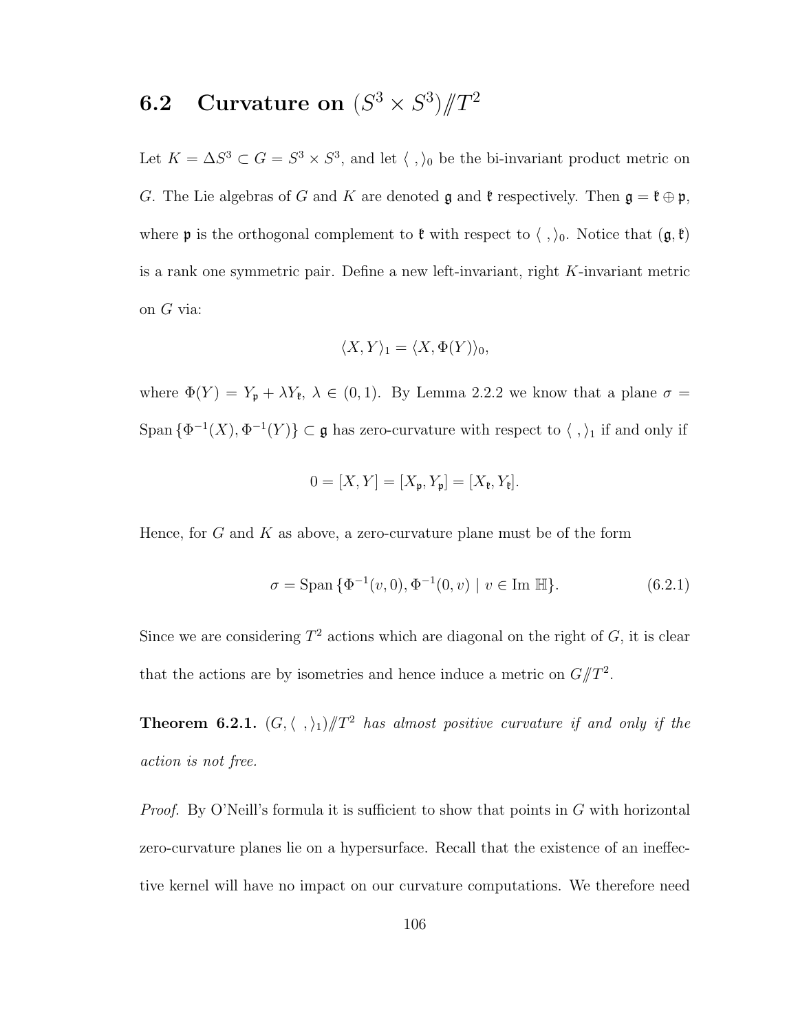## 6.2 Curvature on $(S^3 \times S^3)/\!\!/T^2$

Let $K = \Delta S^3 \subset G = S^3 \times S^3$, and let $\langle\ ,\rangle_0$ be the bi-invariant product metric on $G$. The Lie algebras of $G$ and $K$ are denoted $\mathfrak{g}$ and $\mathfrak{k}$ respectively. Then $\mathfrak{g} = \mathfrak{k} \oplus \mathfrak{p}$, where $\mathfrak{p}$ is the orthogonal complement to $\mathfrak{k}$ with respect to $\langle\ ,\rangle_0$. Notice that $(\mathfrak{g}, \mathfrak{k})$ is a rank one symmetric pair. Define a new left-invariant, right $K$-invariant metric on $G$ via:

$$\langle X, Y\rangle_1 = \langle X, \Phi(Y)\rangle_0,$$

where $\Phi(Y) = Y_{\mathfrak{p}} + \lambda Y_{\mathfrak{k}}$, $\lambda \in (0, 1)$. By Lemma 2.2.2 we know that a plane $\sigma = \text{Span}\,\{\Phi^{-1}(X), \Phi^{-1}(Y)\} \subset \mathfrak{g}$ has zero-curvature with respect to $\langle\ ,\rangle_1$ if and only if

$$0 = [X, Y] = [X_{\mathfrak{p}}, Y_{\mathfrak{p}}] = [X_{\mathfrak{k}}, Y_{\mathfrak{k}}].$$

Hence, for $G$ and $K$ as above, a zero-curvature plane must be of the form

$$\sigma = \text{Span}\,\{\Phi^{-1}(v, 0), \Phi^{-1}(0, v) \mid v \in \text{Im}\ \mathbb{H}\}. \tag{6.2.1}$$

Since we are considering $T^2$ actions which are diagonal on the right of $G$, it is clear that the actions are by isometries and hence induce a metric on $G/\!\!/T^2$.

**Theorem 6.2.1.** *$(G, \langle\ ,\rangle_1)/\!\!/T^2$ has almost positive curvature if and only if the action is not free.*

*Proof.* By O'Neill's formula it is sufficient to show that points in $G$ with horizontal zero-curvature planes lie on a hypersurface. Recall that the existence of an ineffective kernel will have no impact on our curvature computations. We therefore need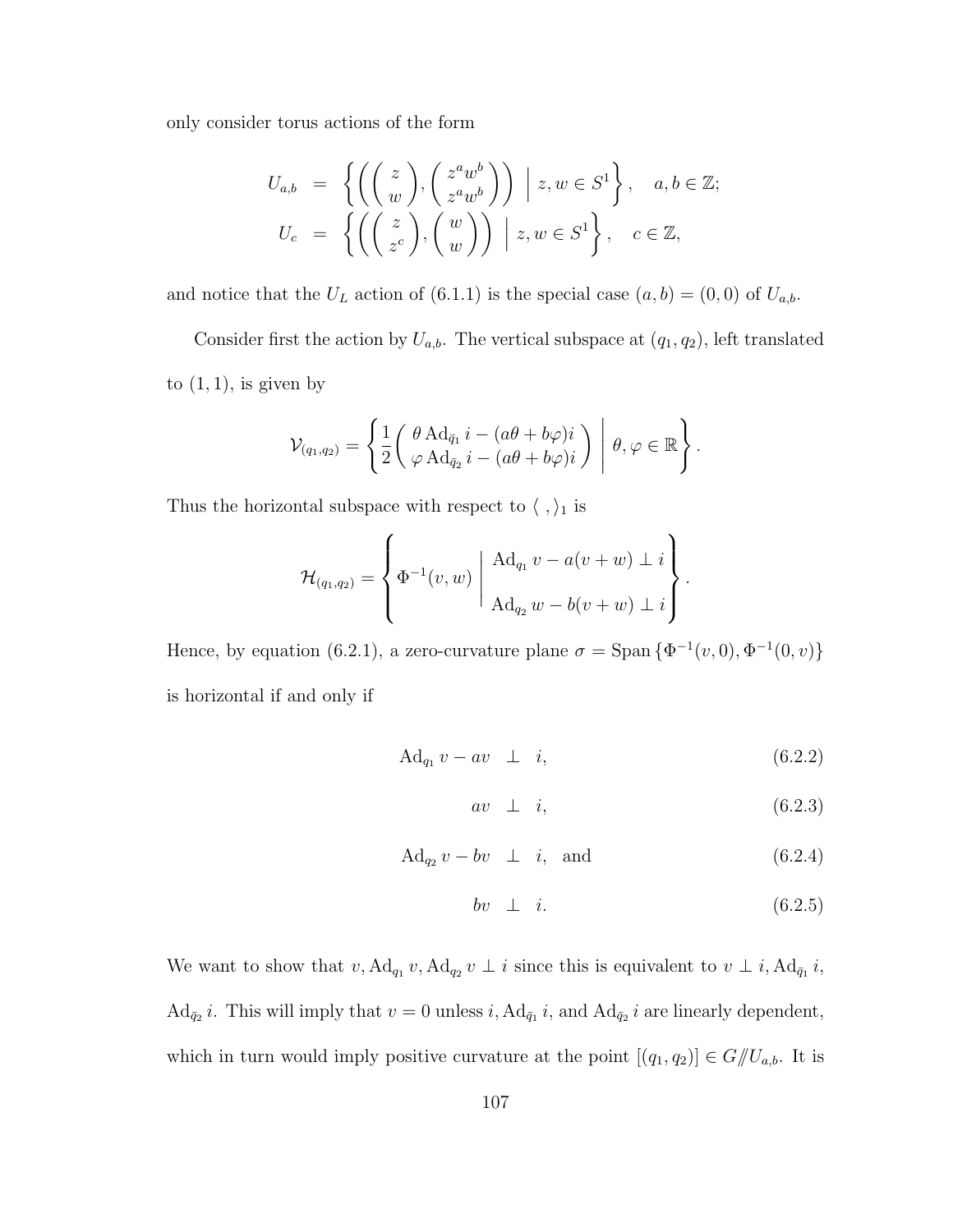only consider torus actions of the form

$$
\begin{aligned}
U_{a,b} &= \left\{ \left( \begin{pmatrix} z \\ w \end{pmatrix}, \begin{pmatrix} z^a w^b \\ z^a w^b \end{pmatrix} \right) \;\middle|\; z, w \in S^1 \right\}, \quad a, b \in \mathbb{Z}; \\
U_c &= \left\{ \left( \begin{pmatrix} z \\ z^c \end{pmatrix}, \begin{pmatrix} w \\ w \end{pmatrix} \right) \;\middle|\; z, w \in S^1 \right\}, \quad c \in \mathbb{Z},
\end{aligned}
$$

and notice that the $U_L$ action of (6.1.1) is the special case $(a, b) = (0, 0)$ of $U_{a,b}$.

Consider first the action by $U_{a,b}$. The vertical subspace at $(q_1, q_2)$, left translated to $(1, 1)$, is given by

$$
\mathcal{V}_{(q_1,q_2)} = \left\{ \frac{1}{2} \begin{pmatrix} \theta \operatorname{Ad}_{\bar{q}_1} i - (a\theta + b\varphi) i \\ \varphi \operatorname{Ad}_{\bar{q}_2} i - (a\theta + b\varphi) i \end{pmatrix} \;\middle|\; \theta, \varphi \in \mathbb{R} \right\}.
$$

Thus the horizontal subspace with respect to $\langle \, , \rangle_1$ is

$$
\mathcal{H}_{(q_1,q_2)} = \left\{ \Phi^{-1}(v, w) \;\middle|\; \begin{array}{l} \operatorname{Ad}_{q_1} v - a(v + w) \perp i \\[1em] \operatorname{Ad}_{q_2} w - b(v + w) \perp i \end{array} \right\}.
$$

Hence, by equation (6.2.1), a zero-curvature plane $\sigma = \operatorname{Span}\{\Phi^{-1}(v, 0), \Phi^{-1}(0, v)\}$ is horizontal if and only if

$$
\operatorname{Ad}_{q_1} v - av \;\perp\; i, \tag{6.2.2}
$$

$$
av \;\perp\; i, \tag{6.2.3}
$$

$$
\operatorname{Ad}_{q_2} v - bv \;\perp\; i, \quad \text{and} \tag{6.2.4}
$$

$$
bv \;\perp\; i. \tag{6.2.5}
$$

We want to show that $v, \operatorname{Ad}_{q_1} v, \operatorname{Ad}_{q_2} v \perp i$ since this is equivalent to $v \perp i, \operatorname{Ad}_{\bar{q}_1} i$, $\operatorname{Ad}_{\bar{q}_2} i$. This will imply that $v = 0$ unless $i, \operatorname{Ad}_{\bar{q}_1} i$, and $\operatorname{Ad}_{\bar{q}_2} i$ are linearly dependent, which in turn would imply positive curvature at the point $[(q_1, q_2)] \in G/\!\!/U_{a,b}$. It is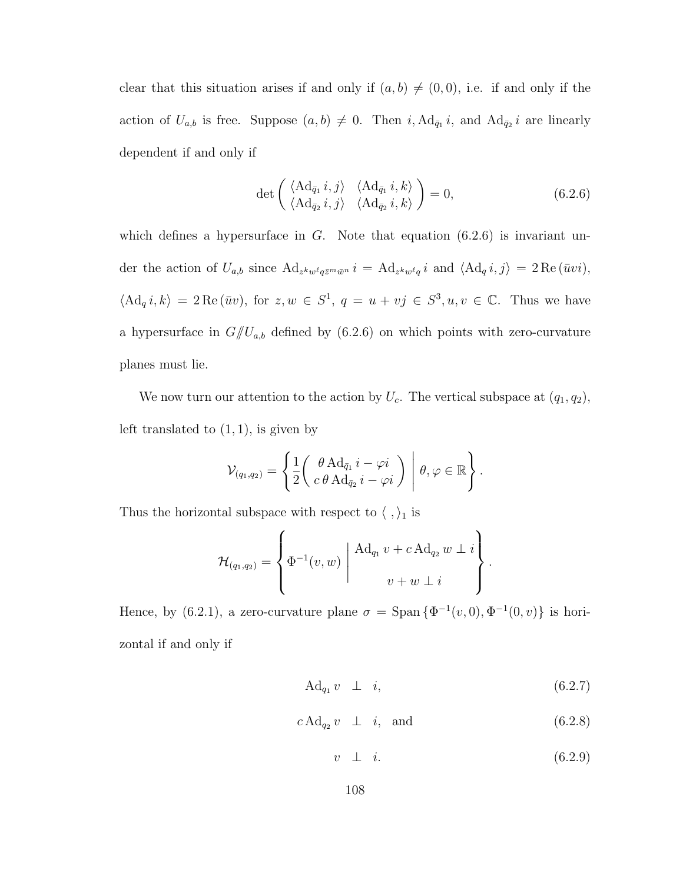clear that this situation arises if and only if $(a, b) \neq (0, 0)$, i.e. if and only if the action of $U_{a,b}$ is free. Suppose $(a, b) \neq 0$. Then $i, \mathrm{Ad}_{\bar{q}_1} i$, and $\mathrm{Ad}_{\bar{q}_2} i$ are linearly dependent if and only if

$$\det \begin{pmatrix} \langle \mathrm{Ad}_{\bar{q}_1} i, j \rangle & \langle \mathrm{Ad}_{\bar{q}_1} i, k \rangle \\ \langle \mathrm{Ad}_{\bar{q}_2} i, j \rangle & \langle \mathrm{Ad}_{\bar{q}_2} i, k \rangle \end{pmatrix} = 0, \tag{6.2.6}$$

which defines a hypersurface in $G$. Note that equation (6.2.6) is invariant under the action of $U_{a,b}$ since $\mathrm{Ad}_{z^k w^\ell q \bar{z}^m \bar{w}^n} i = \mathrm{Ad}_{z^k w^\ell q} i$ and $\langle \mathrm{Ad}_q i, j \rangle = 2 \operatorname{Re}(\bar{u} v i)$, $\langle \mathrm{Ad}_q i, k \rangle = 2 \operatorname{Re}(\bar{u} v)$, for $z, w \in S^1$, $q = u + vj \in S^3, u, v \in \mathbb{C}$. Thus we have a hypersurface in $G /\!\!/ U_{a,b}$ defined by (6.2.6) on which points with zero-curvature planes must lie.

We now turn our attention to the action by $U_c$. The vertical subspace at $(q_1, q_2)$, left translated to $(1, 1)$, is given by

$$\mathcal{V}_{(q_1,q_2)} = \left\{ \frac{1}{2} \begin{pmatrix} \theta \, \mathrm{Ad}_{\bar{q}_1} i - \varphi i \\ c\, \theta \, \mathrm{Ad}_{\bar{q}_2} i - \varphi i \end{pmatrix} \;\middle|\; \theta, \varphi \in \mathbb{R} \right\}.$$

Thus the horizontal subspace with respect to $\langle \ , \rangle_1$ is

$$\mathcal{H}_{(q_1,q_2)} = \left\{ \Phi^{-1}(v, w) \;\middle|\; \begin{array}{c} \mathrm{Ad}_{q_1} v + c \, \mathrm{Ad}_{q_2} w \perp i \\ \\ v + w \perp i \end{array} \right\}.$$

Hence, by (6.2.1), a zero-curvature plane $\sigma = \operatorname{Span}\{\Phi^{-1}(v, 0), \Phi^{-1}(0, v)\}$ is horizontal if and only if

$$\mathrm{Ad}_{q_1} v \ \perp \ i, \tag{6.2.7}$$

$$c \, \mathrm{Ad}_{q_2} v \ \perp \ i, \quad \text{and} \tag{6.2.8}$$

$$v \ \perp \ i. \tag{6.2.9}$$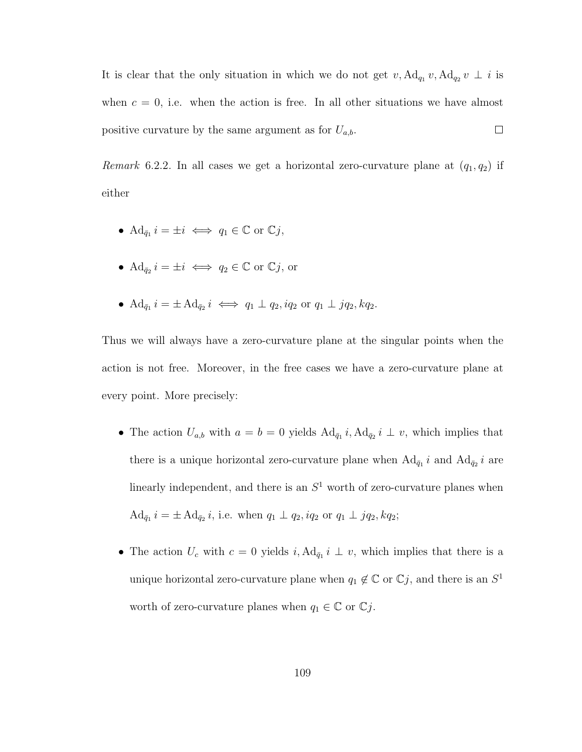It is clear that the only situation in which we do not get $v, \mathrm{Ad}_{q_1} v, \mathrm{Ad}_{q_2} v \perp i$ is when $c = 0$, i.e. when the action is free. In all other situations we have almost positive curvature by the same argument as for $U_{a,b}$. $\square$

*Remark* 6.2.2. In all cases we get a horizontal zero-curvature plane at $(q_1, q_2)$ if either

- $\mathrm{Ad}_{\bar{q}_1} i = \pm i \iff q_1 \in \mathbb{C}$ or $\mathbb{C}j$,
- $\mathrm{Ad}_{\bar{q}_2} i = \pm i \iff q_2 \in \mathbb{C}$ or $\mathbb{C}j$, or
- $\mathrm{Ad}_{\bar{q}_1} i = \pm \mathrm{Ad}_{\bar{q}_2} i \iff q_1 \perp q_2, iq_2$ or $q_1 \perp jq_2, kq_2$.

Thus we will always have a zero-curvature plane at the singular points when the action is not free. Moreover, in the free cases we have a zero-curvature plane at every point. More precisely:

- The action $U_{a,b}$ with $a = b = 0$ yields $\mathrm{Ad}_{\bar{q}_1} i, \mathrm{Ad}_{\bar{q}_2} i \perp v$, which implies that there is a unique horizontal zero-curvature plane when $\mathrm{Ad}_{\bar{q}_1} i$ and $\mathrm{Ad}_{\bar{q}_2} i$ are linearly independent, and there is an $S^1$ worth of zero-curvature planes when $\mathrm{Ad}_{\bar{q}_1} i = \pm \mathrm{Ad}_{\bar{q}_2} i$, i.e. when $q_1 \perp q_2, iq_2$ or $q_1 \perp jq_2, kq_2$;
- The action $U_c$ with $c = 0$ yields $i, \mathrm{Ad}_{\bar{q}_1} i \perp v$, which implies that there is a unique horizontal zero-curvature plane when $q_1 \notin \mathbb{C}$ or $\mathbb{C}j$, and there is an $S^1$ worth of zero-curvature planes when $q_1 \in \mathbb{C}$ or $\mathbb{C}j$.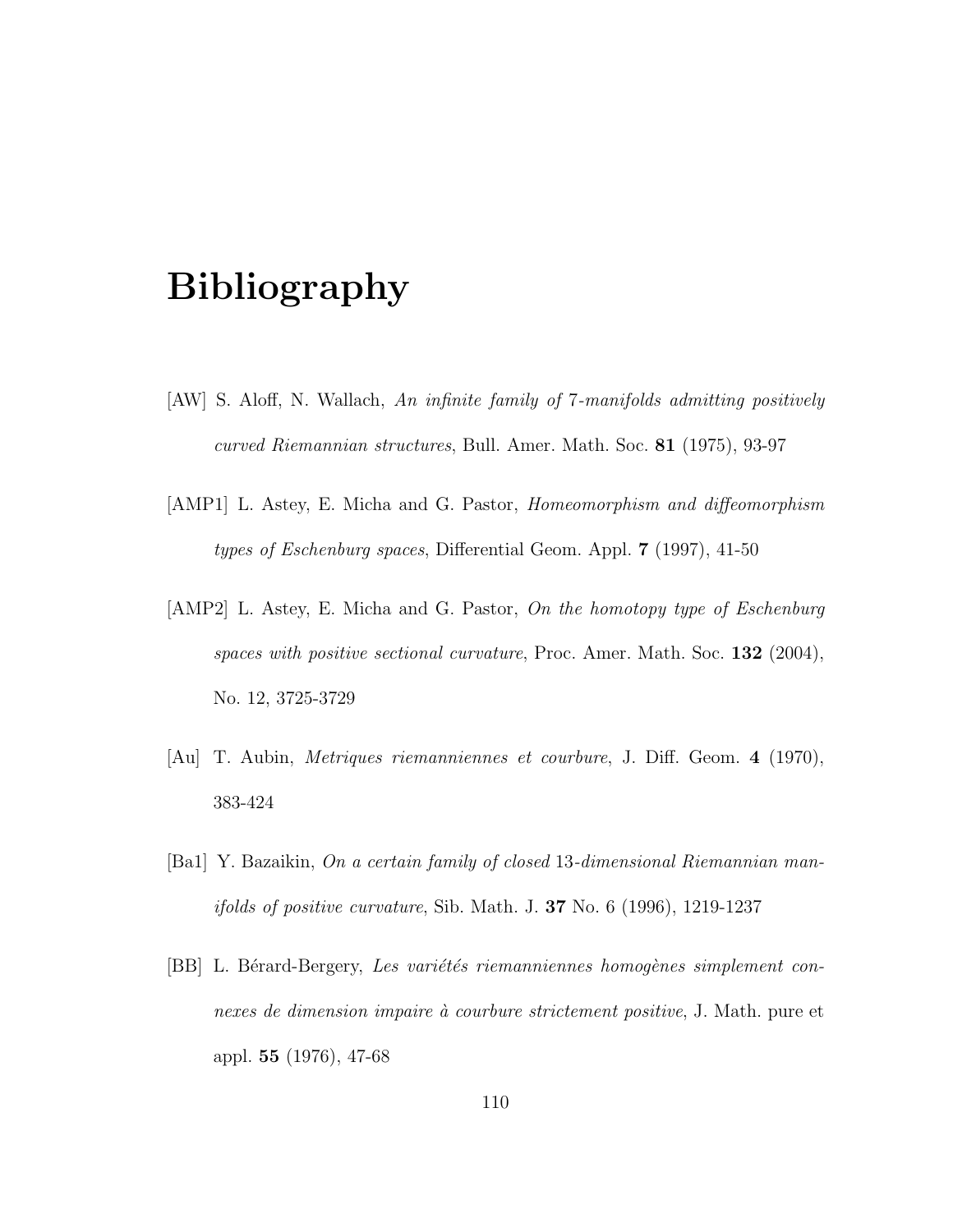# Bibliography

[AW] S. Aloff, N. Wallach, *An infinite family of* 7*-manifolds admitting positively curved Riemannian structures*, Bull. Amer. Math. Soc. **81** (1975), 93-97

[AMP1] L. Astey, E. Micha and G. Pastor, *Homeomorphism and diffeomorphism types of Eschenburg spaces*, Differential Geom. Appl. **7** (1997), 41-50

[AMP2] L. Astey, E. Micha and G. Pastor, *On the homotopy type of Eschenburg spaces with positive sectional curvature*, Proc. Amer. Math. Soc. **132** (2004), No. 12, 3725-3729

[Au] T. Aubin, *Metriques riemanniennes et courbure*, J. Diff. Geom. **4** (1970), 383-424

[Ba1] Y. Bazaikin, *On a certain family of closed* 13*-dimensional Riemannian manifolds of positive curvature*, Sib. Math. J. **37** No. 6 (1996), 1219-1237

[BB] L. Bérard-Bergery, *Les variétés riemanniennes homogènes simplement connexes de dimension impaire à courbure strictement positive*, J. Math. pure et appl. **55** (1976), 47-68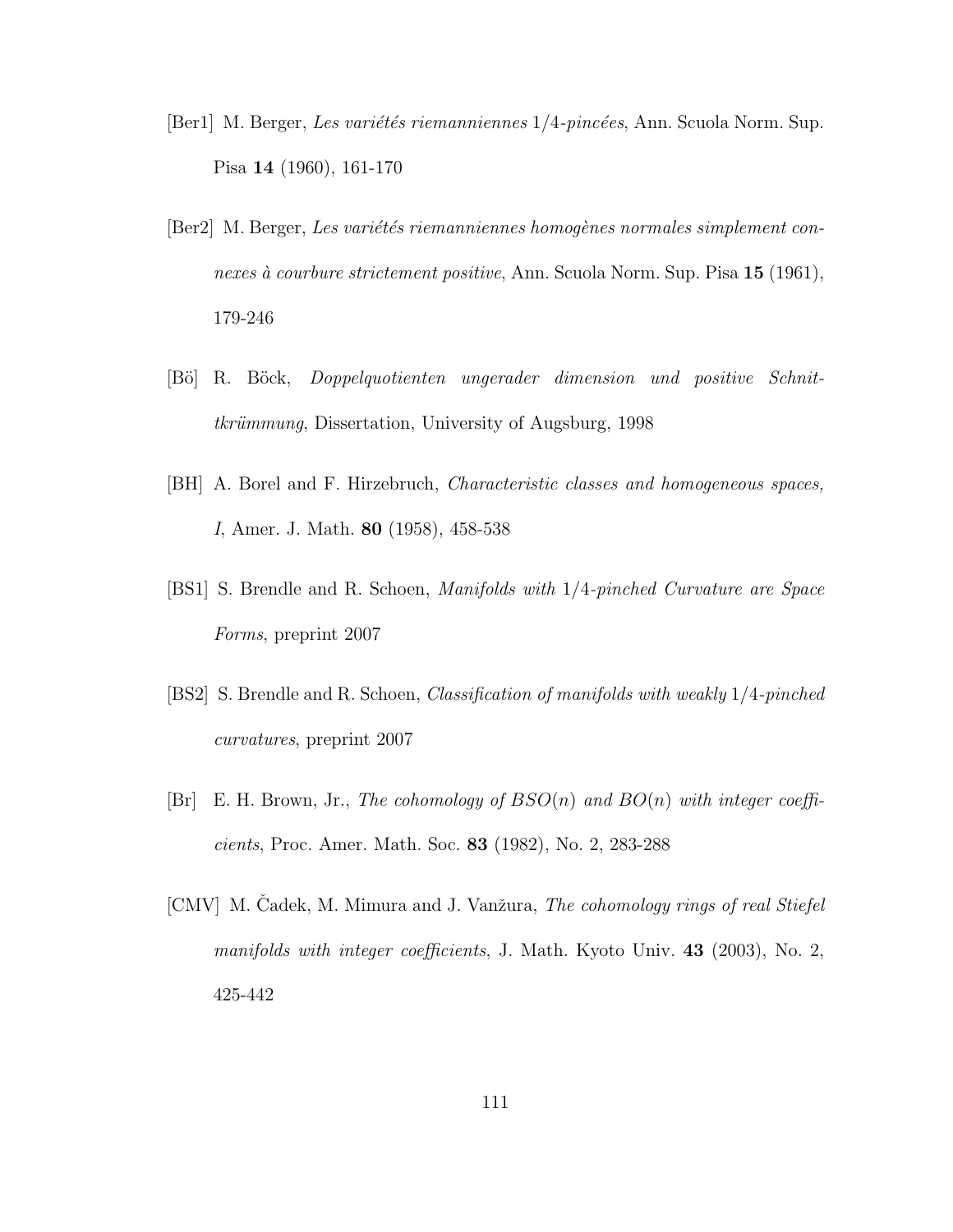[Ber1] M. Berger, *Les variétés riemanniennes* $1/4$*-pincées*, Ann. Scuola Norm. Sup. Pisa **14** (1960), 161-170

[Ber2] M. Berger, *Les variétés riemanniennes homogènes normales simplement connexes à courbure strictement positive*, Ann. Scuola Norm. Sup. Pisa **15** (1961), 179-246

[Bö] R. Böck, *Doppelquotienten ungerader dimension und positive Schnittkrümmung*, Dissertation, University of Augsburg, 1998

[BH] A. Borel and F. Hirzebruch, *Characteristic classes and homogeneous spaces, I*, Amer. J. Math. **80** (1958), 458-538

[BS1] S. Brendle and R. Schoen, *Manifolds with* $1/4$*-pinched Curvature are Space Forms*, preprint 2007

[BS2] S. Brendle and R. Schoen, *Classification of manifolds with weakly* $1/4$*-pinched curvatures*, preprint 2007

[Br] E. H. Brown, Jr., *The cohomology of* $BSO(n)$ *and* $BO(n)$ *with integer coefficients*, Proc. Amer. Math. Soc. **83** (1982), No. 2, 283-288

[CMV] M. Čadek, M. Mimura and J. Vanžura, *The cohomology rings of real Stiefel manifolds with integer coefficients*, J. Math. Kyoto Univ. **43** (2003), No. 2, 425-442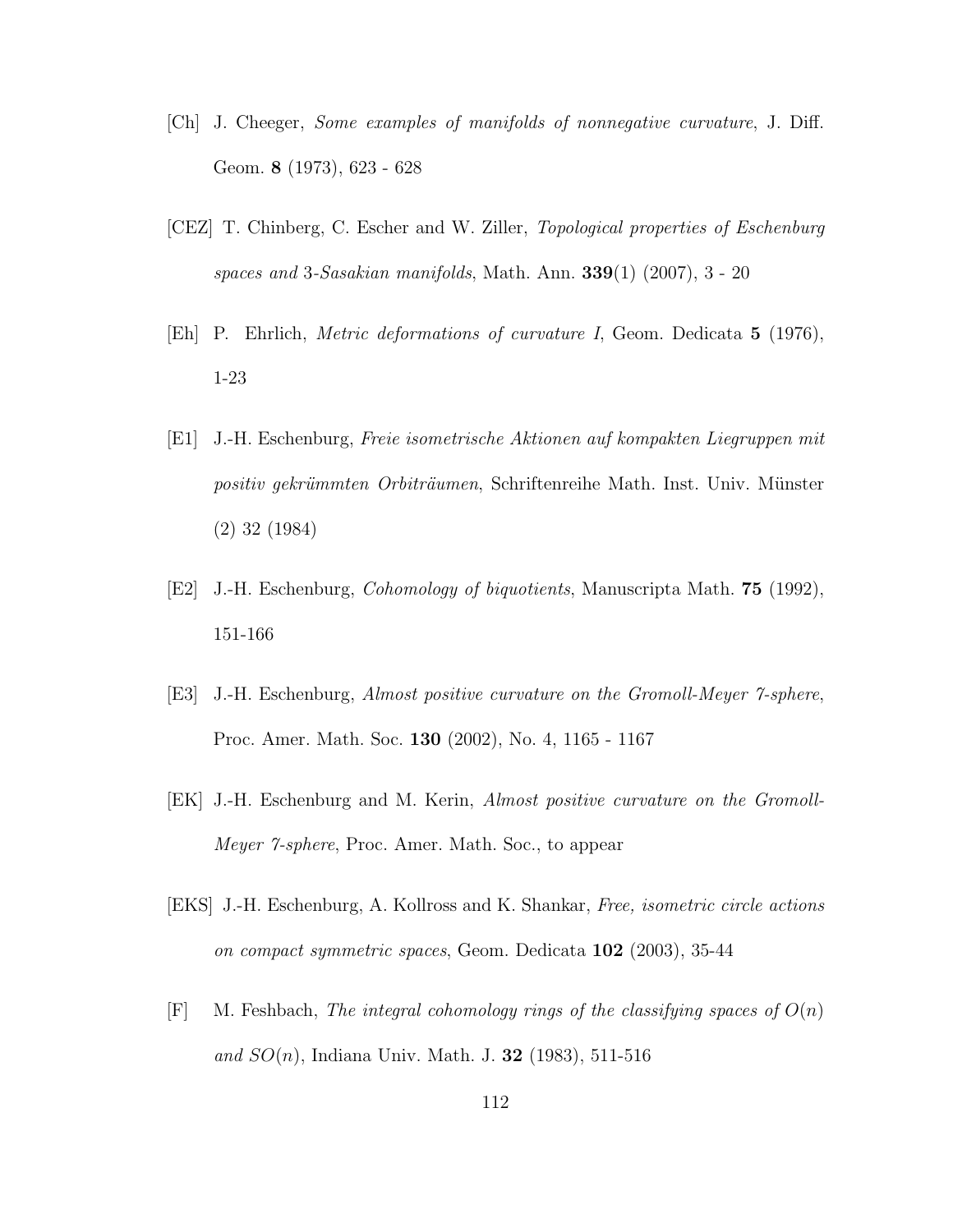[Ch] J. Cheeger, *Some examples of manifolds of nonnegative curvature*, J. Diff. Geom. **8** (1973), 623 - 628

[CEZ] T. Chinberg, C. Escher and W. Ziller, *Topological properties of Eschenburg spaces and 3-Sasakian manifolds*, Math. Ann. **339**(1) (2007), 3 - 20

[Eh] P. Ehrlich, *Metric deformations of curvature I*, Geom. Dedicata **5** (1976), 1-23

[E1] J.-H. Eschenburg, *Freie isometrische Aktionen auf kompakten Liegruppen mit positiv gekrümmten Orbiträumen*, Schriftenreihe Math. Inst. Univ. Münster (2) 32 (1984)

[E2] J.-H. Eschenburg, *Cohomology of biquotients*, Manuscripta Math. **75** (1992), 151-166

[E3] J.-H. Eschenburg, *Almost positive curvature on the Gromoll-Meyer 7-sphere*, Proc. Amer. Math. Soc. **130** (2002), No. 4, 1165 - 1167

[EK] J.-H. Eschenburg and M. Kerin, *Almost positive curvature on the Gromoll-Meyer 7-sphere*, Proc. Amer. Math. Soc., to appear

[EKS] J.-H. Eschenburg, A. Kollross and K. Shankar, *Free, isometric circle actions on compact symmetric spaces*, Geom. Dedicata **102** (2003), 35-44

[F] M. Feshbach, *The integral cohomology rings of the classifying spaces of $O(n)$ and $SO(n)$*, Indiana Univ. Math. J. **32** (1983), 511-516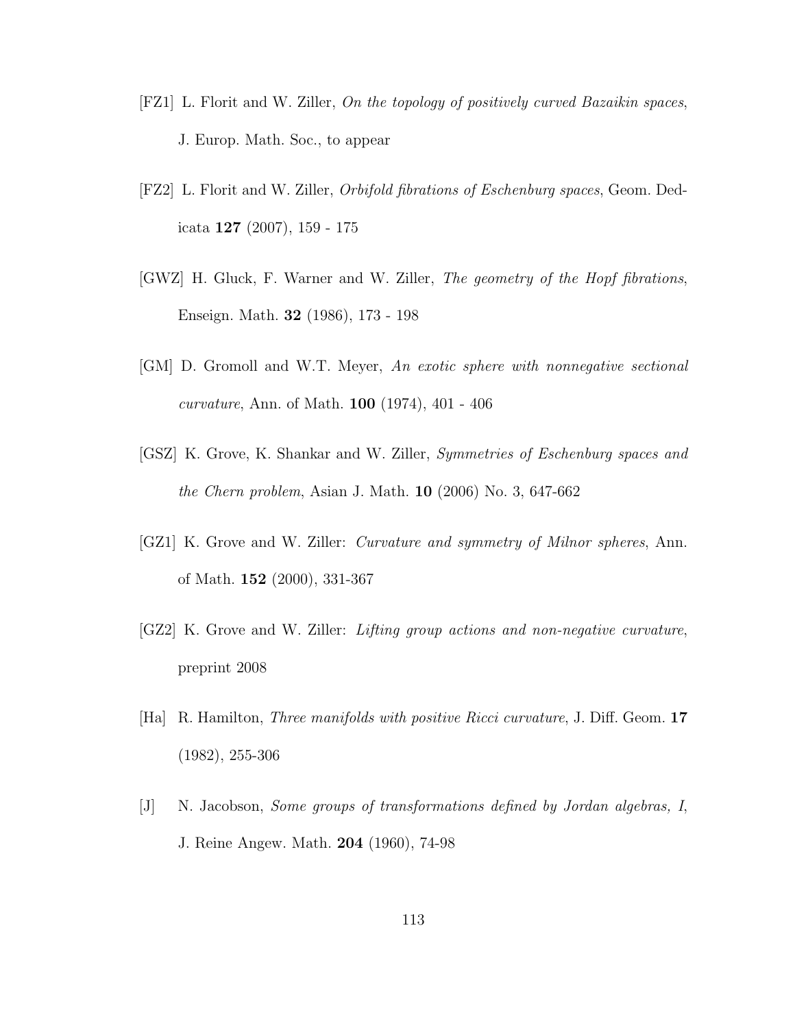[FZ1] L. Florit and W. Ziller, *On the topology of positively curved Bazaikin spaces*, J. Europ. Math. Soc., to appear

[FZ2] L. Florit and W. Ziller, *Orbifold fibrations of Eschenburg spaces*, Geom. Dedicata **127** (2007), 159 - 175

[GWZ] H. Gluck, F. Warner and W. Ziller, *The geometry of the Hopf fibrations*, Enseign. Math. **32** (1986), 173 - 198

[GM] D. Gromoll and W.T. Meyer, *An exotic sphere with nonnegative sectional curvature*, Ann. of Math. **100** (1974), 401 - 406

[GSZ] K. Grove, K. Shankar and W. Ziller, *Symmetries of Eschenburg spaces and the Chern problem*, Asian J. Math. **10** (2006) No. 3, 647-662

[GZ1] K. Grove and W. Ziller: *Curvature and symmetry of Milnor spheres*, Ann. of Math. **152** (2000), 331-367

[GZ2] K. Grove and W. Ziller: *Lifting group actions and non-negative curvature*, preprint 2008

[Ha] R. Hamilton, *Three manifolds with positive Ricci curvature*, J. Diff. Geom. **17** (1982), 255-306

[J] N. Jacobson, *Some groups of transformations defined by Jordan algebras, I*, J. Reine Angew. Math. **204** (1960), 74-98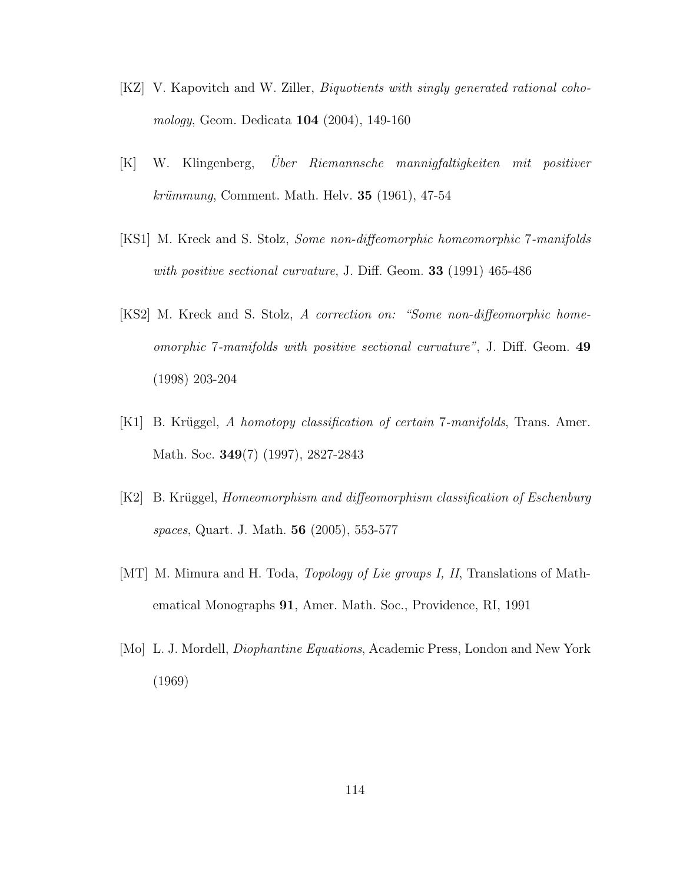[KZ] V. Kapovitch and W. Ziller, *Biquotients with singly generated rational cohomology*, Geom. Dedicata **104** (2004), 149-160

[K] W. Klingenberg, *Über Riemannsche mannigfaltigkeiten mit positiver krümmung*, Comment. Math. Helv. **35** (1961), 47-54

[KS1] M. Kreck and S. Stolz, *Some non-diffeomorphic homeomorphic 7-manifolds with positive sectional curvature*, J. Diff. Geom. **33** (1991) 465-486

[KS2] M. Kreck and S. Stolz, *A correction on: "Some non-diffeomorphic homeomorphic 7-manifolds with positive sectional curvature"*, J. Diff. Geom. **49** (1998) 203-204

[K1] B. Krüggel, *A homotopy classification of certain 7-manifolds*, Trans. Amer. Math. Soc. **349**(7) (1997), 2827-2843

[K2] B. Krüggel, *Homeomorphism and diffeomorphism classification of Eschenburg spaces*, Quart. J. Math. **56** (2005), 553-577

[MT] M. Mimura and H. Toda, *Topology of Lie groups I, II*, Translations of Mathematical Monographs **91**, Amer. Math. Soc., Providence, RI, 1991

[Mo] L. J. Mordell, *Diophantine Equations*, Academic Press, London and New York (1969)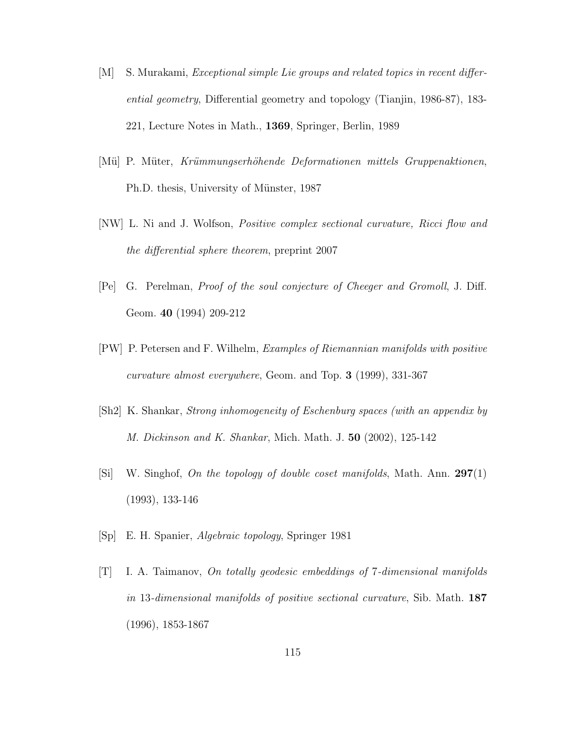[M] S. Murakami, *Exceptional simple Lie groups and related topics in recent differential geometry*, Differential geometry and topology (Tianjin, 1986-87), 183-221, Lecture Notes in Math., **1369**, Springer, Berlin, 1989

[Mü] P. Müter, *Krümmungserhöhende Deformationen mittels Gruppenaktionen*, Ph.D. thesis, University of Münster, 1987

[NW] L. Ni and J. Wolfson, *Positive complex sectional curvature, Ricci flow and the differential sphere theorem*, preprint 2007

[Pe] G. Perelman, *Proof of the soul conjecture of Cheeger and Gromoll*, J. Diff. Geom. **40** (1994) 209-212

[PW] P. Petersen and F. Wilhelm, *Examples of Riemannian manifolds with positive curvature almost everywhere*, Geom. and Top. **3** (1999), 331-367

[Sh2] K. Shankar, *Strong inhomogeneity of Eschenburg spaces (with an appendix by M. Dickinson and K. Shankar*, Mich. Math. J. **50** (2002), 125-142

[Si] W. Singhof, *On the topology of double coset manifolds*, Math. Ann. **297**(1) (1993), 133-146

[Sp] E. H. Spanier, *Algebraic topology*, Springer 1981

[T] I. A. Taimanov, *On totally geodesic embeddings of 7-dimensional manifolds in 13-dimensional manifolds of positive sectional curvature*, Sib. Math. **187** (1996), 1853-1867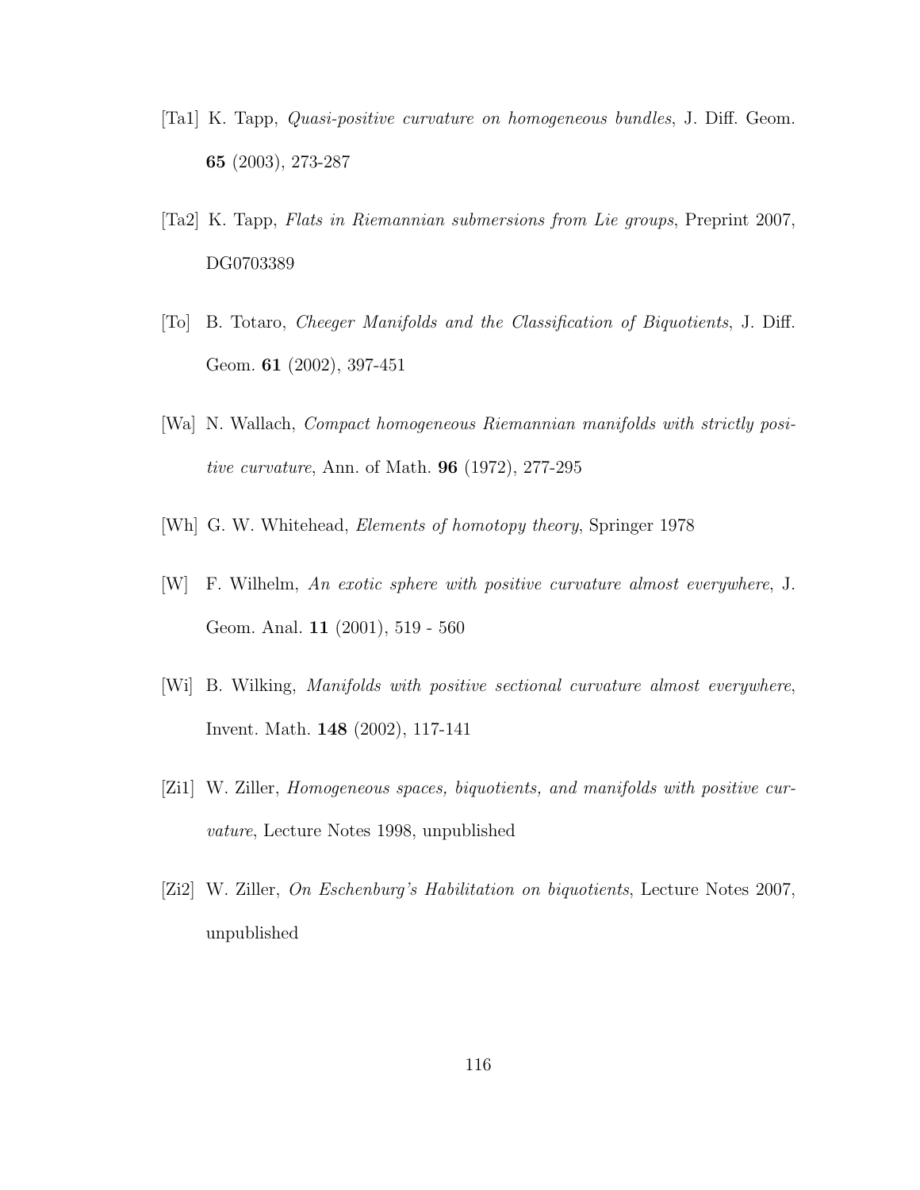[Ta1] K. Tapp, *Quasi-positive curvature on homogeneous bundles*, J. Diff. Geom. **65** (2003), 273-287

[Ta2] K. Tapp, *Flats in Riemannian submersions from Lie groups*, Preprint 2007, DG0703389

[To] B. Totaro, *Cheeger Manifolds and the Classification of Biquotients*, J. Diff. Geom. **61** (2002), 397-451

[Wa] N. Wallach, *Compact homogeneous Riemannian manifolds with strictly positive curvature*, Ann. of Math. **96** (1972), 277-295

[Wh] G. W. Whitehead, *Elements of homotopy theory*, Springer 1978

[W] F. Wilhelm, *An exotic sphere with positive curvature almost everywhere*, J. Geom. Anal. **11** (2001), 519 - 560

[Wi] B. Wilking, *Manifolds with positive sectional curvature almost everywhere*, Invent. Math. **148** (2002), 117-141

[Zi1] W. Ziller, *Homogeneous spaces, biquotients, and manifolds with positive curvature*, Lecture Notes 1998, unpublished

[Zi2] W. Ziller, *On Eschenburg's Habilitation on biquotients*, Lecture Notes 2007, unpublished